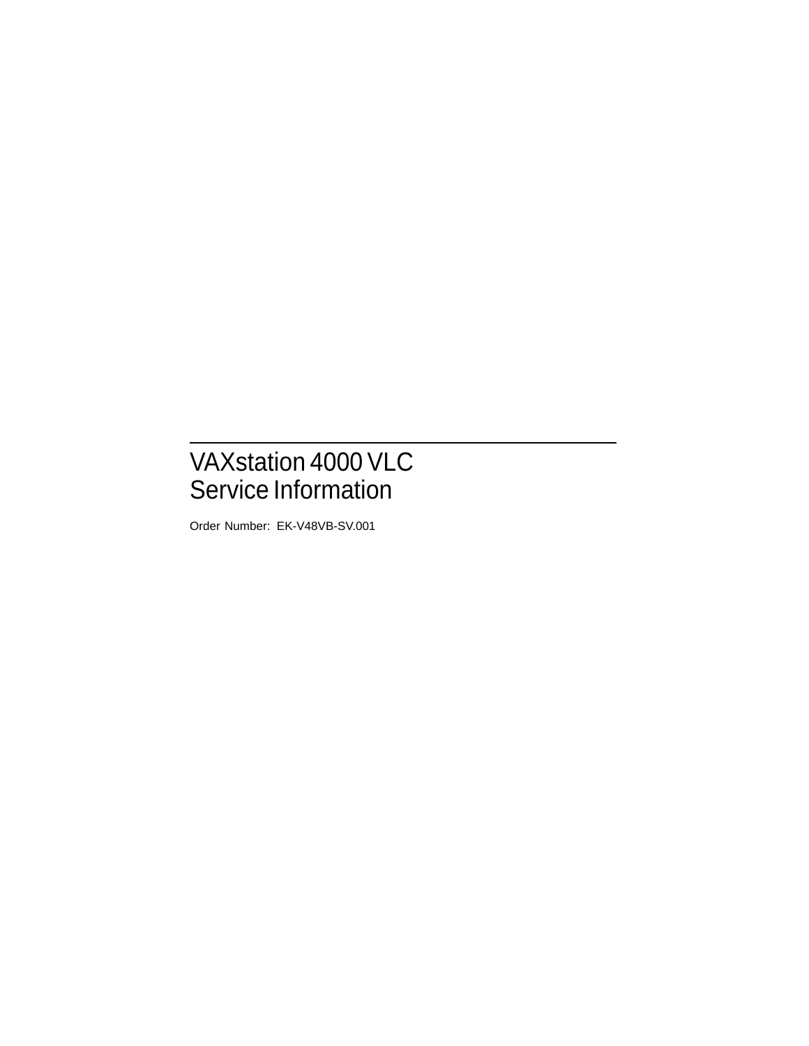# VAXstation 4000 VLC Service Information

Order Number: EK-V48VB-SV.001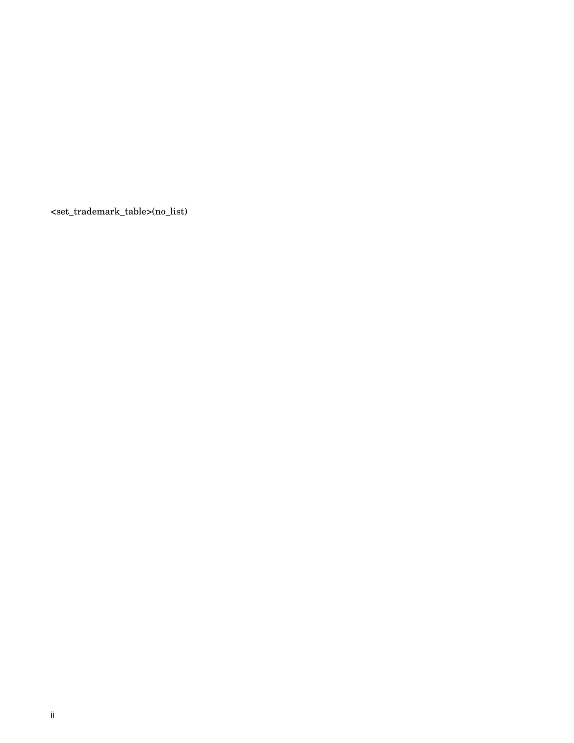<set_trademark_table>(no_list)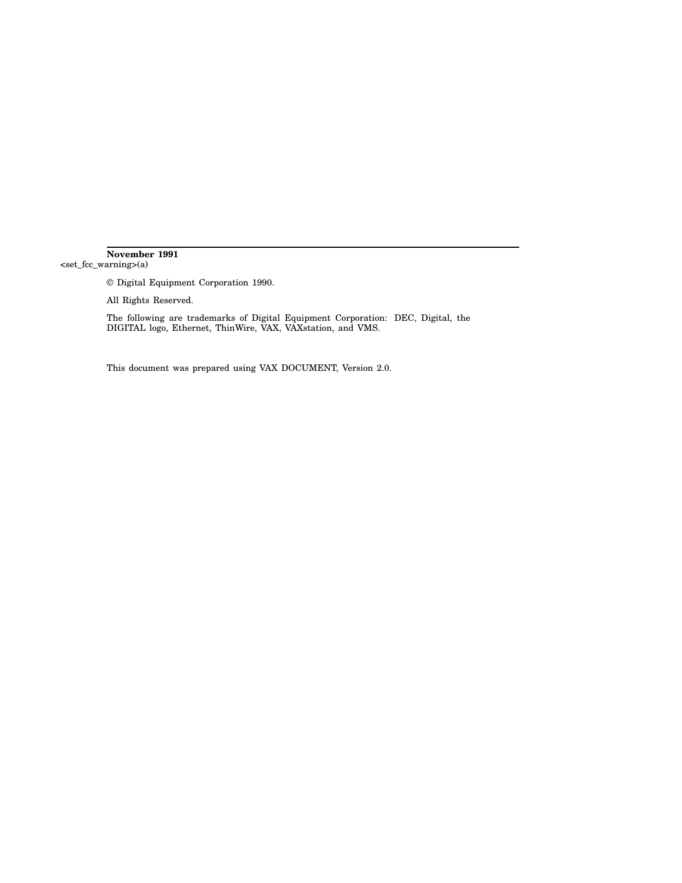**November 1991**

<set_fcc_warning>(a)

© Digital Equipment Corporation 1990.

All Rights Reserved.

The following are trademarks of Digital Equipment Corporation: DEC, Digital, the DIGITAL logo, Ethernet, ThinWire, VAX, VAXstation, and VMS.

This document was prepared using VAX DOCUMENT, Version 2.0.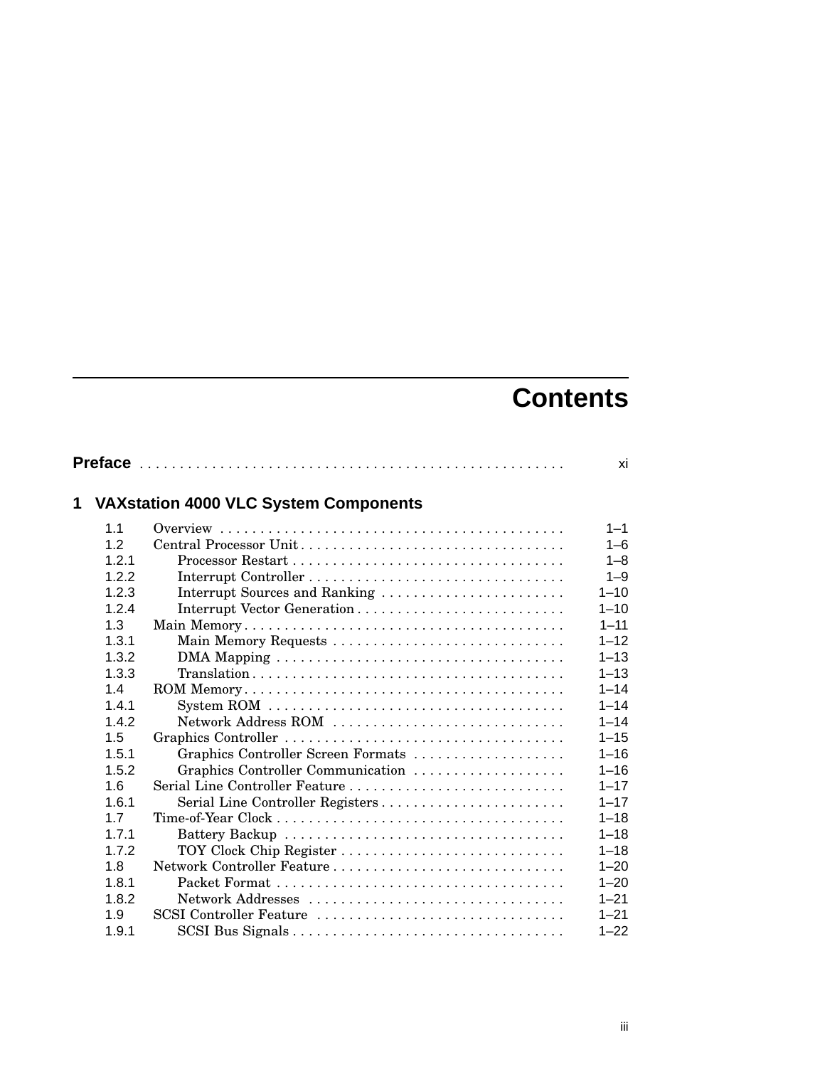# Contents

**Preface** . . . . . . . . . . . . . . . . . . . . . . . . . . . . . . . . . . . . . . . . . . . . . . . . . . . xi

## 1 VAXstation 4000 VLC System Components

| | | |
|---|---|---|
| 1.1 | Overview | 1–1 |
| 1.2 | Central Processor Unit | 1–6 |
| 1.2.1 | Processor Restart | 1–8 |
| 1.2.2 | Interrupt Controller | 1–9 |
| 1.2.3 | Interrupt Sources and Ranking | 1–10 |
| 1.2.4 | Interrupt Vector Generation | 1–10 |
| 1.3 | Main Memory | 1–11 |
| 1.3.1 | Main Memory Requests | 1–12 |
| 1.3.2 | DMA Mapping | 1–13 |
| 1.3.3 | Translation | 1–13 |
| 1.4 | ROM Memory | 1–14 |
| 1.4.1 | System ROM | 1–14 |
| 1.4.2 | Network Address ROM | 1–14 |
| 1.5 | Graphics Controller | 1–15 |
| 1.5.1 | Graphics Controller Screen Formats | 1–16 |
| 1.5.2 | Graphics Controller Communication | 1–16 |
| 1.6 | Serial Line Controller Feature | 1–17 |
| 1.6.1 | Serial Line Controller Registers | 1–17 |
| 1.7 | Time-of-Year Clock | 1–18 |
| 1.7.1 | Battery Backup | 1–18 |
| 1.7.2 | TOY Clock Chip Register | 1–18 |
| 1.8 | Network Controller Feature | 1–20 |
| 1.8.1 | Packet Format | 1–20 |
| 1.8.2 | Network Addresses | 1–21 |
| 1.9 | SCSI Controller Feature | 1–21 |
| 1.9.1 | SCSI Bus Signals | 1–22 |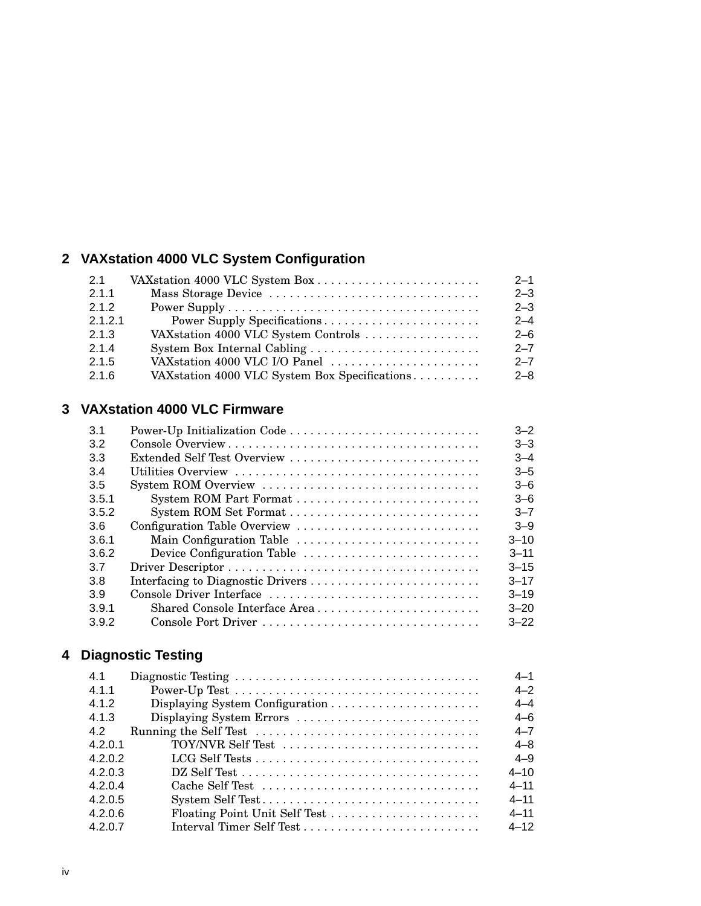## 2 VAXstation 4000 VLC System Configuration

| | | |
|---|---|---|
| 2.1 | VAXstation 4000 VLC System Box | 2–1 |
| 2.1.1 | Mass Storage Device | 2–3 |
| 2.1.2 | Power Supply | 2–3 |
| 2.1.2.1 | Power Supply Specifications | 2–4 |
| 2.1.3 | VAXstation 4000 VLC System Controls | 2–6 |
| 2.1.4 | System Box Internal Cabling | 2–7 |
| 2.1.5 | VAXstation 4000 VLC I/O Panel | 2–7 |
| 2.1.6 | VAXstation 4000 VLC System Box Specifications | 2–8 |

## 3 VAXstation 4000 VLC Firmware

| | | |
|---|---|---|
| 3.1 | Power-Up Initialization Code | 3–2 |
| 3.2 | Console Overview | 3–3 |
| 3.3 | Extended Self Test Overview | 3–4 |
| 3.4 | Utilities Overview | 3–5 |
| 3.5 | System ROM Overview | 3–6 |
| 3.5.1 | System ROM Part Format | 3–6 |
| 3.5.2 | System ROM Set Format | 3–7 |
| 3.6 | Configuration Table Overview | 3–9 |
| 3.6.1 | Main Configuration Table | 3–10 |
| 3.6.2 | Device Configuration Table | 3–11 |
| 3.7 | Driver Descriptor | 3–15 |
| 3.8 | Interfacing to Diagnostic Drivers | 3–17 |
| 3.9 | Console Driver Interface | 3–19 |
| 3.9.1 | Shared Console Interface Area | 3–20 |
| 3.9.2 | Console Port Driver | 3–22 |

## 4 Diagnostic Testing

| | | |
|---|---|---|
| 4.1 | Diagnostic Testing | 4–1 |
| 4.1.1 | Power-Up Test | 4–2 |
| 4.1.2 | Displaying System Configuration | 4–4 |
| 4.1.3 | Displaying System Errors | 4–6 |
| 4.2 | Running the Self Test | 4–7 |
| 4.2.0.1 | TOY/NVR Self Test | 4–8 |
| 4.2.0.2 | LCG Self Tests | 4–9 |
| 4.2.0.3 | DZ Self Test | 4–10 |
| 4.2.0.4 | Cache Self Test | 4–11 |
| 4.2.0.5 | System Self Test | 4–11 |
| 4.2.0.6 | Floating Point Unit Self Test | 4–11 |
| 4.2.0.7 | Interval Timer Self Test | 4–12 |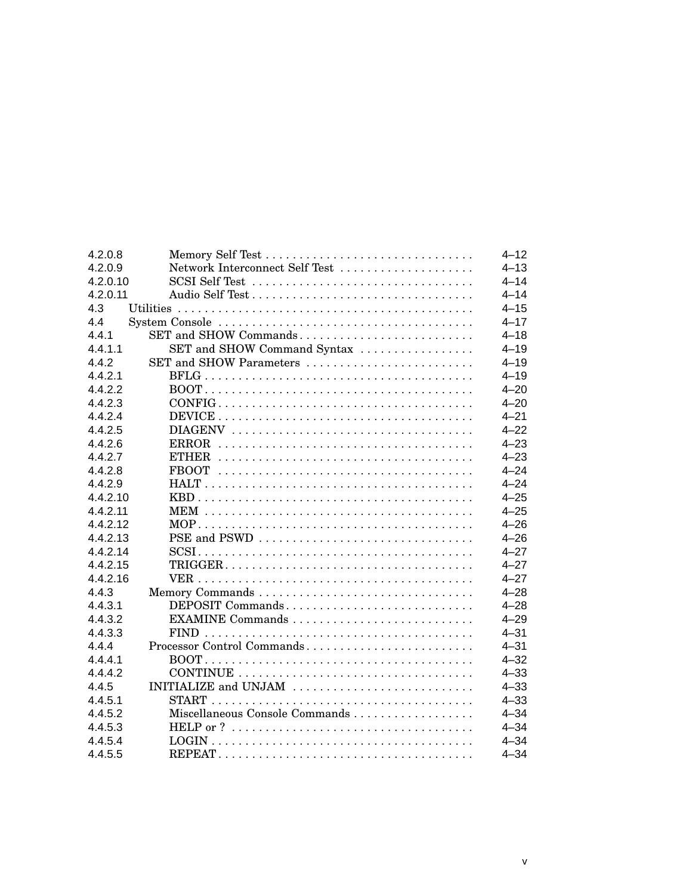| | | |
|---|---|---|
| 4.2.0.8 | Memory Self Test | 4–12 |
| 4.2.0.9 | Network Interconnect Self Test | 4–13 |
| 4.2.0.10 | SCSI Self Test | 4–14 |
| 4.2.0.11 | Audio Self Test | 4–14 |
| 4.3 | Utilities | 4–15 |
| 4.4 | System Console | 4–17 |
| 4.4.1 | SET and SHOW Commands | 4–18 |
| 4.4.1.1 | SET and SHOW Command Syntax | 4–19 |
| 4.4.2 | SET and SHOW Parameters | 4–19 |
| 4.4.2.1 | BFLG | 4–19 |
| 4.4.2.2 | BOOT | 4–20 |
| 4.4.2.3 | CONFIG | 4–20 |
| 4.4.2.4 | DEVICE | 4–21 |
| 4.4.2.5 | DIAGENV | 4–22 |
| 4.4.2.6 | ERROR | 4–23 |
| 4.4.2.7 | ETHER | 4–23 |
| 4.4.2.8 | FBOOT | 4–24 |
| 4.4.2.9 | HALT | 4–24 |
| 4.4.2.10 | KBD | 4–25 |
| 4.4.2.11 | MEM | 4–25 |
| 4.4.2.12 | MOP | 4–26 |
| 4.4.2.13 | PSE and PSWD | 4–26 |
| 4.4.2.14 | SCSI | 4–27 |
| 4.4.2.15 | TRIGGER | 4–27 |
| 4.4.2.16 | VER | 4–27 |
| 4.4.3 | Memory Commands | 4–28 |
| 4.4.3.1 | DEPOSIT Commands | 4–28 |
| 4.4.3.2 | EXAMINE Commands | 4–29 |
| 4.4.3.3 | FIND | 4–31 |
| 4.4.4 | Processor Control Commands | 4–31 |
| 4.4.4.1 | BOOT | 4–32 |
| 4.4.4.2 | CONTINUE | 4–33 |
| 4.4.5 | INITIALIZE and UNJAM | 4–33 |
| 4.4.5.1 | START | 4–33 |
| 4.4.5.2 | Miscellaneous Console Commands | 4–34 |
| 4.4.5.3 | HELP or ? | 4–34 |
| 4.4.5.4 | LOGIN | 4–34 |
| 4.4.5.5 | REPEAT | 4–34 |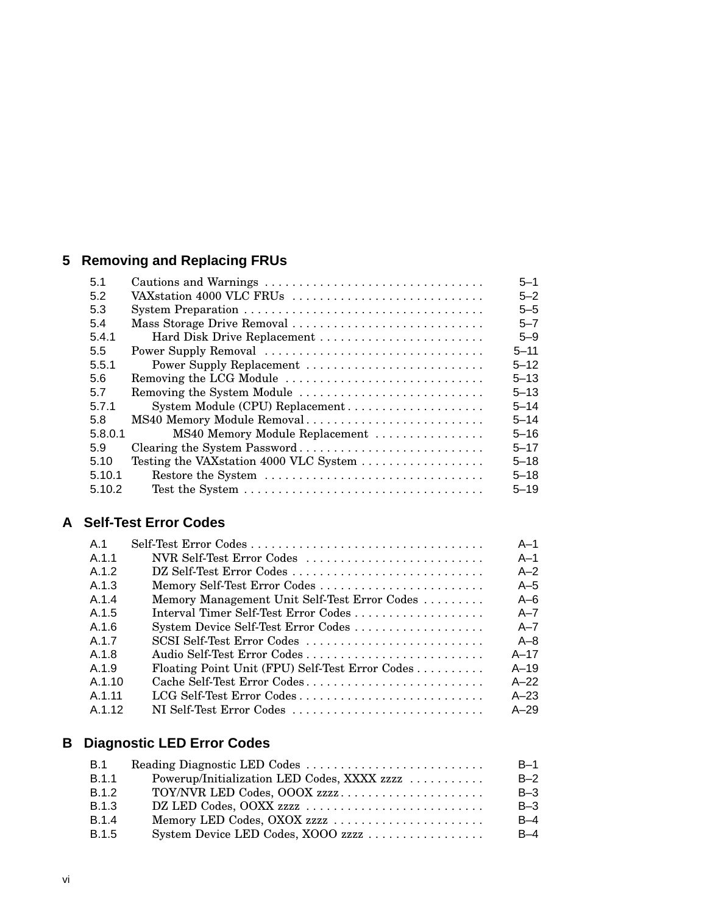## 5 Removing and Replacing FRUs

| | | |
|---|---|---|
| 5.1 | Cautions and Warnings | 5–1 |
| 5.2 | VAXstation 4000 VLC FRUs | 5–2 |
| 5.3 | System Preparation | 5–5 |
| 5.4 | Mass Storage Drive Removal | 5–7 |
| 5.4.1 | Hard Disk Drive Replacement | 5–9 |
| 5.5 | Power Supply Removal | 5–11 |
| 5.5.1 | Power Supply Replacement | 5–12 |
| 5.6 | Removing the LCG Module | 5–13 |
| 5.7 | Removing the System Module | 5–13 |
| 5.7.1 | System Module (CPU) Replacement | 5–14 |
| 5.8 | MS40 Memory Module Removal | 5–14 |
| 5.8.0.1 | MS40 Memory Module Replacement | 5–16 |
| 5.9 | Clearing the System Password | 5–17 |
| 5.10 | Testing the VAXstation 4000 VLC System | 5–18 |
| 5.10.1 | Restore the System | 5–18 |
| 5.10.2 | Test the System | 5–19 |

## A Self-Test Error Codes

| | | |
|---|---|---|
| A.1 | Self-Test Error Codes | A–1 |
| A.1.1 | NVR Self-Test Error Codes | A–1 |
| A.1.2 | DZ Self-Test Error Codes | A–2 |
| A.1.3 | Memory Self-Test Error Codes | A–5 |
| A.1.4 | Memory Management Unit Self-Test Error Codes | A–6 |
| A.1.5 | Interval Timer Self-Test Error Codes | A–7 |
| A.1.6 | System Device Self-Test Error Codes | A–7 |
| A.1.7 | SCSI Self-Test Error Codes | A–8 |
| A.1.8 | Audio Self-Test Error Codes | A–17 |
| A.1.9 | Floating Point Unit (FPU) Self-Test Error Codes | A–19 |
| A.1.10 | Cache Self-Test Error Codes | A–22 |
| A.1.11 | LCG Self-Test Error Codes | A–23 |
| A.1.12 | NI Self-Test Error Codes | A–29 |

## B Diagnostic LED Error Codes

| | | |
|---|---|---|
| B.1 | Reading Diagnostic LED Codes | B–1 |
| B.1.1 | Powerup/Initialization LED Codes, XXXX zzzz | B–2 |
| B.1.2 | TOY/NVR LED Codes, OOOX zzzz | B–3 |
| B.1.3 | DZ LED Codes, OOXX zzzz | B–3 |
| B.1.4 | Memory LED Codes, OXOX zzzz | B–4 |
| B.1.5 | System Device LED Codes, XOOO zzzz | B–4 |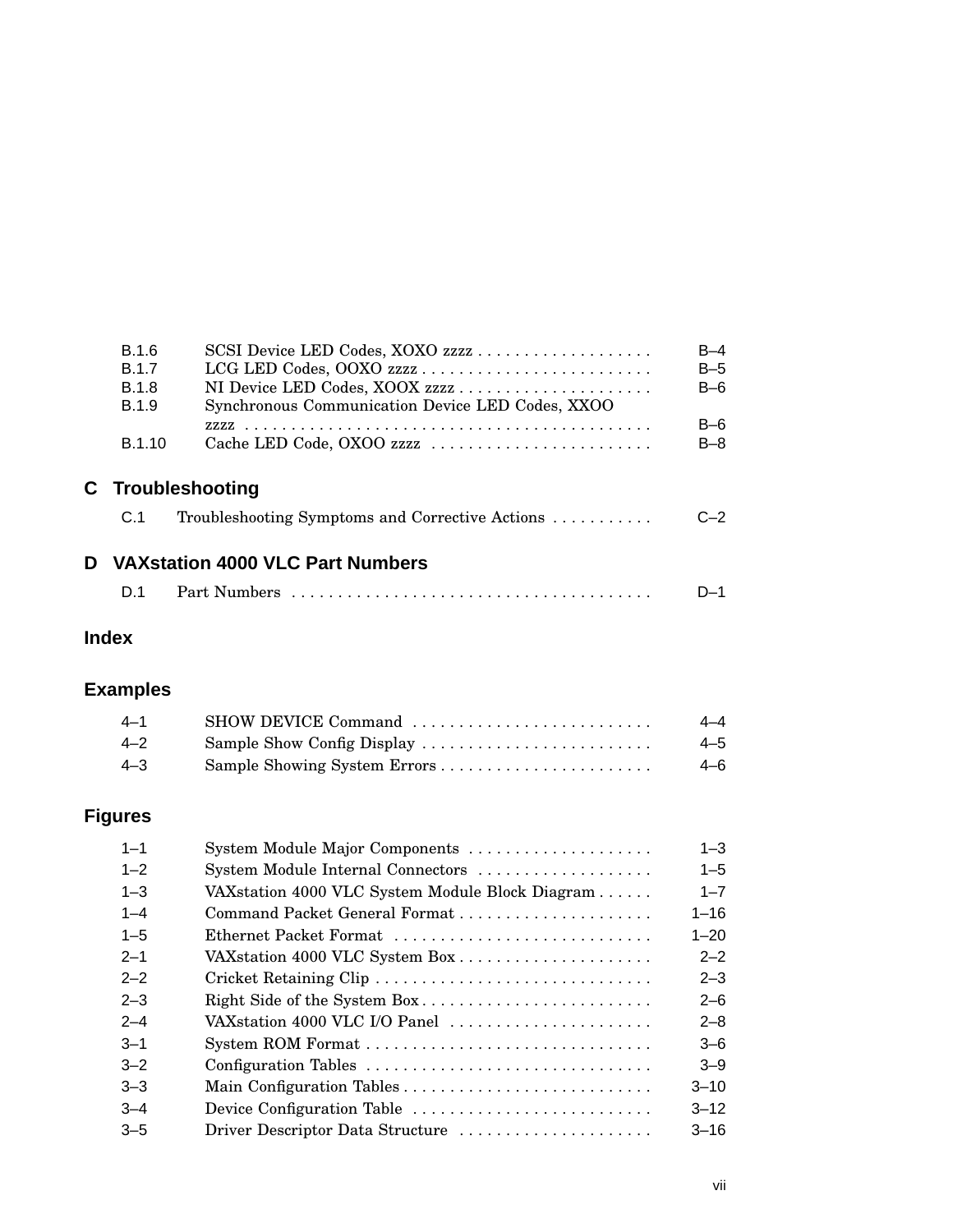| | | |
|---|---|---|
| B.1.6 | SCSI Device LED Codes, XOXO zzzz | B–4 |
| B.1.7 | LCG LED Codes, OOXO zzzz | B–5 |
| B.1.8 | NI Device LED Codes, XOOX zzzz | B–6 |
| B.1.9 | Synchronous Communication Device LED Codes, XXOO zzzz | B–6 |
| B.1.10 | Cache LED Code, OXOO zzzz | B–8 |

## C Troubleshooting

| | | |
|---|---|---|
| C.1 | Troubleshooting Symptoms and Corrective Actions | C–2 |

## D VAXstation 4000 VLC Part Numbers

| | | |
|---|---|---|
| D.1 | Part Numbers | D–1 |

## Index

## Examples

| | | |
|---|---|---|
| 4–1 | SHOW DEVICE Command | 4–4 |
| 4–2 | Sample Show Config Display | 4–5 |
| 4–3 | Sample Showing System Errors | 4–6 |

## Figures

| | | |
|---|---|---|
| 1–1 | System Module Major Components | 1–3 |
| 1–2 | System Module Internal Connectors | 1–5 |
| 1–3 | VAXstation 4000 VLC System Module Block Diagram | 1–7 |
| 1–4 | Command Packet General Format | 1–16 |
| 1–5 | Ethernet Packet Format | 1–20 |
| 2–1 | VAXstation 4000 VLC System Box | 2–2 |
| 2–2 | Cricket Retaining Clip | 2–3 |
| 2–3 | Right Side of the System Box | 2–6 |
| 2–4 | VAXstation 4000 VLC I/O Panel | 2–8 |
| 3–1 | System ROM Format | 3–6 |
| 3–2 | Configuration Tables | 3–9 |
| 3–3 | Main Configuration Tables | 3–10 |
| 3–4 | Device Configuration Table | 3–12 |
| 3–5 | Driver Descriptor Data Structure | 3–16 |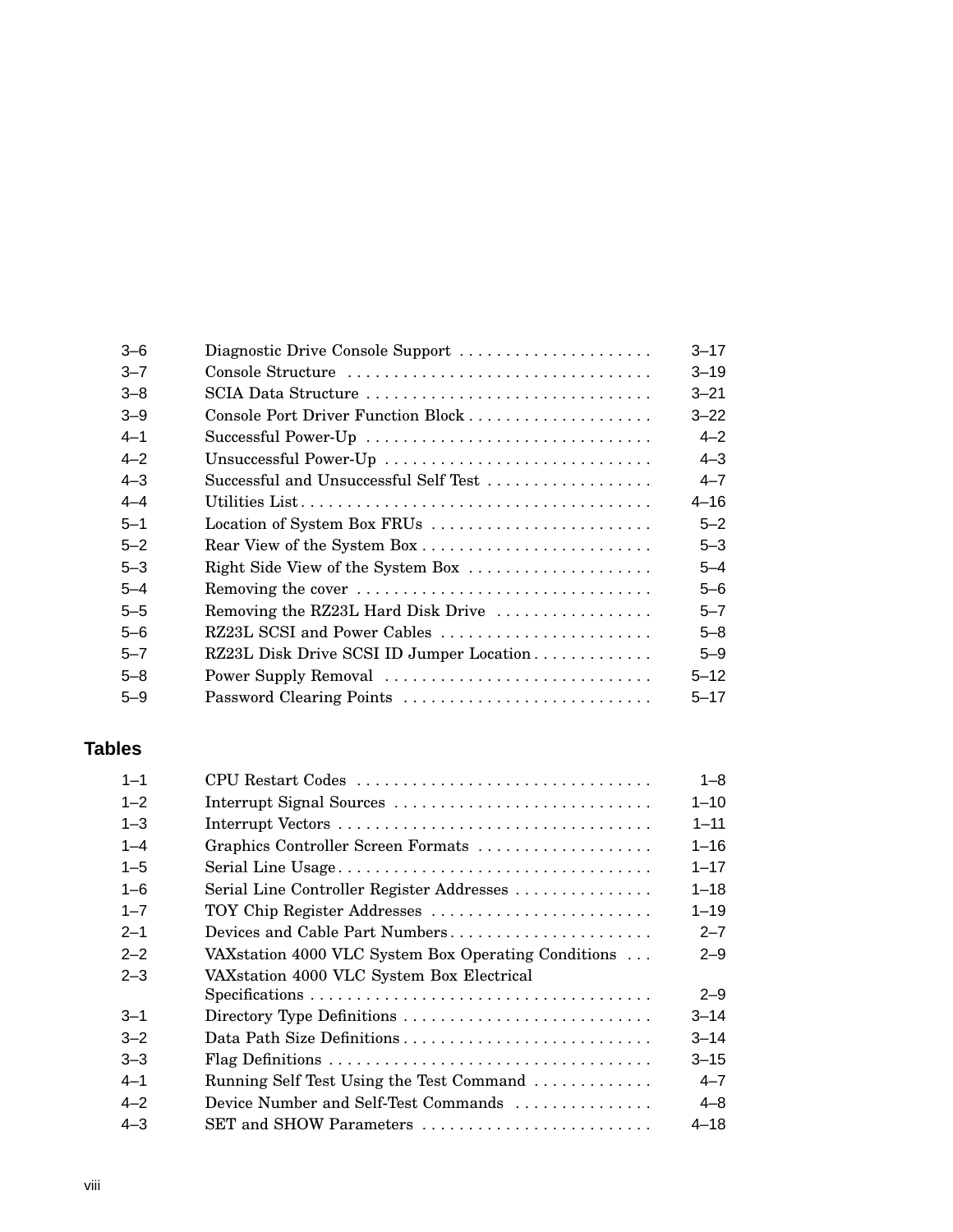| | | |
|---|---|---|
| 3–6 | Diagnostic Drive Console Support | 3–17 |
| 3–7 | Console Structure | 3–19 |
| 3–8 | SCIA Data Structure | 3–21 |
| 3–9 | Console Port Driver Function Block | 3–22 |
| 4–1 | Successful Power-Up | 4–2 |
| 4–2 | Unsuccessful Power-Up | 4–3 |
| 4–3 | Successful and Unsuccessful Self Test | 4–7 |
| 4–4 | Utilities List | 4–16 |
| 5–1 | Location of System Box FRUs | 5–2 |
| 5–2 | Rear View of the System Box | 5–3 |
| 5–3 | Right Side View of the System Box | 5–4 |
| 5–4 | Removing the cover | 5–6 |
| 5–5 | Removing the RZ23L Hard Disk Drive | 5–7 |
| 5–6 | RZ23L SCSI and Power Cables | 5–8 |
| 5–7 | RZ23L Disk Drive SCSI ID Jumper Location | 5–9 |
| 5–8 | Power Supply Removal | 5–12 |
| 5–9 | Password Clearing Points | 5–17 |

## Tables

| | | |
|---|---|---|
| 1–1 | CPU Restart Codes | 1–8 |
| 1–2 | Interrupt Signal Sources | 1–10 |
| 1–3 | Interrupt Vectors | 1–11 |
| 1–4 | Graphics Controller Screen Formats | 1–16 |
| 1–5 | Serial Line Usage | 1–17 |
| 1–6 | Serial Line Controller Register Addresses | 1–18 |
| 1–7 | TOY Chip Register Addresses | 1–19 |
| 2–1 | Devices and Cable Part Numbers | 2–7 |
| 2–2 | VAXstation 4000 VLC System Box Operating Conditions | 2–9 |
| 2–3 | VAXstation 4000 VLC System Box Electrical Specifications | 2–9 |
| 3–1 | Directory Type Definitions | 3–14 |
| 3–2 | Data Path Size Definitions | 3–14 |
| 3–3 | Flag Definitions | 3–15 |
| 4–1 | Running Self Test Using the Test Command | 4–7 |
| 4–2 | Device Number and Self-Test Commands | 4–8 |
| 4–3 | SET and SHOW Parameters | 4–18 |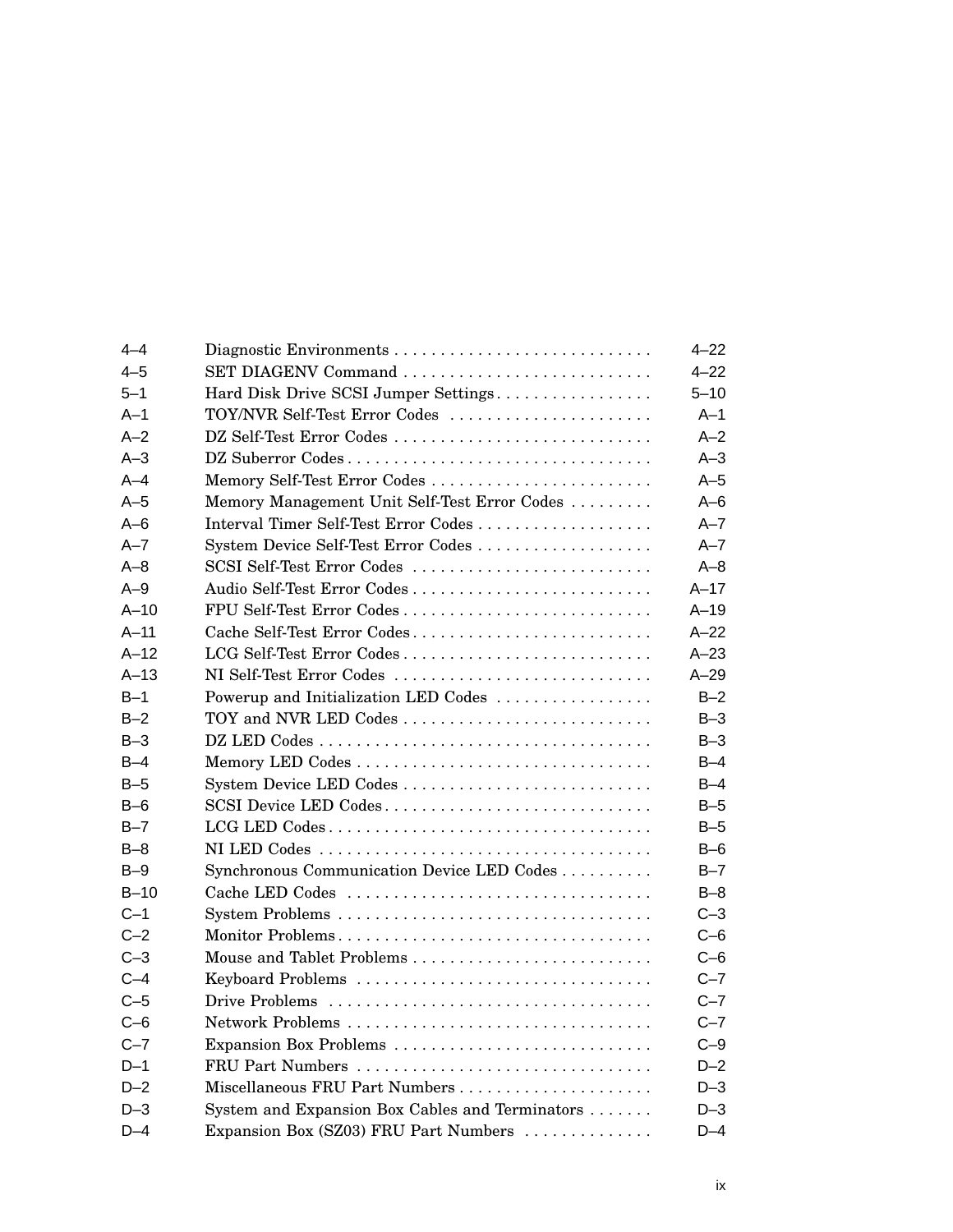| | | |
|---|---|---|
| 4–4 | Diagnostic Environments | 4–22 |
| 4–5 | SET DIAGENV Command | 4–22 |
| 5–1 | Hard Disk Drive SCSI Jumper Settings | 5–10 |
| A–1 | TOY/NVR Self-Test Error Codes | A–1 |
| A–2 | DZ Self-Test Error Codes | A–2 |
| A–3 | DZ Suberror Codes | A–3 |
| A–4 | Memory Self-Test Error Codes | A–5 |
| A–5 | Memory Management Unit Self-Test Error Codes | A–6 |
| A–6 | Interval Timer Self-Test Error Codes | A–7 |
| A–7 | System Device Self-Test Error Codes | A–7 |
| A–8 | SCSI Self-Test Error Codes | A–8 |
| A–9 | Audio Self-Test Error Codes | A–17 |
| A–10 | FPU Self-Test Error Codes | A–19 |
| A–11 | Cache Self-Test Error Codes | A–22 |
| A–12 | LCG Self-Test Error Codes | A–23 |
| A–13 | NI Self-Test Error Codes | A–29 |
| B–1 | Powerup and Initialization LED Codes | B–2 |
| B–2 | TOY and NVR LED Codes | B–3 |
| B–3 | DZ LED Codes | B–3 |
| B–4 | Memory LED Codes | B–4 |
| B–5 | System Device LED Codes | B–4 |
| B–6 | SCSI Device LED Codes | B–5 |
| B–7 | LCG LED Codes | B–5 |
| B–8 | NI LED Codes | B–6 |
| B–9 | Synchronous Communication Device LED Codes | B–7 |
| B–10 | Cache LED Codes | B–8 |
| C–1 | System Problems | C–3 |
| C–2 | Monitor Problems | C–6 |
| C–3 | Mouse and Tablet Problems | C–6 |
| C–4 | Keyboard Problems | C–7 |
| C–5 | Drive Problems | C–7 |
| C–6 | Network Problems | C–7 |
| C–7 | Expansion Box Problems | C–9 |
| D–1 | FRU Part Numbers | D–2 |
| D–2 | Miscellaneous FRU Part Numbers | D–3 |
| D–3 | System and Expansion Box Cables and Terminators | D–3 |
| D–4 | Expansion Box (SZ03) FRU Part Numbers | D–4 |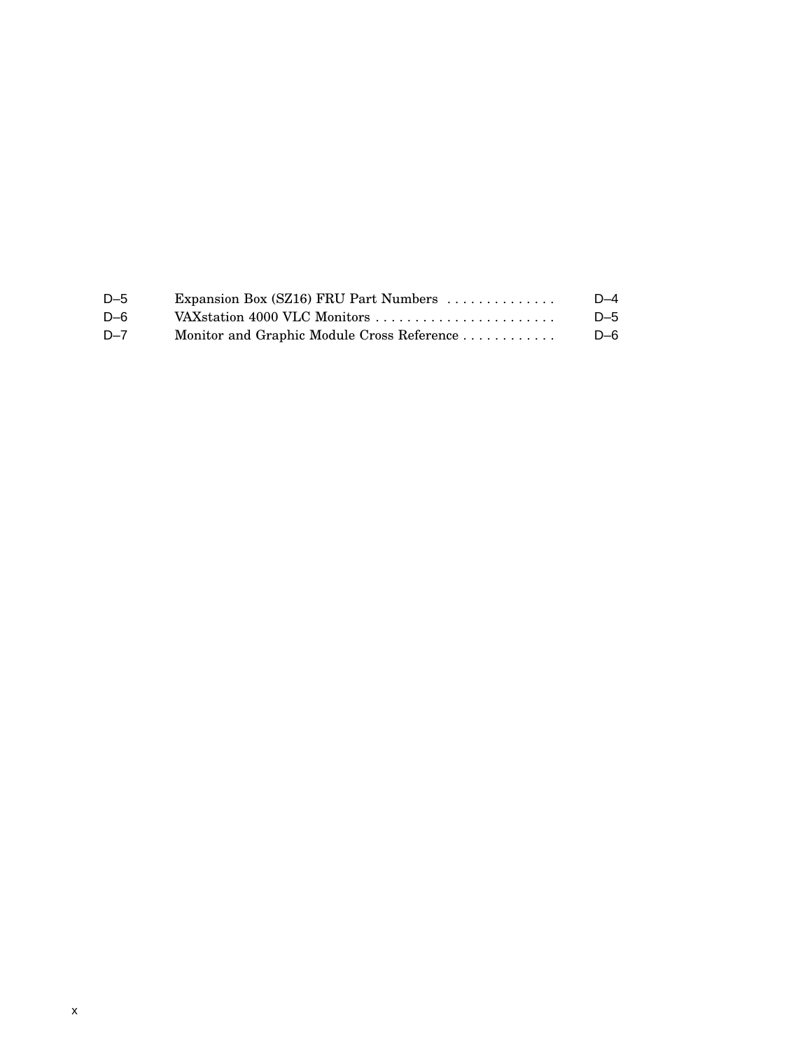| | | |
|---|---|---|
| D–5 | Expansion Box (SZ16) FRU Part Numbers | D–4 |
| D–6 | VAXstation 4000 VLC Monitors | D–5 |
| D–7 | Monitor and Graphic Module Cross Reference | D–6 |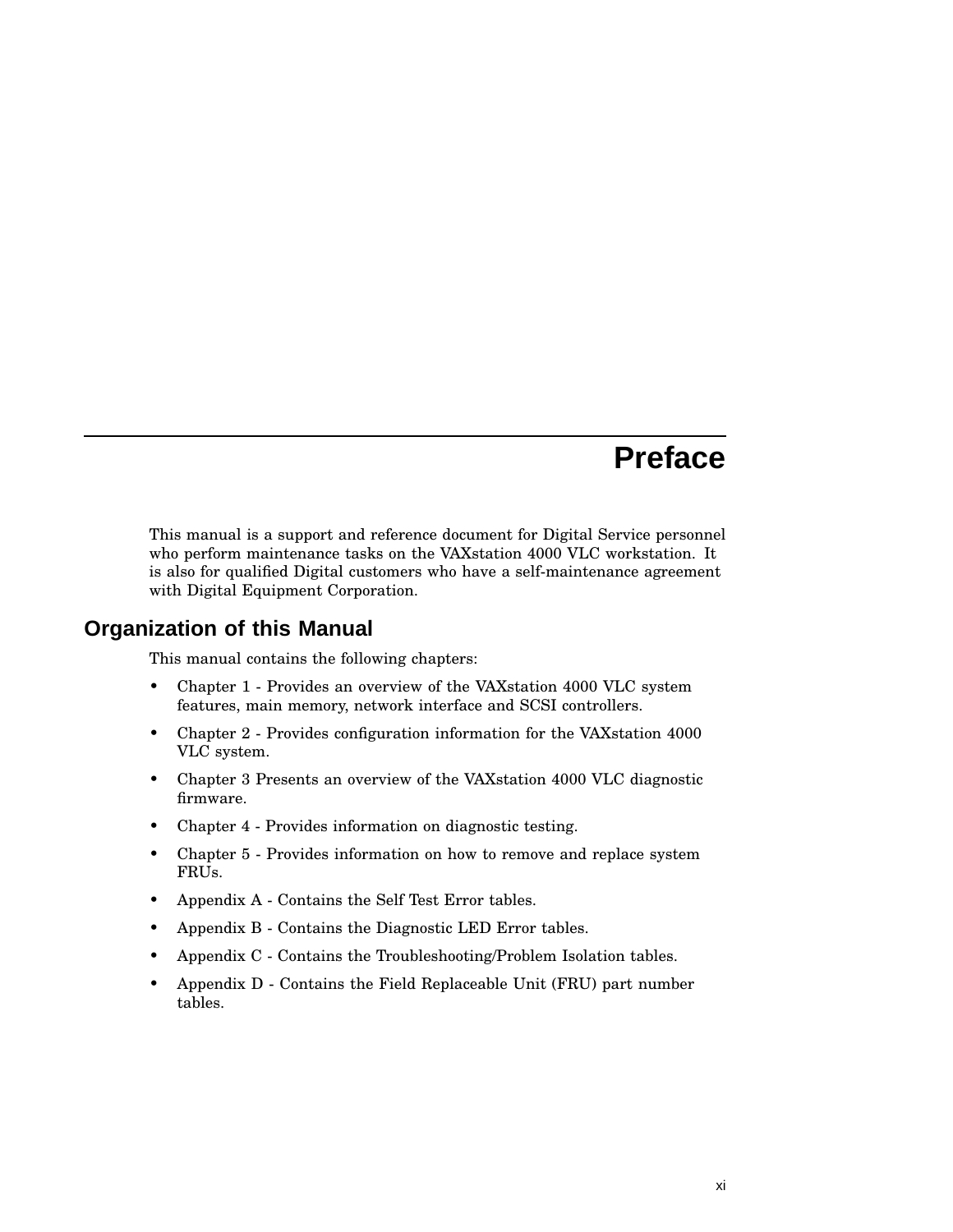# Preface

This manual is a support and reference document for Digital Service personnel who perform maintenance tasks on the VAXstation 4000 VLC workstation. It is also for qualified Digital customers who have a self-maintenance agreement with Digital Equipment Corporation.

## Organization of this Manual

This manual contains the following chapters:

- Chapter 1 - Provides an overview of the VAXstation 4000 VLC system features, main memory, network interface and SCSI controllers.
- Chapter 2 - Provides configuration information for the VAXstation 4000 VLC system.
- Chapter 3 Presents an overview of the VAXstation 4000 VLC diagnostic firmware.
- Chapter 4 - Provides information on diagnostic testing.
- Chapter 5 - Provides information on how to remove and replace system FRUs.
- Appendix A - Contains the Self Test Error tables.
- Appendix B - Contains the Diagnostic LED Error tables.
- Appendix C - Contains the Troubleshooting/Problem Isolation tables.
- Appendix D - Contains the Field Replaceable Unit (FRU) part number tables.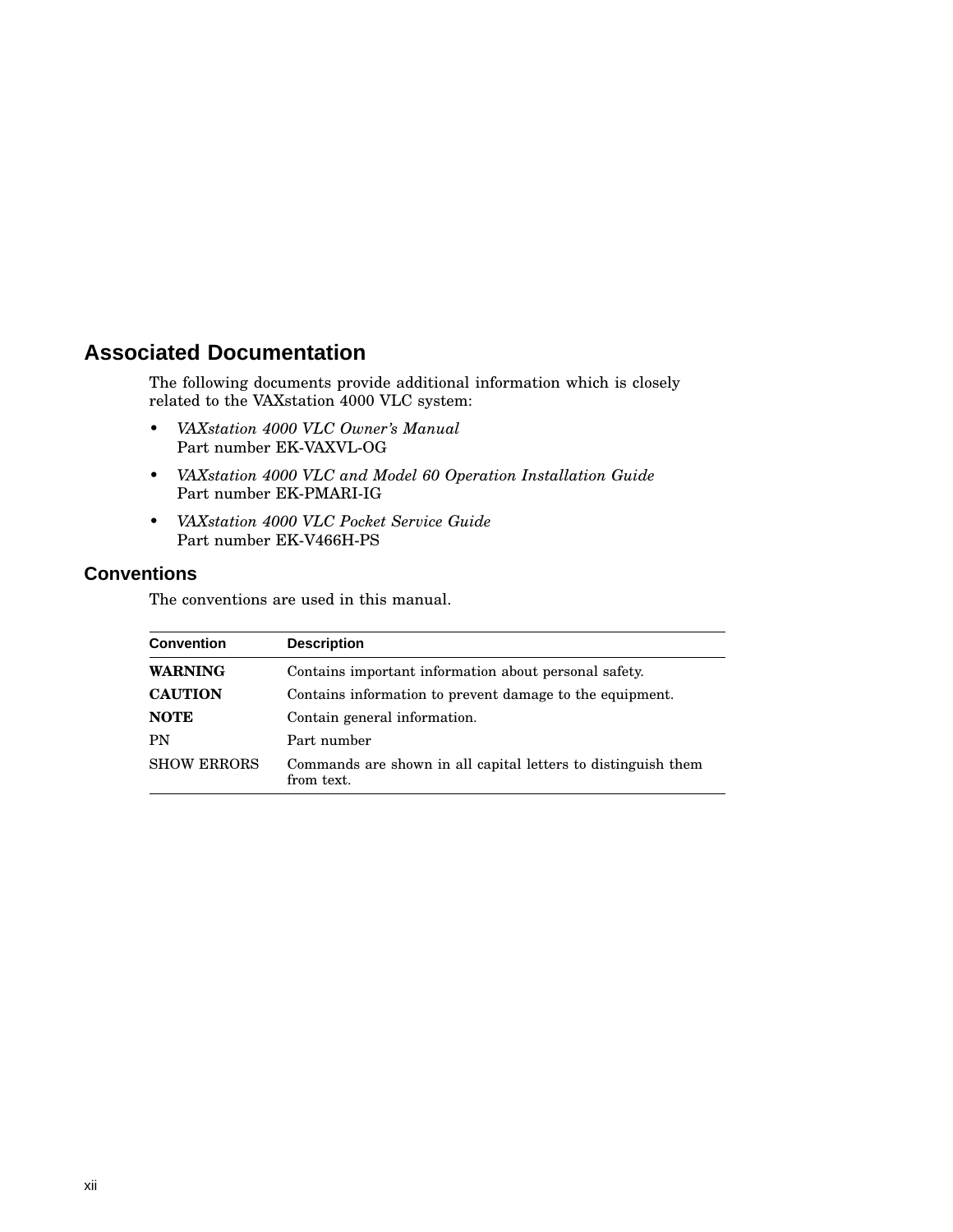## Associated Documentation

The following documents provide additional information which is closely related to the VAXstation 4000 VLC system:

- *VAXstation 4000 VLC Owner's Manual*
  Part number EK-VAXVL-OG
- *VAXstation 4000 VLC and Model 60 Operation Installation Guide*
  Part number EK-PMARI-IG
- *VAXstation 4000 VLC Pocket Service Guide*
  Part number EK-V466H-PS

## Conventions

The conventions are used in this manual.

| Convention | Description |
| --- | --- |
| **WARNING** | Contains important information about personal safety. |
| **CAUTION** | Contains information to prevent damage to the equipment. |
| **NOTE** | Contain general information. |
| PN | Part number |
| SHOW ERRORS | Commands are shown in all capital letters to distinguish them from text. |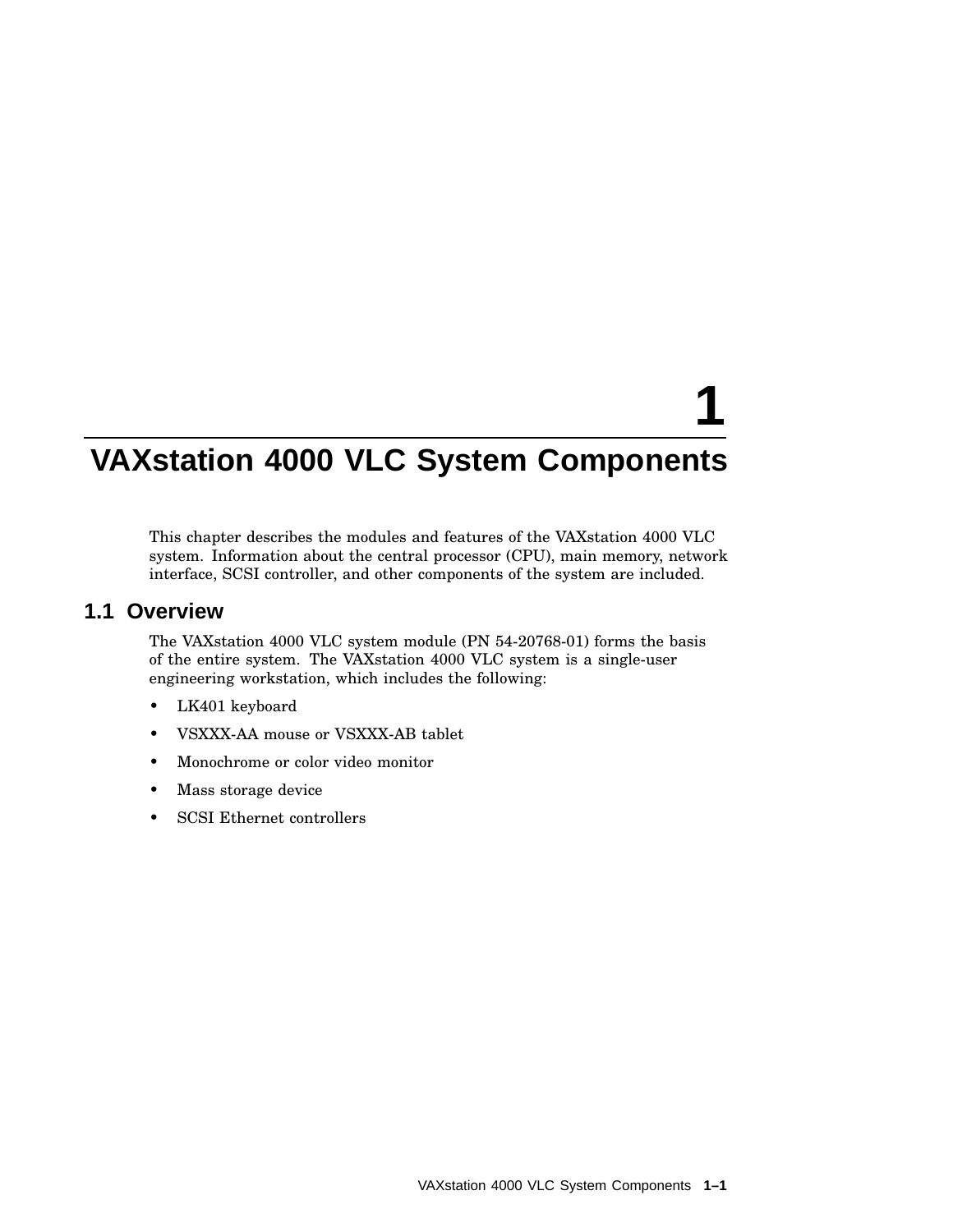# 1 VAXstation 4000 VLC System Components

This chapter describes the modules and features of the VAXstation 4000 VLC system. Information about the central processor (CPU), main memory, network interface, SCSI controller, and other components of the system are included.

## 1.1 Overview

The VAXstation 4000 VLC system module (PN 54-20768-01) forms the basis of the entire system. The VAXstation 4000 VLC system is a single-user engineering workstation, which includes the following:

- LK401 keyboard
- VSXXX-AA mouse or VSXXX-AB tablet
- Monochrome or color video monitor
- Mass storage device
- SCSI Ethernet controllers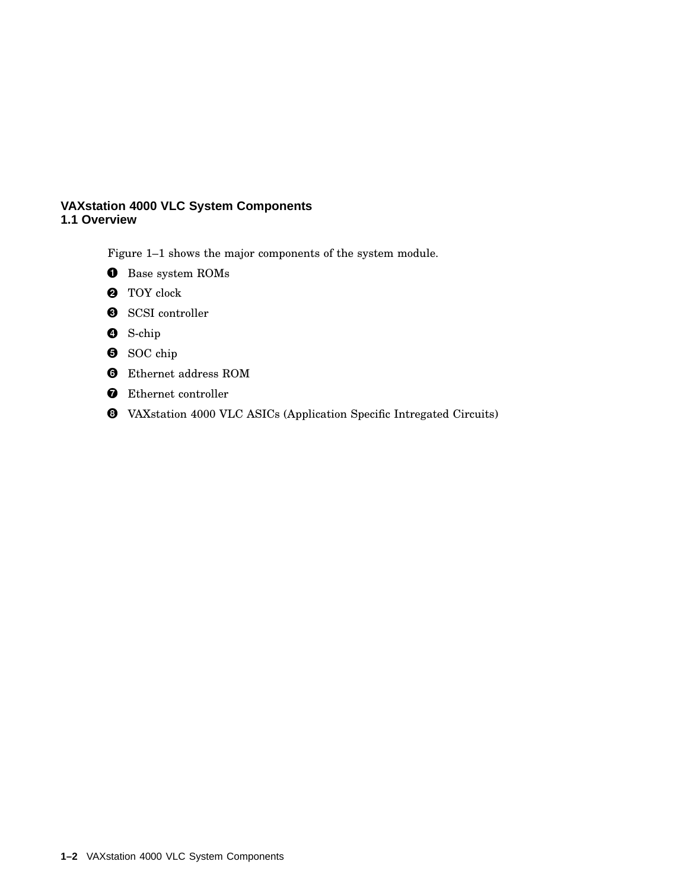## VAXstation 4000 VLC System Components

### 1.1 Overview

Figure 1–1 shows the major components of the system module.

❶ Base system ROMs

❷ TOY clock

❸ SCSI controller

❹ S-chip

❺ SOC chip

❻ Ethernet address ROM

❼ Ethernet controller

❽ VAXstation 4000 VLC ASICs (Application Specific Intregated Circuits)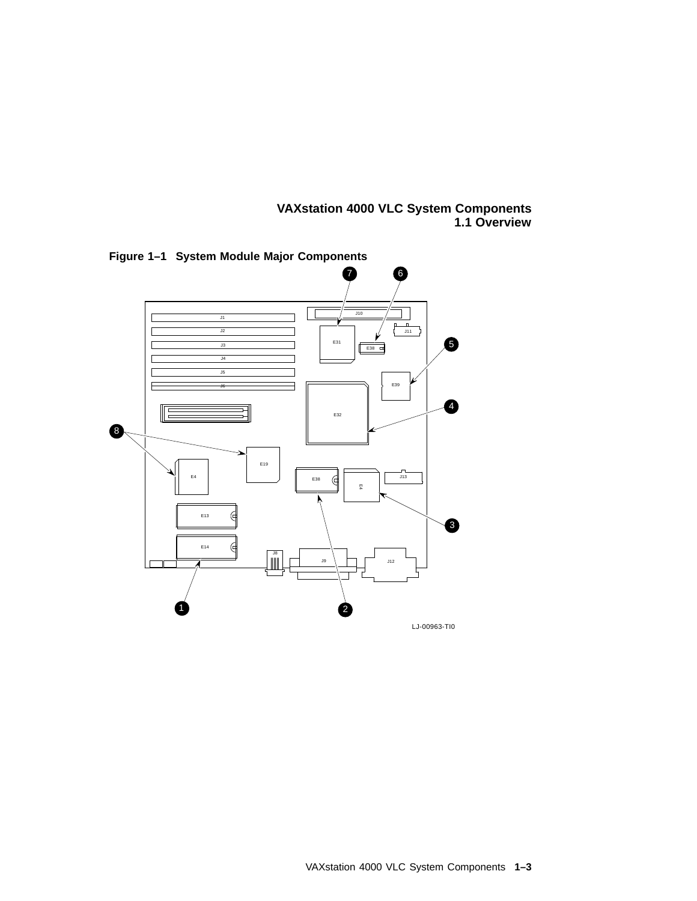**Figure 1–1 System Module Major Components**

LJ-00963-TI0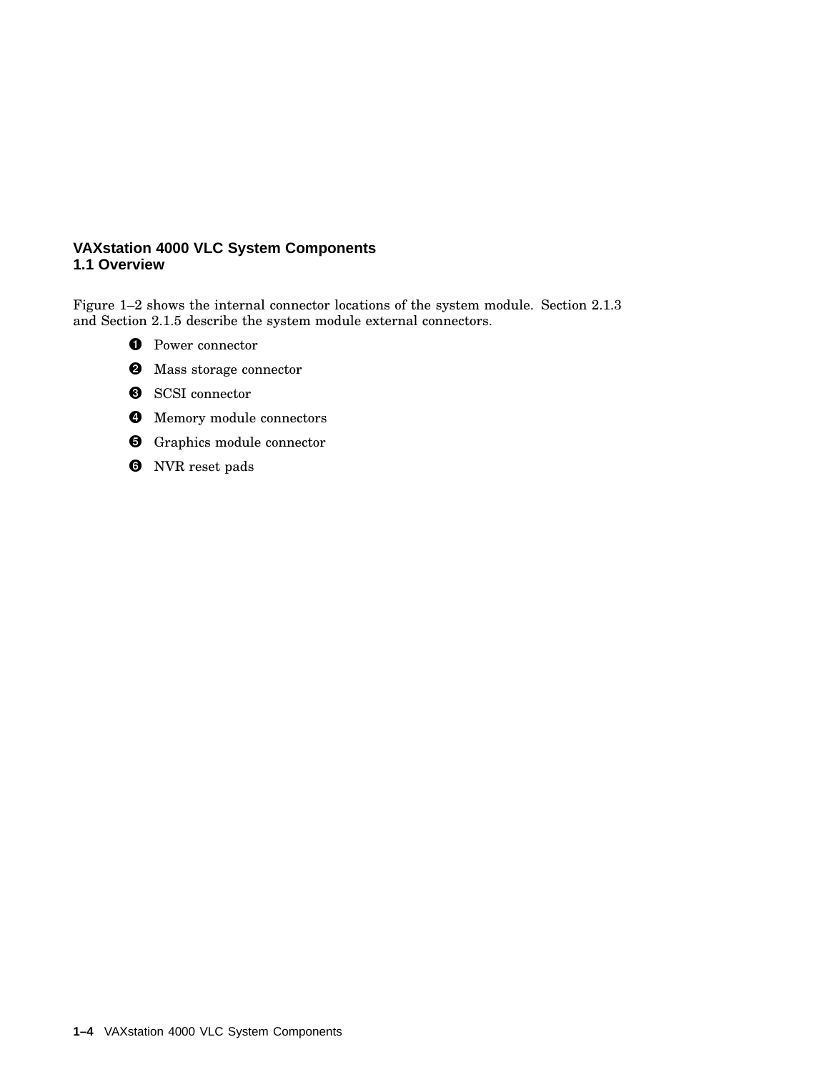**VAXstation 4000 VLC System Components**
**1.1 Overview**

Figure 1–2 shows the internal connector locations of the system module. Section 2.1.3 and Section 2.1.5 describe the system module external connectors.

❶ Power connector

❷ Mass storage connector

❸ SCSI connector

❹ Memory module connectors

❺ Graphics module connector

❻ NVR reset pads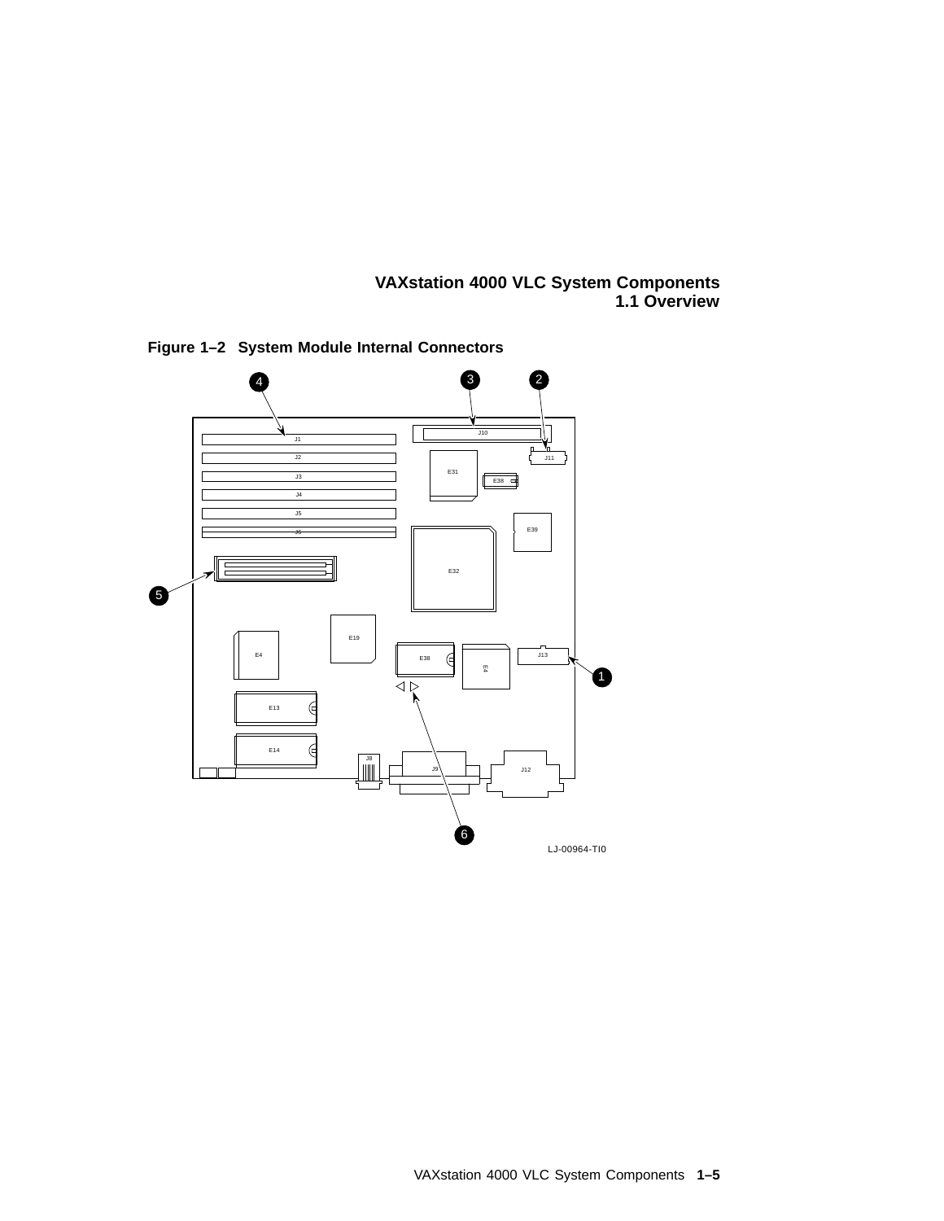**Figure 1–2 System Module Internal Connectors**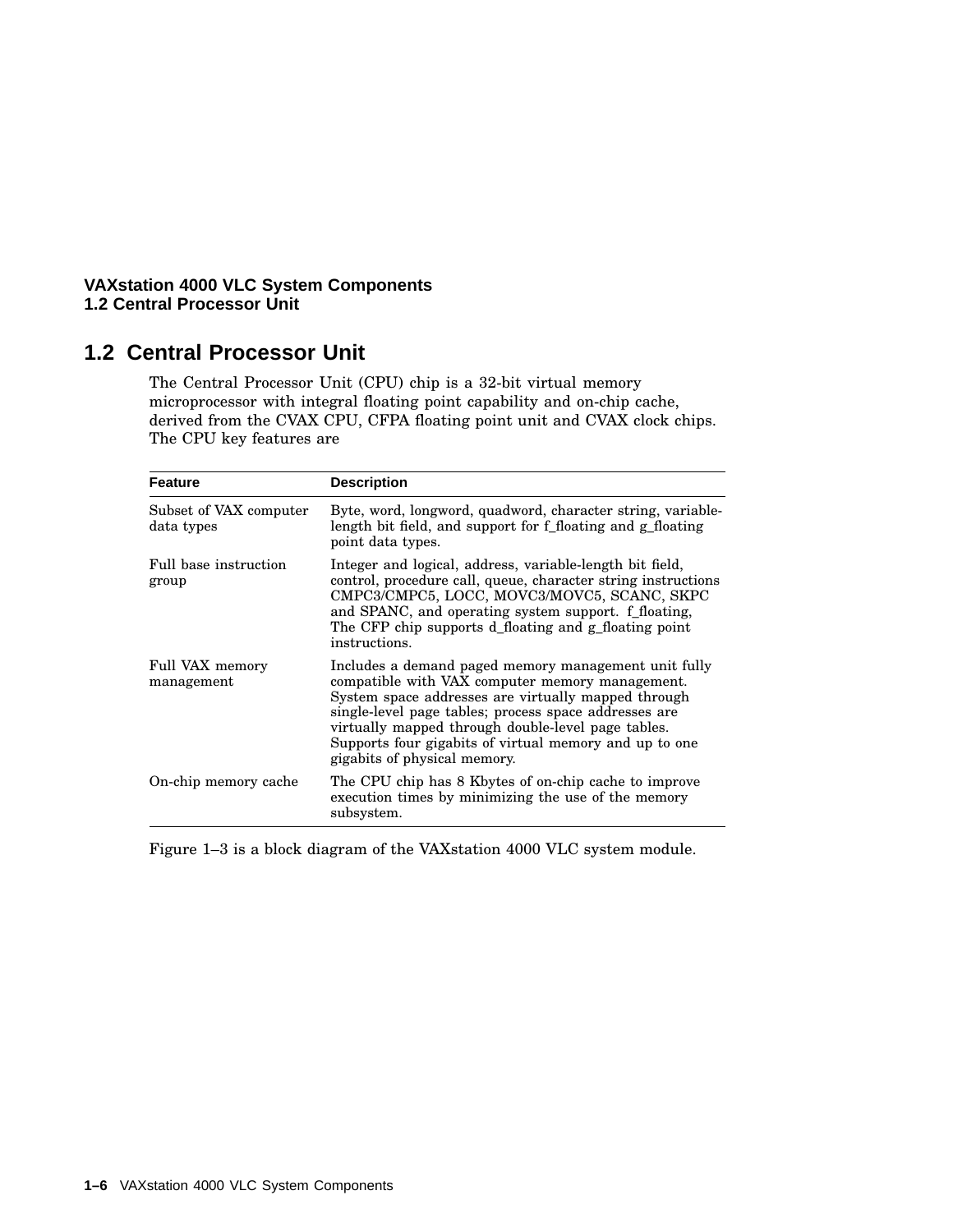## 1.2 Central Processor Unit

The Central Processor Unit (CPU) chip is a 32-bit virtual memory microprocessor with integral floating point capability and on-chip cache, derived from the CVAX CPU, CFPA floating point unit and CVAX clock chips. The CPU key features are

| Feature | Description |
|---|---|
| Subset of VAX computer data types | Byte, word, longword, quadword, character string, variable-length bit field, and support for f_floating and g_floating point data types. |
| Full base instruction group | Integer and logical, address, variable-length bit field, control, procedure call, queue, character string instructions CMPC3/CMPC5, LOCC, MOVC3/MOVC5, SCANC, SKPC and SPANC, and operating system support. f_floating, The CFP chip supports d_floating and g_floating point instructions. |
| Full VAX memory management | Includes a demand paged memory management unit fully compatible with VAX computer memory management. System space addresses are virtually mapped through single-level page tables; process space addresses are virtually mapped through double-level page tables. Supports four gigabits of virtual memory and up to one gigabits of physical memory. |
| On-chip memory cache | The CPU chip has 8 Kbytes of on-chip cache to improve execution times by minimizing the use of the memory subsystem. |

Figure 1–3 is a block diagram of the VAXstation 4000 VLC system module.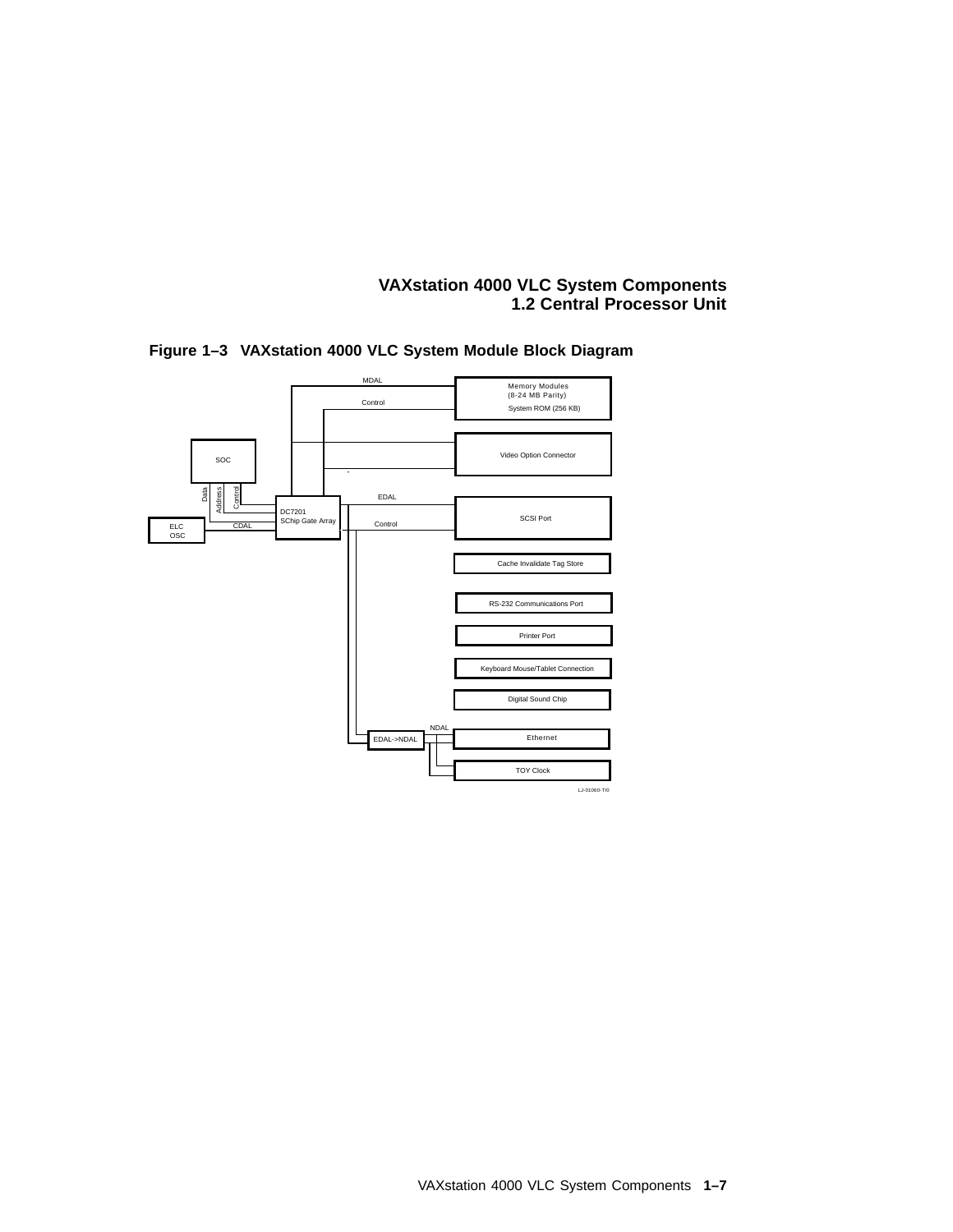**Figure 1–3 VAXstation 4000 VLC System Module Block Diagram**

MDAL

Control

Memory Modules
(8-24 MB Parity)

System ROM (256 KB)

Video Option Connector

SOC

Data

Address

Control

DC7201
SChip Gate Array

ELC
OSC

CDAL

EDAL

Control

SCSI Port

Cache Invalidate Tag Store

RS-232 Communications Port

Printer Port

Keyboard Mouse/Tablet Connection

Digital Sound Chip

EDAL->NDAL

NDAL

Ethernet

TOY Clock

LJ-01060-TI0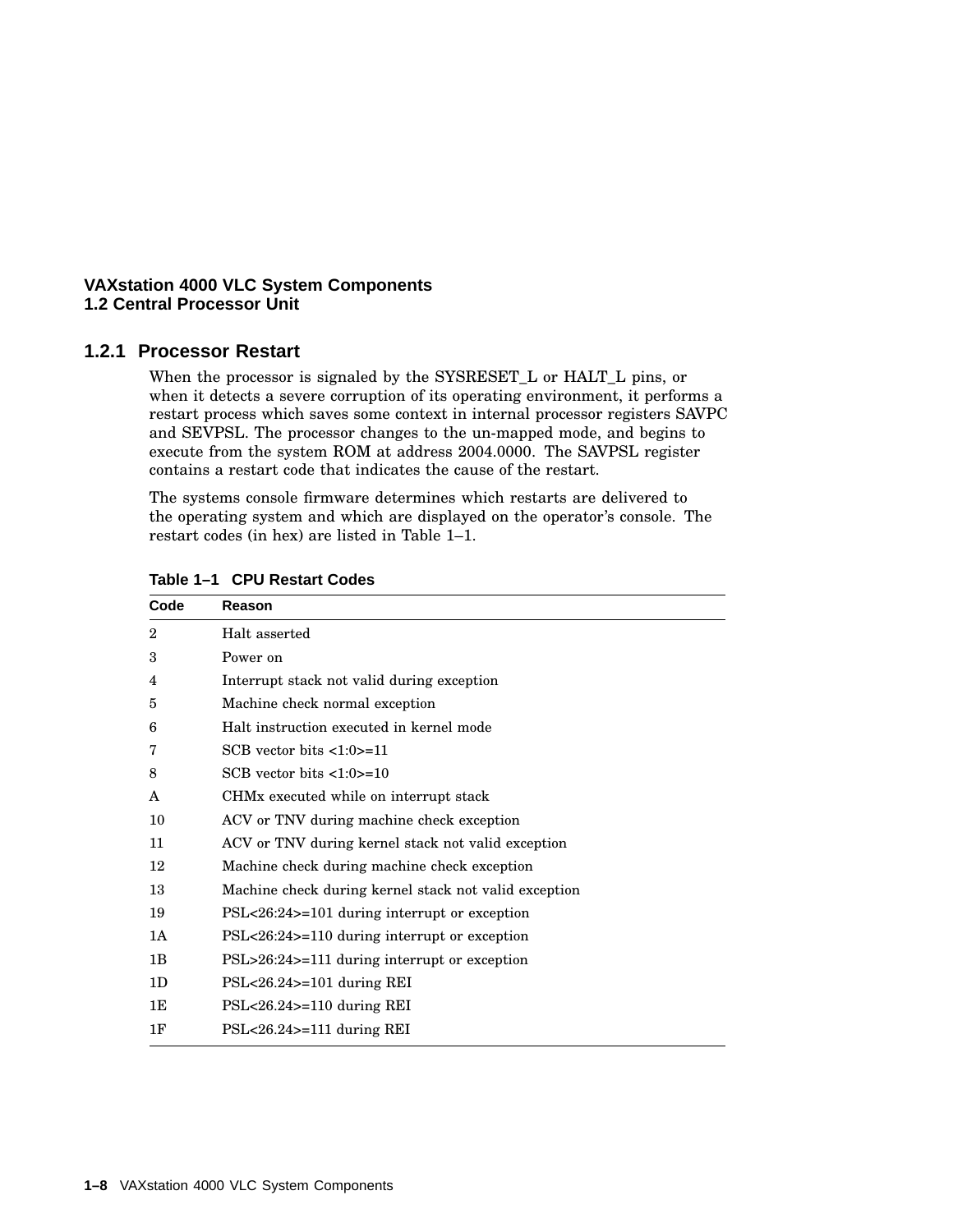### 1.2.1 Processor Restart

When the processor is signaled by the SYSRESET_L or HALT_L pins, or when it detects a severe corruption of its operating environment, it performs a restart process which saves some context in internal processor registers SAVPC and SEVPSL. The processor changes to the un-mapped mode, and begins to execute from the system ROM at address 2004.0000. The SAVPSL register contains a restart code that indicates the cause of the restart.

The systems console firmware determines which restarts are delivered to the operating system and which are displayed on the operator's console. The restart codes (in hex) are listed in Table 1–1.

**Table 1–1 CPU Restart Codes**

| Code | Reason |
|---|---|
| 2 | Halt asserted |
| 3 | Power on |
| 4 | Interrupt stack not valid during exception |
| 5 | Machine check normal exception |
| 6 | Halt instruction executed in kernel mode |
| 7 | SCB vector bits <1:0>=11 |
| 8 | SCB vector bits <1:0>=10 |
| A | CHMx executed while on interrupt stack |
| 10 | ACV or TNV during machine check exception |
| 11 | ACV or TNV during kernel stack not valid exception |
| 12 | Machine check during machine check exception |
| 13 | Machine check during kernel stack not valid exception |
| 19 | PSL<26:24>=101 during interrupt or exception |
| 1A | PSL<26:24>=110 during interrupt or exception |
| 1B | PSL>26:24>=111 during interrupt or exception |
| 1D | PSL<26.24>=101 during REI |
| 1E | PSL<26.24>=110 during REI |
| 1F | PSL<26.24>=111 during REI |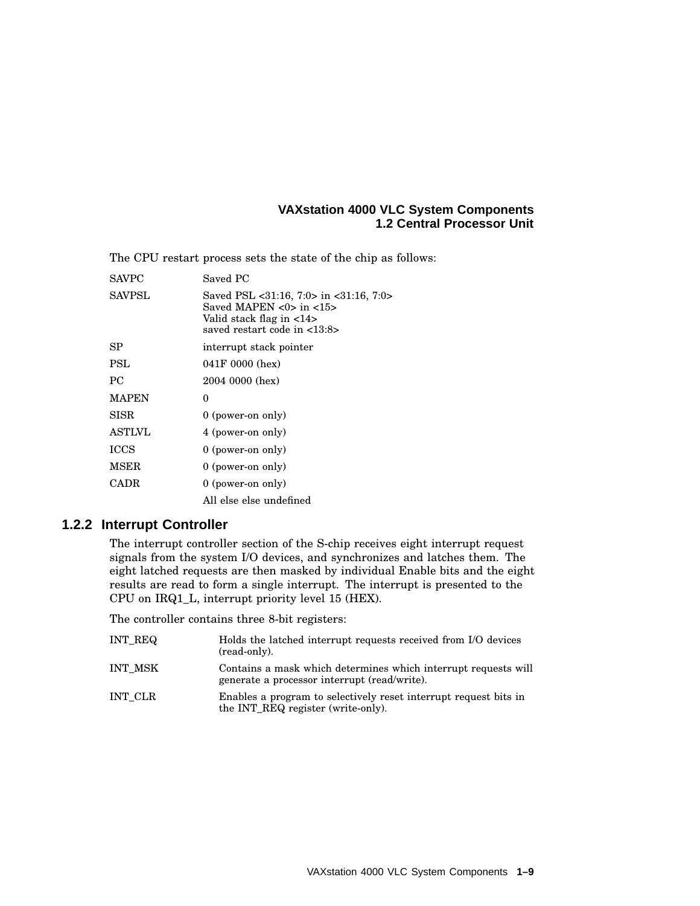The CPU restart process sets the state of the chip as follows:

| | |
|---|---|
| SAVPC | Saved PC |
| SAVPSL | Saved PSL <31:16, 7:0> in <31:16, 7:0><br>Saved MAPEN <0> in <15><br>Valid stack flag in <14><br>saved restart code in <13:8> |
| SP | interrupt stack pointer |
| PSL | 041F 0000 (hex) |
| PC | 2004 0000 (hex) |
| MAPEN | 0 |
| SISR | 0 (power-on only) |
| ASTLVL | 4 (power-on only) |
| ICCS | 0 (power-on only) |
| MSER | 0 (power-on only) |
| CADR | 0 (power-on only) |
| | All else else undefined |

### 1.2.2 Interrupt Controller

The interrupt controller section of the S-chip receives eight interrupt request signals from the system I/O devices, and synchronizes and latches them. The eight latched requests are then masked by individual Enable bits and the eight results are read to form a single interrupt. The interrupt is presented to the CPU on IRQ1_L, interrupt priority level 15 (HEX).

The controller contains three 8-bit registers:

| | |
|---|---|
| INT_REQ | Holds the latched interrupt requests received from I/O devices (read-only). |
| INT_MSK | Contains a mask which determines which interrupt requests will generate a processor interrupt (read/write). |
| INT_CLR | Enables a program to selectively reset interrupt request bits in the INT_REQ register (write-only). |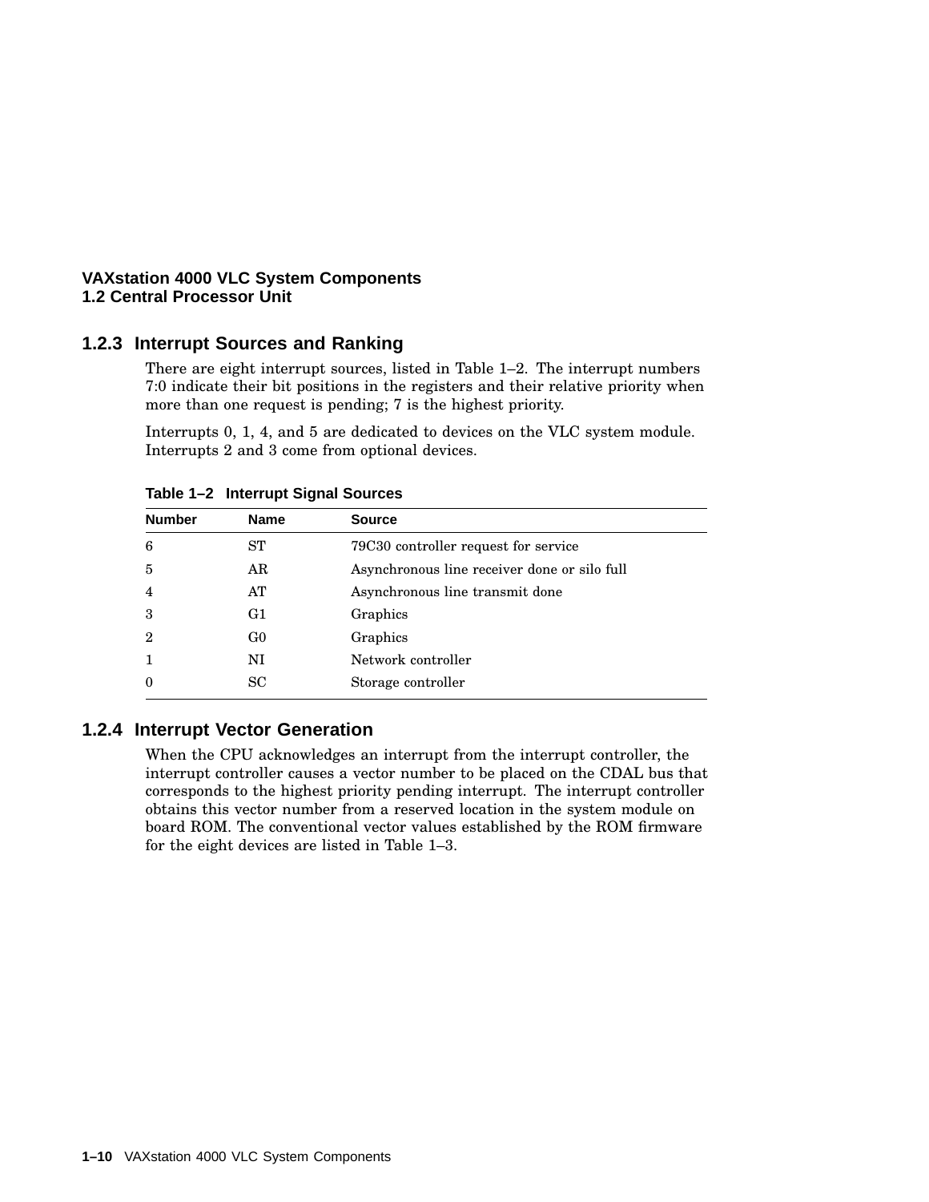### 1.2.3 Interrupt Sources and Ranking

There are eight interrupt sources, listed in Table 1–2. The interrupt numbers 7:0 indicate their bit positions in the registers and their relative priority when more than one request is pending; 7 is the highest priority.

Interrupts 0, 1, 4, and 5 are dedicated to devices on the VLC system module. Interrupts 2 and 3 come from optional devices.

**Table 1–2 Interrupt Signal Sources**

| Number | Name | Source |
|---|---|---|
| 6 | ST | 79C30 controller request for service |
| 5 | AR | Asynchronous line receiver done or silo full |
| 4 | AT | Asynchronous line transmit done |
| 3 | G1 | Graphics |
| 2 | G0 | Graphics |
| 1 | NI | Network controller |
| 0 | SC | Storage controller |

### 1.2.4 Interrupt Vector Generation

When the CPU acknowledges an interrupt from the interrupt controller, the interrupt controller causes a vector number to be placed on the CDAL bus that corresponds to the highest priority pending interrupt. The interrupt controller obtains this vector number from a reserved location in the system module on board ROM. The conventional vector values established by the ROM firmware for the eight devices are listed in Table 1–3.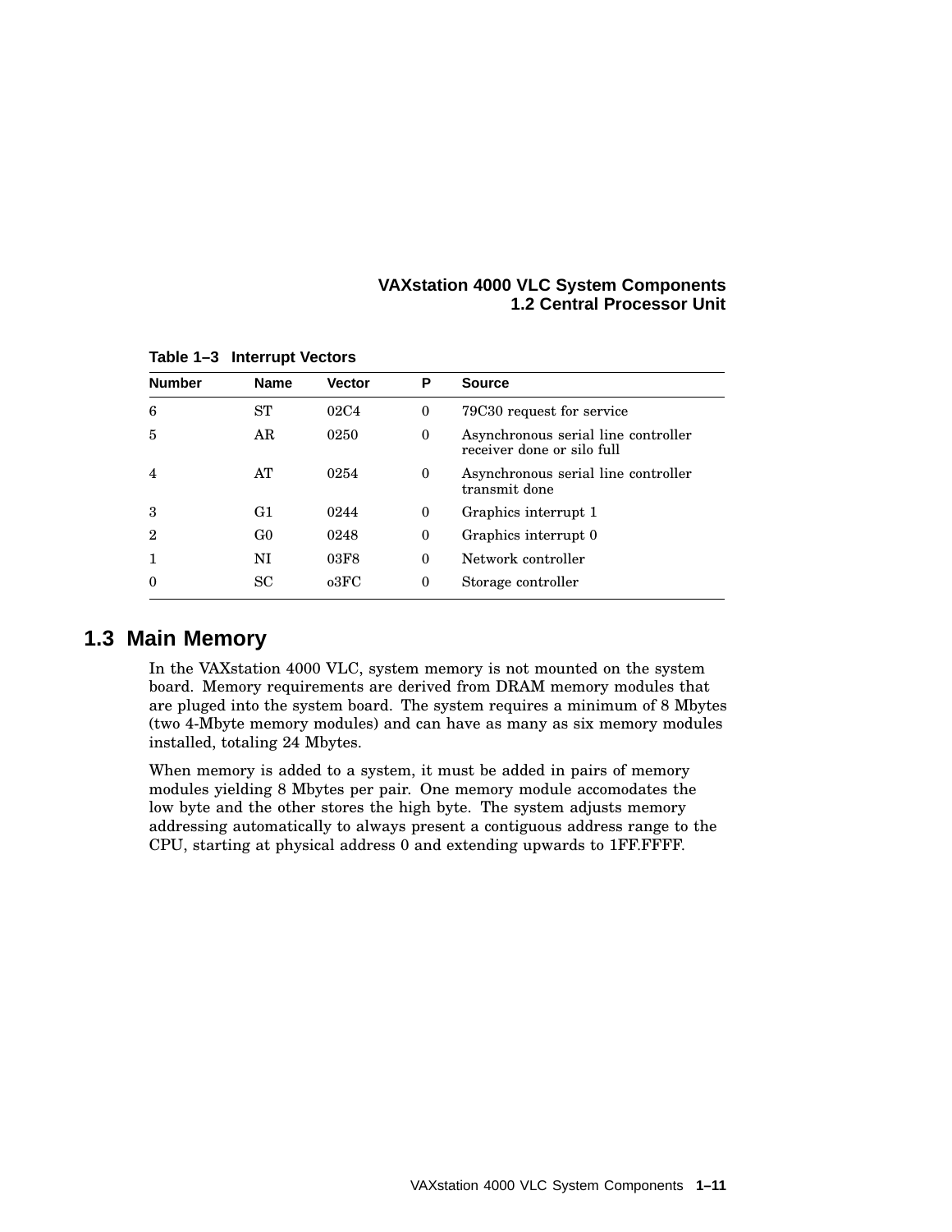**Table 1–3 Interrupt Vectors**

| Number | Name | Vector | P | Source |
|---|---|---|---|---|
| 6 | ST | 02C4 | 0 | 79C30 request for service |
| 5 | AR | 0250 | 0 | Asynchronous serial line controller receiver done or silo full |
| 4 | AT | 0254 | 0 | Asynchronous serial line controller transmit done |
| 3 | G1 | 0244 | 0 | Graphics interrupt 1 |
| 2 | G0 | 0248 | 0 | Graphics interrupt 0 |
| 1 | NI | 03F8 | 0 | Network controller |
| 0 | SC | o3FC | 0 | Storage controller |

## 1.3 Main Memory

In the VAXstation 4000 VLC, system memory is not mounted on the system board. Memory requirements are derived from DRAM memory modules that are pluged into the system board. The system requires a minimum of 8 Mbytes (two 4-Mbyte memory modules) and can have as many as six memory modules installed, totaling 24 Mbytes.

When memory is added to a system, it must be added in pairs of memory modules yielding 8 Mbytes per pair. One memory module accomodates the low byte and the other stores the high byte. The system adjusts memory addressing automatically to always present a contiguous address range to the CPU, starting at physical address 0 and extending upwards to 1FF.FFFF.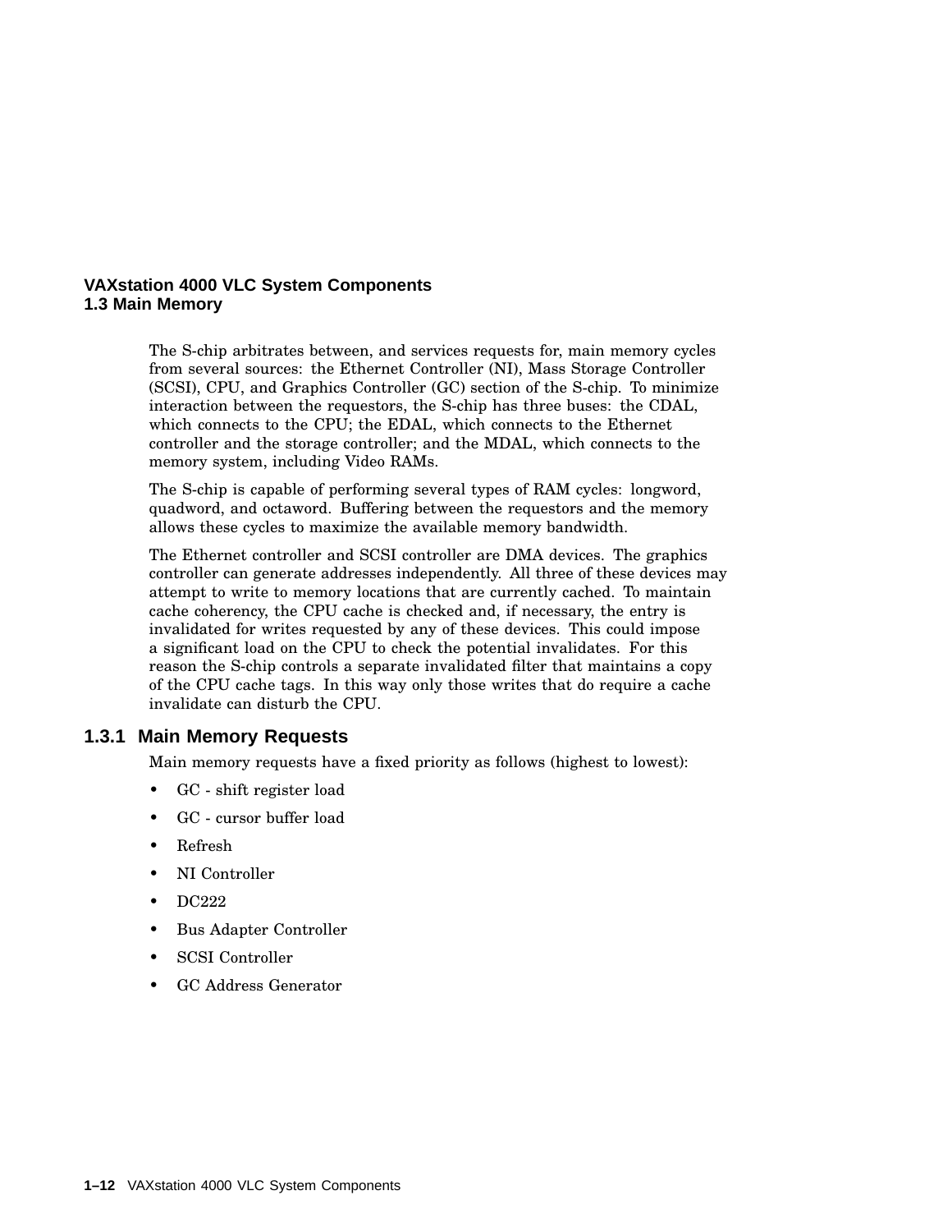The S-chip arbitrates between, and services requests for, main memory cycles from several sources: the Ethernet Controller (NI), Mass Storage Controller (SCSI), CPU, and Graphics Controller (GC) section of the S-chip. To minimize interaction between the requestors, the S-chip has three buses: the CDAL, which connects to the CPU; the EDAL, which connects to the Ethernet controller and the storage controller; and the MDAL, which connects to the memory system, including Video RAMs.

The S-chip is capable of performing several types of RAM cycles: longword, quadword, and octaword. Buffering between the requestors and the memory allows these cycles to maximize the available memory bandwidth.

The Ethernet controller and SCSI controller are DMA devices. The graphics controller can generate addresses independently. All three of these devices may attempt to write to memory locations that are currently cached. To maintain cache coherency, the CPU cache is checked and, if necessary, the entry is invalidated for writes requested by any of these devices. This could impose a significant load on the CPU to check the potential invalidates. For this reason the S-chip controls a separate invalidated filter that maintains a copy of the CPU cache tags. In this way only those writes that do require a cache invalidate can disturb the CPU.

### 1.3.1 Main Memory Requests

Main memory requests have a fixed priority as follows (highest to lowest):

- GC - shift register load
- GC - cursor buffer load
- Refresh
- NI Controller
- DC222
- Bus Adapter Controller
- SCSI Controller
- GC Address Generator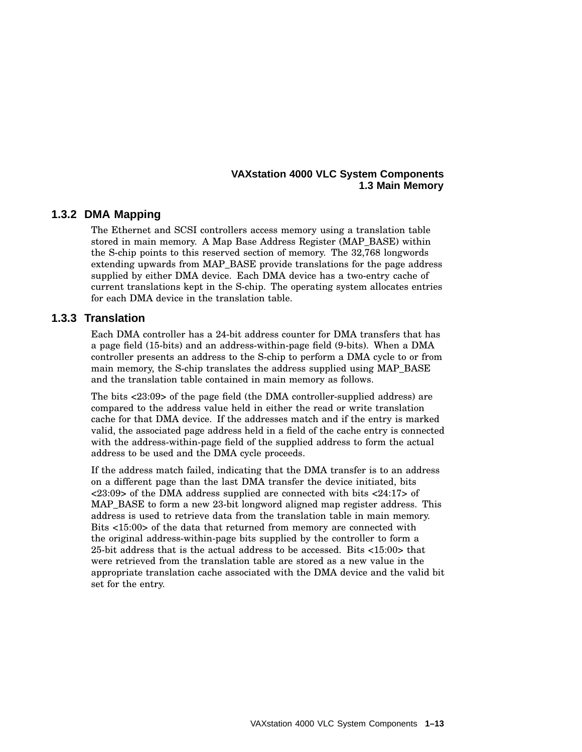### 1.3.2 DMA Mapping

The Ethernet and SCSI controllers access memory using a translation table stored in main memory. A Map Base Address Register (MAP_BASE) within the S-chip points to this reserved section of memory. The 32,768 longwords extending upwards from MAP_BASE provide translations for the page address supplied by either DMA device. Each DMA device has a two-entry cache of current translations kept in the S-chip. The operating system allocates entries for each DMA device in the translation table.

### 1.3.3 Translation

Each DMA controller has a 24-bit address counter for DMA transfers that has a page field (15-bits) and an address-within-page field (9-bits). When a DMA controller presents an address to the S-chip to perform a DMA cycle to or from main memory, the S-chip translates the address supplied using MAP_BASE and the translation table contained in main memory as follows.

The bits <23:09> of the page field (the DMA controller-supplied address) are compared to the address value held in either the read or write translation cache for that DMA device. If the addresses match and if the entry is marked valid, the associated page address held in a field of the cache entry is connected with the address-within-page field of the supplied address to form the actual address to be used and the DMA cycle proceeds.

If the address match failed, indicating that the DMA transfer is to an address on a different page than the last DMA transfer the device initiated, bits <23:09> of the DMA address supplied are connected with bits <24:17> of MAP_BASE to form a new 23-bit longword aligned map register address. This address is used to retrieve data from the translation table in main memory. Bits <15:00> of the data that returned from memory are connected with the original address-within-page bits supplied by the controller to form a 25-bit address that is the actual address to be accessed. Bits <15:00> that were retrieved from the translation table are stored as a new value in the appropriate translation cache associated with the DMA device and the valid bit set for the entry.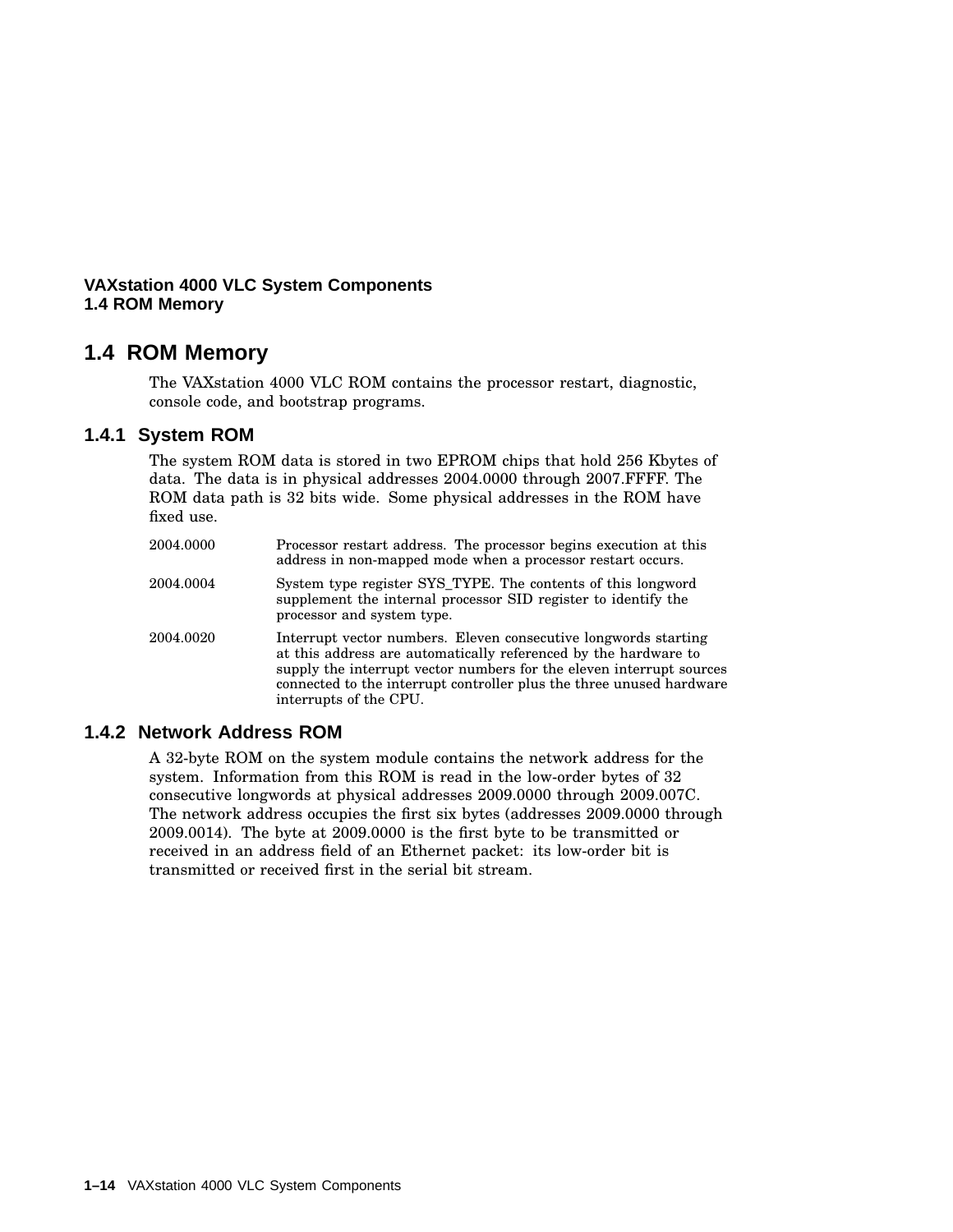## 1.4 ROM Memory

The VAXstation 4000 VLC ROM contains the processor restart, diagnostic, console code, and bootstrap programs.

### 1.4.1 System ROM

The system ROM data is stored in two EPROM chips that hold 256 Kbytes of data. The data is in physical addresses 2004.0000 through 2007.FFFF. The ROM data path is 32 bits wide. Some physical addresses in the ROM have fixed use.

| | |
|---|---|
| 2004.0000 | Processor restart address. The processor begins execution at this address in non-mapped mode when a processor restart occurs. |
| 2004.0004 | System type register SYS_TYPE. The contents of this longword supplement the internal processor SID register to identify the processor and system type. |
| 2004.0020 | Interrupt vector numbers. Eleven consecutive longwords starting at this address are automatically referenced by the hardware to supply the interrupt vector numbers for the eleven interrupt sources connected to the interrupt controller plus the three unused hardware interrupts of the CPU. |

### 1.4.2 Network Address ROM

A 32-byte ROM on the system module contains the network address for the system. Information from this ROM is read in the low-order bytes of 32 consecutive longwords at physical addresses 2009.0000 through 2009.007C. The network address occupies the first six bytes (addresses 2009.0000 through 2009.0014). The byte at 2009.0000 is the first byte to be transmitted or received in an address field of an Ethernet packet: its low-order bit is transmitted or received first in the serial bit stream.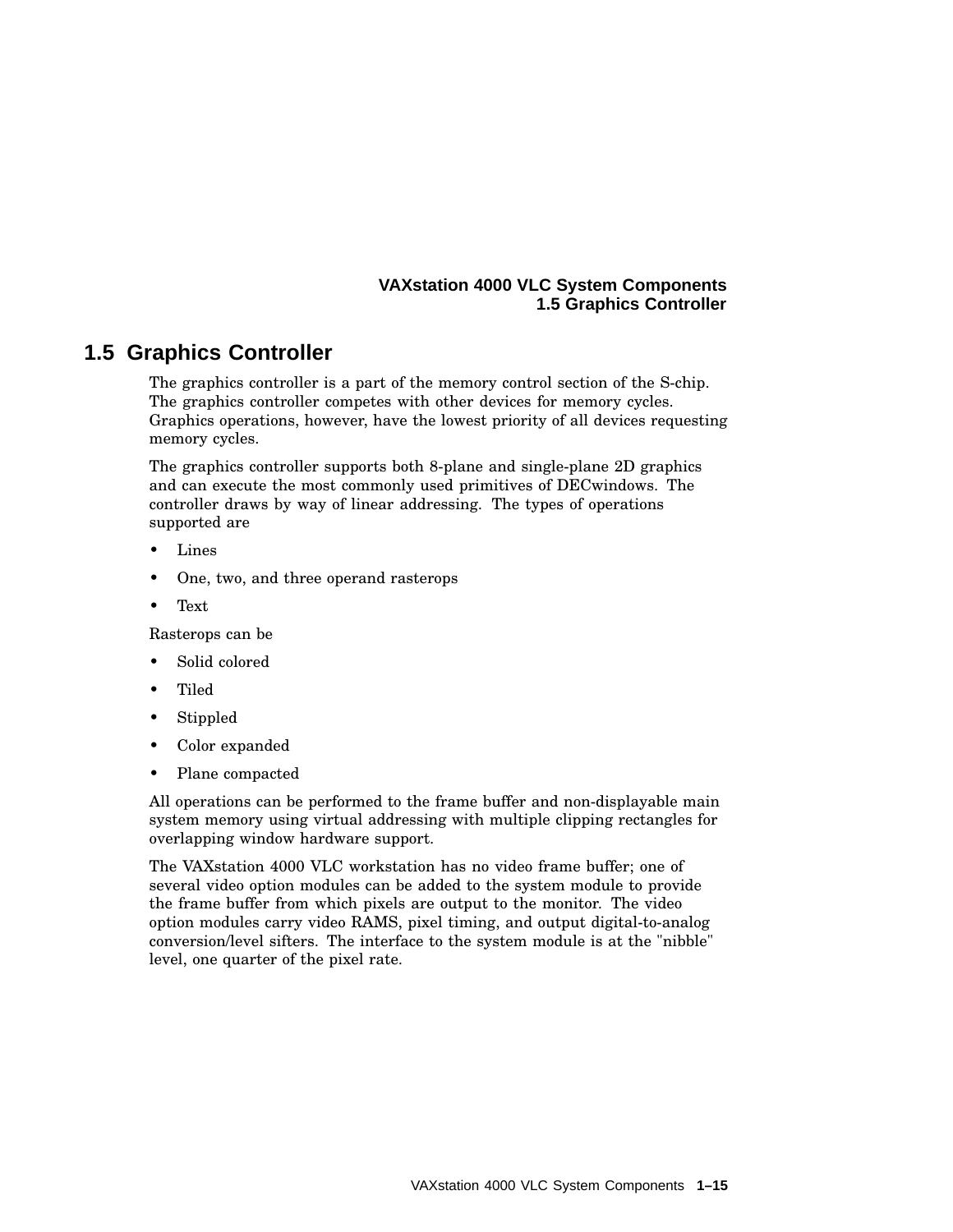## 1.5 Graphics Controller

The graphics controller is a part of the memory control section of the S-chip. The graphics controller competes with other devices for memory cycles. Graphics operations, however, have the lowest priority of all devices requesting memory cycles.

The graphics controller supports both 8-plane and single-plane 2D graphics and can execute the most commonly used primitives of DECwindows. The controller draws by way of linear addressing. The types of operations supported are

- Lines
- One, two, and three operand rasterops
- Text

Rasterops can be

- Solid colored
- Tiled
- Stippled
- Color expanded
- Plane compacted

All operations can be performed to the frame buffer and non-displayable main system memory using virtual addressing with multiple clipping rectangles for overlapping window hardware support.

The VAXstation 4000 VLC workstation has no video frame buffer; one of several video option modules can be added to the system module to provide the frame buffer from which pixels are output to the monitor. The video option modules carry video RAMS, pixel timing, and output digital-to-analog conversion/level sifters. The interface to the system module is at the "nibble" level, one quarter of the pixel rate.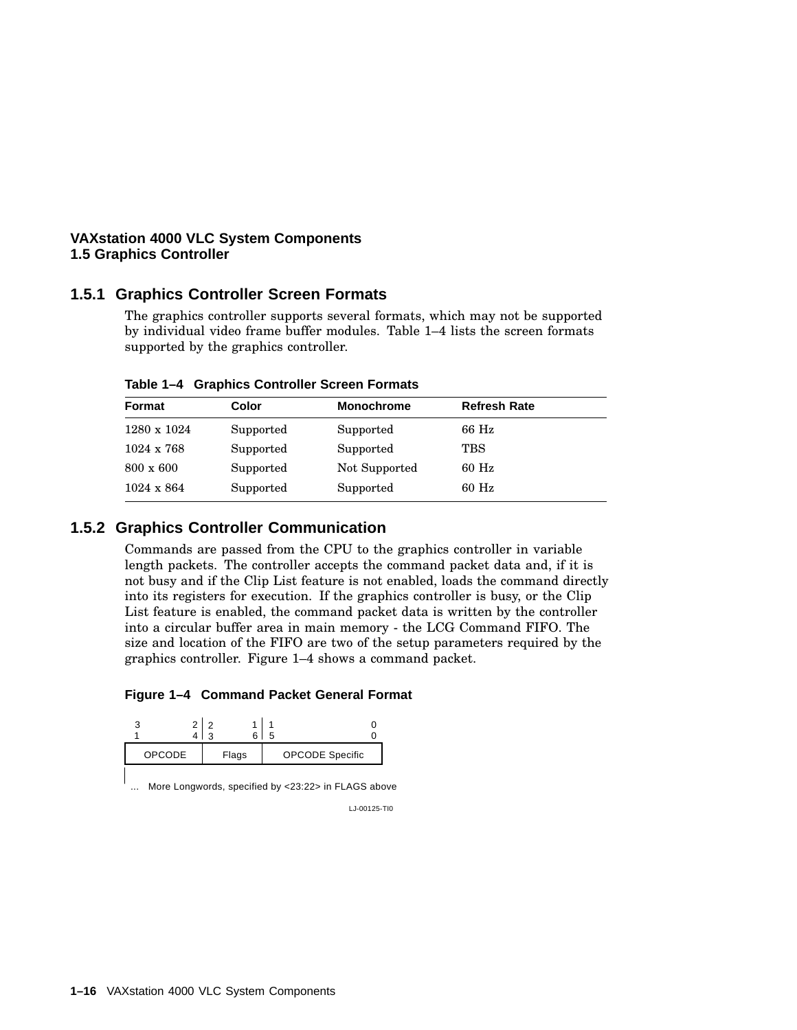## 1.5.1 Graphics Controller Screen Formats

The graphics controller supports several formats, which may not be supported by individual video frame buffer modules. Table 1–4 lists the screen formats supported by the graphics controller.

**Table 1–4 Graphics Controller Screen Formats**

| Format | Color | Monochrome | Refresh Rate |
|---|---|---|---|
| 1280 x 1024 | Supported | Supported | 66 Hz |
| 1024 x 768 | Supported | Supported | TBS |
| 800 x 600 | Supported | Not Supported | 60 Hz |
| 1024 x 864 | Supported | Supported | 60 Hz |

## 1.5.2 Graphics Controller Communication

Commands are passed from the CPU to the graphics controller in variable length packets. The controller accepts the command packet data and, if it is not busy and if the Clip List feature is not enabled, loads the command directly into its registers for execution. If the graphics controller is busy, or the Clip List feature is enabled, the command packet data is written by the controller into a circular buffer area in main memory - the LCG Command FIFO. The size and location of the FIFO are two of the setup parameters required by the graphics controller. Figure 1–4 shows a command packet.

**Figure 1–4 Command Packet General Format**

| 31 ... 24 | 23 ... 16 | 15 ... 00 |
|---|---|---|
| OPCODE | Flags | OPCODE Specific |

... More Longwords, specified by <23:22> in FLAGS above

LJ-00125-TI0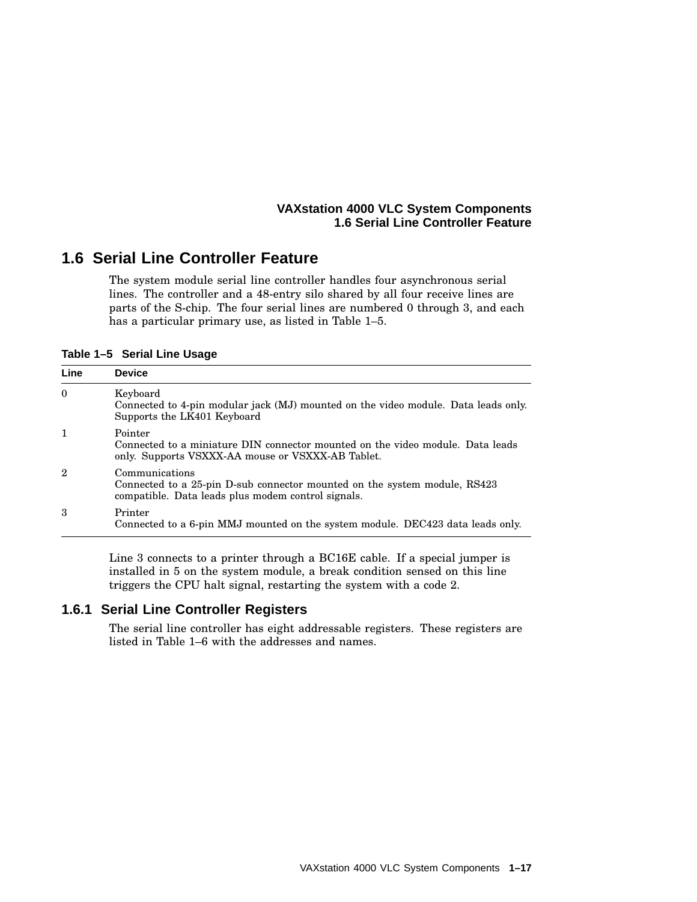## 1.6 Serial Line Controller Feature

The system module serial line controller handles four asynchronous serial lines. The controller and a 48-entry silo shared by all four receive lines are parts of the S-chip. The four serial lines are numbered 0 through 3, and each has a particular primary use, as listed in Table 1–5.

**Table 1–5 Serial Line Usage**

| Line | Device |
|---|---|
| 0 | Keyboard<br>Connected to 4-pin modular jack (MJ) mounted on the video module. Data leads only. Supports the LK401 Keyboard |
| 1 | Pointer<br>Connected to a miniature DIN connector mounted on the video module. Data leads only. Supports VSXXX-AA mouse or VSXXX-AB Tablet. |
| 2 | Communications<br>Connected to a 25-pin D-sub connector mounted on the system module, RS423 compatible. Data leads plus modem control signals. |
| 3 | Printer<br>Connected to a 6-pin MMJ mounted on the system module. DEC423 data leads only. |

Line 3 connects to a printer through a BC16E cable. If a special jumper is installed in 5 on the system module, a break condition sensed on this line triggers the CPU halt signal, restarting the system with a code 2.

### 1.6.1 Serial Line Controller Registers

The serial line controller has eight addressable registers. These registers are listed in Table 1–6 with the addresses and names.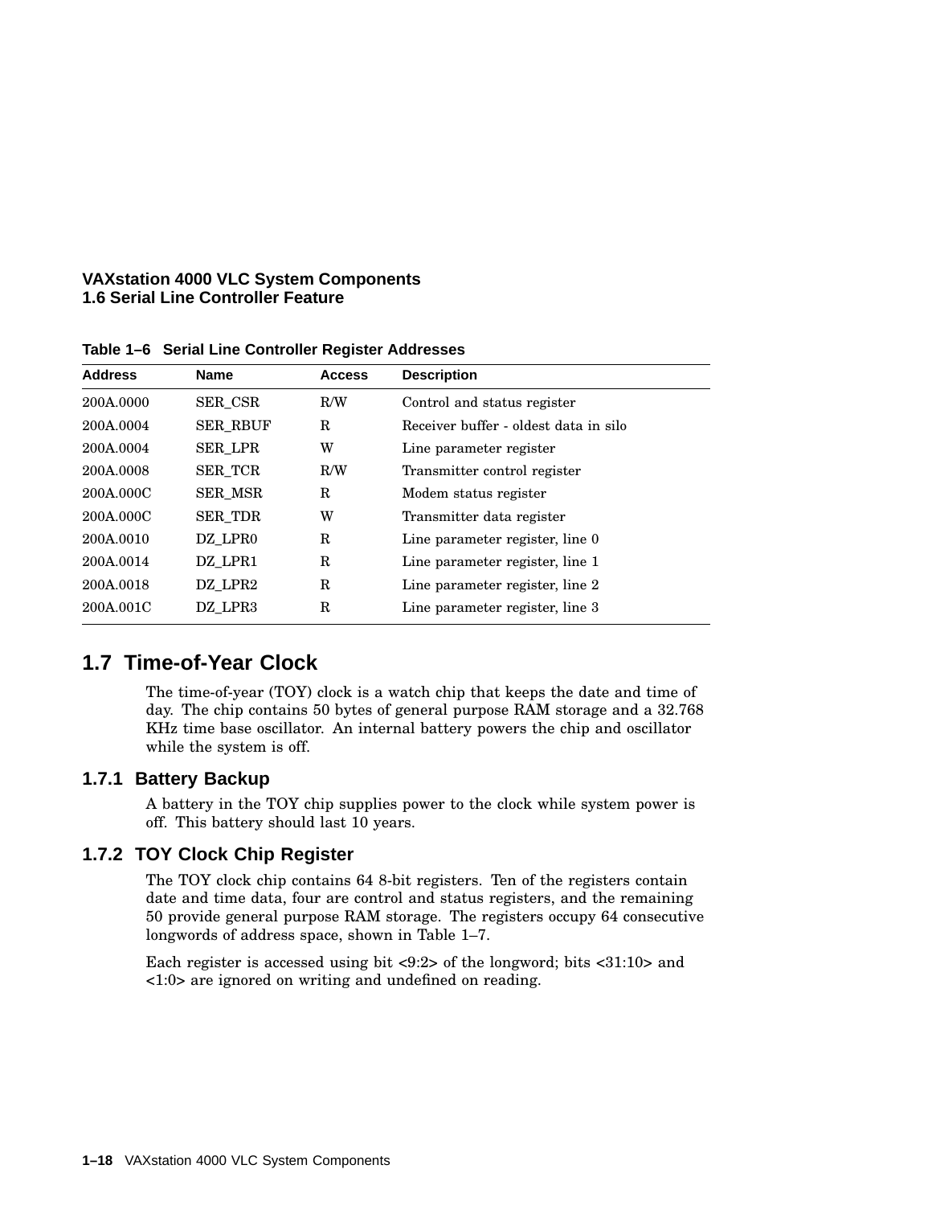**Table 1–6 Serial Line Controller Register Addresses**

| Address | Name | Access | Description |
|---|---|---|---|
| 200A.0000 | SER_CSR | R/W | Control and status register |
| 200A.0004 | SER_RBUF | R | Receiver buffer - oldest data in silo |
| 200A.0004 | SER_LPR | W | Line parameter register |
| 200A.0008 | SER_TCR | R/W | Transmitter control register |
| 200A.000C | SER_MSR | R | Modem status register |
| 200A.000C | SER_TDR | W | Transmitter data register |
| 200A.0010 | DZ_LPR0 | R | Line parameter register, line 0 |
| 200A.0014 | DZ_LPR1 | R | Line parameter register, line 1 |
| 200A.0018 | DZ_LPR2 | R | Line parameter register, line 2 |
| 200A.001C | DZ_LPR3 | R | Line parameter register, line 3 |

## 1.7 Time-of-Year Clock

The time-of-year (TOY) clock is a watch chip that keeps the date and time of day. The chip contains 50 bytes of general purpose RAM storage and a 32.768 KHz time base oscillator. An internal battery powers the chip and oscillator while the system is off.

### 1.7.1 Battery Backup

A battery in the TOY chip supplies power to the clock while system power is off. This battery should last 10 years.

### 1.7.2 TOY Clock Chip Register

The TOY clock chip contains 64 8-bit registers. Ten of the registers contain date and time data, four are control and status registers, and the remaining 50 provide general purpose RAM storage. The registers occupy 64 consecutive longwords of address space, shown in Table 1–7.

Each register is accessed using bit <9:2> of the longword; bits <31:10> and <1:0> are ignored on writing and undefined on reading.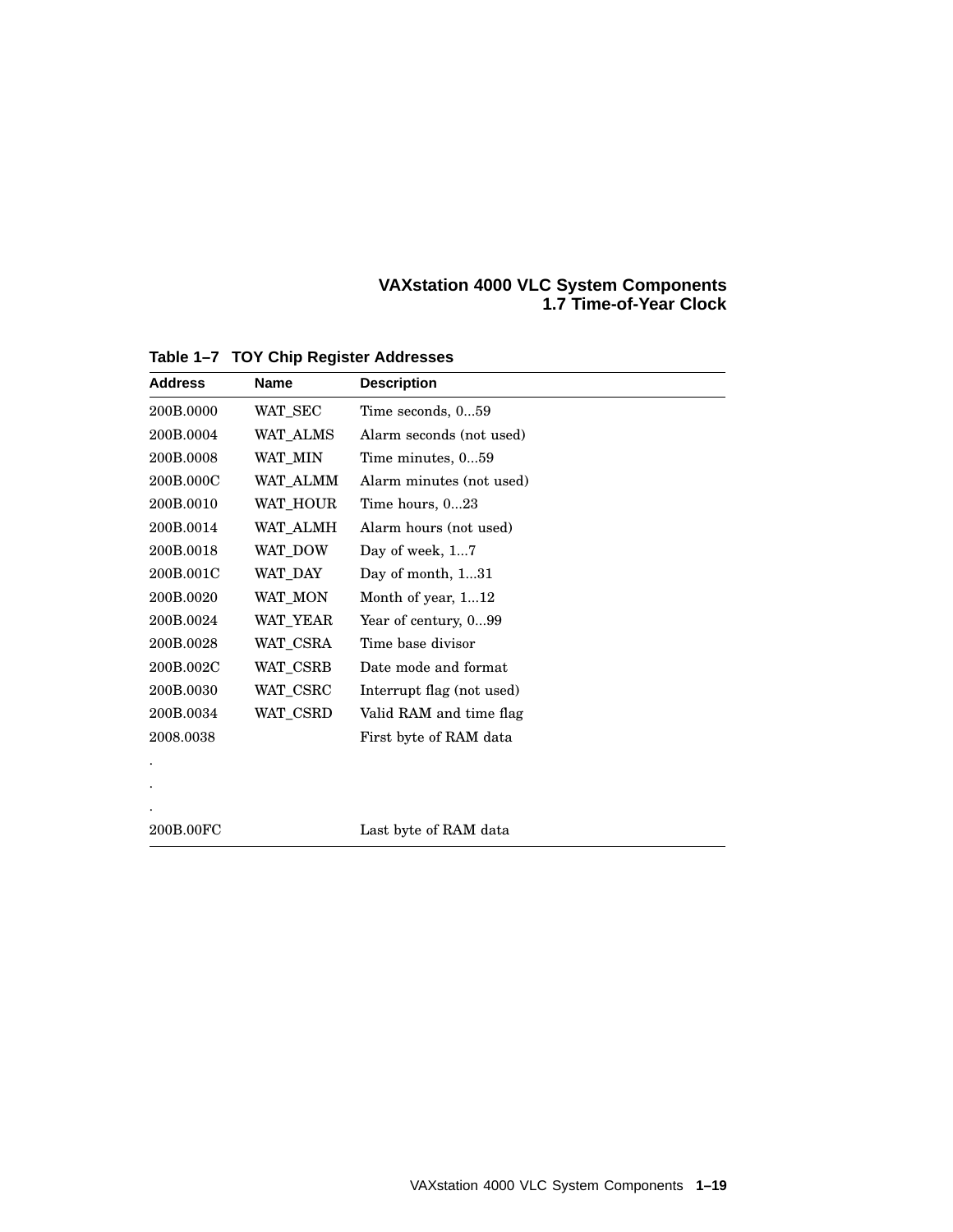**Table 1–7 TOY Chip Register Addresses**

| Address | Name | Description |
|---|---|---|
| 200B.0000 | WAT_SEC | Time seconds, 0...59 |
| 200B.0004 | WAT_ALMS | Alarm seconds (not used) |
| 200B.0008 | WAT_MIN | Time minutes, 0...59 |
| 200B.000C | WAT_ALMM | Alarm minutes (not used) |
| 200B.0010 | WAT_HOUR | Time hours, 0...23 |
| 200B.0014 | WAT_ALMH | Alarm hours (not used) |
| 200B.0018 | WAT_DOW | Day of week, 1...7 |
| 200B.001C | WAT_DAY | Day of month, 1...31 |
| 200B.0020 | WAT_MON | Month of year, 1...12 |
| 200B.0024 | WAT_YEAR | Year of century, 0...99 |
| 200B.0028 | WAT_CSRA | Time base divisor |
| 200B.002C | WAT_CSRB | Date mode and format |
| 200B.0030 | WAT_CSRC | Interrupt flag (not used) |
| 200B.0034 | WAT_CSRD | Valid RAM and time flag |
| 2008.0038 | | First byte of RAM data |
| . | | |
| . | | |
| . | | |
| 200B.00FC | | Last byte of RAM data |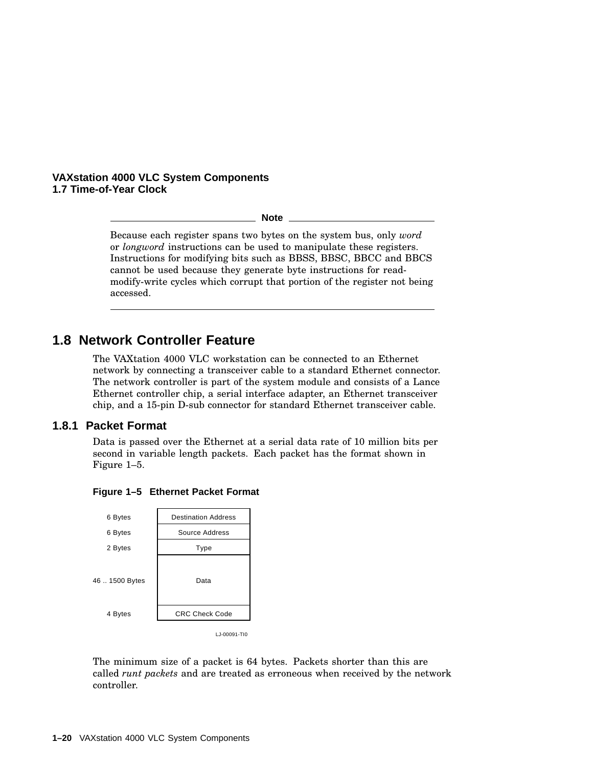**Note**

Because each register spans two bytes on the system bus, only *word* or *longword* instructions can be used to manipulate these registers. Instructions for modifying bits such as BBSS, BBSC, BBCC and BBCS cannot be used because they generate byte instructions for read-modify-write cycles which corrupt that portion of the register not being accessed.

## 1.8 Network Controller Feature

The VAXtation 4000 VLC workstation can be connected to an Ethernet network by connecting a transceiver cable to a standard Ethernet connector. The network controller is part of the system module and consists of a Lance Ethernet controller chip, a serial interface adapter, an Ethernet transceiver chip, and a 15-pin D-sub connector for standard Ethernet transceiver cable.

### 1.8.1 Packet Format

Data is passed over the Ethernet at a serial data rate of 10 million bits per second in variable length packets. Each packet has the format shown in Figure 1–5.

**Figure 1–5 Ethernet Packet Format**

| Size | Field |
|---|---|
| 6 Bytes | Destination Address |
| 6 Bytes | Source Address |
| 2 Bytes | Type |
| 46 .. 1500 Bytes | Data |
| 4 Bytes | CRC Check Code |

LJ-00091-TI0

The minimum size of a packet is 64 bytes. Packets shorter than this are called *runt packets* and are treated as erroneous when received by the network controller.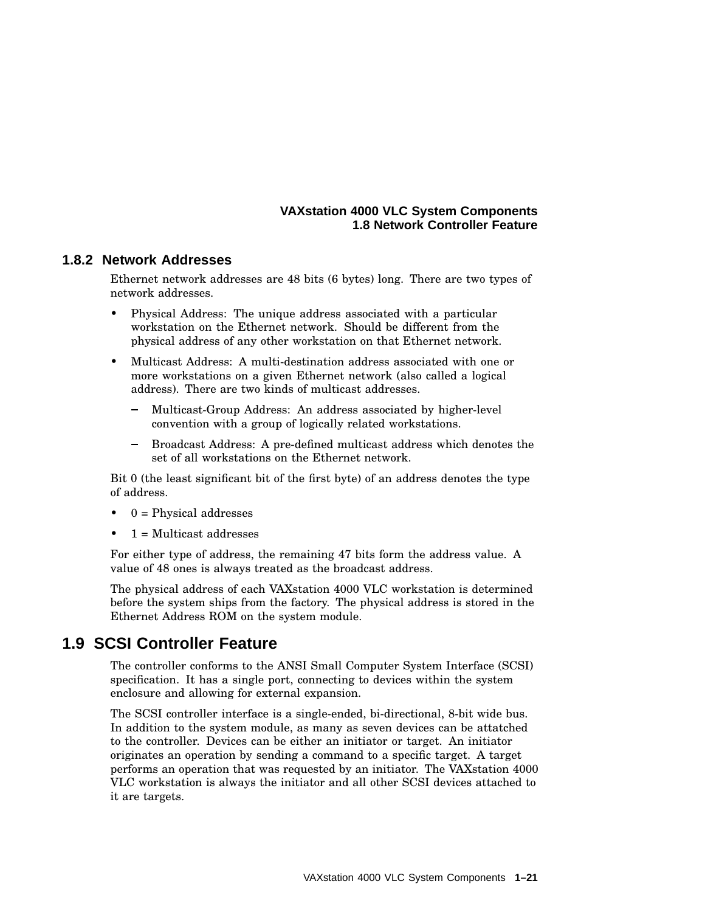### 1.8.2 Network Addresses

Ethernet network addresses are 48 bits (6 bytes) long. There are two types of network addresses.

- Physical Address: The unique address associated with a particular workstation on the Ethernet network. Should be different from the physical address of any other workstation on that Ethernet network.
- Multicast Address: A multi-destination address associated with one or more workstations on a given Ethernet network (also called a logical address). There are two kinds of multicast addresses.
  - Multicast-Group Address: An address associated by higher-level convention with a group of logically related workstations.
  - Broadcast Address: A pre-defined multicast address which denotes the set of all workstations on the Ethernet network.

Bit 0 (the least significant bit of the first byte) of an address denotes the type of address.

- 0 = Physical addresses
- 1 = Multicast addresses

For either type of address, the remaining 47 bits form the address value. A value of 48 ones is always treated as the broadcast address.

The physical address of each VAXstation 4000 VLC workstation is determined before the system ships from the factory. The physical address is stored in the Ethernet Address ROM on the system module.

## 1.9 SCSI Controller Feature

The controller conforms to the ANSI Small Computer System Interface (SCSI) specification. It has a single port, connecting to devices within the system enclosure and allowing for external expansion.

The SCSI controller interface is a single-ended, bi-directional, 8-bit wide bus. In addition to the system module, as many as seven devices can be attatched to the controller. Devices can be either an initiator or target. An initiator originates an operation by sending a command to a specific target. A target performs an operation that was requested by an initiator. The VAXstation 4000 VLC workstation is always the initiator and all other SCSI devices attached to it are targets.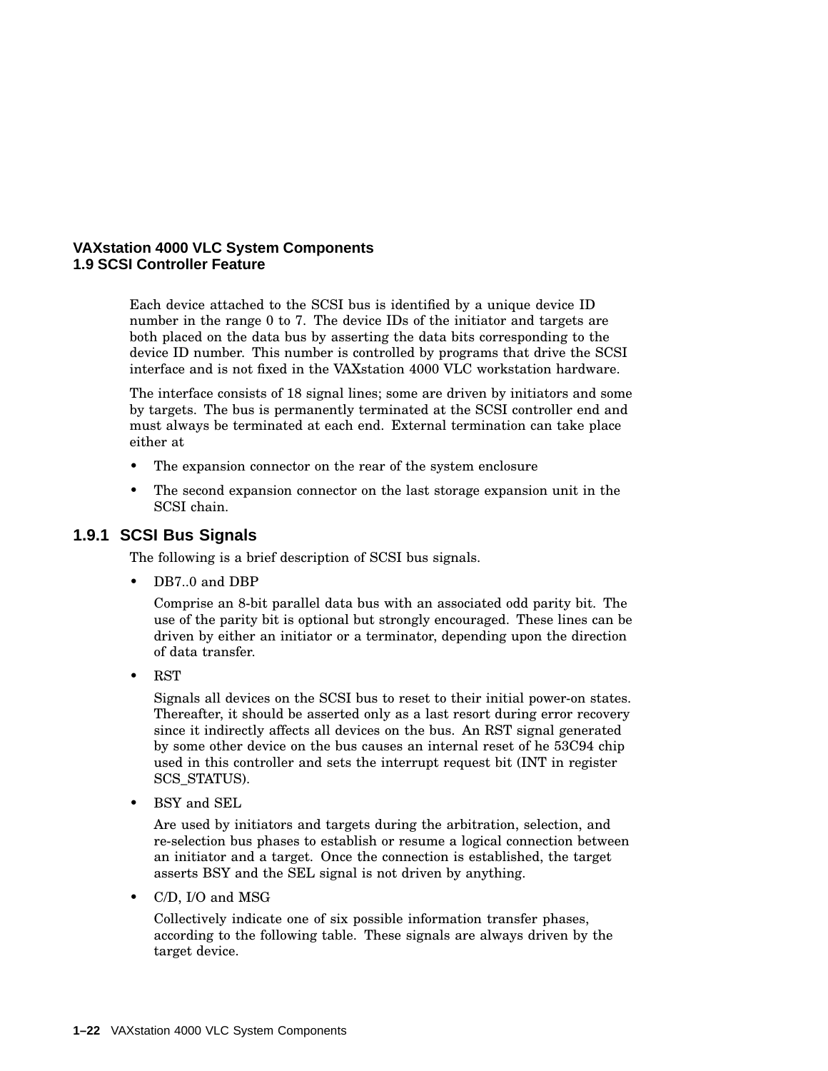Each device attached to the SCSI bus is identified by a unique device ID number in the range 0 to 7. The device IDs of the initiator and targets are both placed on the data bus by asserting the data bits corresponding to the device ID number. This number is controlled by programs that drive the SCSI interface and is not fixed in the VAXstation 4000 VLC workstation hardware.

The interface consists of 18 signal lines; some are driven by initiators and some by targets. The bus is permanently terminated at the SCSI controller end and must always be terminated at each end. External termination can take place either at

- The expansion connector on the rear of the system enclosure
- The second expansion connector on the last storage expansion unit in the SCSI chain.

### 1.9.1 SCSI Bus Signals

The following is a brief description of SCSI bus signals.

- DB7..0 and DBP

  Comprise an 8-bit parallel data bus with an associated odd parity bit. The use of the parity bit is optional but strongly encouraged. These lines can be driven by either an initiator or a terminator, depending upon the direction of data transfer.

- RST

  Signals all devices on the SCSI bus to reset to their initial power-on states. Thereafter, it should be asserted only as a last resort during error recovery since it indirectly affects all devices on the bus. An RST signal generated by some other device on the bus causes an internal reset of he 53C94 chip used in this controller and sets the interrupt request bit (INT in register SCS_STATUS).

- BSY and SEL

  Are used by initiators and targets during the arbitration, selection, and re-selection bus phases to establish or resume a logical connection between an initiator and a target. Once the connection is established, the target asserts BSY and the SEL signal is not driven by anything.

- C/D, I/O and MSG

  Collectively indicate one of six possible information transfer phases, according to the following table. These signals are always driven by the target device.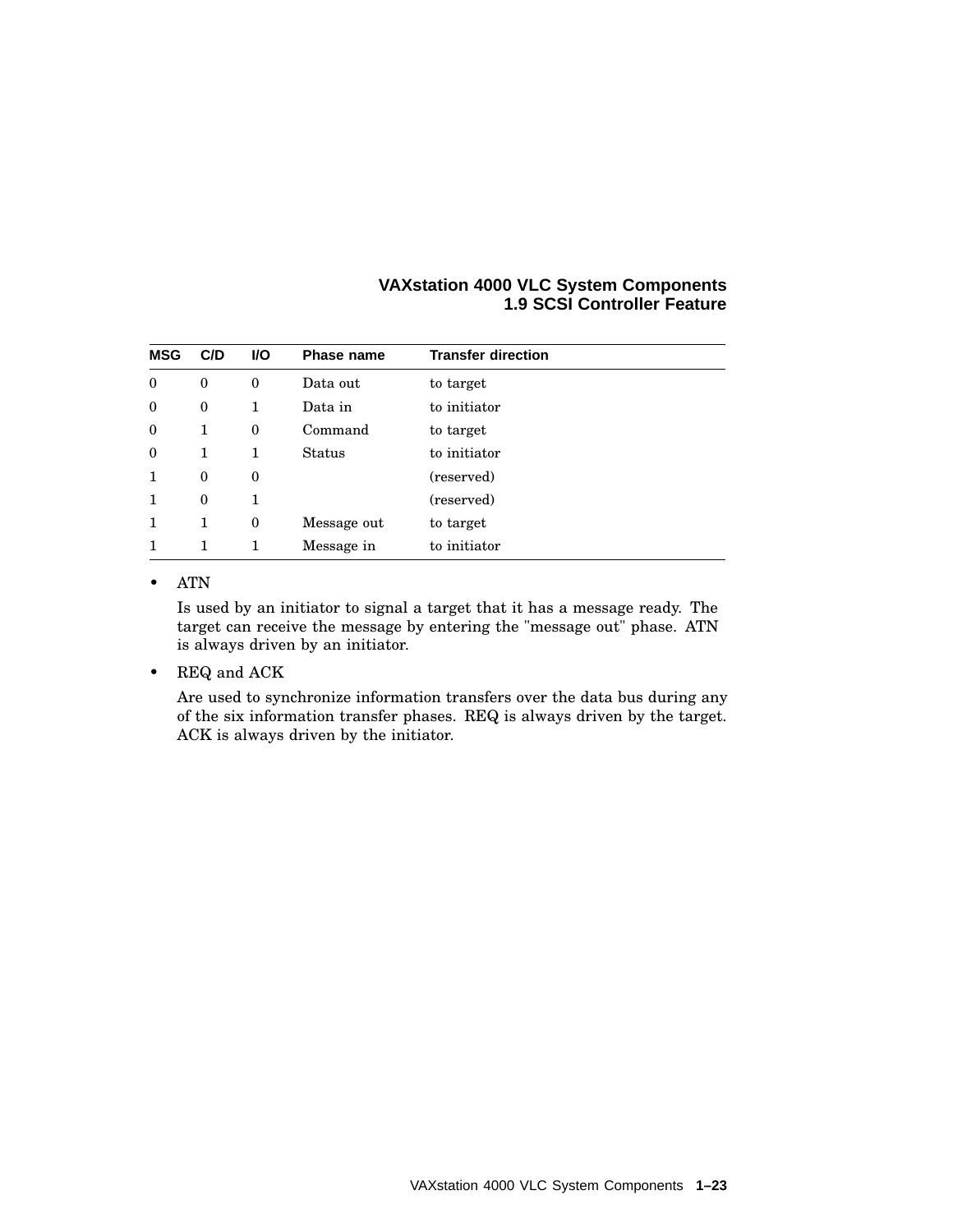| MSG | C/D | I/O | Phase name | Transfer direction |
|---|---|---|---|---|
| 0 | 0 | 0 | Data out | to target |
| 0 | 0 | 1 | Data in | to initiator |
| 0 | 1 | 0 | Command | to target |
| 0 | 1 | 1 | Status | to initiator |
| 1 | 0 | 0 | | (reserved) |
| 1 | 0 | 1 | | (reserved) |
| 1 | 1 | 0 | Message out | to target |
| 1 | 1 | 1 | Message in | to initiator |

- ATN

  Is used by an initiator to signal a target that it has a message ready. The target can receive the message by entering the "message out" phase. ATN is always driven by an initiator.

- REQ and ACK

  Are used to synchronize information transfers over the data bus during any of the six information transfer phases. REQ is always driven by the target. ACK is always driven by the initiator.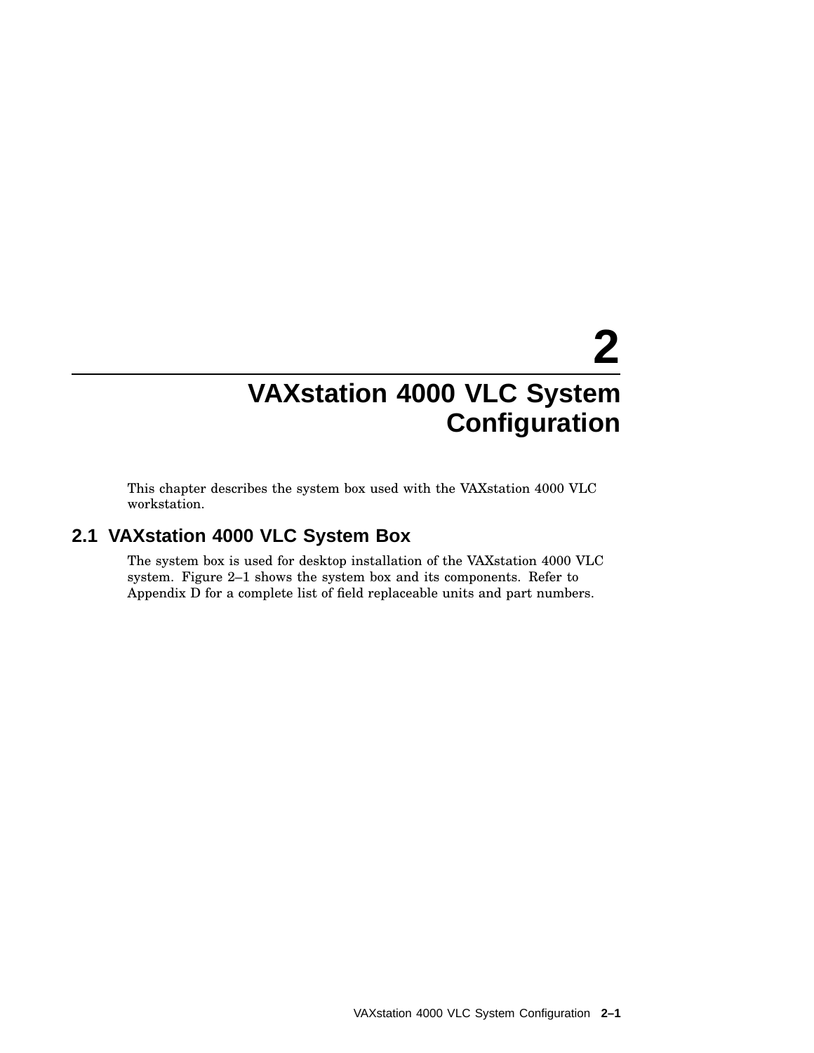# 2 VAXstation 4000 VLC System Configuration

This chapter describes the system box used with the VAXstation 4000 VLC workstation.

## 2.1 VAXstation 4000 VLC System Box

The system box is used for desktop installation of the VAXstation 4000 VLC system. Figure 2–1 shows the system box and its components. Refer to Appendix D for a complete list of field replaceable units and part numbers.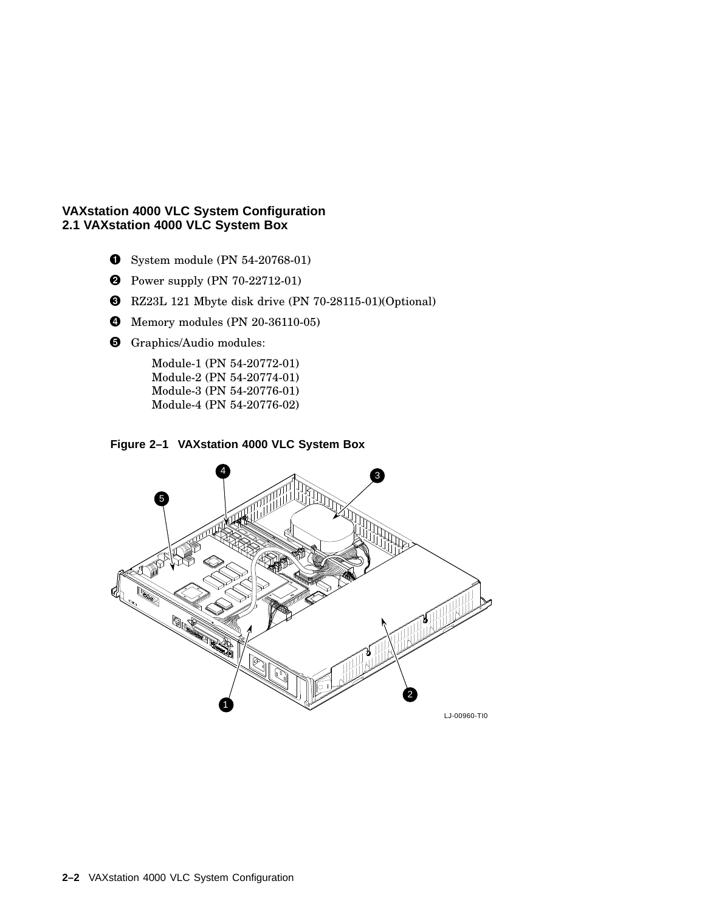# VAXstation 4000 VLC System Configuration

## 2.1 VAXstation 4000 VLC System Box

1. System module (PN 54-20768-01)
2. Power supply (PN 70-22712-01)
3. RZ23L 121 Mbyte disk drive (PN 70-28115-01)(Optional)
4. Memory modules (PN 20-36110-05)
5. Graphics/Audio modules:

   Module-1 (PN 54-20772-01)
   Module-2 (PN 54-20774-01)
   Module-3 (PN 54-20776-01)
   Module-4 (PN 54-20776-02)

**Figure 2–1 VAXstation 4000 VLC System Box**

LJ-00960-TI0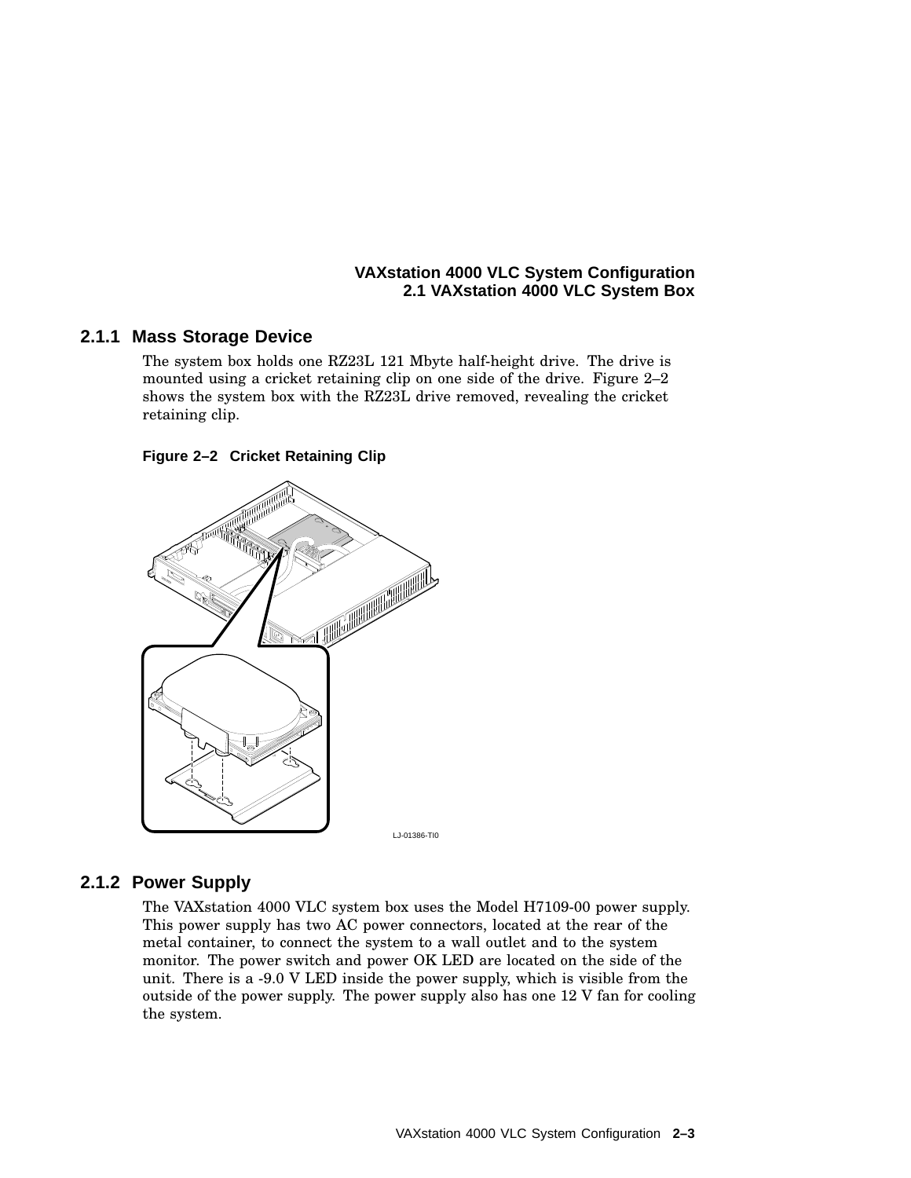### 2.1.1 Mass Storage Device

The system box holds one RZ23L 121 Mbyte half-height drive. The drive is mounted using a cricket retaining clip on one side of the drive. Figure 2–2 shows the system box with the RZ23L drive removed, revealing the cricket retaining clip.

**Figure 2–2 Cricket Retaining Clip**

LJ-01386-TI0

### 2.1.2 Power Supply

The VAXstation 4000 VLC system box uses the Model H7109-00 power supply. This power supply has two AC power connectors, located at the rear of the metal container, to connect the system to a wall outlet and to the system monitor. The power switch and power OK LED are located on the side of the unit. There is a -9.0 V LED inside the power supply, which is visible from the outside of the power supply. The power supply also has one 12 V fan for cooling the system.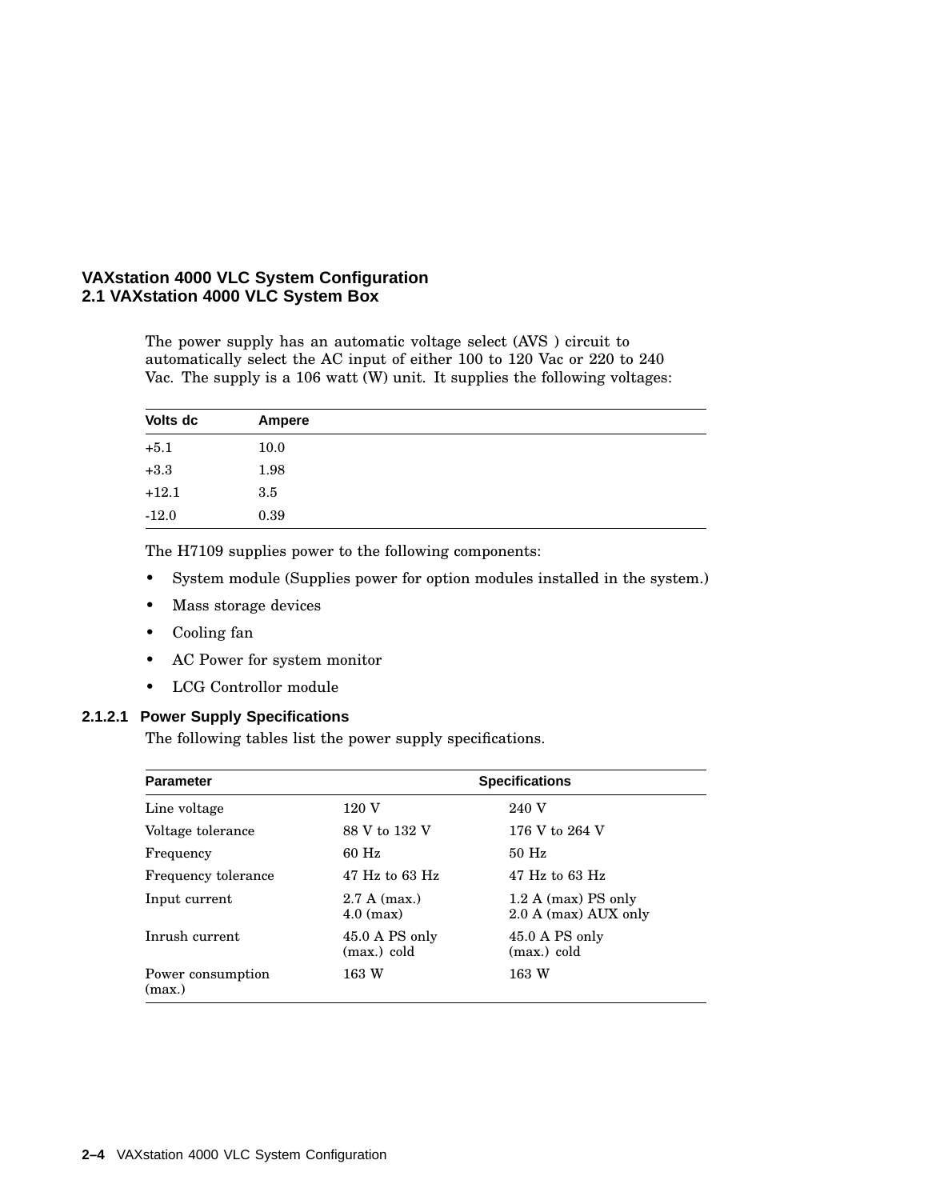The power supply has an automatic voltage select (AVS ) circuit to automatically select the AC input of either 100 to 120 Vac or 220 to 240 Vac. The supply is a 106 watt (W) unit. It supplies the following voltages:

| Volts dc | Ampere |
|---|---|
| +5.1 | 10.0 |
| +3.3 | 1.98 |
| +12.1 | 3.5 |
| -12.0 | 0.39 |

The H7109 supplies power to the following components:

- System module (Supplies power for option modules installed in the system.)
- Mass storage devices
- Cooling fan
- AC Power for system monitor
- LCG Controllor module

#### 2.1.2.1 Power Supply Specifications

The following tables list the power supply specifications.

| Parameter | Specifications | |
|---|---|---|
| Line voltage | 120 V | 240 V |
| Voltage tolerance | 88 V to 132 V | 176 V to 264 V |
| Frequency | 60 Hz | 50 Hz |
| Frequency tolerance | 47 Hz to 63 Hz | 47 Hz to 63 Hz |
| Input current | 2.7 A (max.)<br>4.0 (max) | 1.2 A (max) PS only<br>2.0 A (max) AUX only |
| Inrush current | 45.0 A PS only (max.) cold | 45.0 A PS only (max.) cold |
| Power consumption (max.) | 163 W | 163 W |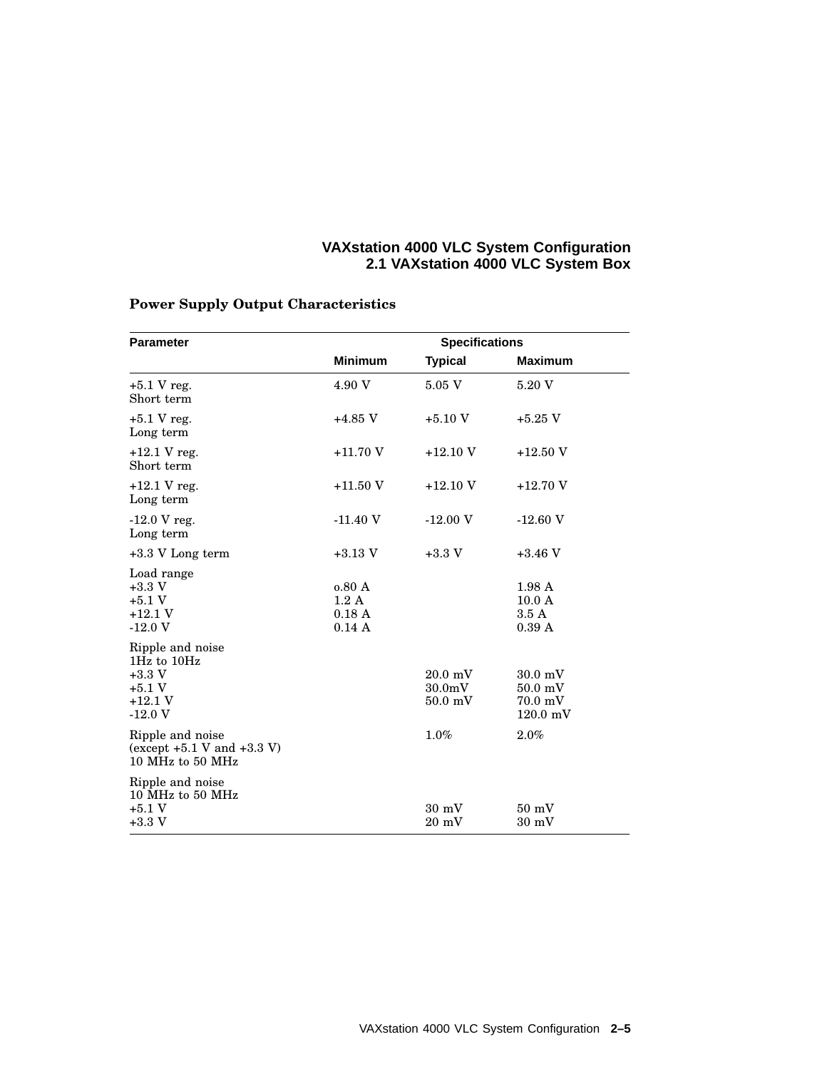**Power Supply Output Characteristics**

| Parameter | Specifications | | |
|---|---|---|---|
| | **Minimum** | **Typical** | **Maximum** |
| +5.1 V reg. Short term | 4.90 V | 5.05 V | 5.20 V |
| +5.1 V reg. Long term | +4.85 V | +5.10 V | +5.25 V |
| +12.1 V reg. Short term | +11.70 V | +12.10 V | +12.50 V |
| +12.1 V reg. Long term | +11.50 V | +12.10 V | +12.70 V |
| -12.0 V reg. Long term | -11.40 V | -12.00 V | -12.60 V |
| +3.3 V Long term | +3.13 V | +3.3 V | +3.46 V |
| Load range | | | |
| +3.3 V | o.80 A | | 1.98 A |
| +5.1 V | 1.2 A | | 10.0 A |
| +12.1 V | 0.18 A | | 3.5 A |
| -12.0 V | 0.14 A | | 0.39 A |
| Ripple and noise 1Hz to 10Hz | | | |
| +3.3 V | | 20.0 mV | 30.0 mV |
| +5.1 V | | 30.0mV | 50.0 mV |
| +12.1 V | | 50.0 mV | 70.0 mV |
| -12.0 V | | | 120.0 mV |
| Ripple and noise (except +5.1 V and +3.3 V) 10 MHz to 50 MHz | | 1.0% | 2.0% |
| Ripple and noise 10 MHz to 50 MHz | | | |
| +5.1 V | | 30 mV | 50 mV |
| +3.3 V | | 20 mV | 30 mV |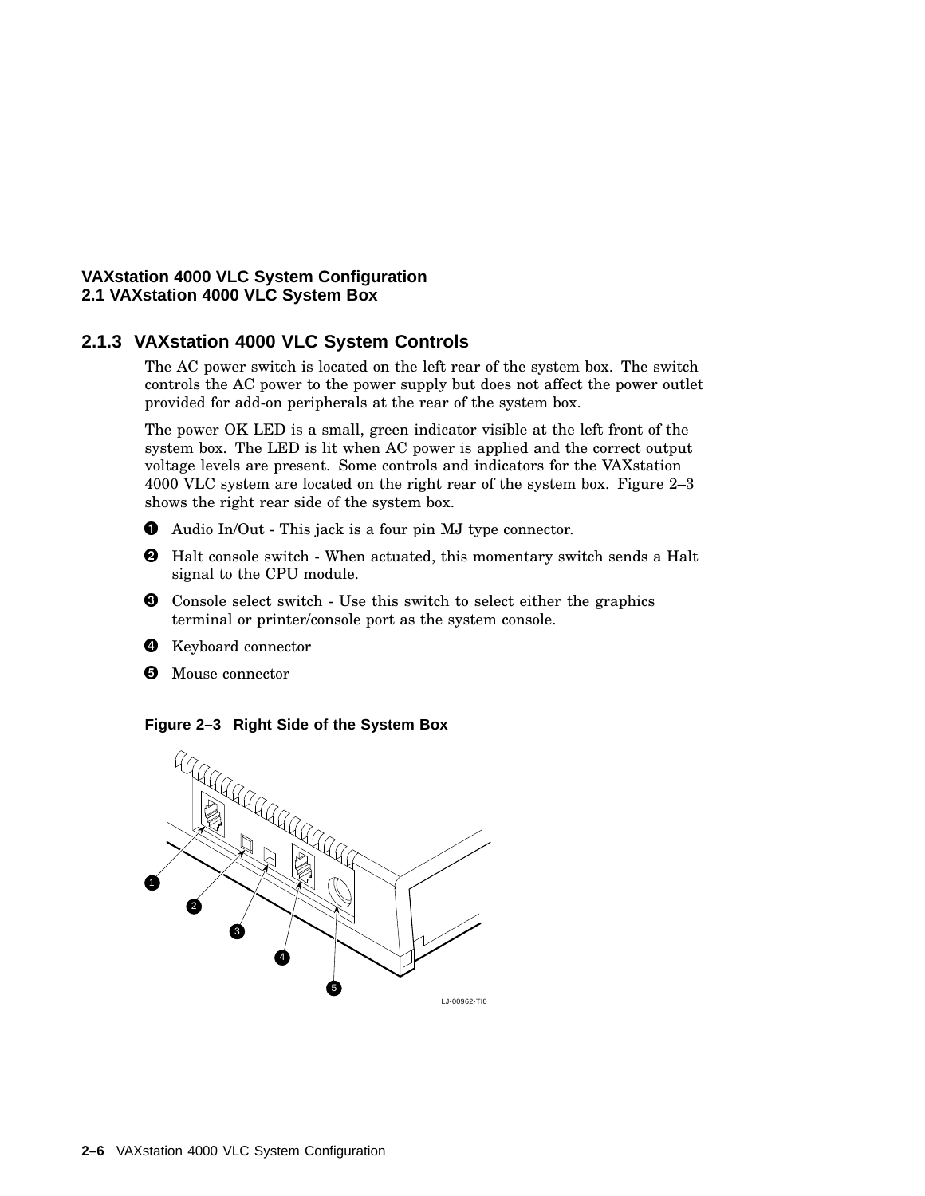### 2.1.3 VAXstation 4000 VLC System Controls

The AC power switch is located on the left rear of the system box. The switch controls the AC power to the power supply but does not affect the power outlet provided for add-on peripherals at the rear of the system box.

The power OK LED is a small, green indicator visible at the left front of the system box. The LED is lit when AC power is applied and the correct output voltage levels are present. Some controls and indicators for the VAXstation 4000 VLC system are located on the right rear of the system box. Figure 2–3 shows the right rear side of the system box.

1. Audio In/Out - This jack is a four pin MJ type connector.
2. Halt console switch - When actuated, this momentary switch sends a Halt signal to the CPU module.
3. Console select switch - Use this switch to select either the graphics terminal or printer/console port as the system console.
4. Keyboard connector
5. Mouse connector

**Figure 2–3 Right Side of the System Box**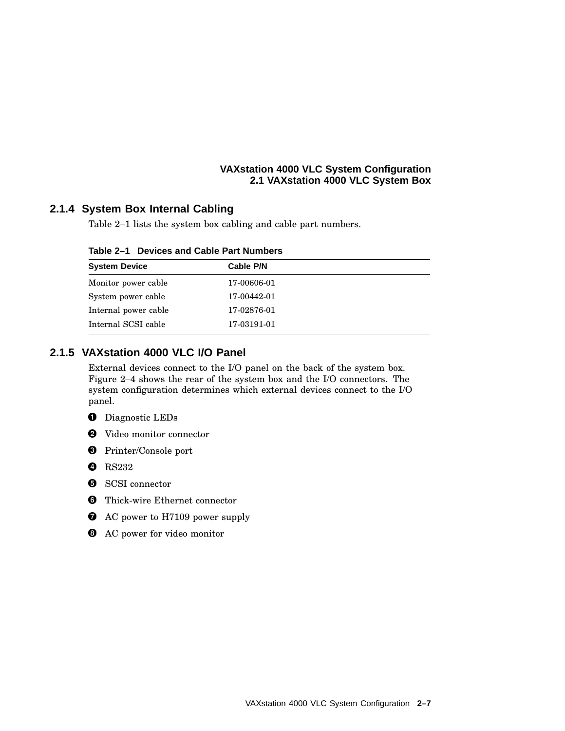### 2.1.4 System Box Internal Cabling

Table 2–1 lists the system box cabling and cable part numbers.

**Table 2–1 Devices and Cable Part Numbers**

| System Device | Cable P/N |
|---|---|
| Monitor power cable | 17-00606-01 |
| System power cable | 17-00442-01 |
| Internal power cable | 17-02876-01 |
| Internal SCSI cable | 17-03191-01 |

### 2.1.5 VAXstation 4000 VLC I/O Panel

External devices connect to the I/O panel on the back of the system box. Figure 2–4 shows the rear of the system box and the I/O connectors. The system configuration determines which external devices connect to the I/O panel.

1. Diagnostic LEDs
2. Video monitor connector
3. Printer/Console port
4. RS232
5. SCSI connector
6. Thick-wire Ethernet connector
7. AC power to H7109 power supply
8. AC power for video monitor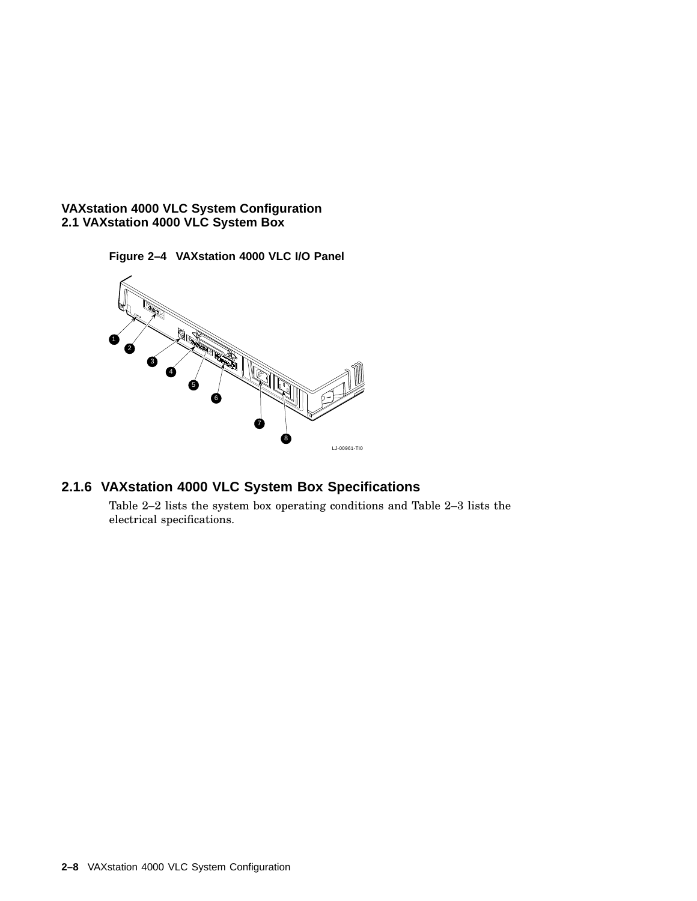**Figure 2–4 VAXstation 4000 VLC I/O Panel**

## 2.1.6 VAXstation 4000 VLC System Box Specifications

Table 2–2 lists the system box operating conditions and Table 2–3 lists the electrical specifications.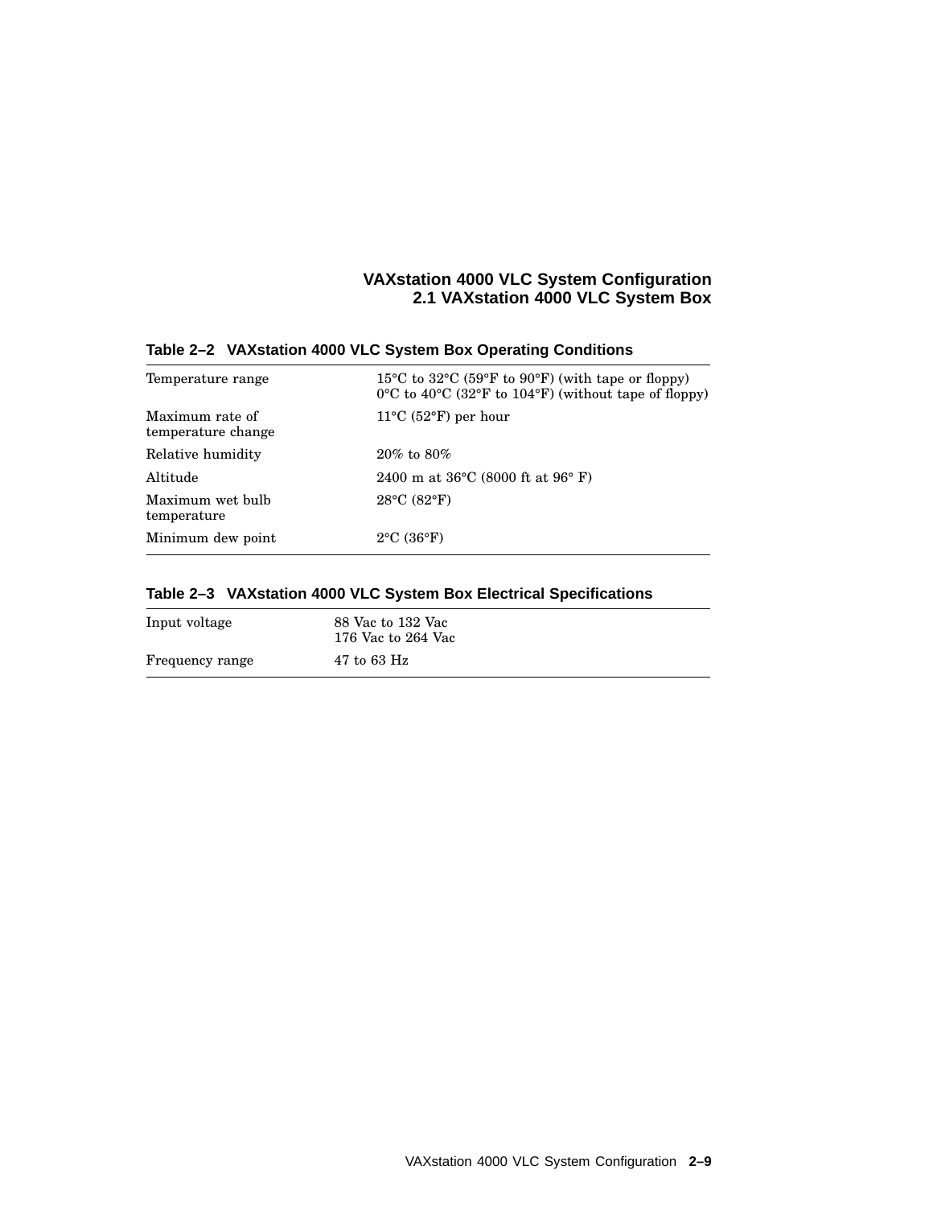**Table 2–2 VAXstation 4000 VLC System Box Operating Conditions**

| | |
|---|---|
| Temperature range | 15°C to 32°C (59°F to 90°F) (with tape or floppy)<br>0°C to 40°C (32°F to 104°F) (without tape of floppy) |
| Maximum rate of temperature change | 11°C (52°F) per hour |
| Relative humidity | 20% to 80% |
| Altitude | 2400 m at 36°C (8000 ft at 96° F) |
| Maximum wet bulb temperature | 28°C (82°F) |
| Minimum dew point | 2°C (36°F) |

**Table 2–3 VAXstation 4000 VLC System Box Electrical Specifications**

| | |
|---|---|
| Input voltage | 88 Vac to 132 Vac<br>176 Vac to 264 Vac |
| Frequency range | 47 to 63 Hz |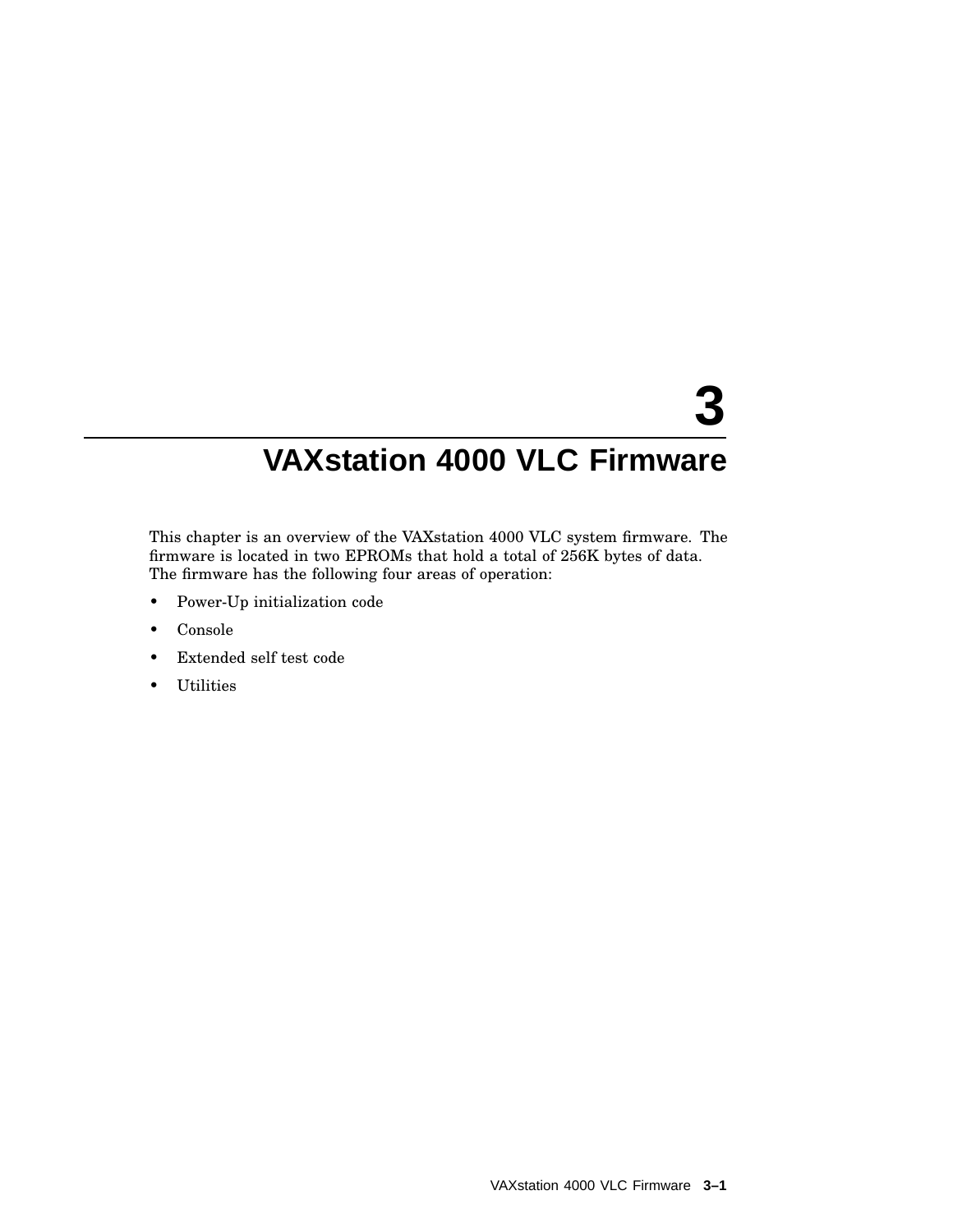# 3 VAXstation 4000 VLC Firmware

This chapter is an overview of the VAXstation 4000 VLC system firmware. The firmware is located in two EPROMs that hold a total of 256K bytes of data. The firmware has the following four areas of operation:

- Power-Up initialization code
- Console
- Extended self test code
- Utilities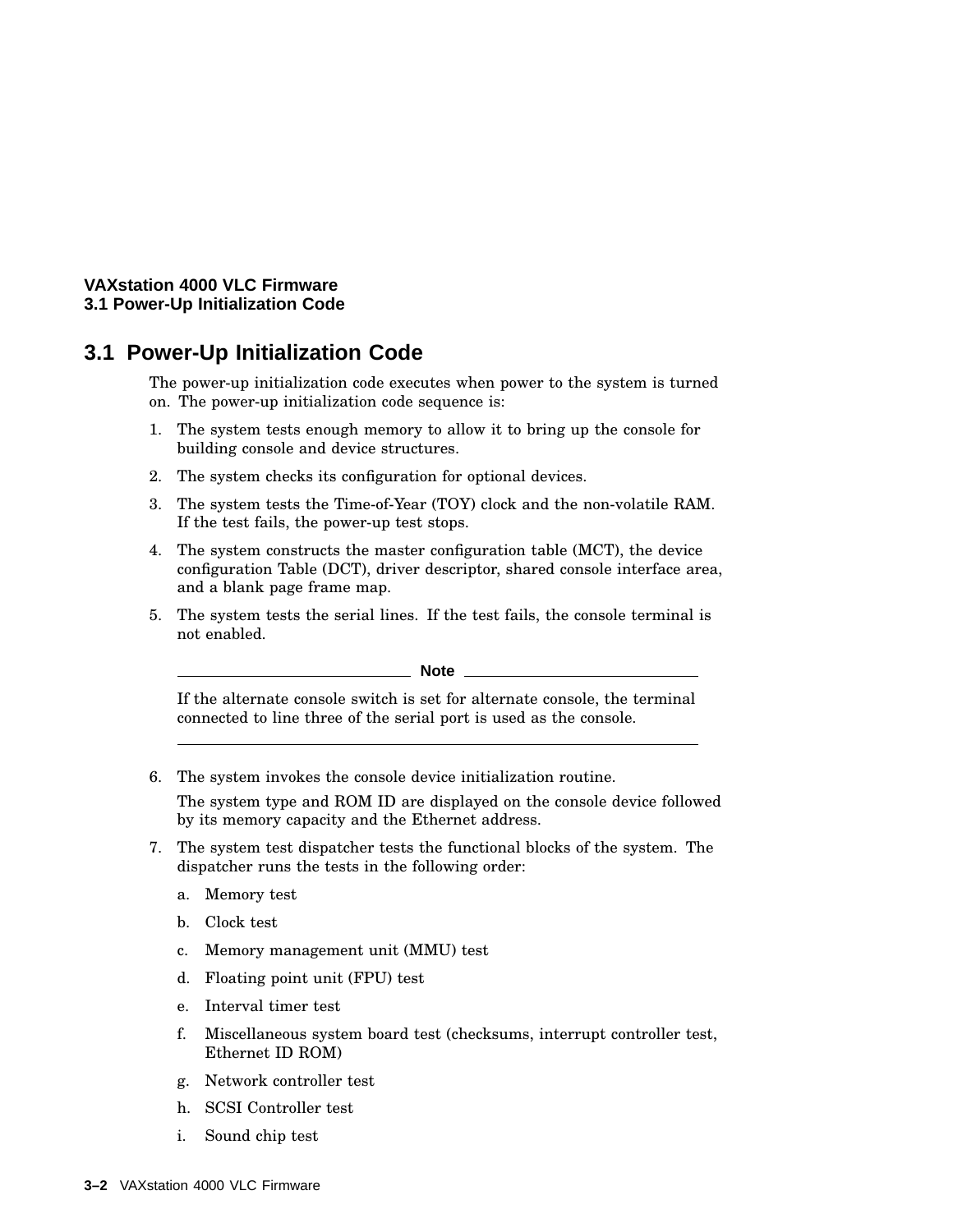## 3.1 Power-Up Initialization Code

The power-up initialization code executes when power to the system is turned on. The power-up initialization code sequence is:

1. The system tests enough memory to allow it to bring up the console for building console and device structures.
2. The system checks its configuration for optional devices.
3. The system tests the Time-of-Year (TOY) clock and the non-volatile RAM. If the test fails, the power-up test stops.
4. The system constructs the master configuration table (MCT), the device configuration Table (DCT), driver descriptor, shared console interface area, and a blank page frame map.
5. The system tests the serial lines. If the test fails, the console terminal is not enabled.

   **Note**

   If the alternate console switch is set for alternate console, the terminal connected to line three of the serial port is used as the console.

6. The system invokes the console device initialization routine.

   The system type and ROM ID are displayed on the console device followed by its memory capacity and the Ethernet address.

7. The system test dispatcher tests the functional blocks of the system. The dispatcher runs the tests in the following order:

   a. Memory test

   b. Clock test

   c. Memory management unit (MMU) test

   d. Floating point unit (FPU) test

   e. Interval timer test

   f. Miscellaneous system board test (checksums, interrupt controller test, Ethernet ID ROM)

   g. Network controller test

   h. SCSI Controller test

   i. Sound chip test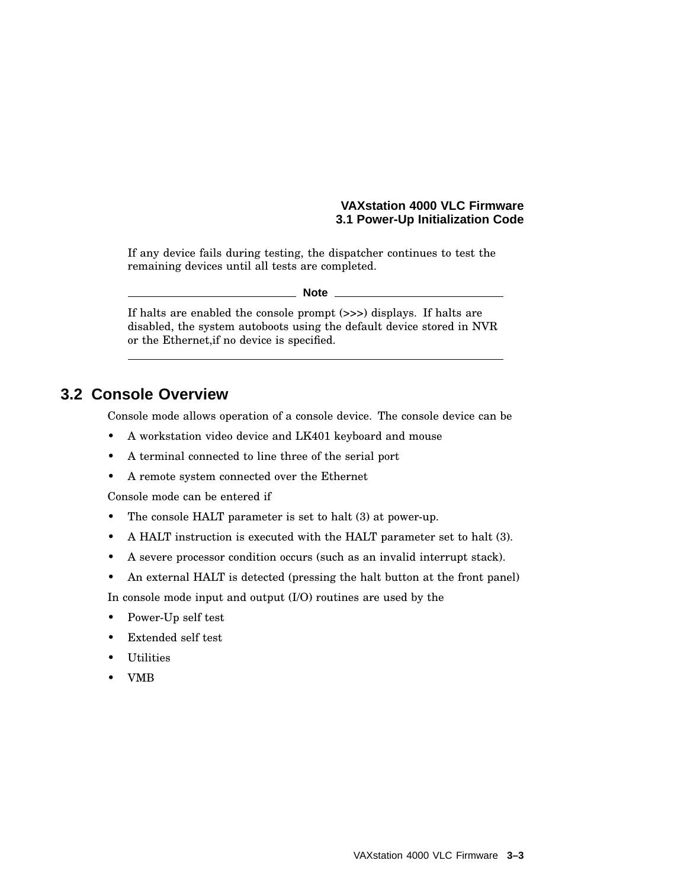If any device fails during testing, the dispatcher continues to test the remaining devices until all tests are completed.

**Note**

If halts are enabled the console prompt (>>>) displays. If halts are disabled, the system autoboots using the default device stored in NVR or the Ethernet,if no device is specified.

## 3.2 Console Overview

Console mode allows operation of a console device. The console device can be

- A workstation video device and LK401 keyboard and mouse
- A terminal connected to line three of the serial port
- A remote system connected over the Ethernet

Console mode can be entered if

- The console HALT parameter is set to halt (3) at power-up.
- A HALT instruction is executed with the HALT parameter set to halt (3).
- A severe processor condition occurs (such as an invalid interrupt stack).
- An external HALT is detected (pressing the halt button at the front panel)

In console mode input and output (I/O) routines are used by the

- Power-Up self test
- Extended self test
- Utilities
- VMB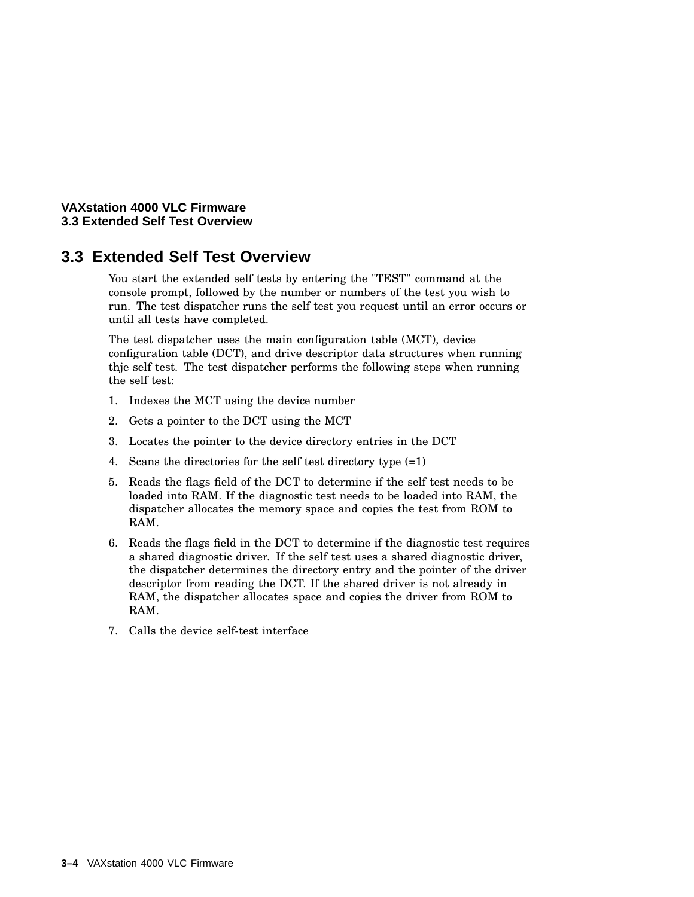## 3.3 Extended Self Test Overview

You start the extended self tests by entering the "TEST" command at the console prompt, followed by the number or numbers of the test you wish to run. The test dispatcher runs the self test you request until an error occurs or until all tests have completed.

The test dispatcher uses the main configuration table (MCT), device configuration table (DCT), and drive descriptor data structures when running thje self test. The test dispatcher performs the following steps when running the self test:

1. Indexes the MCT using the device number
2. Gets a pointer to the DCT using the MCT
3. Locates the pointer to the device directory entries in the DCT
4. Scans the directories for the self test directory type (=1)
5. Reads the flags field of the DCT to determine if the self test needs to be loaded into RAM. If the diagnostic test needs to be loaded into RAM, the dispatcher allocates the memory space and copies the test from ROM to RAM.
6. Reads the flags field in the DCT to determine if the diagnostic test requires a shared diagnostic driver. If the self test uses a shared diagnostic driver, the dispatcher determines the directory entry and the pointer of the driver descriptor from reading the DCT. If the shared driver is not already in RAM, the dispatcher allocates space and copies the driver from ROM to RAM.
7. Calls the device self-test interface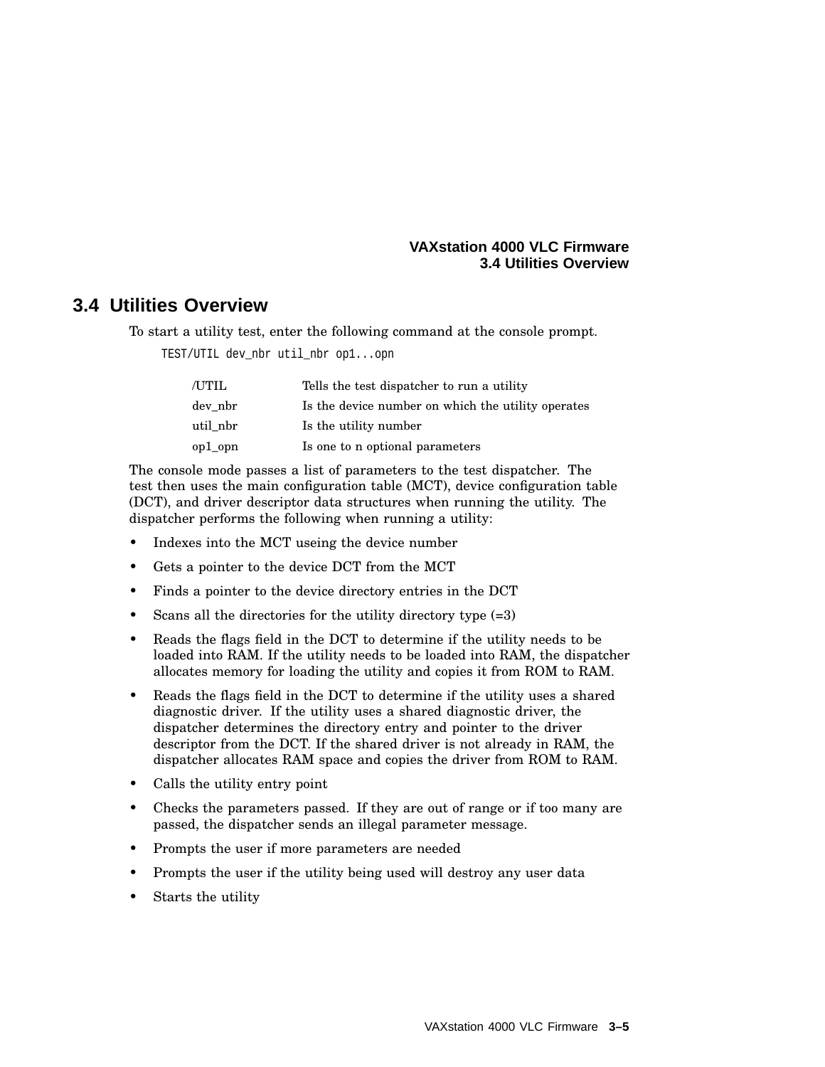## 3.4 Utilities Overview

To start a utility test, enter the following command at the console prompt.

```
TEST/UTIL dev_nbr util_nbr op1...opn
```

| | |
|---|---|
| /UTIL | Tells the test dispatcher to run a utility |
| dev_nbr | Is the device number on which the utility operates |
| util_nbr | Is the utility number |
| op1_opn | Is one to n optional parameters |

The console mode passes a list of parameters to the test dispatcher. The test then uses the main configuration table (MCT), device configuration table (DCT), and driver descriptor data structures when running the utility. The dispatcher performs the following when running a utility:

- Indexes into the MCT useing the device number
- Gets a pointer to the device DCT from the MCT
- Finds a pointer to the device directory entries in the DCT
- Scans all the directories for the utility directory type (=3)
- Reads the flags field in the DCT to determine if the utility needs to be loaded into RAM. If the utility needs to be loaded into RAM, the dispatcher allocates memory for loading the utility and copies it from ROM to RAM.
- Reads the flags field in the DCT to determine if the utility uses a shared diagnostic driver. If the utility uses a shared diagnostic driver, the dispatcher determines the directory entry and pointer to the driver descriptor from the DCT. If the shared driver is not already in RAM, the dispatcher allocates RAM space and copies the driver from ROM to RAM.
- Calls the utility entry point
- Checks the parameters passed. If they are out of range or if too many are passed, the dispatcher sends an illegal parameter message.
- Prompts the user if more parameters are needed
- Prompts the user if the utility being used will destroy any user data
- Starts the utility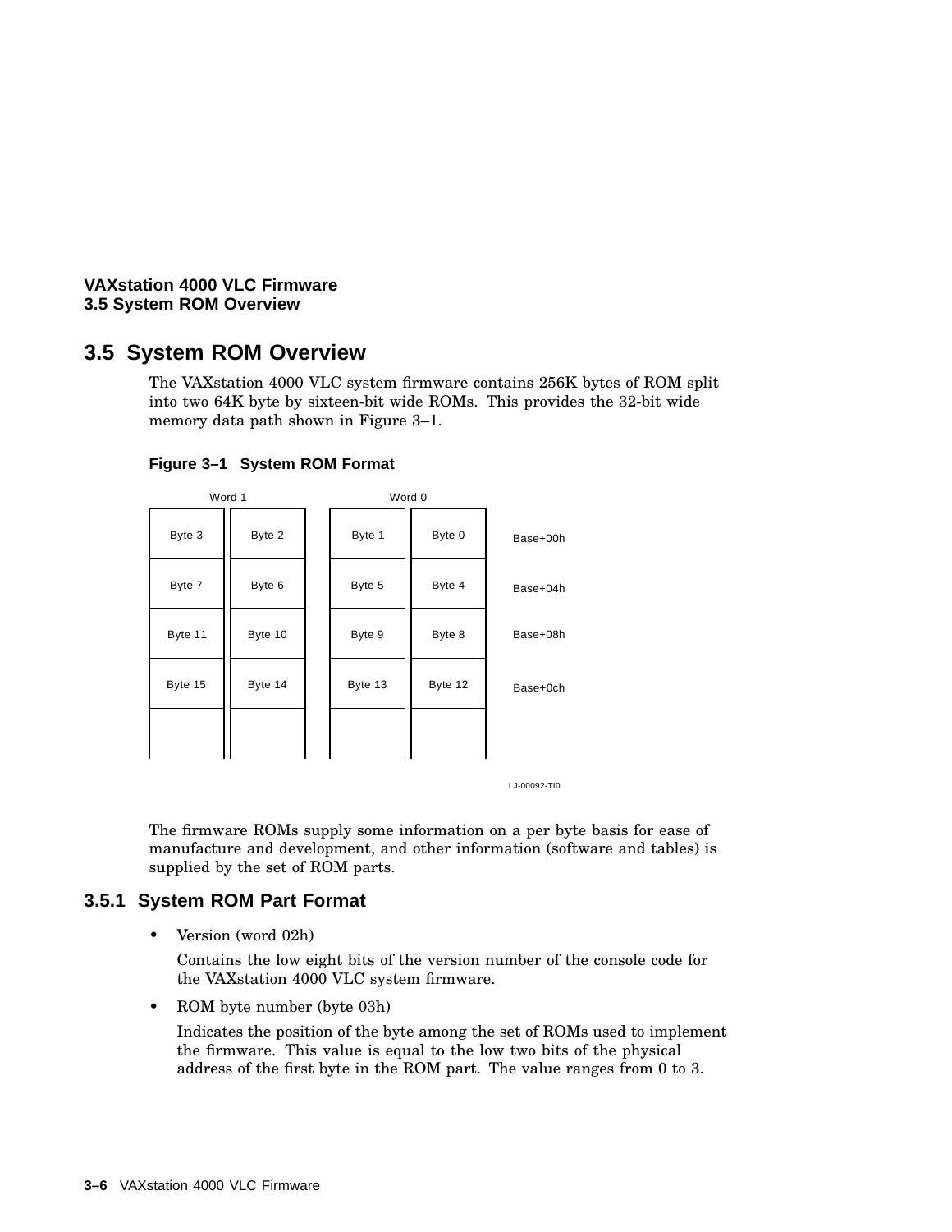## 3.5 System ROM Overview

The VAXstation 4000 VLC system firmware contains 256K bytes of ROM split into two 64K byte by sixteen-bit wide ROMs. This provides the 32-bit wide memory data path shown in Figure 3–1.

**Figure 3–1 System ROM Format**

| Word 1 | | Word 0 | | |
|---|---|---|---|---|
| Byte 3 | Byte 2 | Byte 1 | Byte 0 | Base+00h |
| Byte 7 | Byte 6 | Byte 5 | Byte 4 | Base+04h |
| Byte 11 | Byte 10 | Byte 9 | Byte 8 | Base+08h |
| Byte 15 | Byte 14 | Byte 13 | Byte 12 | Base+0ch |
| | | | | |

LJ-00092-TI0

The firmware ROMs supply some information on a per byte basis for ease of manufacture and development, and other information (software and tables) is supplied by the set of ROM parts.

### 3.5.1 System ROM Part Format

- Version (word 02h)

  Contains the low eight bits of the version number of the console code for the VAXstation 4000 VLC system firmware.

- ROM byte number (byte 03h)

  Indicates the position of the byte among the set of ROMs used to implement the firmware. This value is equal to the low two bits of the physical address of the first byte in the ROM part. The value ranges from 0 to 3.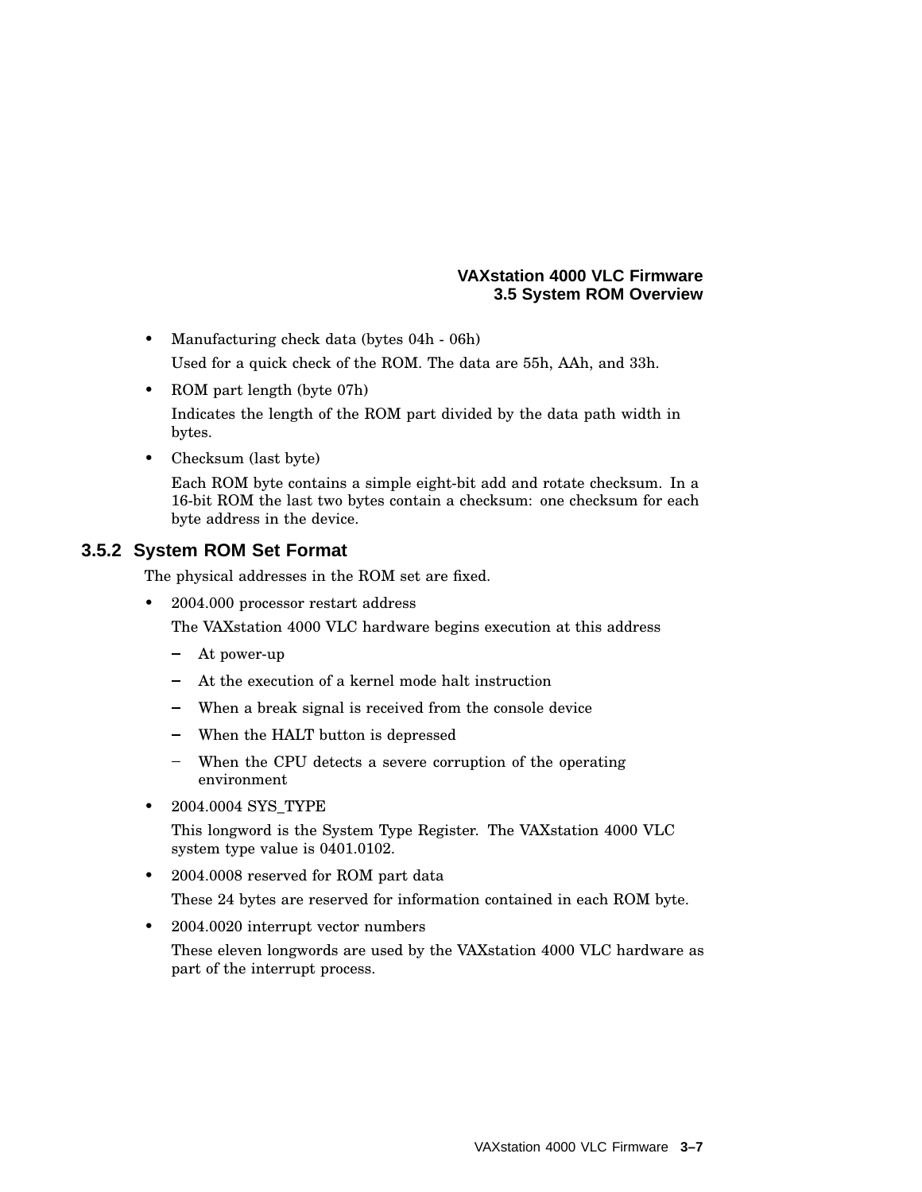- Manufacturing check data (bytes 04h - 06h)

  Used for a quick check of the ROM. The data are 55h, AAh, and 33h.

- ROM part length (byte 07h)

  Indicates the length of the ROM part divided by the data path width in bytes.

- Checksum (last byte)

  Each ROM byte contains a simple eight-bit add and rotate checksum. In a 16-bit ROM the last two bytes contain a checksum: one checksum for each byte address in the device.

### 3.5.2 System ROM Set Format

The physical addresses in the ROM set are fixed.

- 2004.000 processor restart address

  The VAXstation 4000 VLC hardware begins execution at this address

  - At power-up
  - At the execution of a kernel mode halt instruction
  - When a break signal is received from the console device
  - When the HALT button is depressed
  - When the CPU detects a severe corruption of the operating environment

- 2004.0004 SYS_TYPE

  This longword is the System Type Register. The VAXstation 4000 VLC system type value is 0401.0102.

- 2004.0008 reserved for ROM part data

  These 24 bytes are reserved for information contained in each ROM byte.

- 2004.0020 interrupt vector numbers

  These eleven longwords are used by the VAXstation 4000 VLC hardware as part of the interrupt process.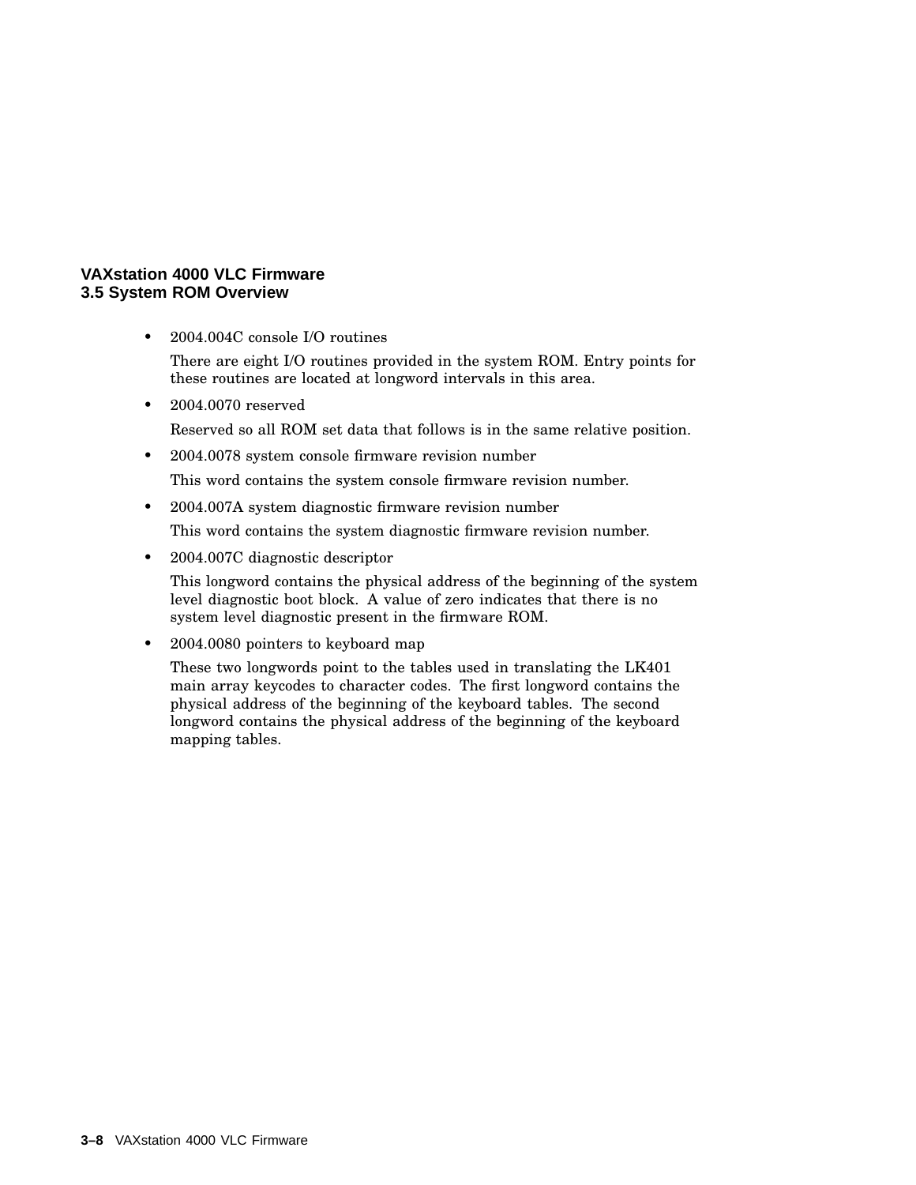- 2004.004C console I/O routines

  There are eight I/O routines provided in the system ROM. Entry points for these routines are located at longword intervals in this area.

- 2004.0070 reserved

  Reserved so all ROM set data that follows is in the same relative position.

- 2004.0078 system console firmware revision number

  This word contains the system console firmware revision number.

- 2004.007A system diagnostic firmware revision number

  This word contains the system diagnostic firmware revision number.

- 2004.007C diagnostic descriptor

  This longword contains the physical address of the beginning of the system level diagnostic boot block. A value of zero indicates that there is no system level diagnostic present in the firmware ROM.

- 2004.0080 pointers to keyboard map

  These two longwords point to the tables used in translating the LK401 main array keycodes to character codes. The first longword contains the physical address of the beginning of the keyboard tables. The second longword contains the physical address of the beginning of the keyboard mapping tables.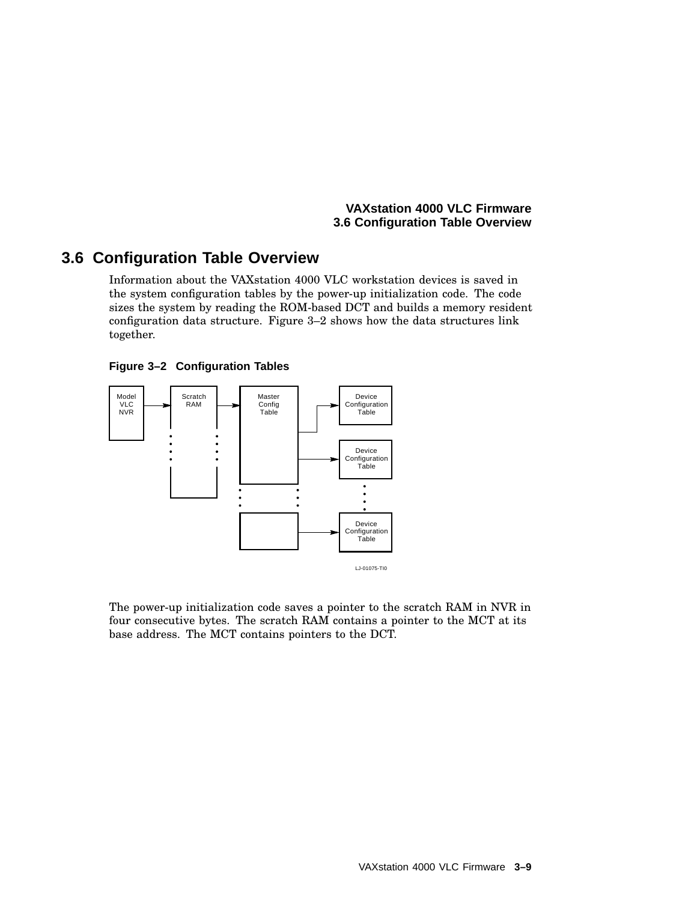## 3.6 Configuration Table Overview

Information about the VAXstation 4000 VLC workstation devices is saved in the system configuration tables by the power-up initialization code. The code sizes the system by reading the ROM-based DCT and builds a memory resident configuration data structure. Figure 3–2 shows how the data structures link together.

**Figure 3–2 Configuration Tables**

The power-up initialization code saves a pointer to the scratch RAM in NVR in four consecutive bytes. The scratch RAM contains a pointer to the MCT at its base address. The MCT contains pointers to the DCT.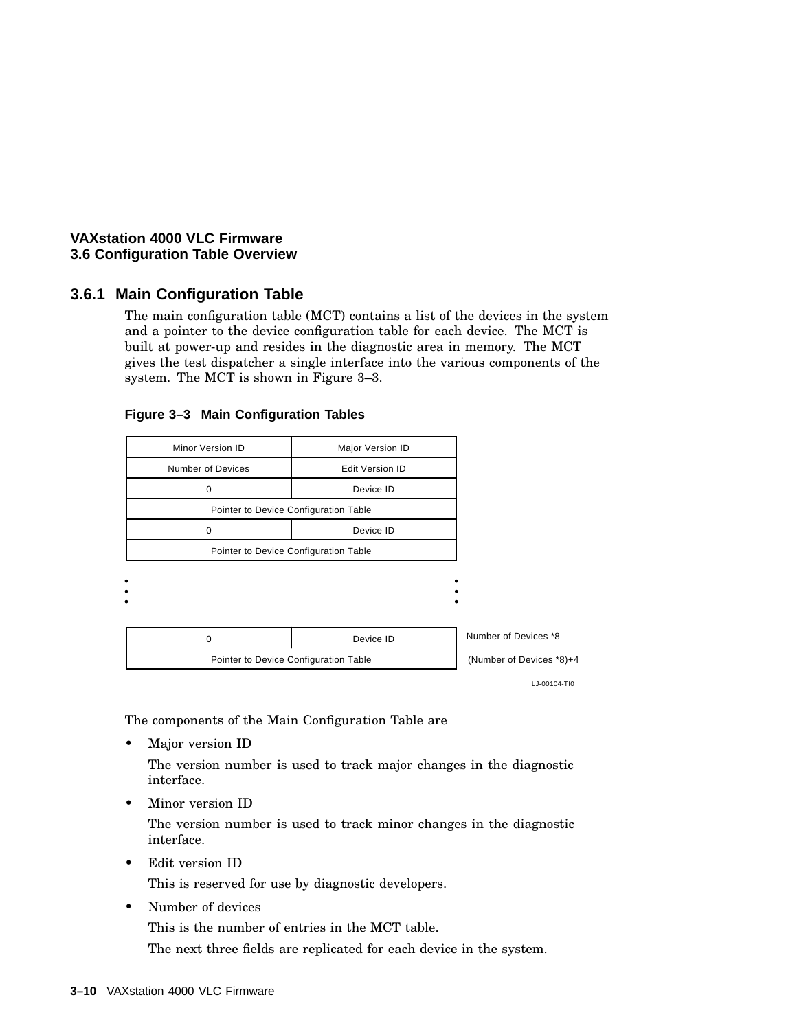### 3.6.1 Main Configuration Table

The main configuration table (MCT) contains a list of the devices in the system and a pointer to the device configuration table for each device. The MCT is built at power-up and resides in the diagnostic area in memory. The MCT gives the test dispatcher a single interface into the various components of the system. The MCT is shown in Figure 3–3.

**Figure 3–3 Main Configuration Tables**

| | | |
|---|---|---|
| Minor Version ID | Major Version ID | |
| Number of Devices | Edit Version ID | |
| 0 | Device ID | |
| Pointer to Device Configuration Table | | |
| 0 | Device ID | |
| Pointer to Device Configuration Table | | |
| ⋮ | ⋮ | |
| 0 | Device ID | Number of Devices *8 |
| Pointer to Device Configuration Table | | (Number of Devices *8)+4 |

LJ-00104-TI0

The components of the Main Configuration Table are

- Major version ID

  The version number is used to track major changes in the diagnostic interface.

- Minor version ID

  The version number is used to track minor changes in the diagnostic interface.

- Edit version ID

  This is reserved for use by diagnostic developers.

- Number of devices

  This is the number of entries in the MCT table.

  The next three fields are replicated for each device in the system.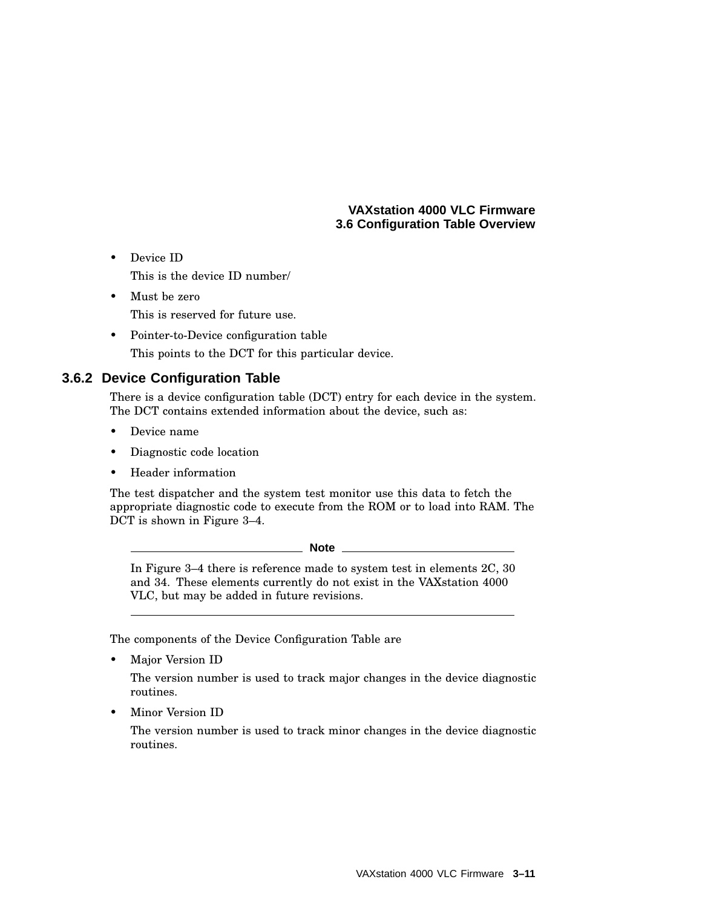- Device ID

  This is the device ID number/

- Must be zero

  This is reserved for future use.

- Pointer-to-Device configuration table

  This points to the DCT for this particular device.

### 3.6.2 Device Configuration Table

There is a device configuration table (DCT) entry for each device in the system. The DCT contains extended information about the device, such as:

- Device name
- Diagnostic code location
- Header information

The test dispatcher and the system test monitor use this data to fetch the appropriate diagnostic code to execute from the ROM or to load into RAM. The DCT is shown in Figure 3–4.

---

**Note**

In Figure 3–4 there is reference made to system test in elements 2C, 30 and 34. These elements currently do not exist in the VAXstation 4000 VLC, but may be added in future revisions.

---

The components of the Device Configuration Table are

- Major Version ID

  The version number is used to track major changes in the device diagnostic routines.

- Minor Version ID

  The version number is used to track minor changes in the device diagnostic routines.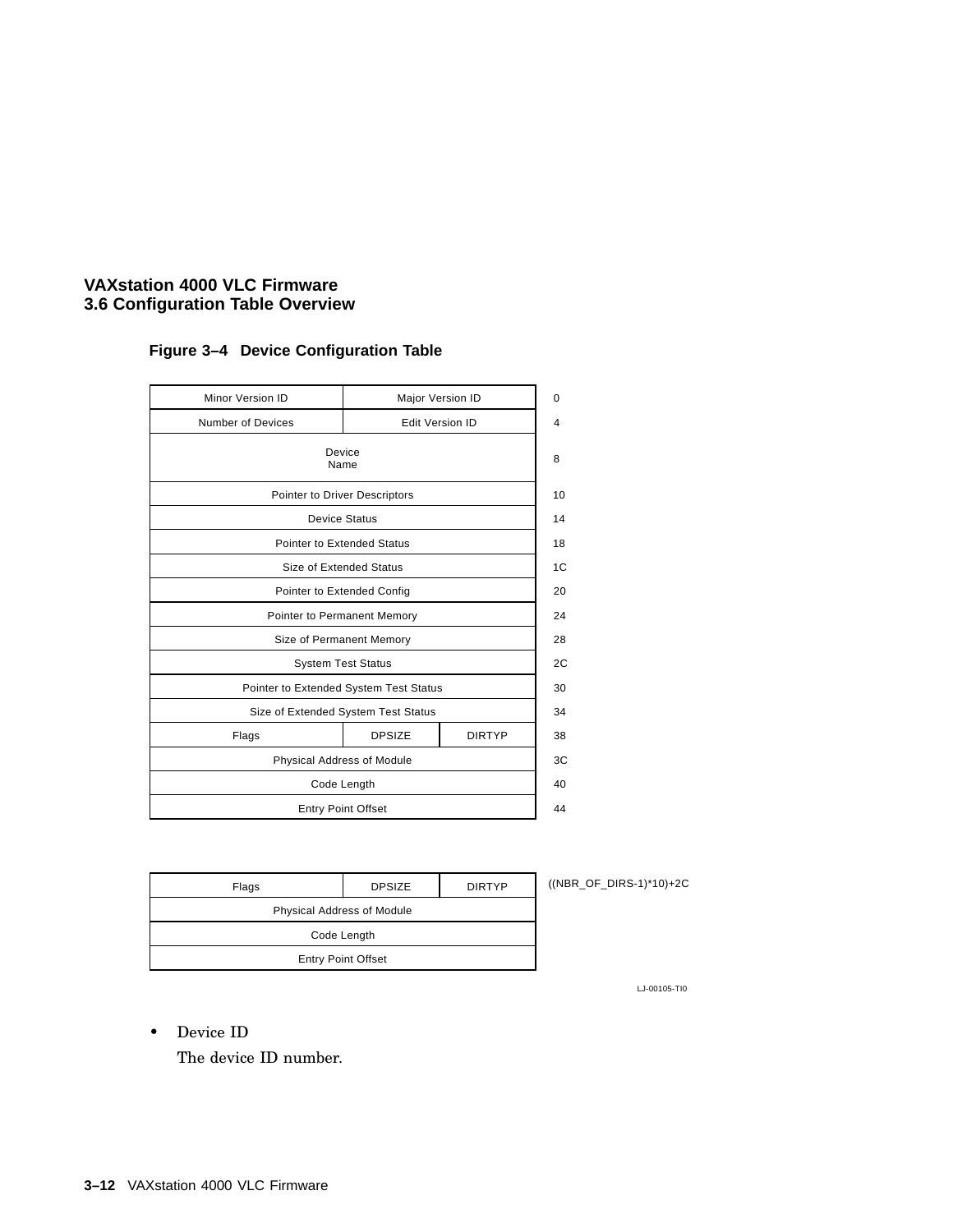## Figure 3–4 Device Configuration Table

| | | | Offset |
|---|---|---|---|
| Minor Version ID | Major Version ID | | 0 |
| Number of Devices | Edit Version ID | | 4 |
| Device Name | | | 8 |
| Pointer to Driver Descriptors | | | 10 |
| Device Status | | | 14 |
| Pointer to Extended Status | | | 18 |
| Size of Extended Status | | | 1C |
| Pointer to Extended Config | | | 20 |
| Pointer to Permanent Memory | | | 24 |
| Size of Permanent Memory | | | 28 |
| System Test Status | | | 2C |
| Pointer to Extended System Test Status | | | 30 |
| Size of Extended System Test Status | | | 34 |
| Flags | DPSIZE | DIRTYP | 38 |
| Physical Address of Module | | | 3C |
| Code Length | | | 40 |
| Entry Point Offset | | | 44 |

| | | | Offset |
|---|---|---|---|
| Flags | DPSIZE | DIRTYP | ((NBR_OF_DIRS-1)*10)+2C |
| Physical Address of Module | | | |
| Code Length | | | |
| Entry Point Offset | | | |

LJ-00105-TI0

- Device ID

  The device ID number.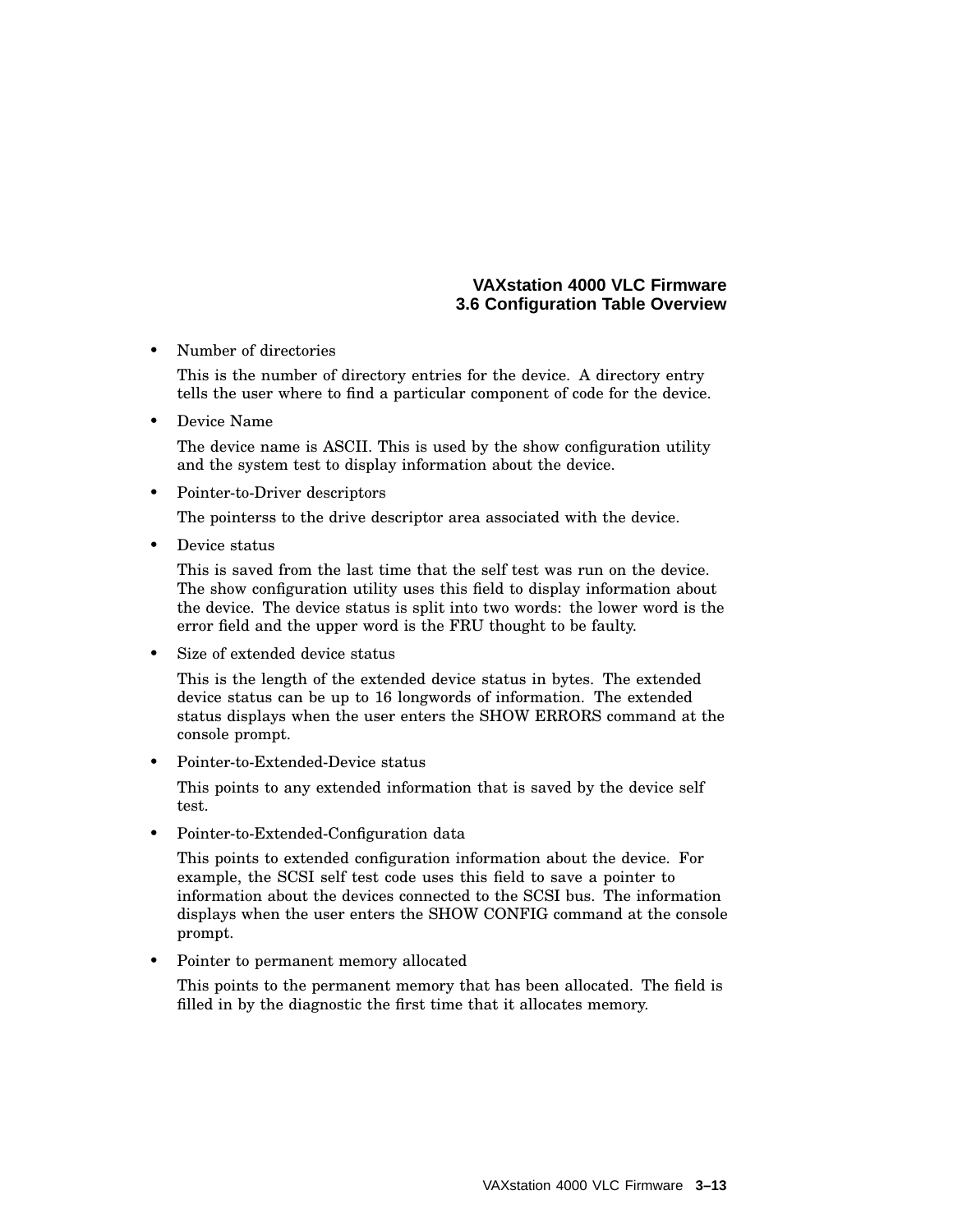- Number of directories

  This is the number of directory entries for the device. A directory entry tells the user where to find a particular component of code for the device.

- Device Name

  The device name is ASCII. This is used by the show configuration utility and the system test to display information about the device.

- Pointer-to-Driver descriptors

  The pointerss to the drive descriptor area associated with the device.

- Device status

  This is saved from the last time that the self test was run on the device. The show configuration utility uses this field to display information about the device. The device status is split into two words: the lower word is the error field and the upper word is the FRU thought to be faulty.

- Size of extended device status

  This is the length of the extended device status in bytes. The extended device status can be up to 16 longwords of information. The extended status displays when the user enters the SHOW ERRORS command at the console prompt.

- Pointer-to-Extended-Device status

  This points to any extended information that is saved by the device self test.

- Pointer-to-Extended-Configuration data

  This points to extended configuration information about the device. For example, the SCSI self test code uses this field to save a pointer to information about the devices connected to the SCSI bus. The information displays when the user enters the SHOW CONFIG command at the console prompt.

- Pointer to permanent memory allocated

  This points to the permanent memory that has been allocated. The field is filled in by the diagnostic the first time that it allocates memory.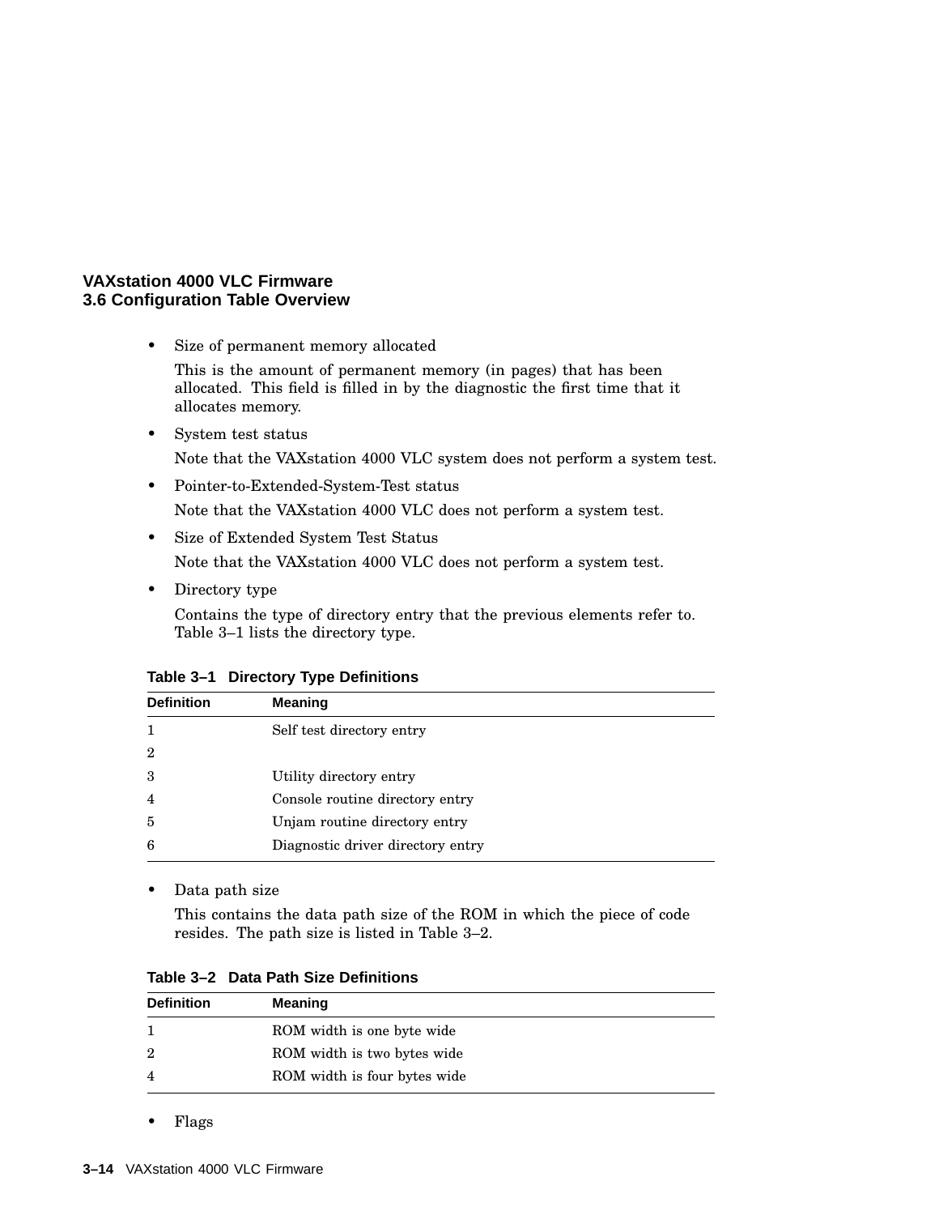- Size of permanent memory allocated

  This is the amount of permanent memory (in pages) that has been allocated. This field is filled in by the diagnostic the first time that it allocates memory.

- System test status

  Note that the VAXstation 4000 VLC system does not perform a system test.

- Pointer-to-Extended-System-Test status

  Note that the VAXstation 4000 VLC does not perform a system test.

- Size of Extended System Test Status

  Note that the VAXstation 4000 VLC does not perform a system test.

- Directory type

  Contains the type of directory entry that the previous elements refer to. Table 3–1 lists the directory type.

**Table 3–1 Directory Type Definitions**

| Definition | Meaning |
|---|---|
| 1 | Self test directory entry |
| 2 | |
| 3 | Utility directory entry |
| 4 | Console routine directory entry |
| 5 | Unjam routine directory entry |
| 6 | Diagnostic driver directory entry |

- Data path size

  This contains the data path size of the ROM in which the piece of code resides. The path size is listed in Table 3–2.

**Table 3–2 Data Path Size Definitions**

| Definition | Meaning |
|---|---|
| 1 | ROM width is one byte wide |
| 2 | ROM width is two bytes wide |
| 4 | ROM width is four bytes wide |

- Flags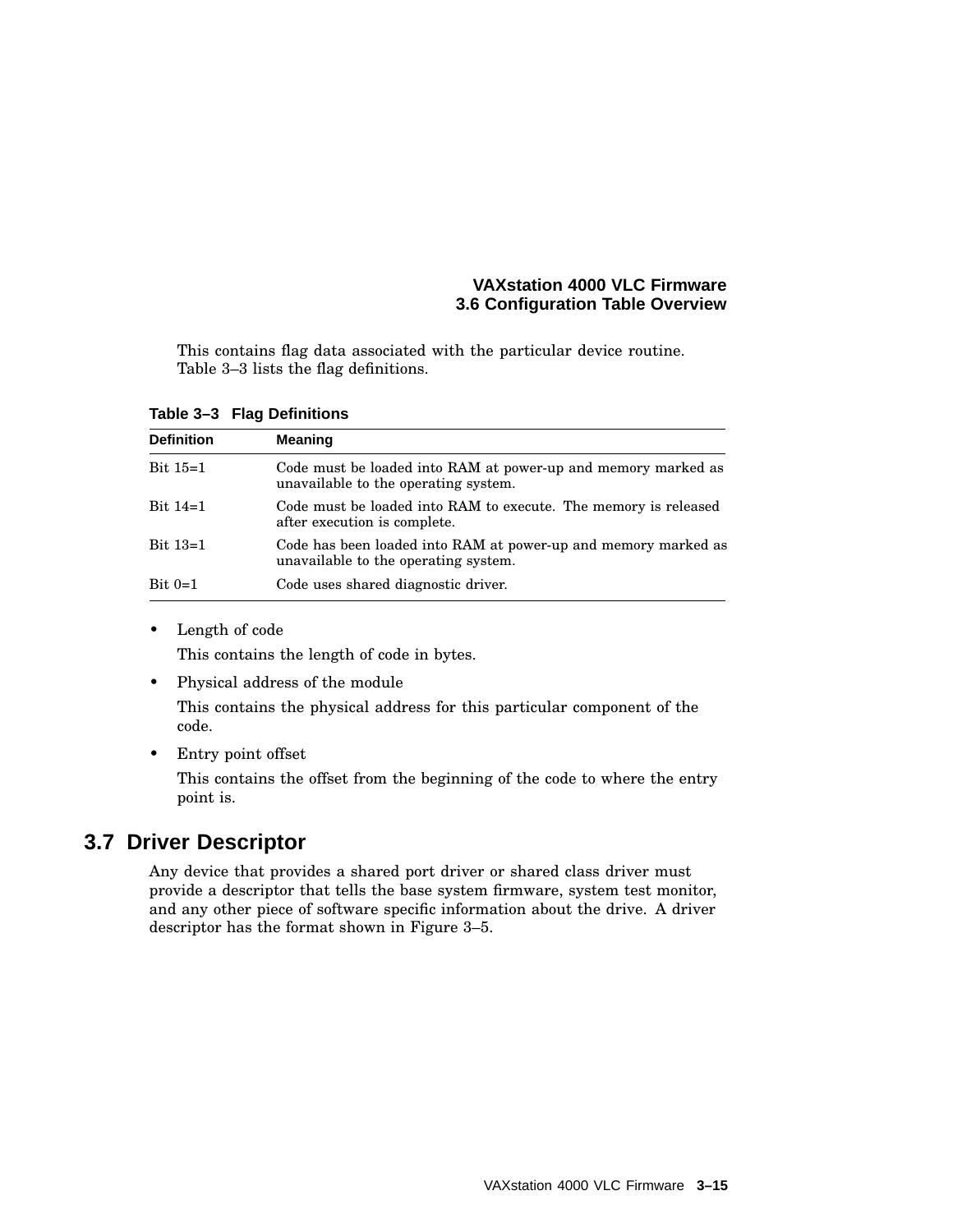This contains flag data associated with the particular device routine. Table 3–3 lists the flag definitions.

**Table 3–3 Flag Definitions**

| Definition | Meaning |
|---|---|
| Bit 15=1 | Code must be loaded into RAM at power-up and memory marked as unavailable to the operating system. |
| Bit 14=1 | Code must be loaded into RAM to execute. The memory is released after execution is complete. |
| Bit 13=1 | Code has been loaded into RAM at power-up and memory marked as unavailable to the operating system. |
| Bit 0=1 | Code uses shared diagnostic driver. |

- Length of code

  This contains the length of code in bytes.

- Physical address of the module

  This contains the physical address for this particular component of the code.

- Entry point offset

  This contains the offset from the beginning of the code to where the entry point is.

## 3.7 Driver Descriptor

Any device that provides a shared port driver or shared class driver must provide a descriptor that tells the base system firmware, system test monitor, and any other piece of software specific information about the drive. A driver descriptor has the format shown in Figure 3–5.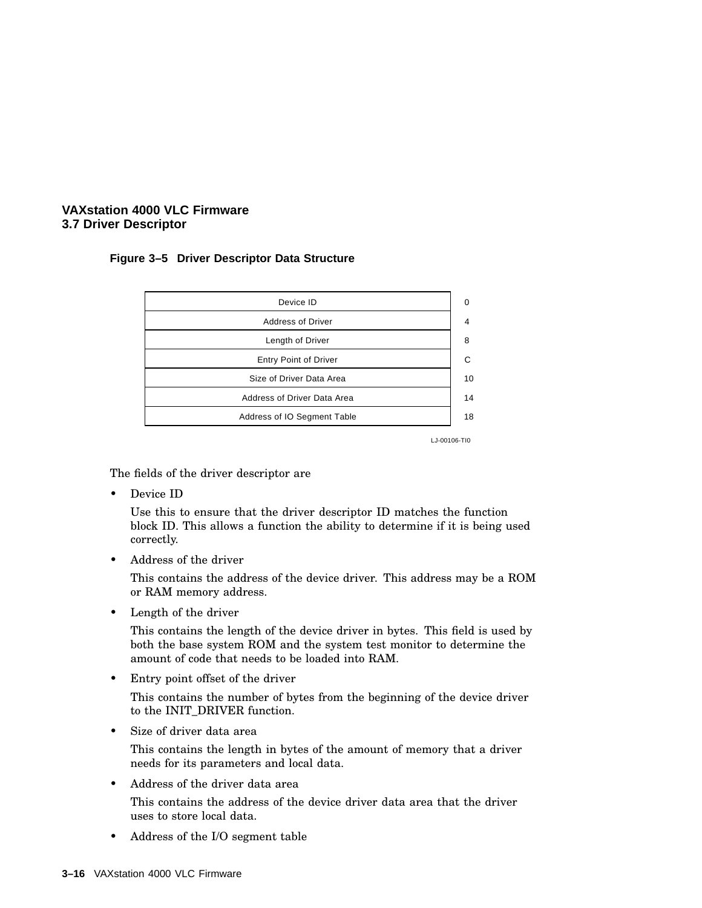**Figure 3–5 Driver Descriptor Data Structure**

| Field | Offset |
|---|---|
| Device ID | 0 |
| Address of Driver | 4 |
| Length of Driver | 8 |
| Entry Point of Driver | C |
| Size of Driver Data Area | 10 |
| Address of Driver Data Area | 14 |
| Address of IO Segment Table | 18 |

LJ-00106-TI0

The fields of the driver descriptor are

- Device ID

  Use this to ensure that the driver descriptor ID matches the function block ID. This allows a function the ability to determine if it is being used correctly.

- Address of the driver

  This contains the address of the device driver. This address may be a ROM or RAM memory address.

- Length of the driver

  This contains the length of the device driver in bytes. This field is used by both the base system ROM and the system test monitor to determine the amount of code that needs to be loaded into RAM.

- Entry point offset of the driver

  This contains the number of bytes from the beginning of the device driver to the INIT_DRIVER function.

- Size of driver data area

  This contains the length in bytes of the amount of memory that a driver needs for its parameters and local data.

- Address of the driver data area

  This contains the address of the device driver data area that the driver uses to store local data.

- Address of the I/O segment table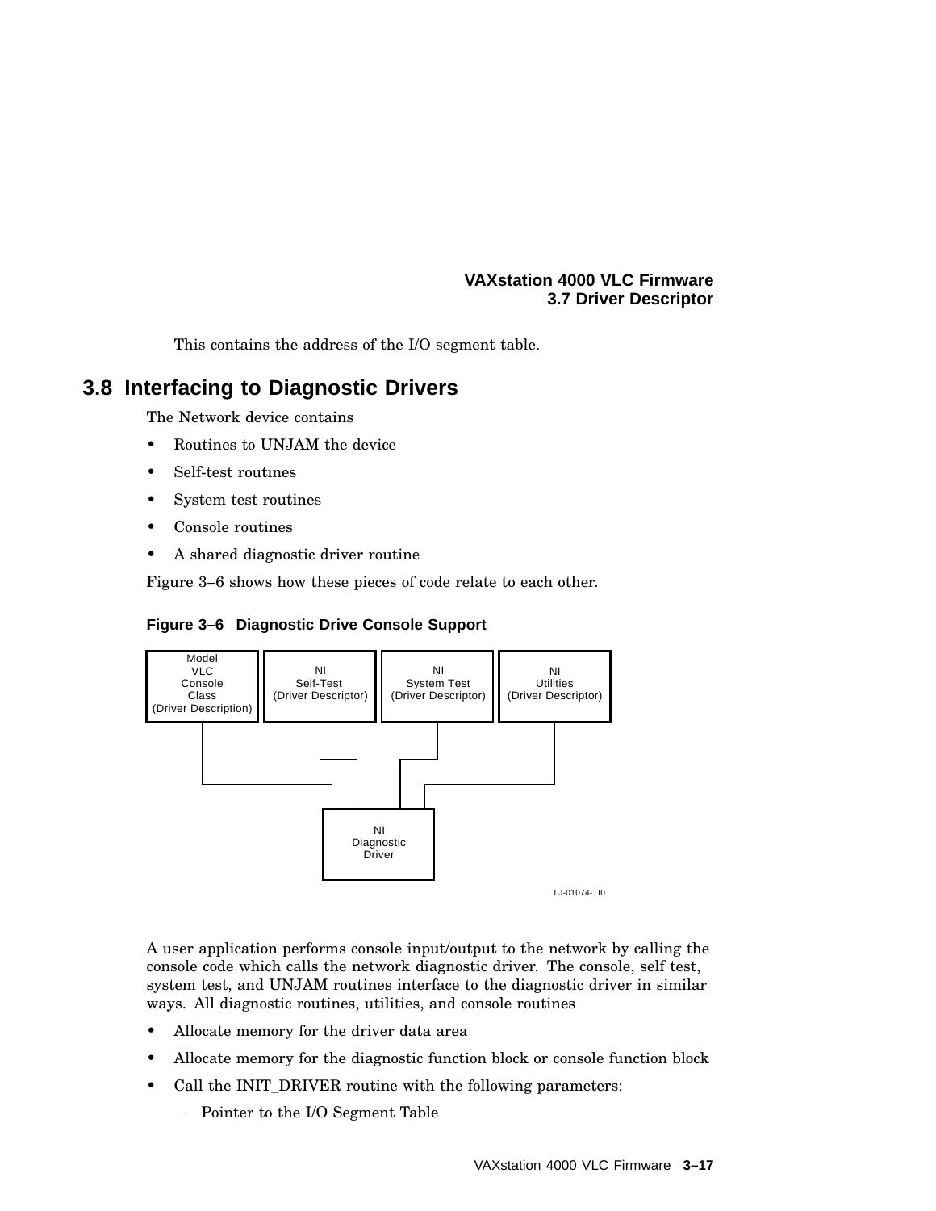This contains the address of the I/O segment table.

## 3.8 Interfacing to Diagnostic Drivers

The Network device contains

- Routines to UNJAM the device
- Self-test routines
- System test routines
- Console routines
- A shared diagnostic driver routine

Figure 3–6 shows how these pieces of code relate to each other.

**Figure 3–6 Diagnostic Drive Console Support**

```
+----------------------+  +--------------------+  +--------------------+  +--------------------+
|        Model         |  |         NI         |  |         NI         |  |         NI         |
|         VLC          |  |      Self-Test     |  |    System Test     |  |      Utilities     |
|       Console        |  | (Driver Descriptor)|  | (Driver Descriptor)|  | (Driver Descriptor)|
|        Class         |  |                    |  |                    |  |                    |
| (Driver Description) |  |                    |  |                    |  |                    |
+----------------------+  +--------------------+  +--------------------+  +--------------------+
           |                        |                       |                        |
           |                        +------+         +------+                        |
           |                               |         |                               |
           +-------------------+           |         |          +--------------------+
                               |           |         |          |
                            +--------------------------------------+
                            |                 NI                   |
                            |             Diagnostic               |
                            |               Driver                 |
                            +--------------------------------------+
```

LJ-01074-TI0

A user application performs console input/output to the network by calling the console code which calls the network diagnostic driver. The console, self test, system test, and UNJAM routines interface to the diagnostic driver in similar ways. All diagnostic routines, utilities, and console routines

- Allocate memory for the driver data area
- Allocate memory for the diagnostic function block or console function block
- Call the INIT_DRIVER routine with the following parameters:
  - Pointer to the I/O Segment Table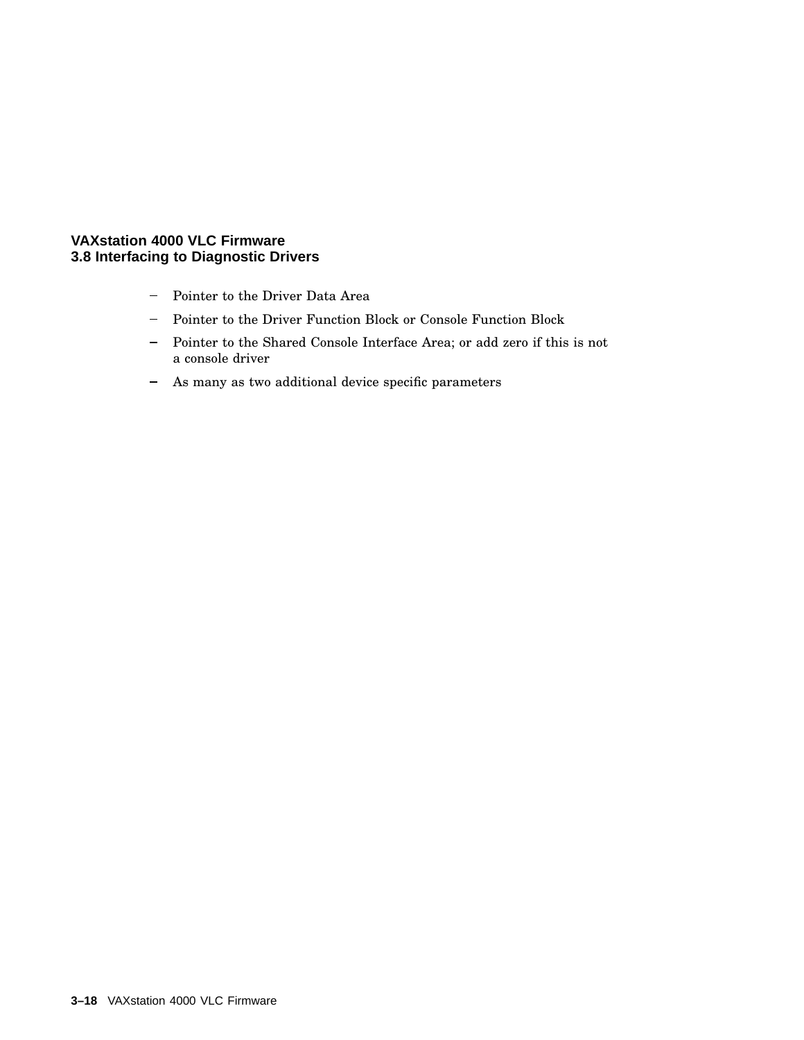- Pointer to the Driver Data Area
- Pointer to the Driver Function Block or Console Function Block
- Pointer to the Shared Console Interface Area; or add zero if this is not a console driver
- As many as two additional device specific parameters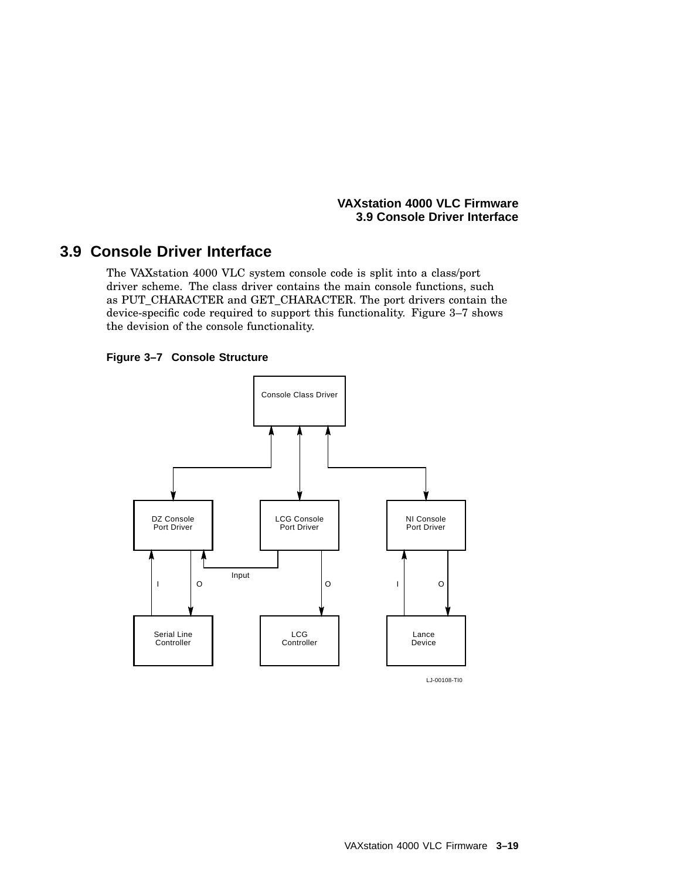## 3.9 Console Driver Interface

The VAXstation 4000 VLC system console code is split into a class/port driver scheme. The class driver contains the main console functions, such as PUT_CHARACTER and GET_CHARACTER. The port drivers contain the device-specific code required to support this functionality. Figure 3–7 shows the devision of the console functionality.

**Figure 3–7 Console Structure**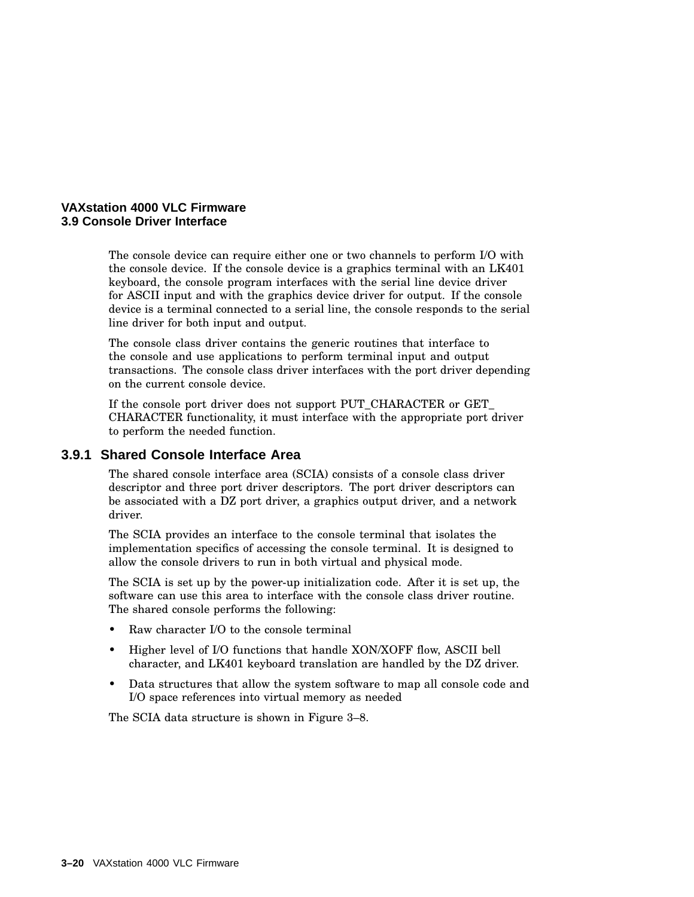The console device can require either one or two channels to perform I/O with the console device. If the console device is a graphics terminal with an LK401 keyboard, the console program interfaces with the serial line device driver for ASCII input and with the graphics device driver for output. If the console device is a terminal connected to a serial line, the console responds to the serial line driver for both input and output.

The console class driver contains the generic routines that interface to the console and use applications to perform terminal input and output transactions. The console class driver interfaces with the port driver depending on the current console device.

If the console port driver does not support PUT_CHARACTER or GET_CHARACTER functionality, it must interface with the appropriate port driver to perform the needed function.

### 3.9.1 Shared Console Interface Area

The shared console interface area (SCIA) consists of a console class driver descriptor and three port driver descriptors. The port driver descriptors can be associated with a DZ port driver, a graphics output driver, and a network driver.

The SCIA provides an interface to the console terminal that isolates the implementation specifics of accessing the console terminal. It is designed to allow the console drivers to run in both virtual and physical mode.

The SCIA is set up by the power-up initialization code. After it is set up, the software can use this area to interface with the console class driver routine. The shared console performs the following:

- Raw character I/O to the console terminal
- Higher level of I/O functions that handle XON/XOFF flow, ASCII bell character, and LK401 keyboard translation are handled by the DZ driver.
- Data structures that allow the system software to map all console code and I/O space references into virtual memory as needed

The SCIA data structure is shown in Figure 3–8.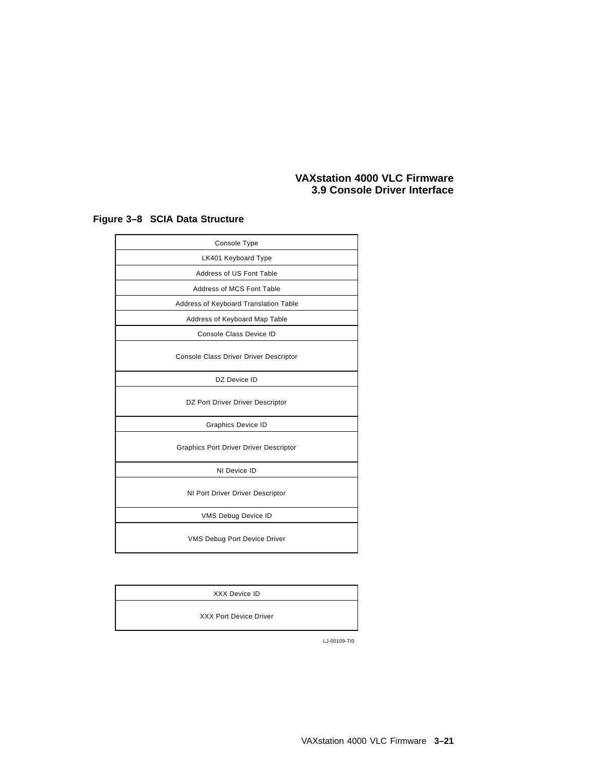**Figure 3–8 SCIA Data Structure**

| Console Type |
|---|
| LK401 Keyboard Type |
| Address of US Font Table |
| Address of MCS Font Table |
| Address of Keyboard Translation Table |
| Address of Keyboard Map Table |
| Console Class Device ID |
| Console Class Driver Driver Descriptor |
| DZ Device ID |
| DZ Port Driver Driver Descriptor |
| Graphics Device ID |
| Graphics Port Driver Driver Descriptor |
| NI Device ID |
| NI Port Driver Driver Descriptor |
| VMS Debug Device ID |
| VMS Debug Port Device Driver |

| XXX Device ID |
|---|
| XXX Port Device Driver |

LJ-00109-TI0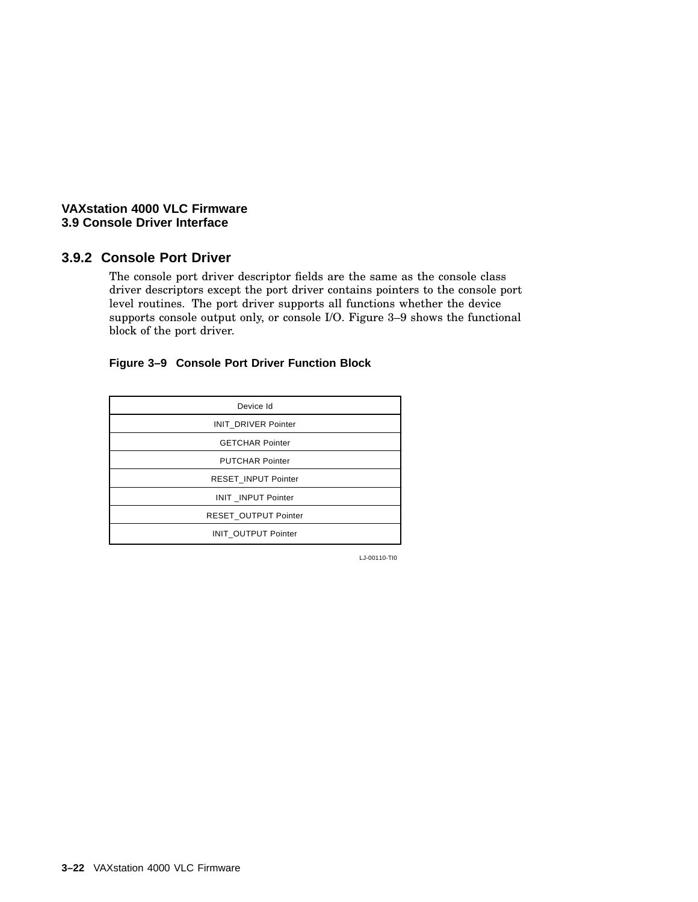### 3.9.2 Console Port Driver

The console port driver descriptor fields are the same as the console class driver descriptors except the port driver contains pointers to the console port level routines. The port driver supports all functions whether the device supports console output only, or console I/O. Figure 3–9 shows the functional block of the port driver.

**Figure 3–9 Console Port Driver Function Block**

| Device Id |
|---|
| INIT_DRIVER Pointer |
| GETCHAR Pointer |
| PUTCHAR Pointer |
| RESET_INPUT Pointer |
| INIT _INPUT Pointer |
| RESET_OUTPUT Pointer |
| INIT_OUTPUT Pointer |

LJ-00110-TI0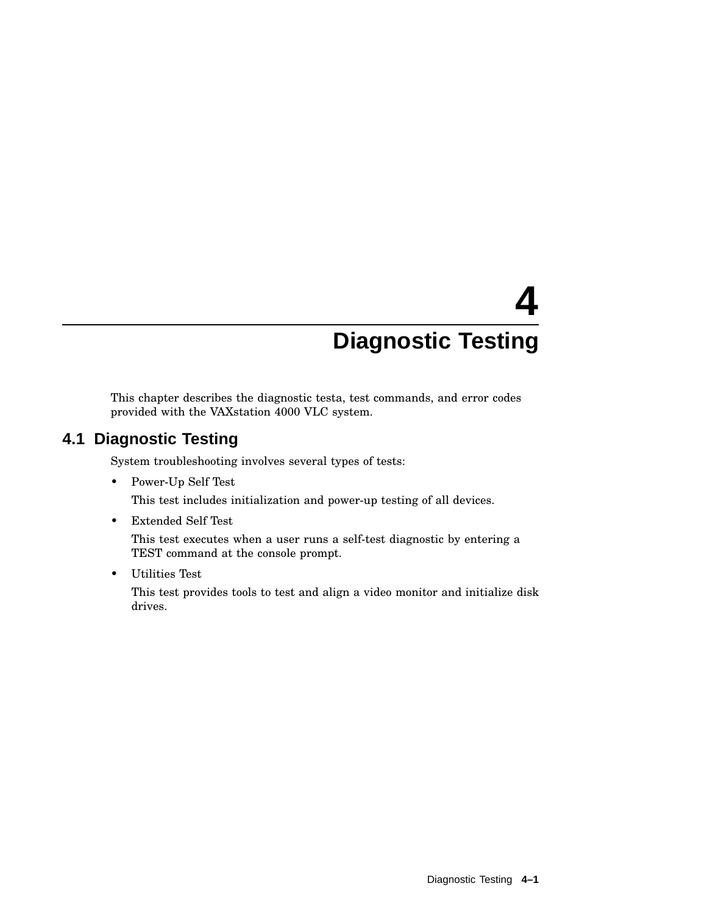# 4 Diagnostic Testing

This chapter describes the diagnostic testa, test commands, and error codes provided with the VAXstation 4000 VLC system.

## 4.1 Diagnostic Testing

System troubleshooting involves several types of tests:

- Power-Up Self Test

  This test includes initialization and power-up testing of all devices.

- Extended Self Test

  This test executes when a user runs a self-test diagnostic by entering a TEST command at the console prompt.

- Utilities Test

  This test provides tools to test and align a video monitor and initialize disk drives.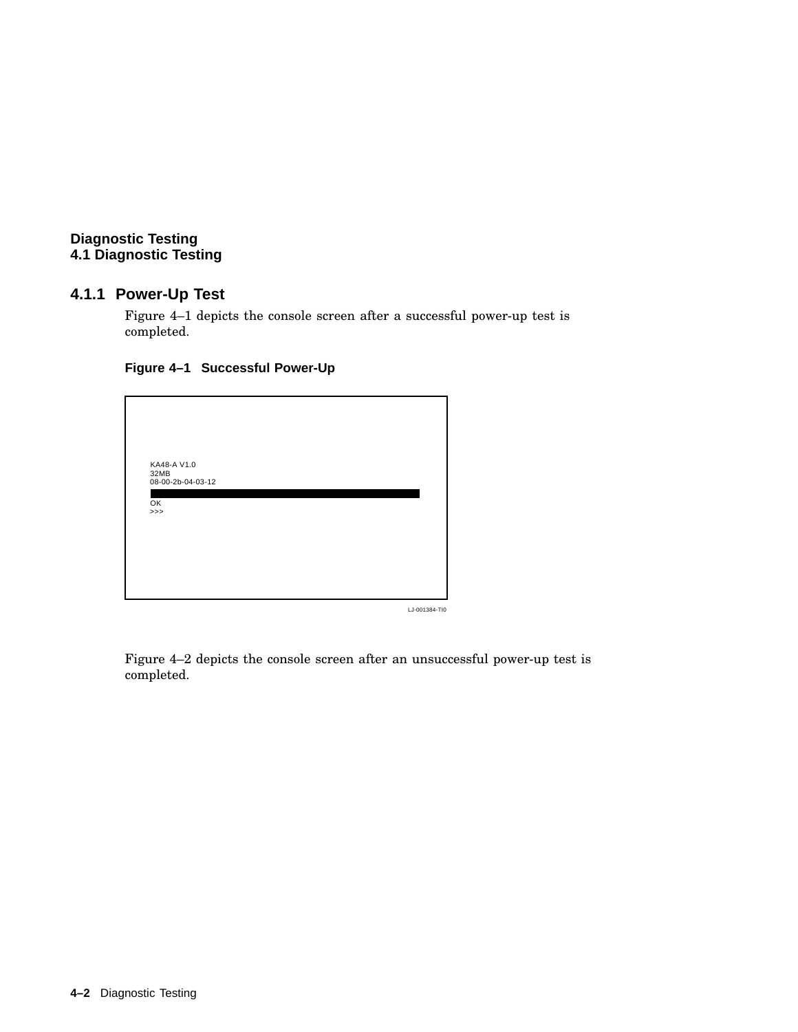### 4.1.1 Power-Up Test

Figure 4–1 depicts the console screen after a successful power-up test is completed.

**Figure 4–1 Successful Power-Up**

```
KA48-A V1.0
32MB
08-00-2b-04-03-12

OK
>>>
```

LJ-001384-TI0

Figure 4–2 depicts the console screen after an unsuccessful power-up test is completed.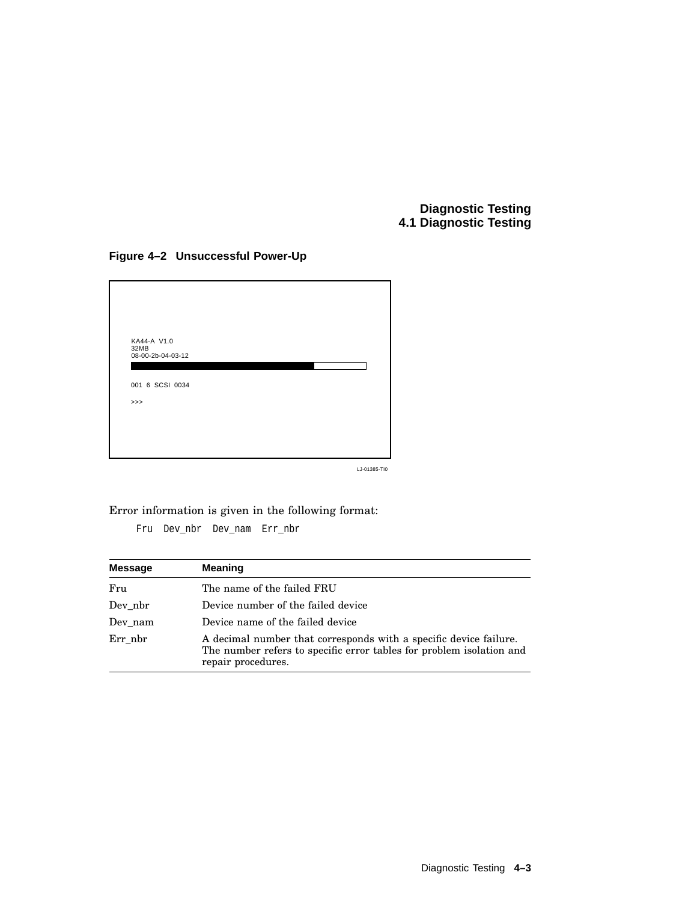**Figure 4–2 Unsuccessful Power-Up**

```
KA44-A  V1.0
32MB
08-00-2b-04-03-12

001  6  SCSI  0034

>>>
```

LJ-01385-TI0

Error information is given in the following format:

```
Fru  Dev_nbr  Dev_nam  Err_nbr
```

| Message | Meaning |
|---|---|
| Fru | The name of the failed FRU |
| Dev_nbr | Device number of the failed device |
| Dev_nam | Device name of the failed device |
| Err_nbr | A decimal number that corresponds with a specific device failure. The number refers to specific error tables for problem isolation and repair procedures. |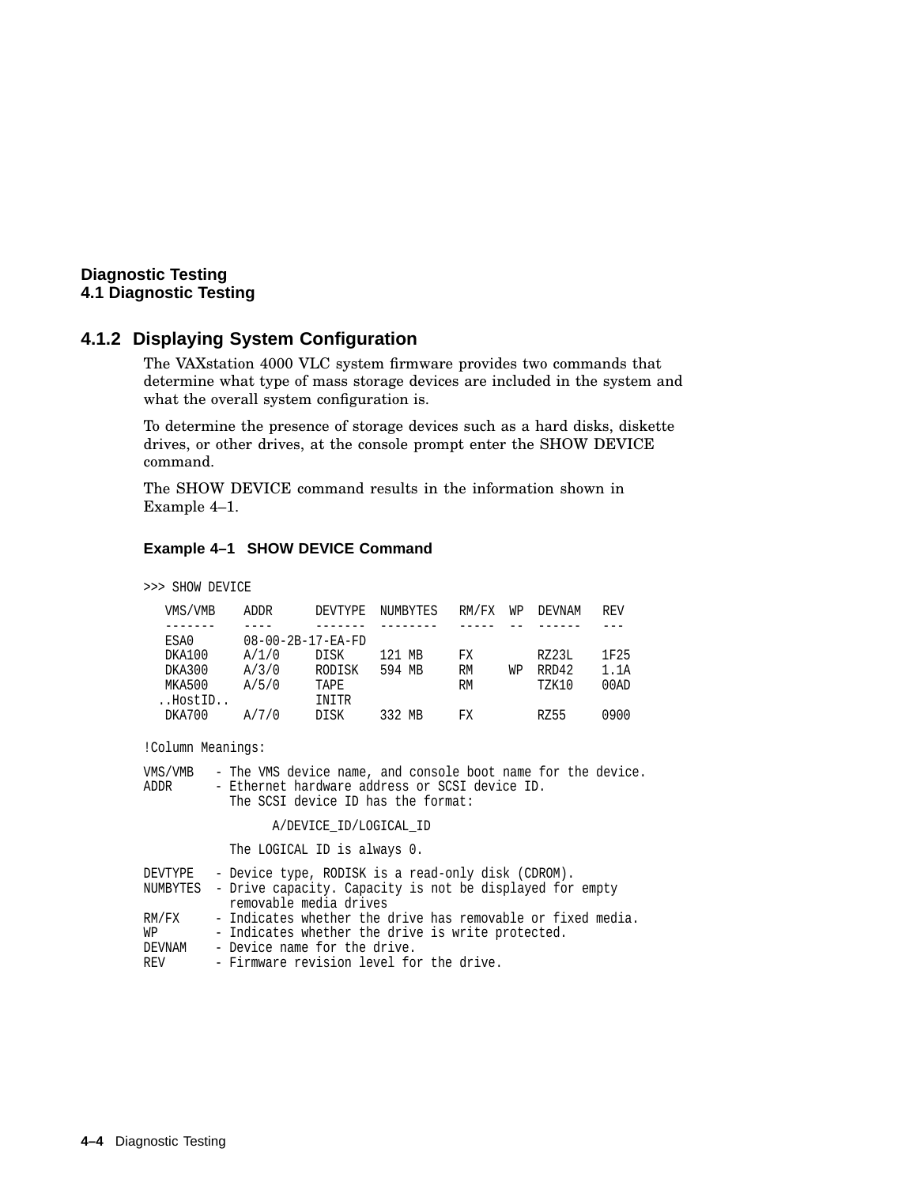### 4.1.2 Displaying System Configuration

The VAXstation 4000 VLC system firmware provides two commands that determine what type of mass storage devices are included in the system and what the overall system configuration is.

To determine the presence of storage devices such as a hard disks, diskette drives, or other drives, at the console prompt enter the SHOW DEVICE command.

The SHOW DEVICE command results in the information shown in Example 4–1.

**Example 4–1 SHOW DEVICE Command**

```
>>> SHOW DEVICE

   VMS/VMB    ADDR      DEVTYPE  NUMBYTES   RM/FX  WP  DEVNAM   REV
   -------    ----      -------  --------   -----  --  ------   ---
   ESA0       08-00-2B-17-EA-FD
   DKA100     A/1/0     DISK     121 MB     FX         RZ23L    1F25
   DKA300     A/3/0     RODISK   594 MB     RM     WP  RRD42    1.1A
   MKA500     A/5/0     TAPE                RM         TZK10    00AD
  ..HostID..            INITR
   DKA700     A/7/0     DISK     332 MB     FX         RZ55     0900

!Column Meanings:

VMS/VMB   - The VMS device name, and console boot name for the device.
ADDR      - Ethernet hardware address or SCSI device ID.
            The SCSI device ID has the format:

                  A/DEVICE_ID/LOGICAL_ID

            The LOGICAL ID is always 0.

DEVTYPE   - Device type, RODISK is a read-only disk (CDROM).
NUMBYTES  - Drive capacity. Capacity is not be displayed for empty
            removable media drives
RM/FX     - Indicates whether the drive has removable or fixed media.
WP        - Indicates whether the drive is write protected.
DEVNAM    - Device name for the drive.
REV       - Firmware revision level for the drive.
```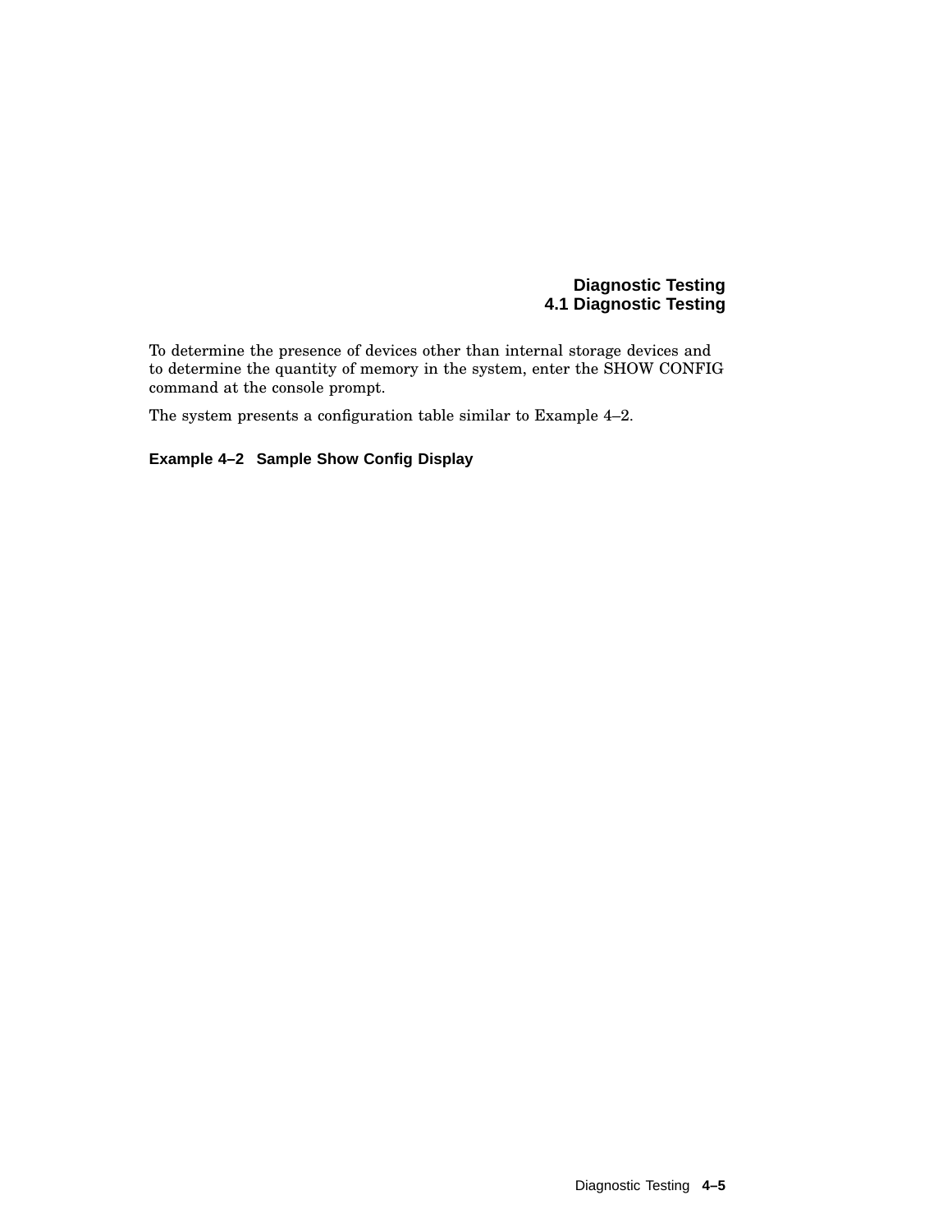To determine the presence of devices other than internal storage devices and to determine the quantity of memory in the system, enter the SHOW CONFIG command at the console prompt.

The system presents a configuration table similar to Example 4–2.

**Example 4–2 Sample Show Config Display**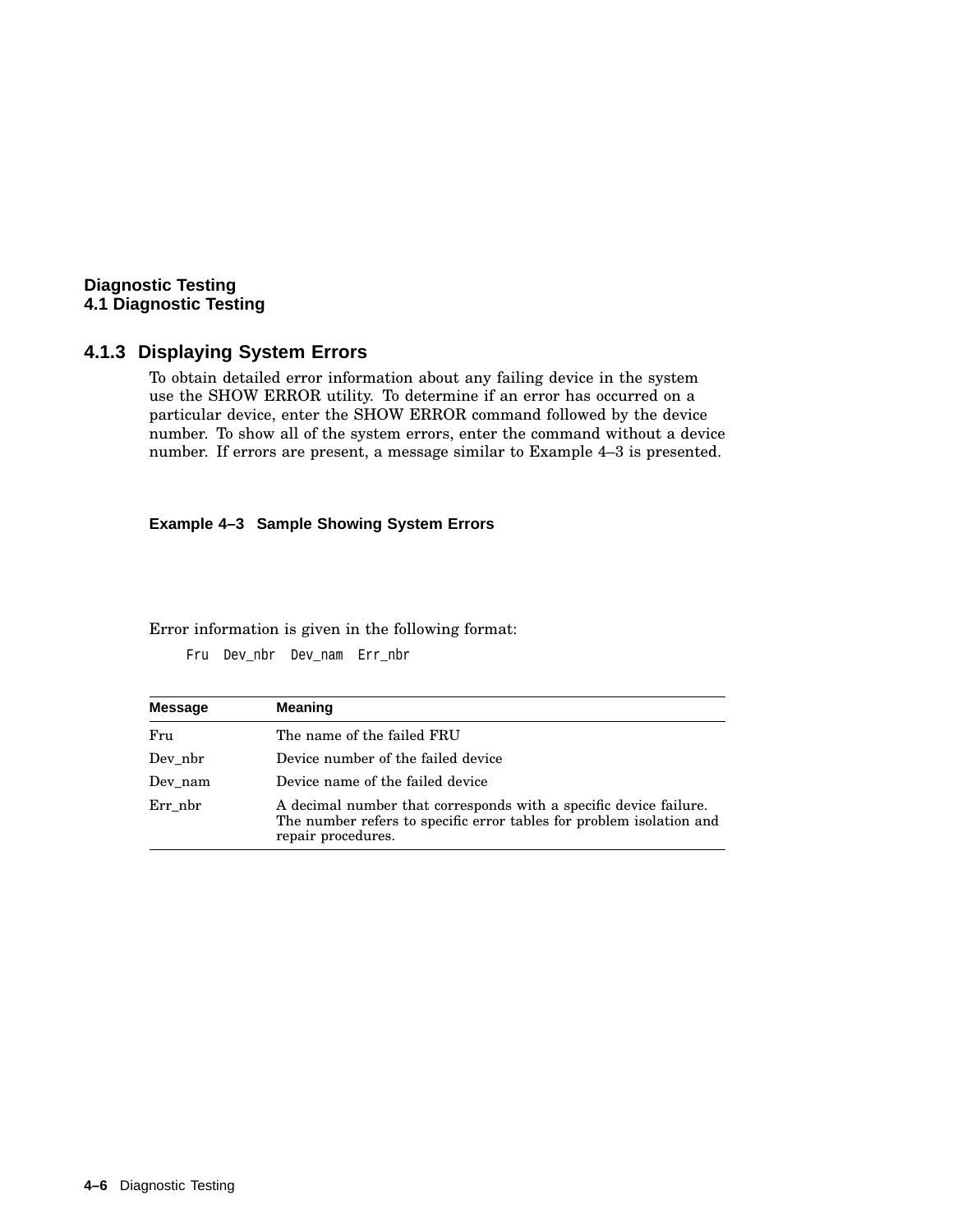### 4.1.3 Displaying System Errors

To obtain detailed error information about any failing device in the system use the SHOW ERROR utility. To determine if an error has occurred on a particular device, enter the SHOW ERROR command followed by the device number. To show all of the system errors, enter the command without a device number. If errors are present, a message similar to Example 4–3 is presented.

**Example 4–3 Sample Showing System Errors**

Error information is given in the following format:

```
Fru  Dev_nbr  Dev_nam  Err_nbr
```

| Message | Meaning |
|---|---|
| Fru | The name of the failed FRU |
| Dev_nbr | Device number of the failed device |
| Dev_nam | Device name of the failed device |
| Err_nbr | A decimal number that corresponds with a specific device failure. The number refers to specific error tables for problem isolation and repair procedures. |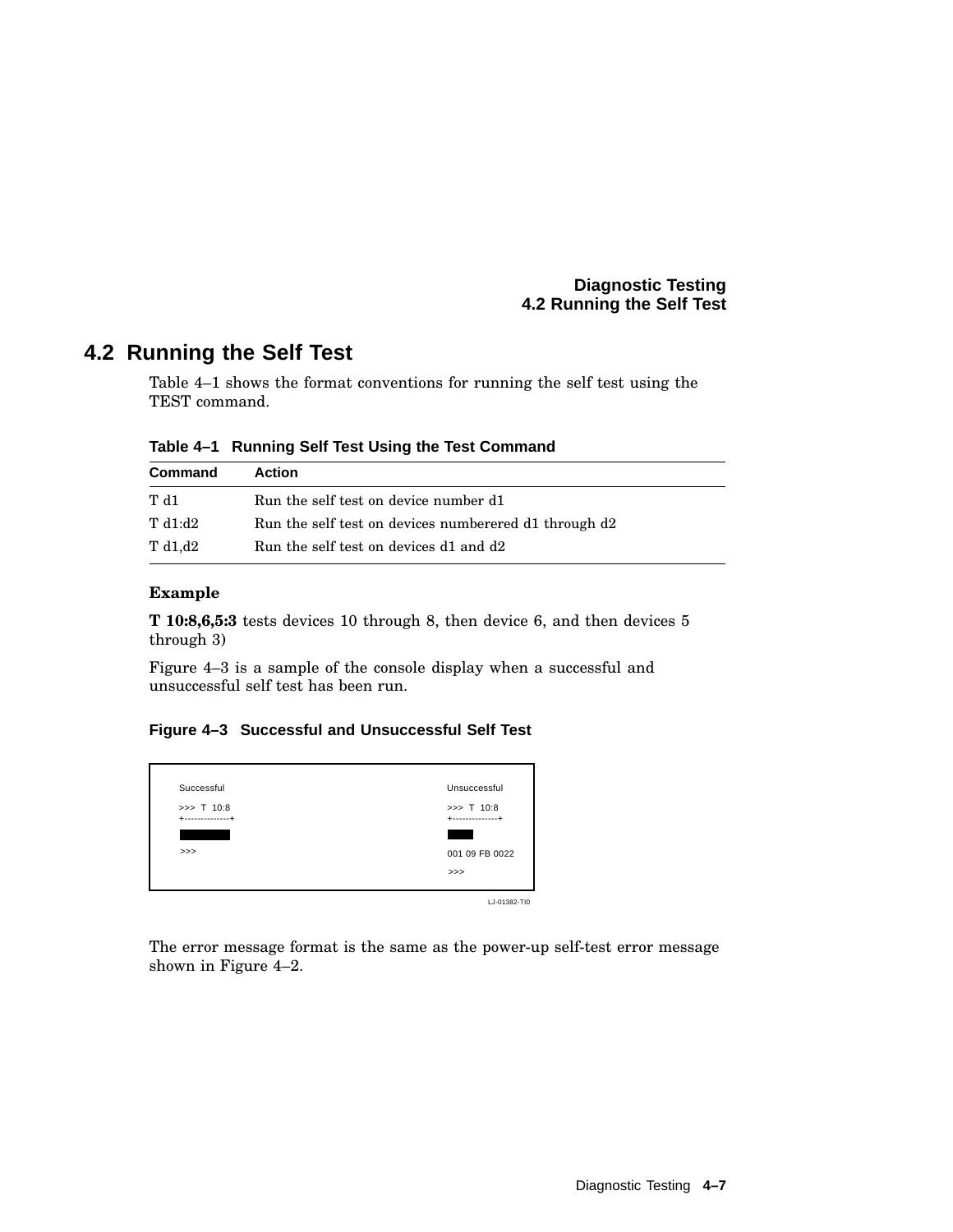## 4.2 Running the Self Test

Table 4–1 shows the format conventions for running the self test using the TEST command.

**Table 4–1 Running Self Test Using the Test Command**

| Command | Action |
|---|---|
| T d1 | Run the self test on device number d1 |
| T d1:d2 | Run the self test on devices numberered d1 through d2 |
| T d1,d2 | Run the self test on devices d1 and d2 |

**Example**

**T 10:8,6,5:3** tests devices 10 through 8, then device 6, and then devices 5 through 3)

Figure 4–3 is a sample of the console display when a successful and unsuccessful self test has been run.

**Figure 4–3 Successful and Unsuccessful Self Test**

```
Successful                         Unsuccessful

>>>  T  10:8                       >>>  T  10:8
+--------------+                   +--------------+
████████                           ████

>>>                                001 09 FB 0022

                                   >>>
```

LJ-01382-TI0

The error message format is the same as the power-up self-test error message shown in Figure 4–2.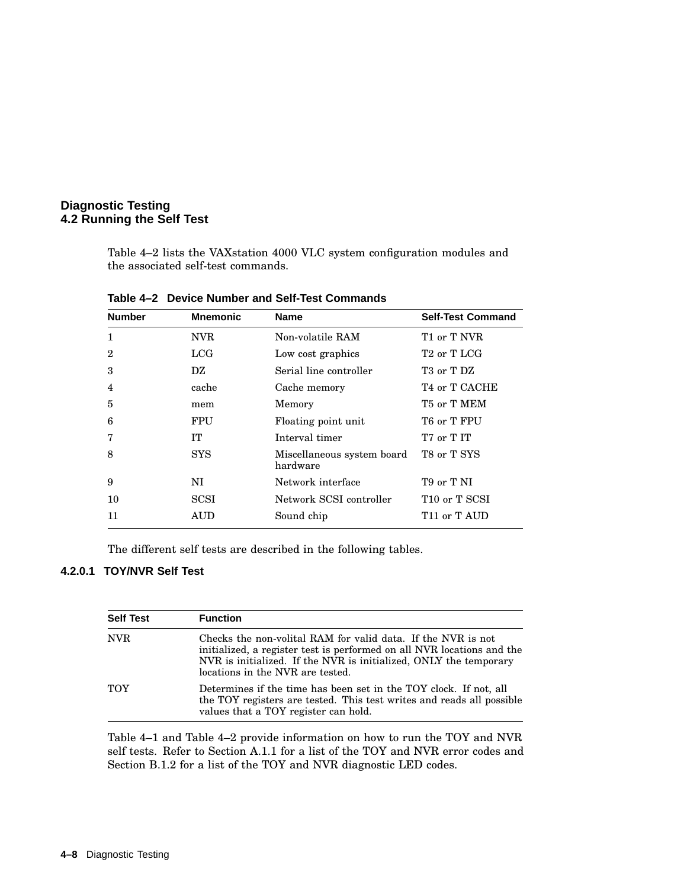## 4.2 Running the Self Test

Table 4–2 lists the VAXstation 4000 VLC system configuration modules and the associated self-test commands.

**Table 4–2 Device Number and Self-Test Commands**

| Number | Mnemonic | Name | Self-Test Command |
|---|---|---|---|
| 1 | NVR | Non-volatile RAM | T1 or T NVR |
| 2 | LCG | Low cost graphics | T2 or T LCG |
| 3 | DZ | Serial line controller | T3 or T DZ |
| 4 | cache | Cache memory | T4 or T CACHE |
| 5 | mem | Memory | T5 or T MEM |
| 6 | FPU | Floating point unit | T6 or T FPU |
| 7 | IT | Interval timer | T7 or T IT |
| 8 | SYS | Miscellaneous system board hardware | T8 or T SYS |
| 9 | NI | Network interface | T9 or T NI |
| 10 | SCSI | Network SCSI controller | T10 or T SCSI |
| 11 | AUD | Sound chip | T11 or T AUD |

The different self tests are described in the following tables.

#### 4.2.0.1 TOY/NVR Self Test

| Self Test | Function |
|---|---|
| NVR | Checks the non-volitail RAM for valid data. If the NVR is not initialized, a register test is performed on all NVR locations and the NVR is initialized. If the NVR is initialized, ONLY the temporary locations in the NVR are tested. |
| TOY | Determines if the time has been set in the TOY clock. If not, all the TOY registers are tested. This test writes and reads all possible values that a TOY register can hold. |

Table 4–1 and Table 4–2 provide information on how to run the TOY and NVR self tests. Refer to Section A.1.1 for a list of the TOY and NVR error codes and Section B.1.2 for a list of the TOY and NVR diagnostic LED codes.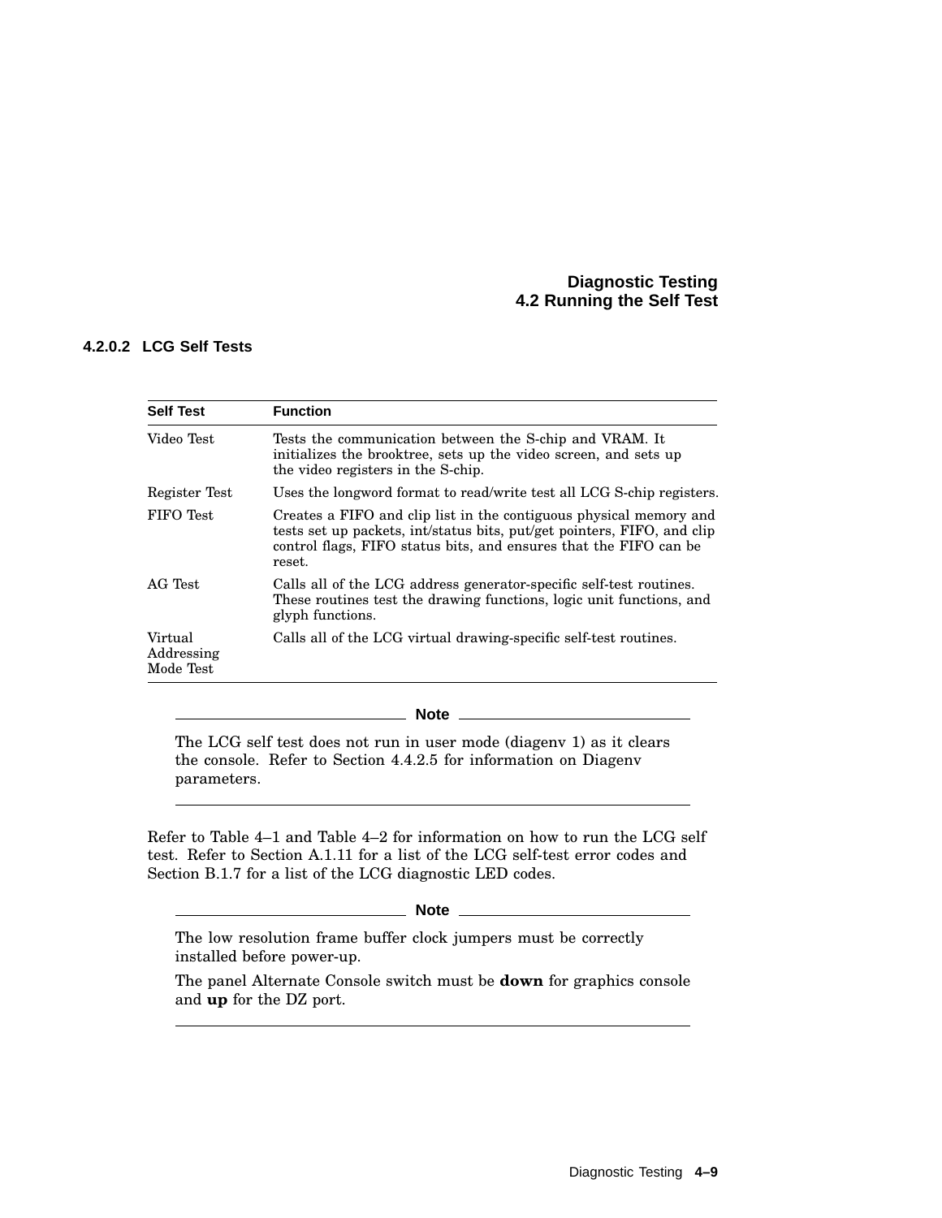#### 4.2.0.2 LCG Self Tests

| Self Test | Function |
| --- | --- |
| Video Test | Tests the communication between the S-chip and VRAM. It initializes the brooktree, sets up the video screen, and sets up the video registers in the S-chip. |
| Register Test | Uses the longword format to read/write test all LCG S-chip registers. |
| FIFO Test | Creates a FIFO and clip list in the contiguous physical memory and tests set up packets, int/status bits, put/get pointers, FIFO, and clip control flags, FIFO status bits, and ensures that the FIFO can be reset. |
| AG Test | Calls all of the LCG address generator-specific self-test routines. These routines test the drawing functions, logic unit functions, and glyph functions. |
| Virtual Addressing Mode Test | Calls all of the LCG virtual drawing-specific self-test routines. |

---

**Note**

The LCG self test does not run in user mode (diagenv 1) as it clears the console. Refer to Section 4.4.2.5 for information on Diagenv parameters.

---

Refer to Table 4–1 and Table 4–2 for information on how to run the LCG self test. Refer to Section A.1.11 for a list of the LCG self-test error codes and Section B.1.7 for a list of the LCG diagnostic LED codes.

---

**Note**

The low resolution frame buffer clock jumpers must be correctly installed before power-up.

The panel Alternate Console switch must be **down** for graphics console and **up** for the DZ port.

---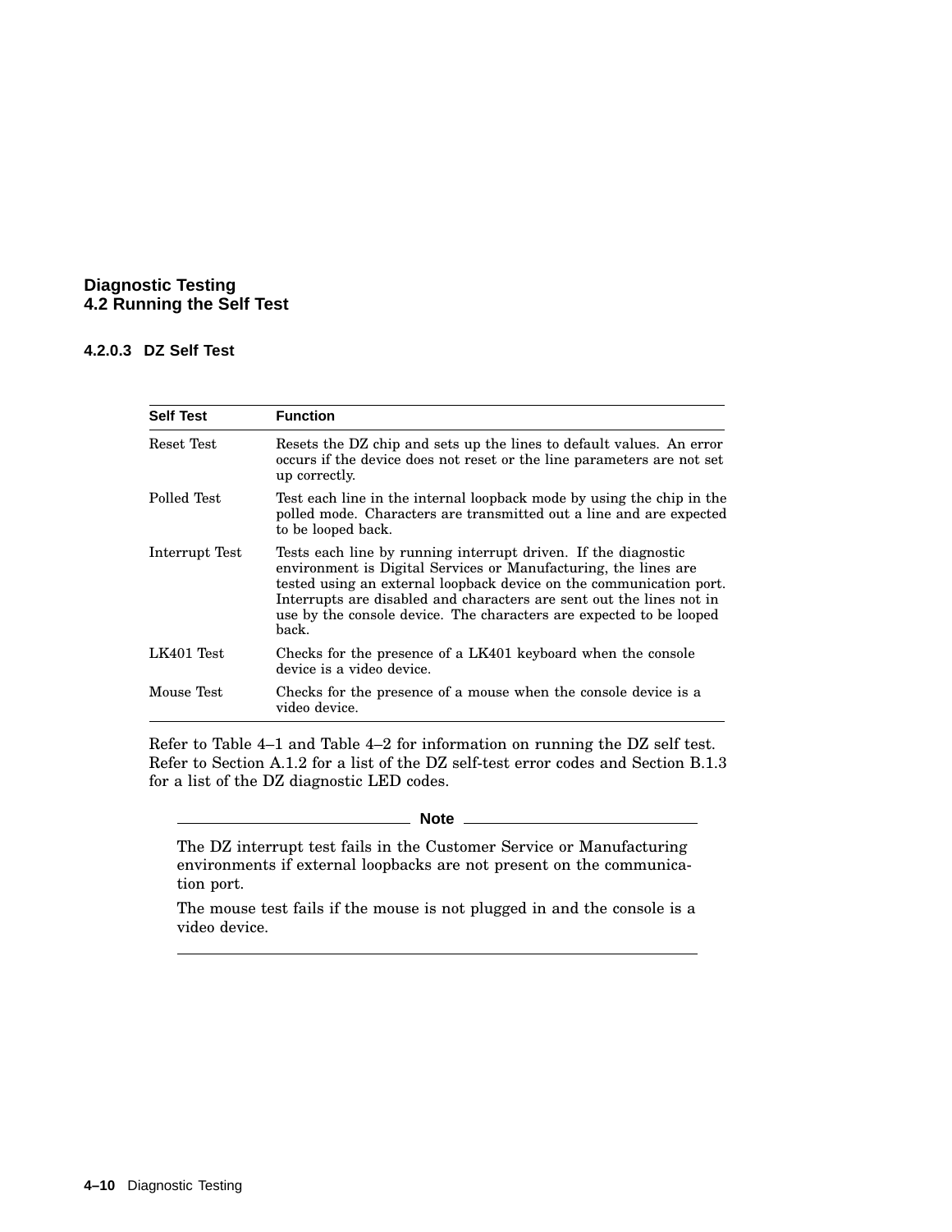#### 4.2.0.3 DZ Self Test

| Self Test | Function |
|---|---|
| Reset Test | Resets the DZ chip and sets up the lines to default values. An error occurs if the device does not reset or the line parameters are not set up correctly. |
| Polled Test | Test each line in the internal loopback mode by using the chip in the polled mode. Characters are transmitted out a line and are expected to be looped back. |
| Interrupt Test | Tests each line by running interrupt driven. If the diagnostic environment is Digital Services or Manufacturing, the lines are tested using an external loopback device on the communication port. Interrupts are disabled and characters are sent out the lines not in use by the console device. The characters are expected to be looped back. |
| LK401 Test | Checks for the presence of a LK401 keyboard when the console device is a video device. |
| Mouse Test | Checks for the presence of a mouse when the console device is a video device. |

Refer to Table 4–1 and Table 4–2 for information on running the DZ self test. Refer to Section A.1.2 for a list of the DZ self-test error codes and Section B.1.3 for a list of the DZ diagnostic LED codes.

**Note**

The DZ interrupt test fails in the Customer Service or Manufacturing environments if external loopbacks are not present on the communication port.

The mouse test fails if the mouse is not plugged in and the console is a video device.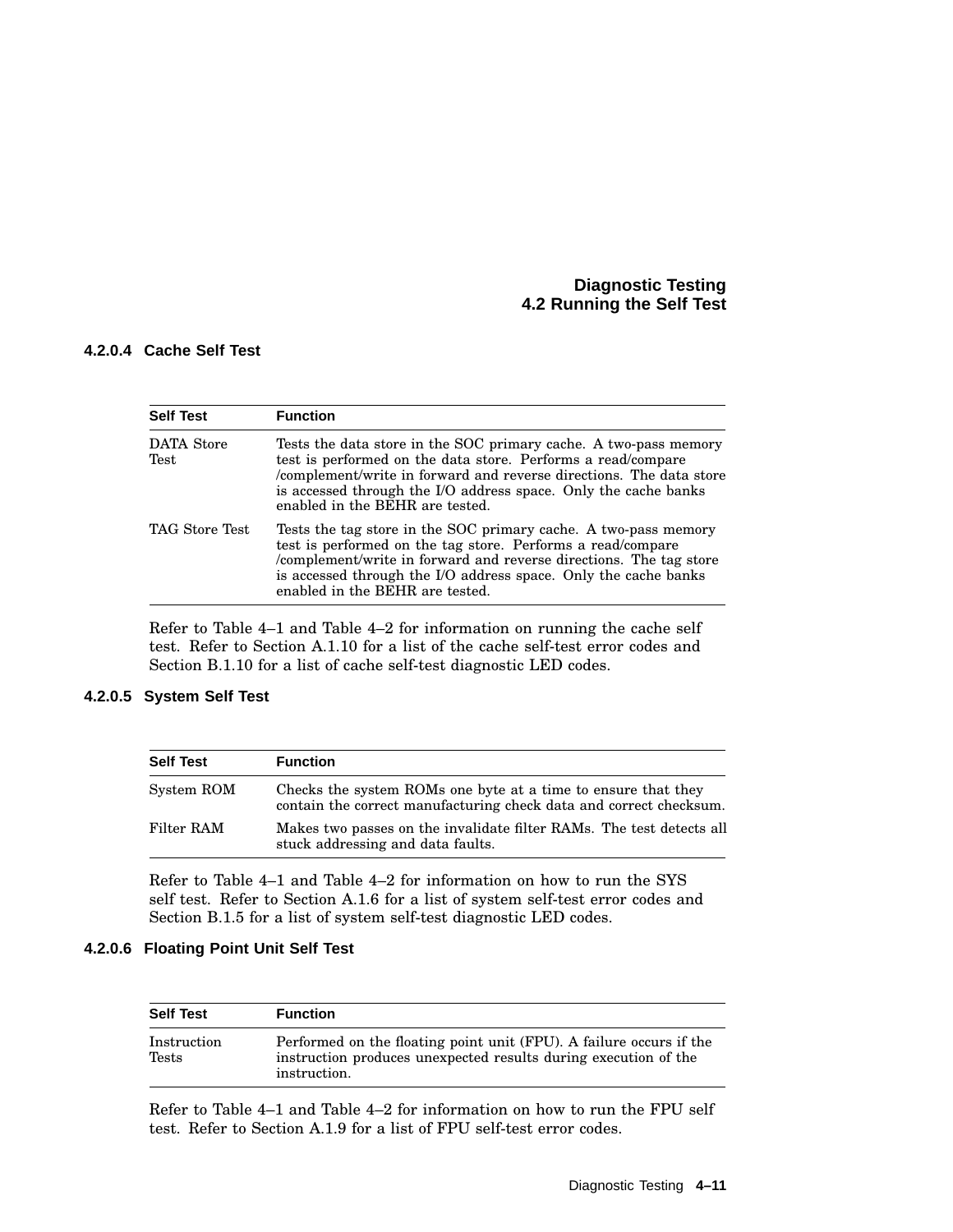#### 4.2.0.4 Cache Self Test

| Self Test | Function |
|---|---|
| DATA Store Test | Tests the data store in the SOC primary cache. A two-pass memory test is performed on the data store. Performs a read/compare /complement/write in forward and reverse directions. The data store is accessed through the I/O address space. Only the cache banks enabled in the BEHR are tested. |
| TAG Store Test | Tests the tag store in the SOC primary cache. A two-pass memory test is performed on the tag store. Performs a read/compare /complement/write in forward and reverse directions. The tag store is accessed through the I/O address space. Only the cache banks enabled in the BEHR are tested. |

Refer to Table 4–1 and Table 4–2 for information on running the cache self test. Refer to Section A.1.10 for a list of the cache self-test error codes and Section B.1.10 for a list of cache self-test diagnostic LED codes.

#### 4.2.0.5 System Self Test

| Self Test | Function |
|---|---|
| System ROM | Checks the system ROMs one byte at a time to ensure that they contain the correct manufacturing check data and correct checksum. |
| Filter RAM | Makes two passes on the invalidate filter RAMs. The test detects all stuck addressing and data faults. |

Refer to Table 4–1 and Table 4–2 for information on how to run the SYS self test. Refer to Section A.1.6 for a list of system self-test error codes and Section B.1.5 for a list of system self-test diagnostic LED codes.

#### 4.2.0.6 Floating Point Unit Self Test

| Self Test | Function |
|---|---|
| Instruction Tests | Performed on the floating point unit (FPU). A failure occurs if the instruction produces unexpected results during execution of the instruction. |

Refer to Table 4–1 and Table 4–2 for information on how to run the FPU self test. Refer to Section A.1.9 for a list of FPU self-test error codes.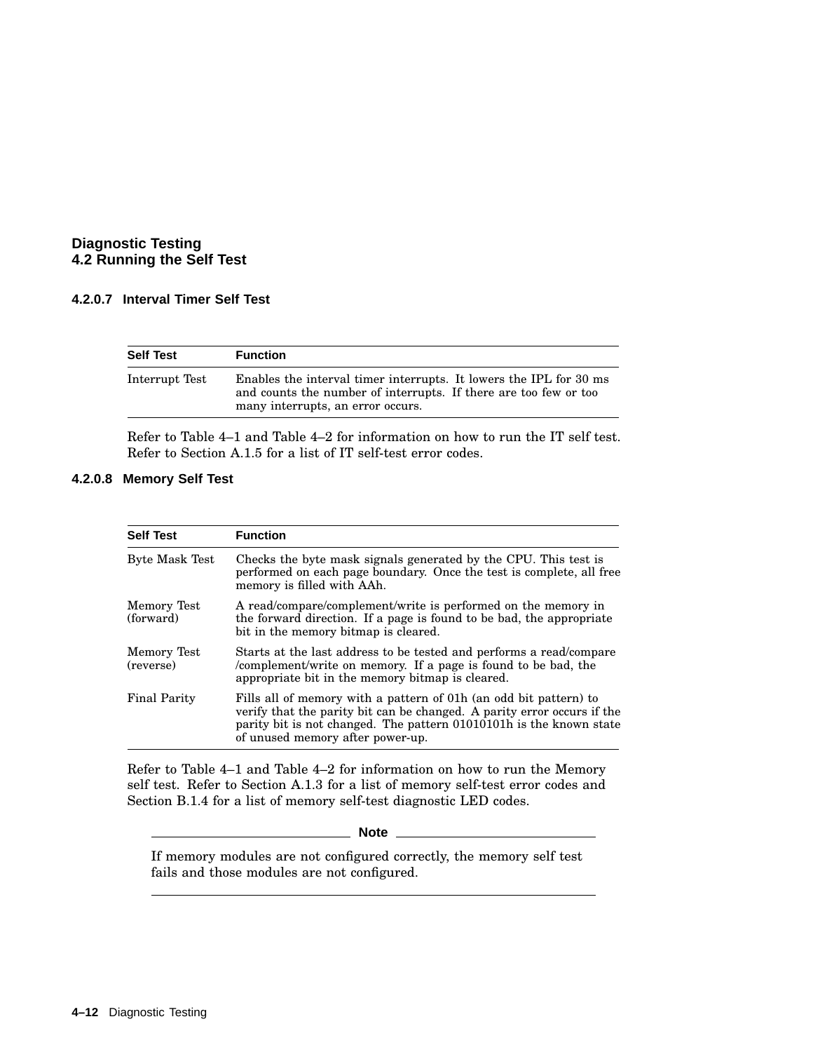#### 4.2.0.7 Interval Timer Self Test

| Self Test | Function |
|---|---|
| Interrupt Test | Enables the interval timer interrupts. It lowers the IPL for 30 ms and counts the number of interrupts. If there are too few or too many interrupts, an error occurs. |

Refer to Table 4–1 and Table 4–2 for information on how to run the IT self test. Refer to Section A.1.5 for a list of IT self-test error codes.

#### 4.2.0.8 Memory Self Test

| Self Test | Function |
|---|---|
| Byte Mask Test | Checks the byte mask signals generated by the CPU. This test is performed on each page boundary. Once the test is complete, all free memory is filled with AAh. |
| Memory Test (forward) | A read/compare/complement/write is performed on the memory in the forward direction. If a page is found to be bad, the appropriate bit in the memory bitmap is cleared. |
| Memory Test (reverse) | Starts at the last address to be tested and performs a read/compare /complement/write on memory. If a page is found to be bad, the appropriate bit in the memory bitmap is cleared. |
| Final Parity | Fills all of memory with a pattern of 01h (an odd bit pattern) to verify that the parity bit can be changed. A parity error occurs if the parity bit is not changed. The pattern 01010101h is the known state of unused memory after power-up. |

Refer to Table 4–1 and Table 4–2 for information on how to run the Memory self test. Refer to Section A.1.3 for a list of memory self-test error codes and Section B.1.4 for a list of memory self-test diagnostic LED codes.

---

**Note**

If memory modules are not configured correctly, the memory self test fails and those modules are not configured.

---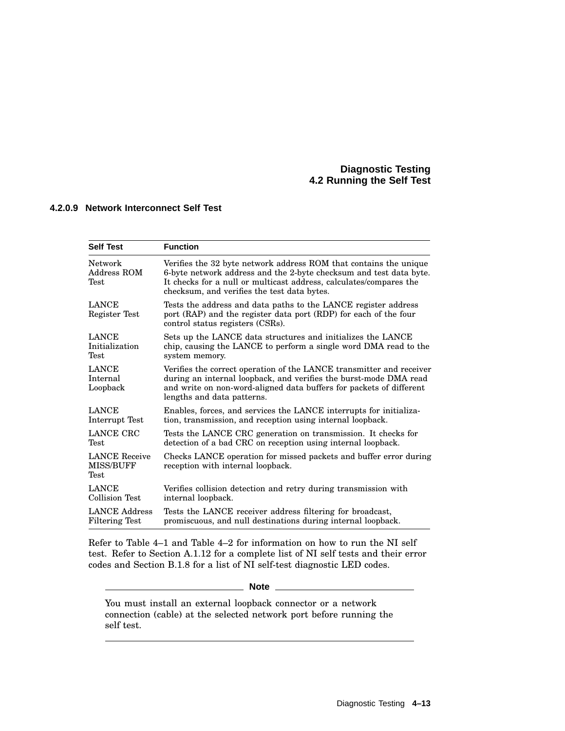#### 4.2.0.9 Network Interconnect Self Test

| Self Test | Function |
|---|---|
| Network Address ROM Test | Verifies the 32 byte network address ROM that contains the unique 6-byte network address and the 2-byte checksum and test data byte. It checks for a null or multicast address, calculates/compares the checksum, and verifies the test data bytes. |
| LANCE Register Test | Tests the address and data paths to the LANCE register address port (RAP) and the register data port (RDP) for each of the four control status registers (CSRs). |
| LANCE Initialization Test | Sets up the LANCE data structures and initializes the LANCE chip, causing the LANCE to perform a single word DMA read to the system memory. |
| LANCE Internal Loopback | Verifies the correct operation of the LANCE transmitter and receiver during an internal loopback, and verifies the burst-mode DMA read and write on non-word-aligned data buffers for packets of different lengths and data patterns. |
| LANCE Interrupt Test | Enables, forces, and services the LANCE interrupts for initialization, transmission, and reception using internal loopback. |
| LANCE CRC Test | Tests the LANCE CRC generation on transmission. It checks for detection of a bad CRC on reception using internal loopback. |
| LANCE Receive MISS/BUFF Test | Checks LANCE operation for missed packets and buffer error during reception with internal loopback. |
| LANCE Collision Test | Verifies collision detection and retry during transmission with internal loopback. |
| LANCE Address Filtering Test | Tests the LANCE receiver address filtering for broadcast, promiscuous, and null destinations during internal loopback. |

Refer to Table 4–1 and Table 4–2 for information on how to run the NI self test. Refer to Section A.1.12 for a complete list of NI self tests and their error codes and Section B.1.8 for a list of NI self-test diagnostic LED codes.

---

**Note**

You must install an external loopback connector or a network connection (cable) at the selected network port before running the self test.

---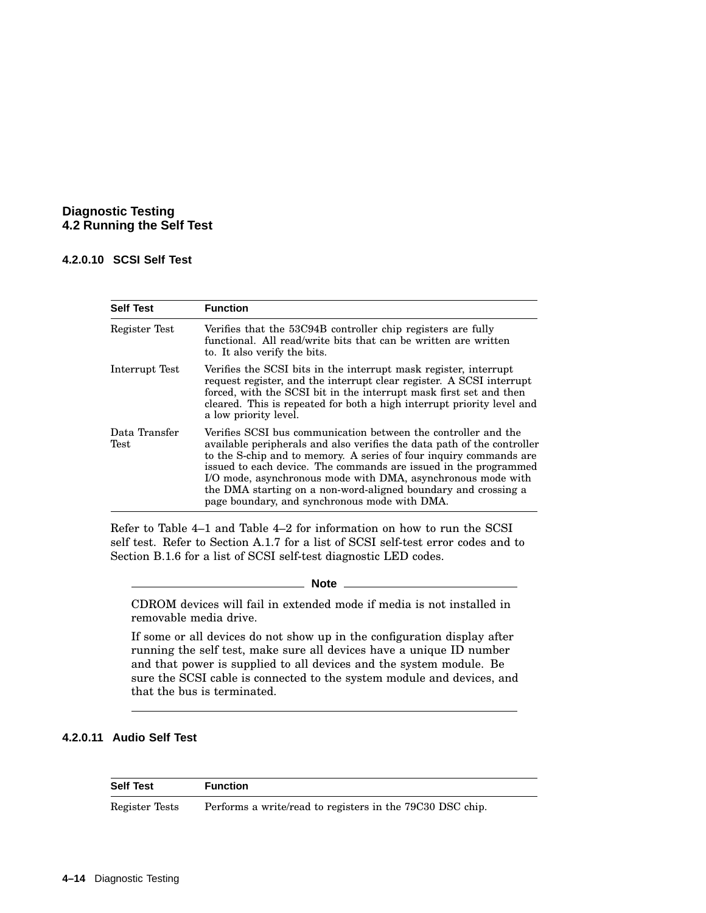#### 4.2.0.10 SCSI Self Test

| Self Test | Function |
|---|---|
| Register Test | Verifies that the 53C94B controller chip registers are fully functional. All read/write bits that can be written are written to. It also verify the bits. |
| Interrupt Test | Verifies the SCSI bits in the interrupt mask register, interrupt request register, and the interrupt clear register. A SCSI interrupt forced, with the SCSI bit in the interrupt mask first set and then cleared. This is repeated for both a high interrupt priority level and a low priority level. |
| Data Transfer Test | Verifies SCSI bus communication between the controller and the available peripherals and also verifies the data path of the controller to the S-chip and to memory. A series of four inquiry commands are issued to each device. The commands are issued in the programmed I/O mode, asynchronous mode with DMA, asynchronous mode with the DMA starting on a non-word-aligned boundary and crossing a page boundary, and synchronous mode with DMA. |

Refer to Table 4–1 and Table 4–2 for information on how to run the SCSI self test. Refer to Section A.1.7 for a list of SCSI self-test error codes and to Section B.1.6 for a list of SCSI self-test diagnostic LED codes.

**Note**

CDROM devices will fail in extended mode if media is not installed in removable media drive.

If some or all devices do not show up in the configuration display after running the self test, make sure all devices have a unique ID number and that power is supplied to all devices and the system module. Be sure the SCSI cable is connected to the system module and devices, and that the bus is terminated.

#### 4.2.0.11 Audio Self Test

| Self Test | Function |
|---|---|
| Register Tests | Performs a write/read to registers in the 79C30 DSC chip. |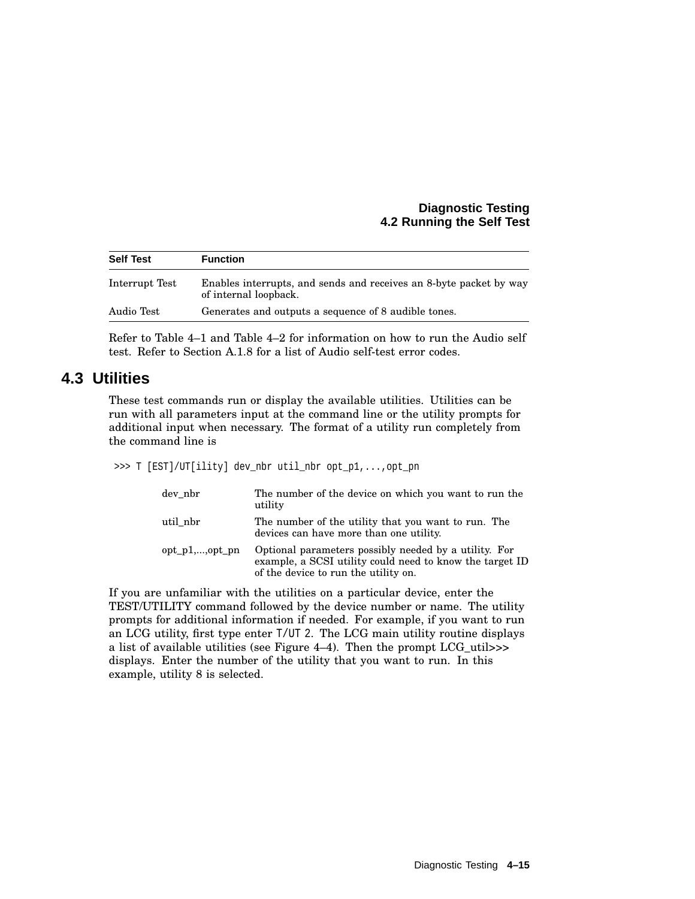| Self Test | Function |
| --- | --- |
| Interrupt Test | Enables interrupts, and sends and receives an 8-byte packet by way of internal loopback. |
| Audio Test | Generates and outputs a sequence of 8 audible tones. |

Refer to Table 4–1 and Table 4–2 for information on how to run the Audio self test. Refer to Section A.1.8 for a list of Audio self-test error codes.

## 4.3 Utilities

These test commands run or display the available utilities. Utilities can be run with all parameters input at the command line or the utility prompts for additional input when necessary. The format of a utility run completely from the command line is

```
>>> T [EST]/UT[ility] dev_nbr util_nbr opt_p1,...,opt_pn
```

| | |
| --- | --- |
| dev_nbr | The number of the device on which you want to run the utility |
| util_nbr | The number of the utility that you want to run. The devices can have more than one utility. |
| opt_p1,...,opt_pn | Optional parameters possibly needed by a utility. For example, a SCSI utility could need to know the target ID of the device to run the utility on. |

If you are unfamiliar with the utilities on a particular device, enter the TEST/UTILITY command followed by the device number or name. The utility prompts for additional information if needed. For example, if you want to run an LCG utility, first type enter `T/UT 2`. The LCG main utility routine displays a list of available utilities (see Figure 4–4). Then the prompt LCG_util>>> displays. Enter the number of the utility that you want to run. In this example, utility 8 is selected.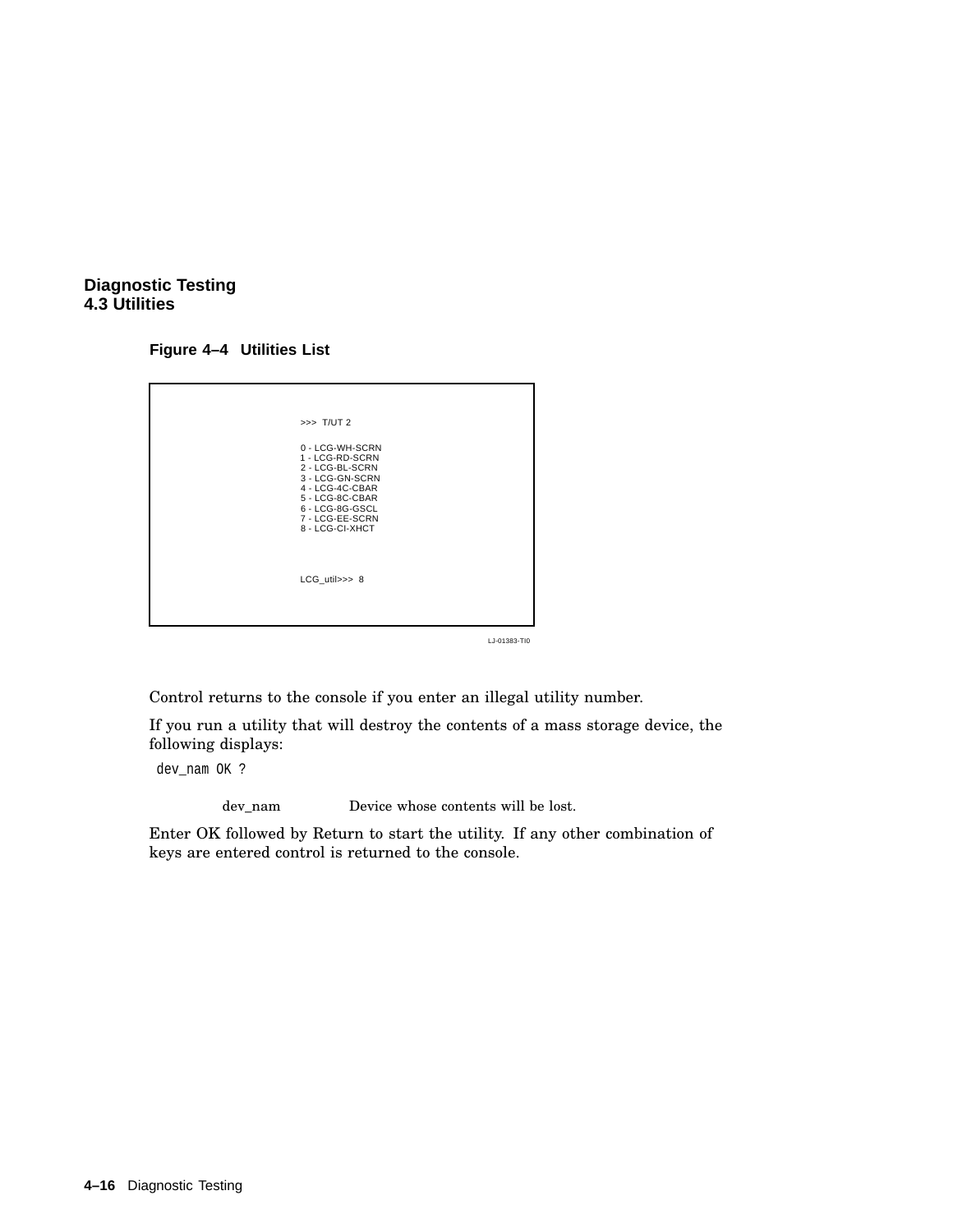**Figure 4–4 Utilities List**

```
>>>  T/UT 2

0 - LCG-WH-SCRN
1 - LCG-RD-SCRN
2 - LCG-BL-SCRN
3 - LCG-GN-SCRN
4 - LCG-4C-CBAR
5 - LCG-8C-CBAR
6 - LCG-8G-GSCL
7 - LCG-EE-SCRN
8 - LCG-CI-XHCT



LCG_util>>>  8
```

LJ-01383-TI0

Control returns to the console if you enter an illegal utility number.

If you run a utility that will destroy the contents of a mass storage device, the following displays:

```
dev_nam OK ?
```

| | |
|---|---|
| dev_nam | Device whose contents will be lost. |

Enter OK followed by Return to start the utility. If any other combination of keys are entered control is returned to the console.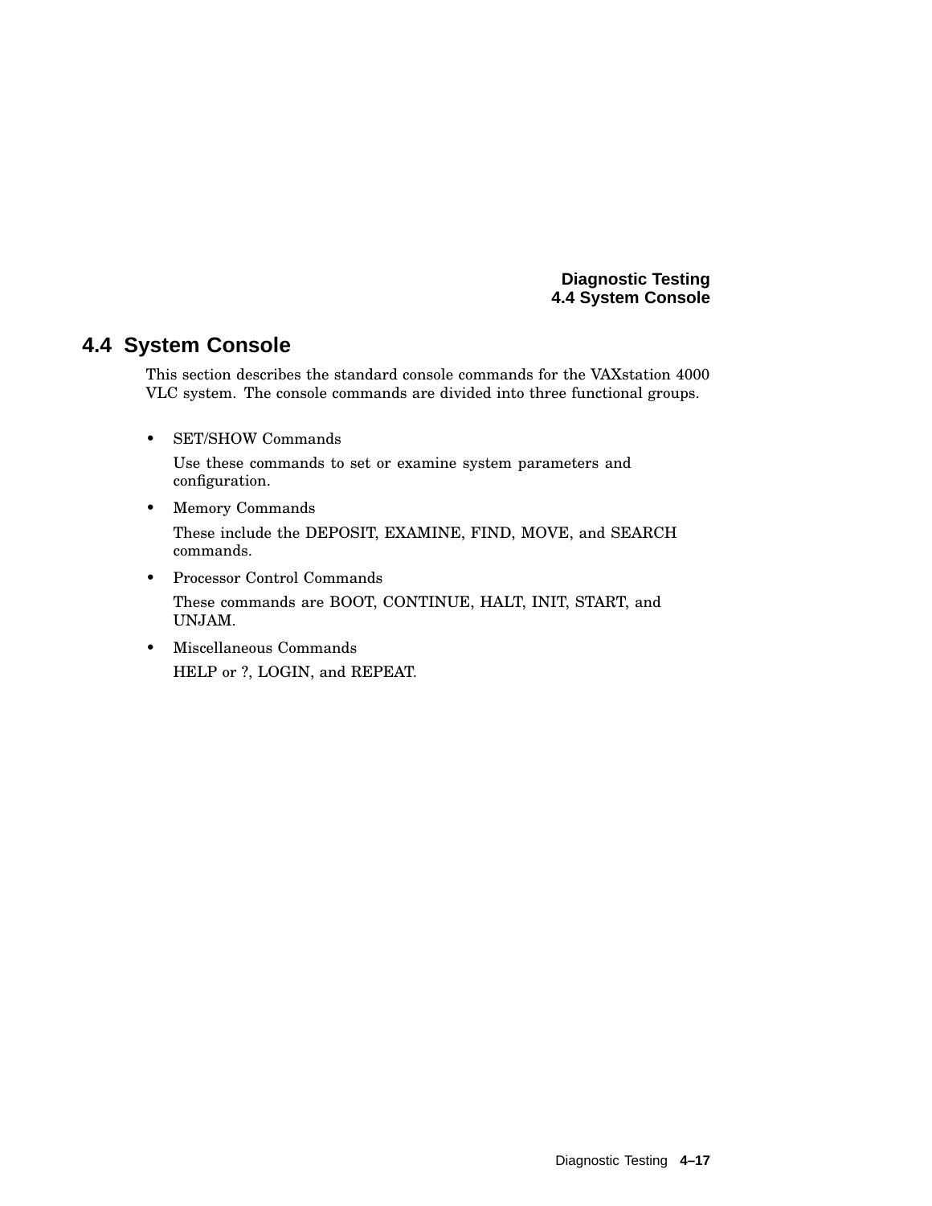## 4.4 System Console

This section describes the standard console commands for the VAXstation 4000 VLC system. The console commands are divided into three functional groups.

- SET/SHOW Commands

  Use these commands to set or examine system parameters and configuration.

- Memory Commands

  These include the DEPOSIT, EXAMINE, FIND, MOVE, and SEARCH commands.

- Processor Control Commands

  These commands are BOOT, CONTINUE, HALT, INIT, START, and UNJAM.

- Miscellaneous Commands

  HELP or ?, LOGIN, and REPEAT.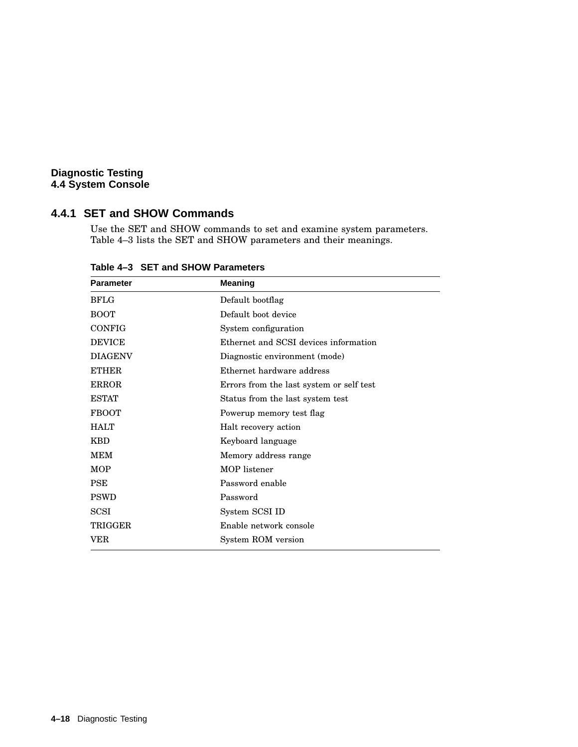### 4.4.1 SET and SHOW Commands

Use the SET and SHOW commands to set and examine system parameters. Table 4–3 lists the SET and SHOW parameters and their meanings.

**Table 4–3 SET and SHOW Parameters**

| Parameter | Meaning |
|---|---|
| BFLG | Default bootflag |
| BOOT | Default boot device |
| CONFIG | System configuration |
| DEVICE | Ethernet and SCSI devices information |
| DIAGENV | Diagnostic environment (mode) |
| ETHER | Ethernet hardware address |
| ERROR | Errors from the last system or self test |
| ESTAT | Status from the last system test |
| FBOOT | Powerup memory test flag |
| HALT | Halt recovery action |
| KBD | Keyboard language |
| MEM | Memory address range |
| MOP | MOP listener |
| PSE | Password enable |
| PSWD | Password |
| SCSI | System SCSI ID |
| TRIGGER | Enable network console |
| VER | System ROM version |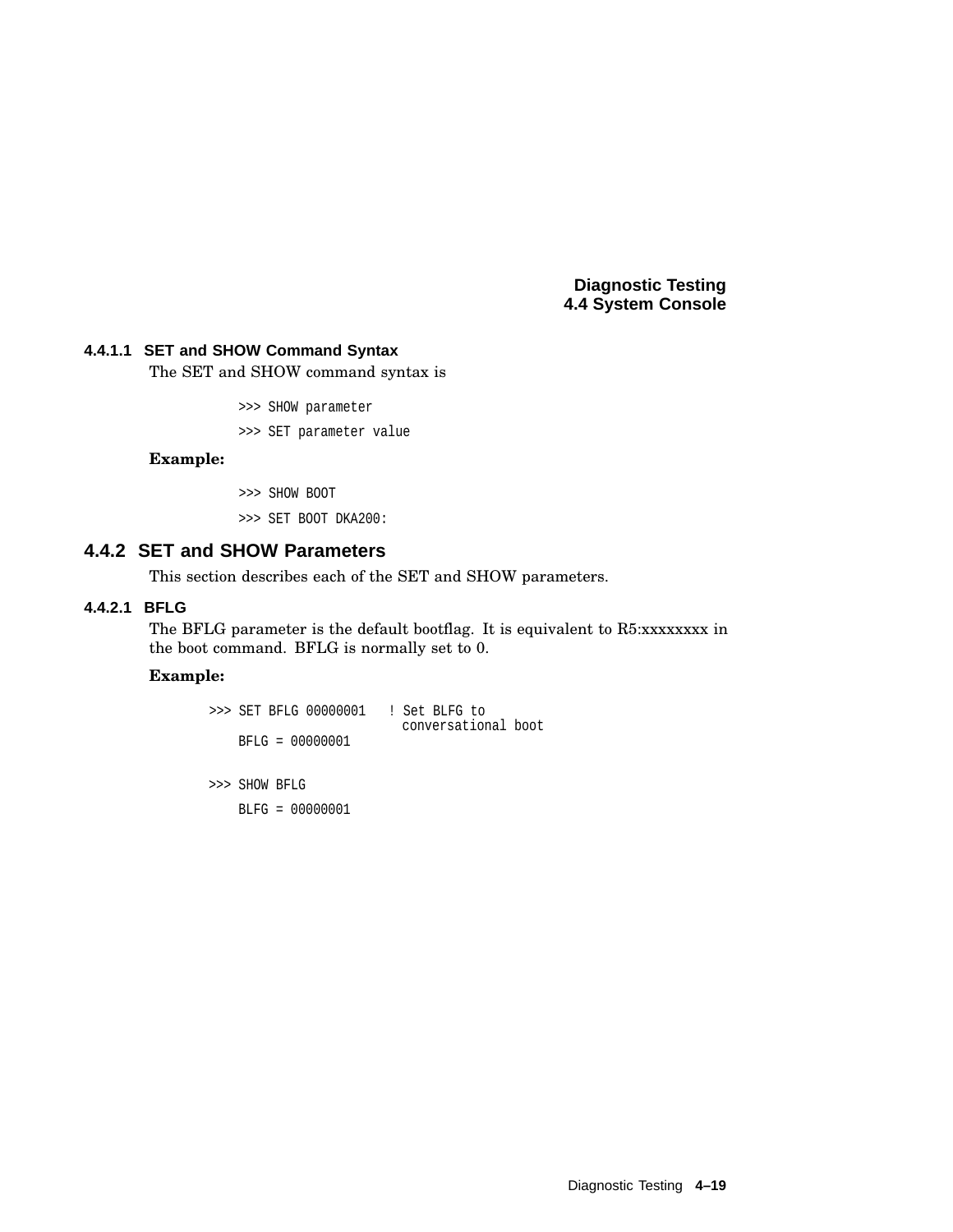#### 4.4.1.1 SET and SHOW Command Syntax

The SET and SHOW command syntax is

```
>>> SHOW parameter
>>> SET parameter value
```

**Example:**

```
>>> SHOW BOOT
>>> SET BOOT DKA200:
```

### 4.4.2 SET and SHOW Parameters

This section describes each of the SET and SHOW parameters.

#### 4.4.2.1 BFLG

The BFLG parameter is the default bootflag. It is equivalent to R5:xxxxxxxx in the boot command. BFLG is normally set to 0.

**Example:**

```
>>> SET BFLG 00000001   ! Set BLFG to
                          conversational boot
    BFLG = 00000001

>>> SHOW BFLG
    BLFG = 00000001
```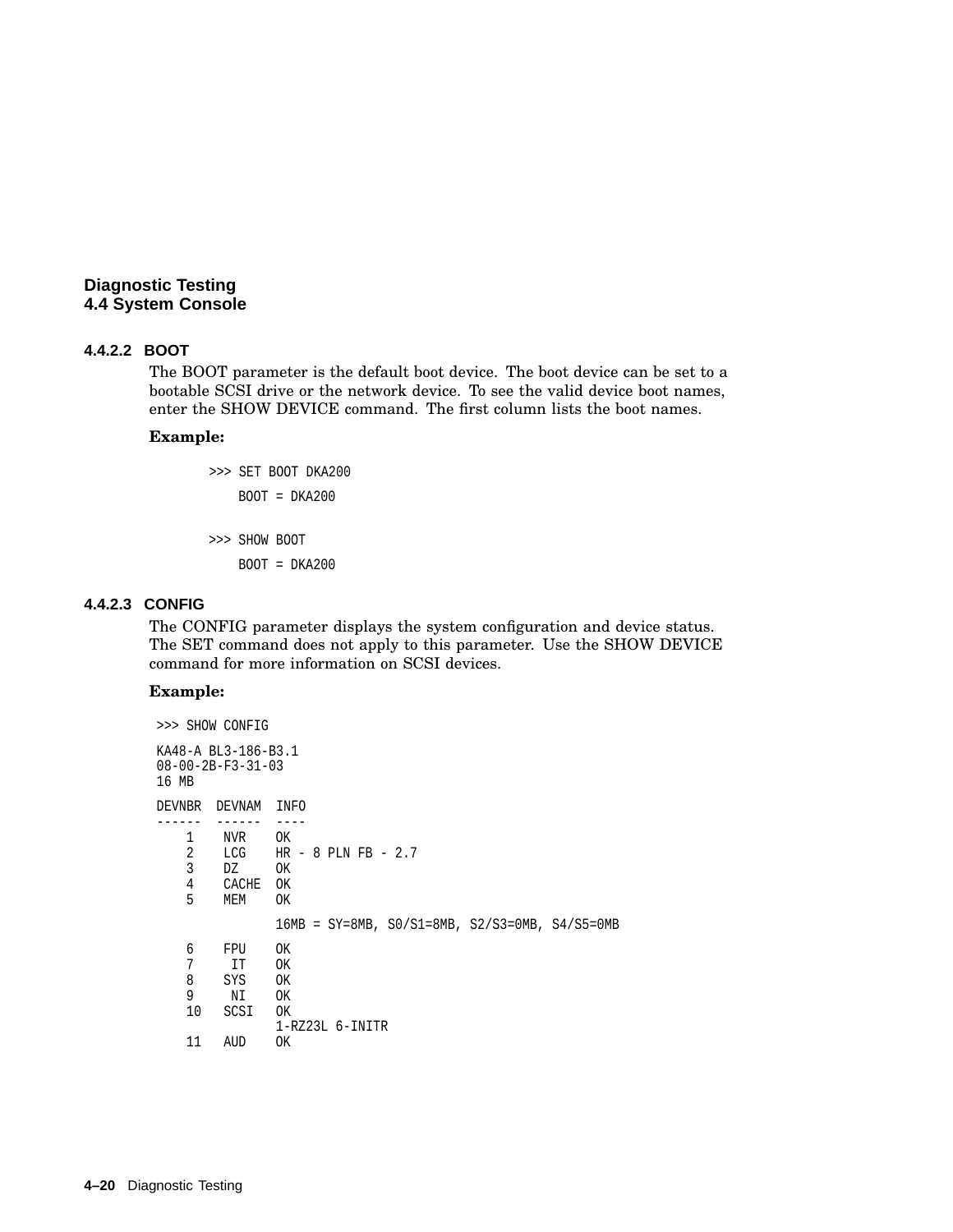#### 4.4.2.2 BOOT

The BOOT parameter is the default boot device. The boot device can be set to a bootable SCSI drive or the network device. To see the valid device boot names, enter the SHOW DEVICE command. The first column lists the boot names.

**Example:**

```
>>> SET BOOT DKA200
    BOOT = DKA200

>>> SHOW BOOT
    BOOT = DKA200
```

#### 4.4.2.3 CONFIG

The CONFIG parameter displays the system configuration and device status. The SET command does not apply to this parameter. Use the SHOW DEVICE command for more information on SCSI devices.

**Example:**

```
>>> SHOW CONFIG

KA48-A BL3-186-B3.1
08-00-2B-F3-31-03
16 MB

DEVNBR  DEVNAM  INFO
------  ------  ----
    1    NVR    OK
    2    LCG    HR - 8 PLN FB - 2.7
    3    DZ     OK
    4    CACHE  OK
    5    MEM    OK

                16MB = SY=8MB, S0/S1=8MB, S2/S3=0MB, S4/S5=0MB

    6    FPU    OK
    7     IT    OK
    8    SYS    OK
    9     NI    OK
    10   SCSI   OK
                1-RZ23L 6-INITR
    11   AUD    OK
```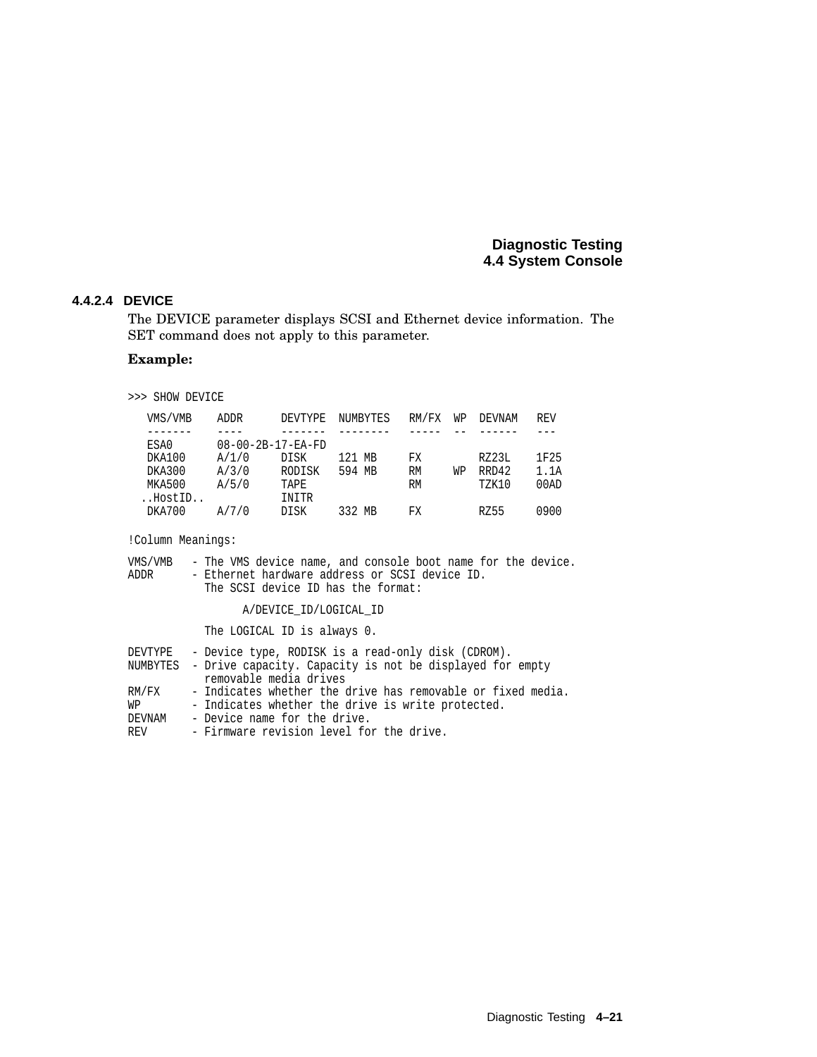#### 4.4.2.4 DEVICE

The DEVICE parameter displays SCSI and Ethernet device information. The SET command does not apply to this parameter.

**Example:**

```
>>> SHOW DEVICE
   VMS/VMB    ADDR      DEVTYPE  NUMBYTES   RM/FX  WP  DEVNAM   REV
   -------    ----      -------  --------   -----  --  ------   ---
   ESA0       08-00-2B-17-EA-FD
   DKA100     A/1/0     DISK     121 MB     FX         RZ23L    1F25
   DKA300     A/3/0     RODISK   594 MB     RM     WP  RRD42    1.1A
   MKA500     A/5/0     TAPE                RM         TZK10    00AD
  ..HostID..            INITR
   DKA700     A/7/0     DISK     332 MB     FX         RZ55     0900

!Column Meanings:

VMS/VMB   - The VMS device name, and console boot name for the device.
ADDR      - Ethernet hardware address or SCSI device ID.
            The SCSI device ID has the format:

                 A/DEVICE_ID/LOGICAL_ID

            The LOGICAL ID is always 0.

DEVTYPE   - Device type, RODISK is a read-only disk (CDROM).
NUMBYTES  - Drive capacity. Capacity is not be displayed for empty
            removable media drives
RM/FX     - Indicates whether the drive has removable or fixed media.
WP        - Indicates whether the drive is write protected.
DEVNAM    - Device name for the drive.
REV       - Firmware revision level for the drive.
```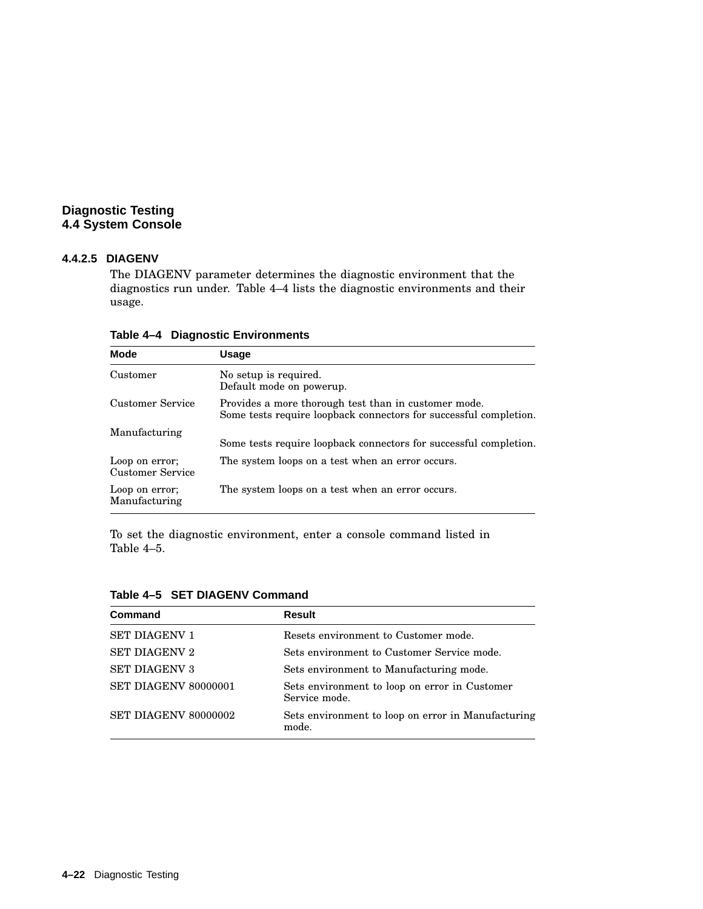#### 4.4.2.5 DIAGENV

The DIAGENV parameter determines the diagnostic environment that the diagnostics run under. Table 4–4 lists the diagnostic environments and their usage.

**Table 4–4 Diagnostic Environments**

| Mode | Usage |
| --- | --- |
| Customer | No setup is required.<br>Default mode on powerup. |
| Customer Service | Provides a more thorough test than in customer mode.<br>Some tests require loopback connectors for successful completion. |
| Manufacturing | Some tests require loopback connectors for successful completion. |
| Loop on error; Customer Service | The system loops on a test when an error occurs. |
| Loop on error; Manufacturing | The system loops on a test when an error occurs. |

To set the diagnostic environment, enter a console command listed in Table 4–5.

**Table 4–5 SET DIAGENV Command**

| Command | Result |
| --- | --- |
| SET DIAGENV 1 | Resets environment to Customer mode. |
| SET DIAGENV 2 | Sets environment to Customer Service mode. |
| SET DIAGENV 3 | Sets environment to Manufacturing mode. |
| SET DIAGENV 80000001 | Sets environment to loop on error in Customer Service mode. |
| SET DIAGENV 80000002 | Sets environment to loop on error in Manufacturing mode. |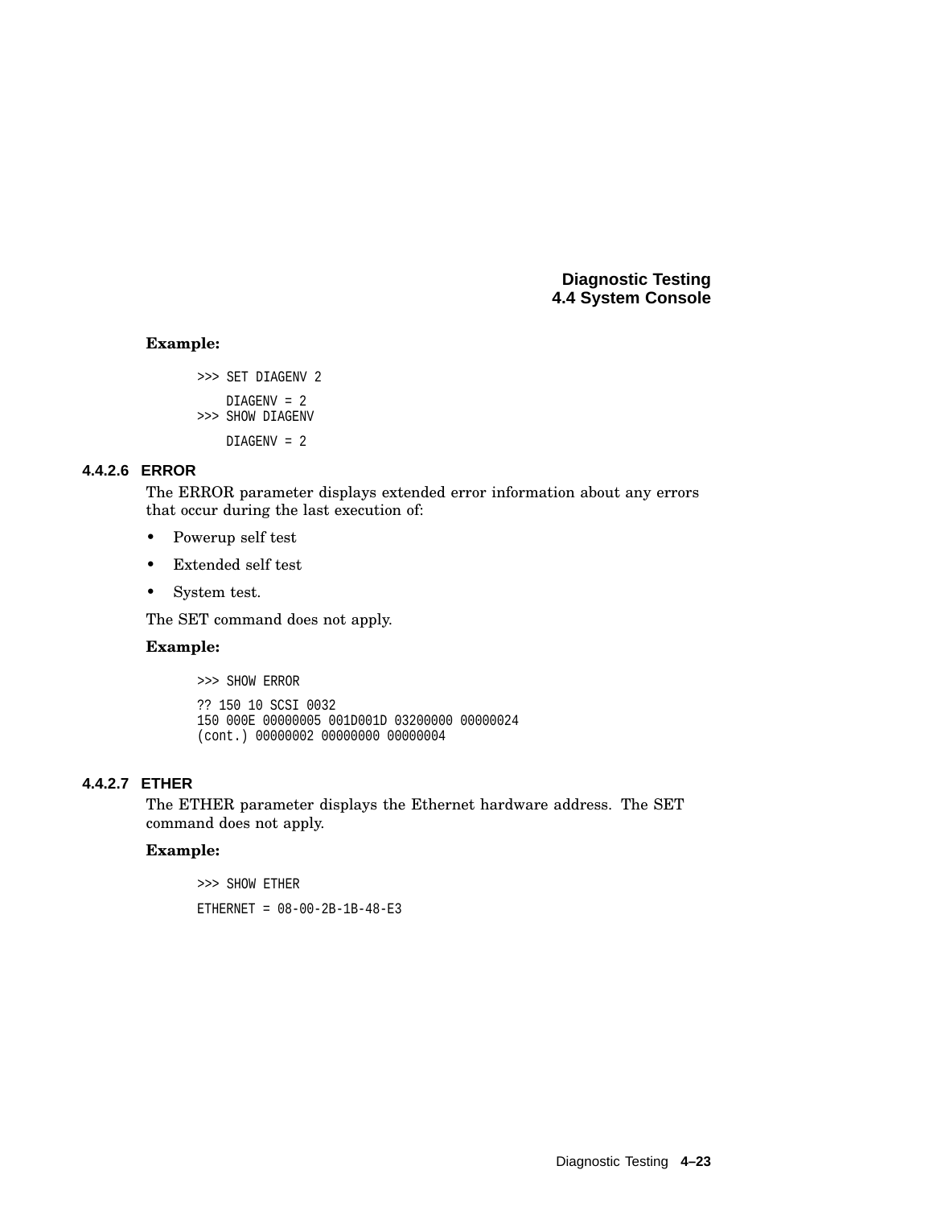**Example:**

```
>>> SET DIAGENV 2

    DIAGENV = 2
>>> SHOW DIAGENV

    DIAGENV = 2
```

#### 4.4.2.6 ERROR

The ERROR parameter displays extended error information about any errors that occur during the last execution of:

- Powerup self test
- Extended self test
- System test.

The SET command does not apply.

**Example:**

```
>>> SHOW ERROR

?? 150 10 SCSI 0032
150 000E 00000005 001D001D 03200000 00000024
(cont.) 00000002 00000000 00000004
```

#### 4.4.2.7 ETHER

The ETHER parameter displays the Ethernet hardware address. The SET command does not apply.

**Example:**

```
>>> SHOW ETHER

ETHERNET = 08-00-2B-1B-48-E3
```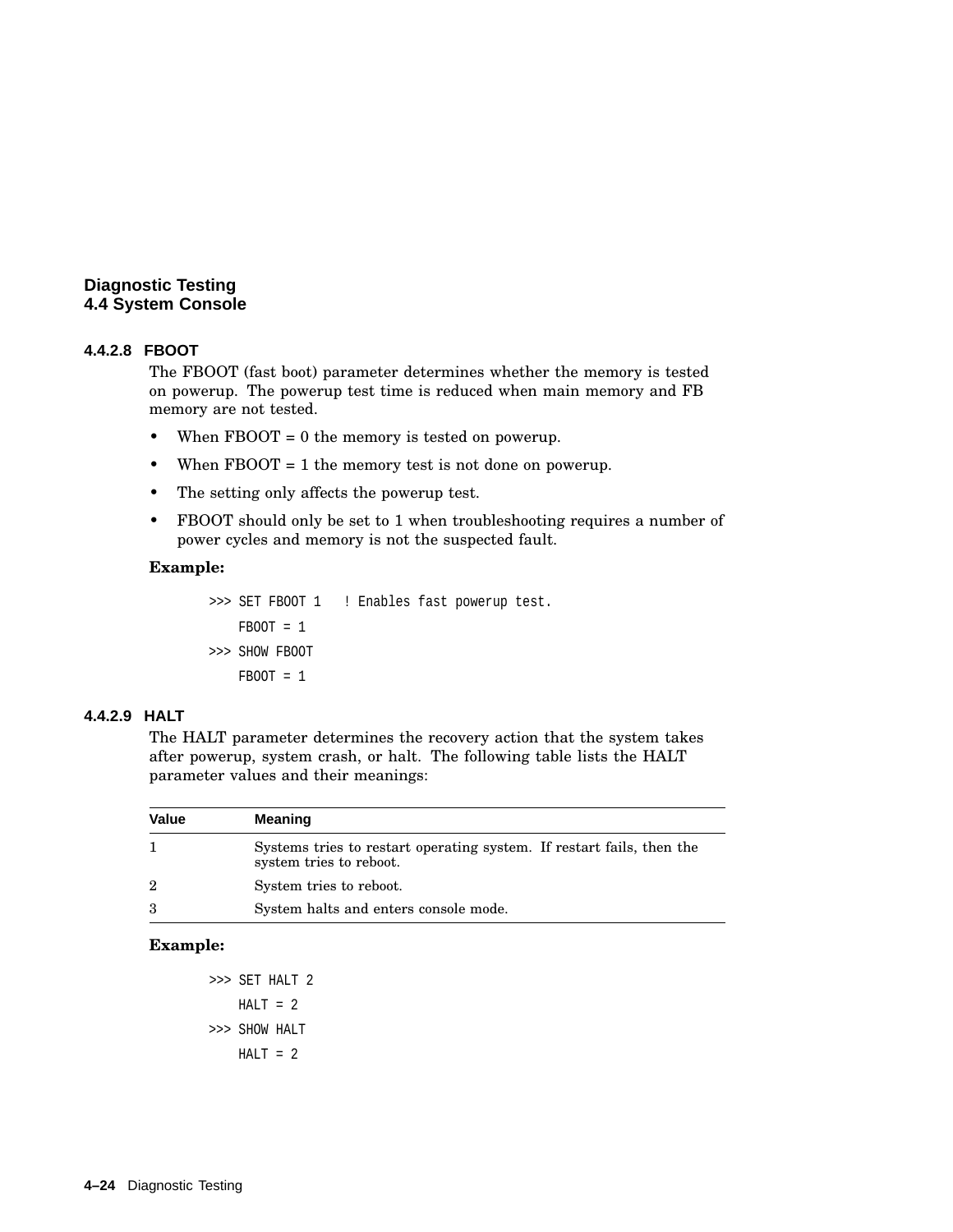#### 4.4.2.8 FBOOT

The FBOOT (fast boot) parameter determines whether the memory is tested on powerup. The powerup test time is reduced when main memory and FB memory are not tested.

- When FBOOT = 0 the memory is tested on powerup.
- When FBOOT = 1 the memory test is not done on powerup.
- The setting only affects the powerup test.
- FBOOT should only be set to 1 when troubleshooting requires a number of power cycles and memory is not the suspected fault.

**Example:**

```
>>> SET FBOOT 1   ! Enables fast powerup test.
    FBOOT = 1
>>> SHOW FBOOT
    FBOOT = 1
```

#### 4.4.2.9 HALT

The HALT parameter determines the recovery action that the system takes after powerup, system crash, or halt. The following table lists the HALT parameter values and their meanings:

| Value | Meaning |
|---|---|
| 1 | Systems tries to restart operating system. If restart fails, then the system tries to reboot. |
| 2 | System tries to reboot. |
| 3 | System halts and enters console mode. |

**Example:**

```
>>> SET HALT 2
    HALT = 2
>>> SHOW HALT
    HALT = 2
```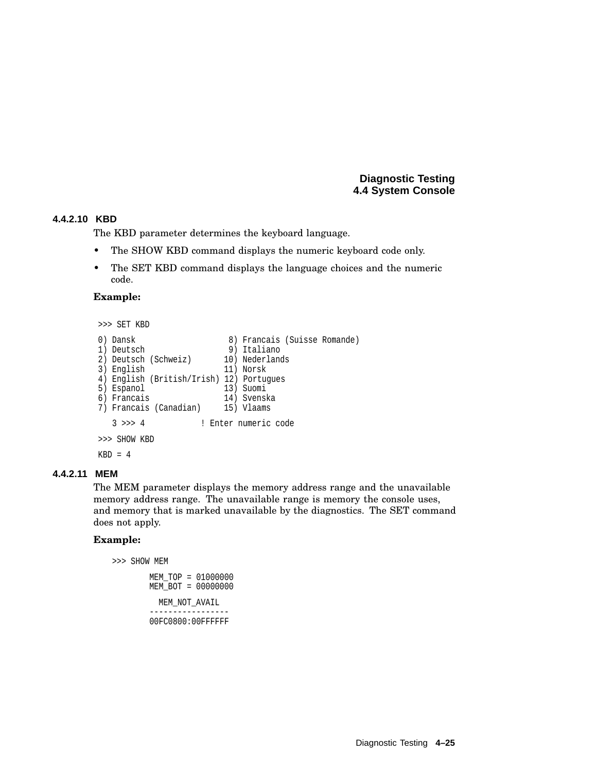#### 4.4.2.10 KBD

The KBD parameter determines the keyboard language.

- The SHOW KBD command displays the numeric keyboard code only.
- The SET KBD command displays the language choices and the numeric code.

**Example:**

```
>>> SET KBD

0) Dansk                   8) Francais (Suisse Romande)
1) Deutsch                 9) Italiano
2) Deutsch (Schweiz)      10) Nederlands
3) English                11) Norsk
4) English (British/Irish) 12) Portugues
5) Espanol                13) Suomi
6) Francais               14) Svenska
7) Francais (Canadian)    15) Vlaams

   3 >>> 4           ! Enter numeric code

>>> SHOW KBD

KBD = 4
```

#### 4.4.2.11 MEM

The MEM parameter displays the memory address range and the unavailable memory address range. The unavailable range is memory the console uses, and memory that is marked unavailable by the diagnostics. The SET command does not apply.

**Example:**

```
>>> SHOW MEM

        MEM_TOP = 01000000
        MEM_BOT = 00000000

          MEM_NOT_AVAIL
        -----------------
        00FC0800:00FFFFFF
```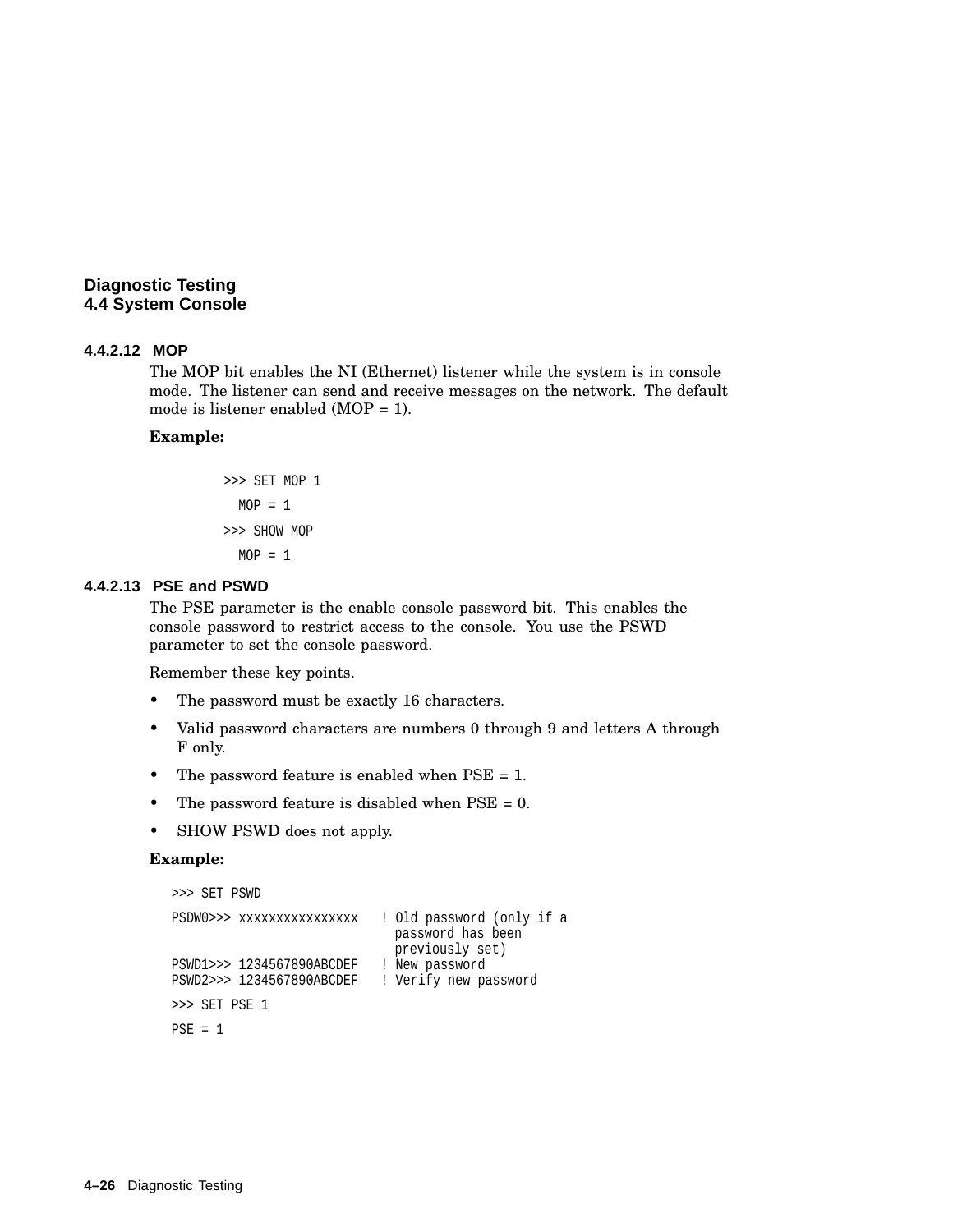#### 4.4.2.12 MOP

The MOP bit enables the NI (Ethernet) listener while the system is in console mode. The listener can send and receive messages on the network. The default mode is listener enabled (MOP = 1).

**Example:**

```
>>> SET MOP 1
  MOP = 1
>>> SHOW MOP
  MOP = 1
```

#### 4.4.2.13 PSE and PSWD

The PSE parameter is the enable console password bit. This enables the console password to restrict access to the console. You use the PSWD parameter to set the console password.

Remember these key points.

- The password must be exactly 16 characters.
- Valid password characters are numbers 0 through 9 and letters A through F only.
- The password feature is enabled when PSE = 1.
- The password feature is disabled when PSE = 0.
- SHOW PSWD does not apply.

**Example:**

```
>>> SET PSWD
PSDW0>>> xxxxxxxxxxxxxxxx   ! Old password (only if a
                              password has been
                              previously set)
PSWD1>>> 1234567890ABCDEF   ! New password
PSWD2>>> 1234567890ABCDEF   ! Verify new password
>>> SET PSE 1
PSE = 1
```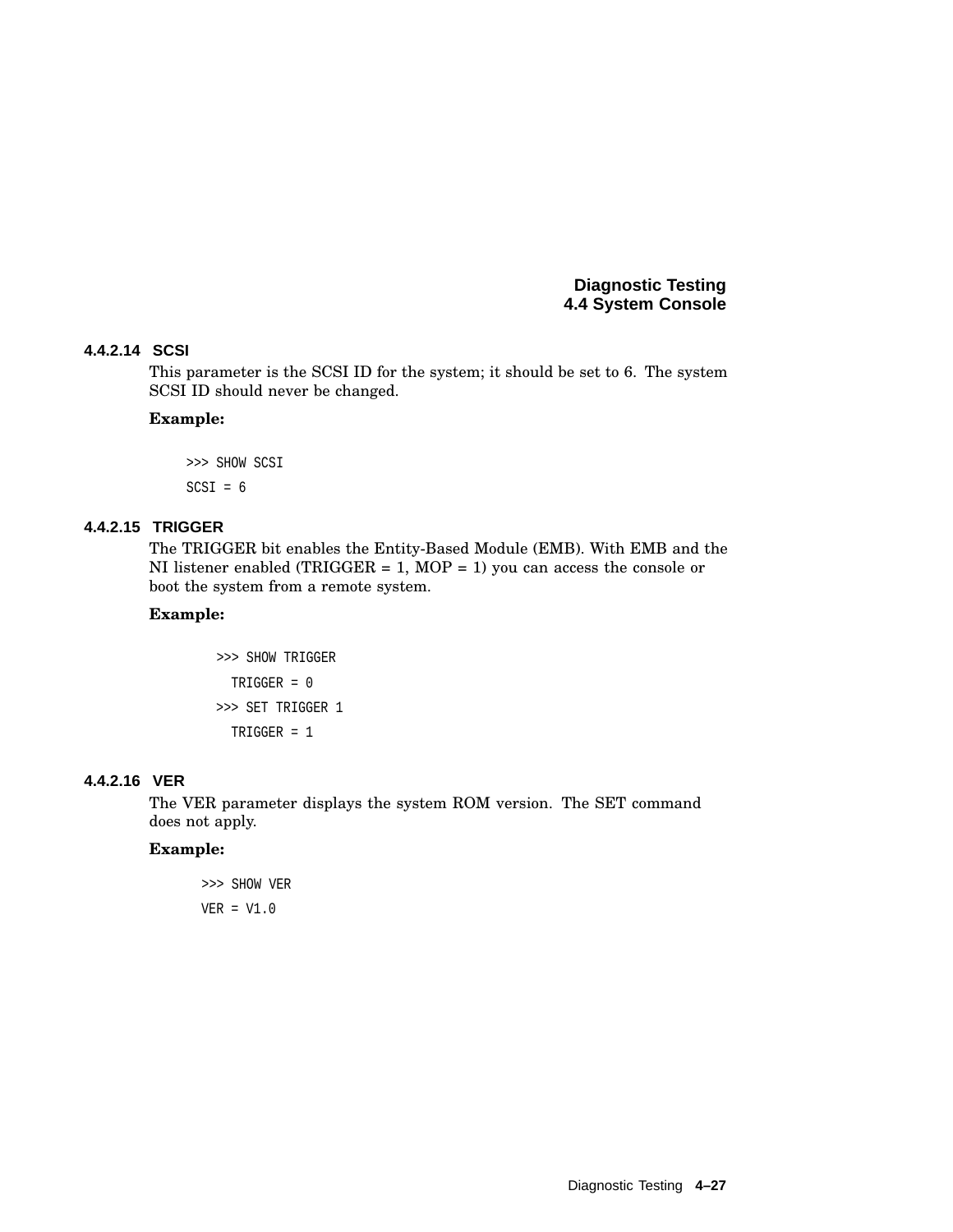#### 4.4.2.14 SCSI

This parameter is the SCSI ID for the system; it should be set to 6. The system SCSI ID should never be changed.

**Example:**

```
>>> SHOW SCSI
SCSI = 6
```

#### 4.4.2.15 TRIGGER

The TRIGGER bit enables the Entity-Based Module (EMB). With EMB and the NI listener enabled (TRIGGER = 1, MOP = 1) you can access the console or boot the system from a remote system.

**Example:**

```
>>> SHOW TRIGGER
  TRIGGER = 0
>>> SET TRIGGER 1
  TRIGGER = 1
```

#### 4.4.2.16 VER

The VER parameter displays the system ROM version. The SET command does not apply.

**Example:**

```
>>> SHOW VER
VER = V1.0
```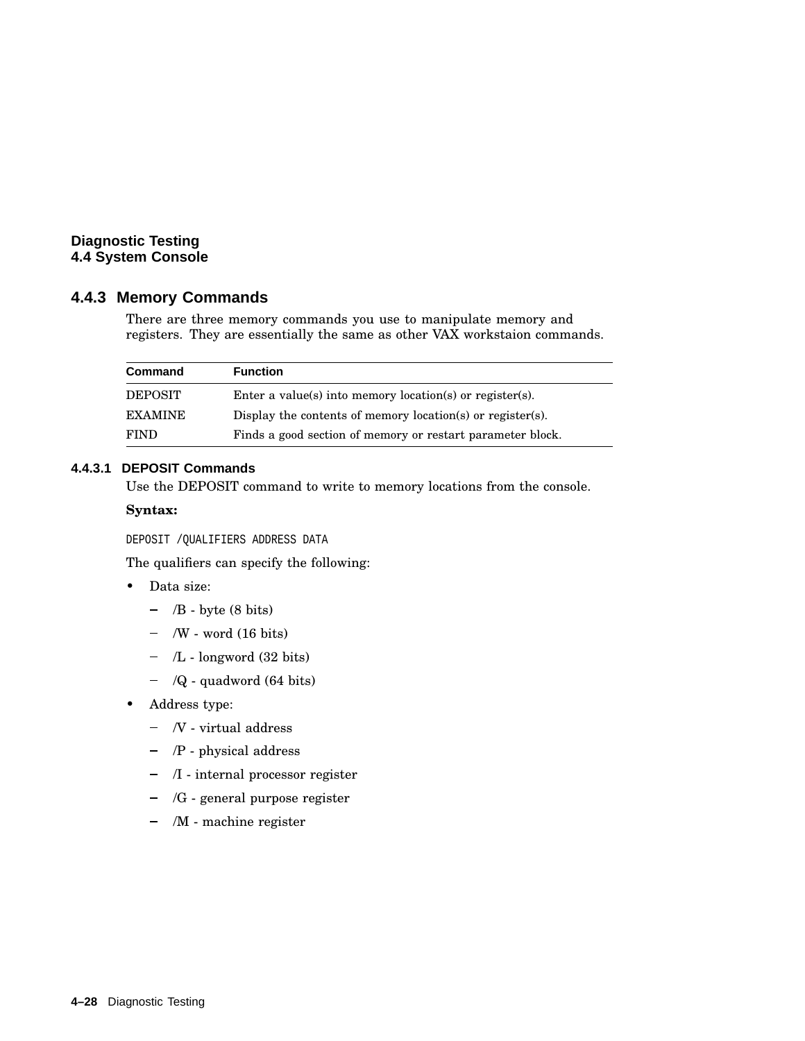### 4.4.3 Memory Commands

There are three memory commands you use to manipulate memory and registers. They are essentially the same as other VAX workstaion commands.

| Command | Function |
|---|---|
| DEPOSIT | Enter a value(s) into memory location(s) or register(s). |
| EXAMINE | Display the contents of memory location(s) or register(s). |
| FIND | Finds a good section of memory or restart parameter block. |

#### 4.4.3.1 DEPOSIT Commands

Use the DEPOSIT command to write to memory locations from the console.

**Syntax:**

```
DEPOSIT /QUALIFIERS ADDRESS DATA
```

The qualifiers can specify the following:

- Data size:
  - /B - byte (8 bits)
  - /W - word (16 bits)
  - /L - longword (32 bits)
  - /Q - quadword (64 bits)
- Address type:
  - /V - virtual address
  - /P - physical address
  - /I - internal processor register
  - /G - general purpose register
  - /M - machine register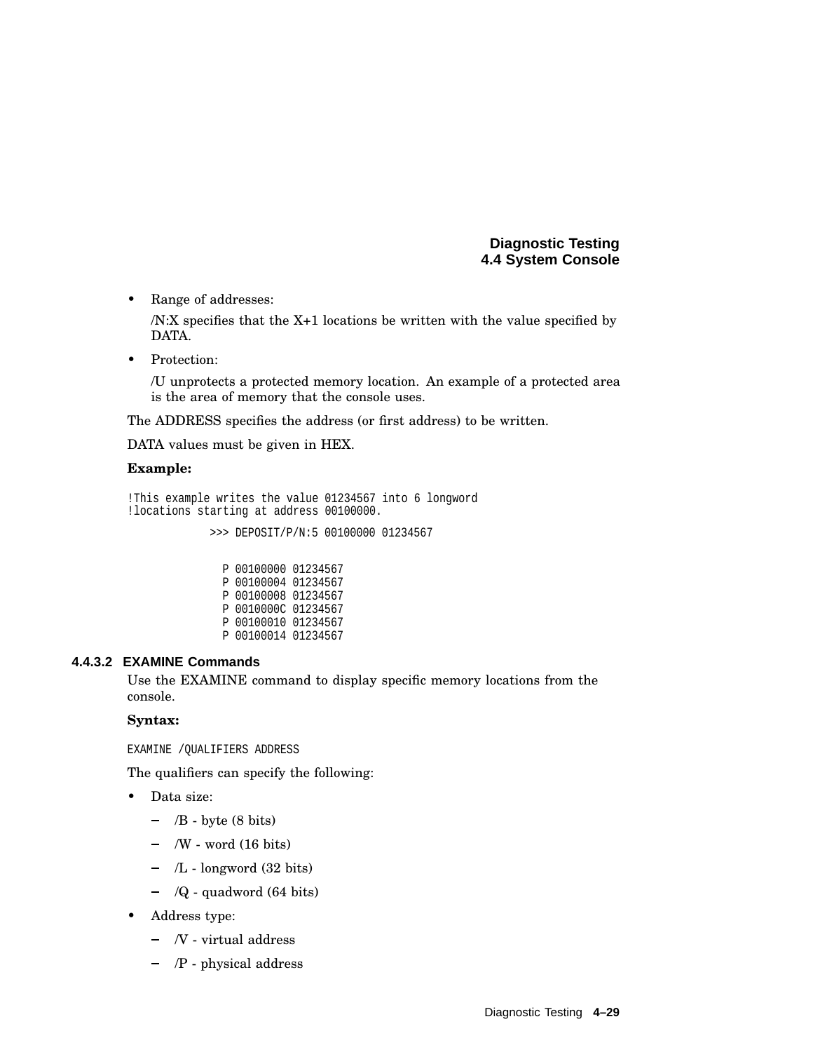- Range of addresses:

  /N:X specifies that the X+1 locations be written with the value specified by DATA.

- Protection:

  /U unprotects a protected memory location. An example of a protected area is the area of memory that the console uses.

The ADDRESS specifies the address (or first address) to be written.

DATA values must be given in HEX.

**Example:**

```
!This example writes the value 01234567 into 6 longword
!locations starting at address 00100000.
             >>> DEPOSIT/P/N:5 00100000 01234567


               P 00100000 01234567
               P 00100004 01234567
               P 00100008 01234567
               P 0010000C 01234567
               P 00100010 01234567
               P 00100014 01234567
```

#### 4.4.3.2 EXAMINE Commands

Use the EXAMINE command to display specific memory locations from the console.

**Syntax:**

```
EXAMINE /QUALIFIERS ADDRESS
```

The qualifiers can specify the following:

- Data size:
  - /B - byte (8 bits)
  - /W - word (16 bits)
  - /L - longword (32 bits)
  - /Q - quadword (64 bits)
- Address type:
  - /V - virtual address
  - /P - physical address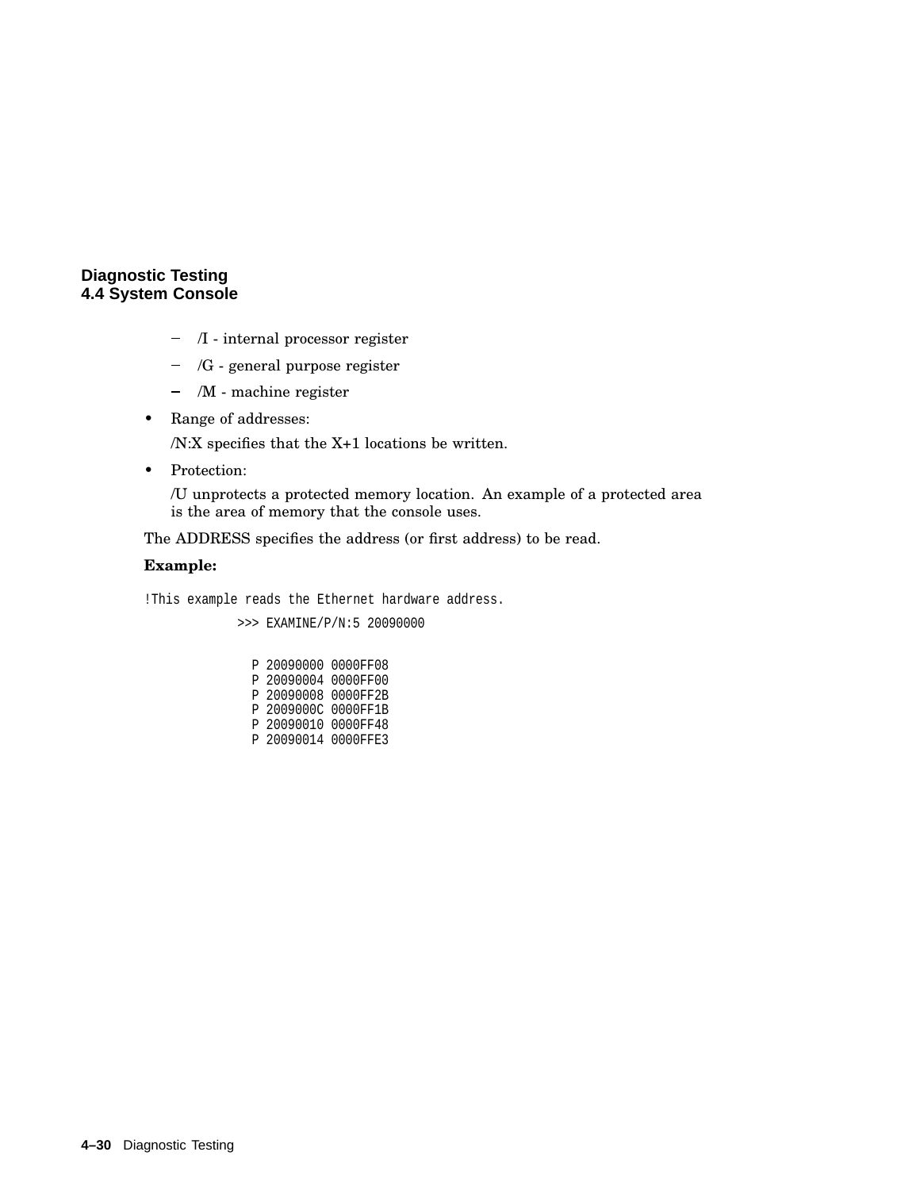- /I - internal processor register
- /G - general purpose register
- /M - machine register

- Range of addresses:

  /N:X specifies that the X+1 locations be written.

- Protection:

  /U unprotects a protected memory location. An example of a protected area is the area of memory that the console uses.

The ADDRESS specifies the address (or first address) to be read.

**Example:**

```
!This example reads the Ethernet hardware address.
            >>> EXAMINE/P/N:5 20090000


              P 20090000 0000FF08
              P 20090004 0000FF00
              P 20090008 0000FF2B
              P 2009000C 0000FF1B
              P 20090010 0000FF48
              P 20090014 0000FFE3
```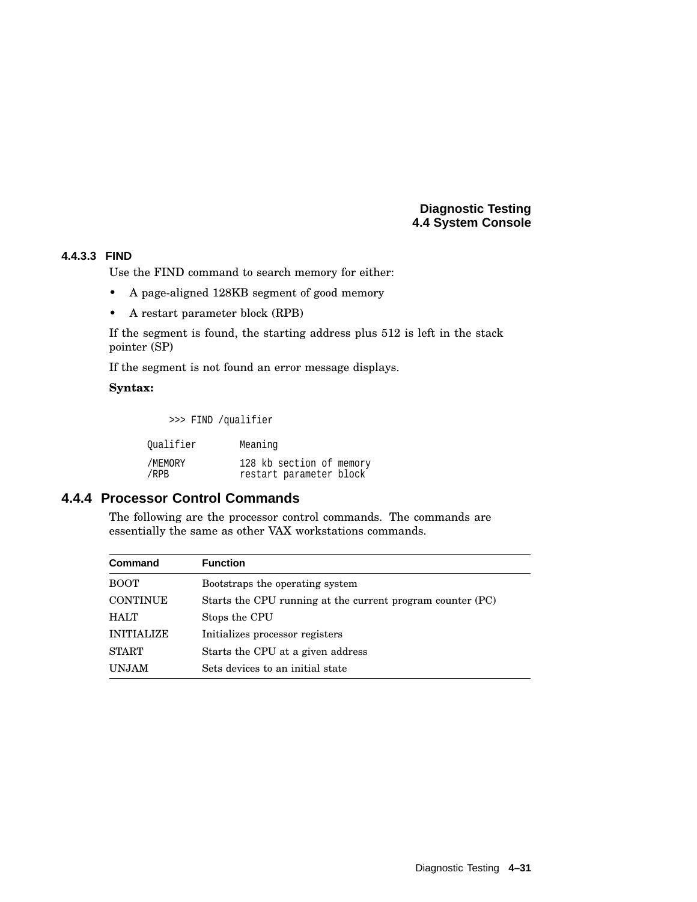#### 4.4.3.3 FIND

Use the FIND command to search memory for either:

- A page-aligned 128KB segment of good memory
- A restart parameter block (RPB)

If the segment is found, the starting address plus 512 is left in the stack pointer (SP)

If the segment is not found an error message displays.

**Syntax:**

```
>>> FIND /qualifier
```

```
Qualifier       Meaning

/MEMORY         128 kb section of memory
/RPB            restart parameter block
```

### 4.4.4 Processor Control Commands

The following are the processor control commands. The commands are essentially the same as other VAX workstations commands.

| Command | Function |
|---|---|
| BOOT | Bootstraps the operating system |
| CONTINUE | Starts the CPU running at the current program counter (PC) |
| HALT | Stops the CPU |
| INITIALIZE | Initializes processor registers |
| START | Starts the CPU at a given address |
| UNJAM | Sets devices to an initial state |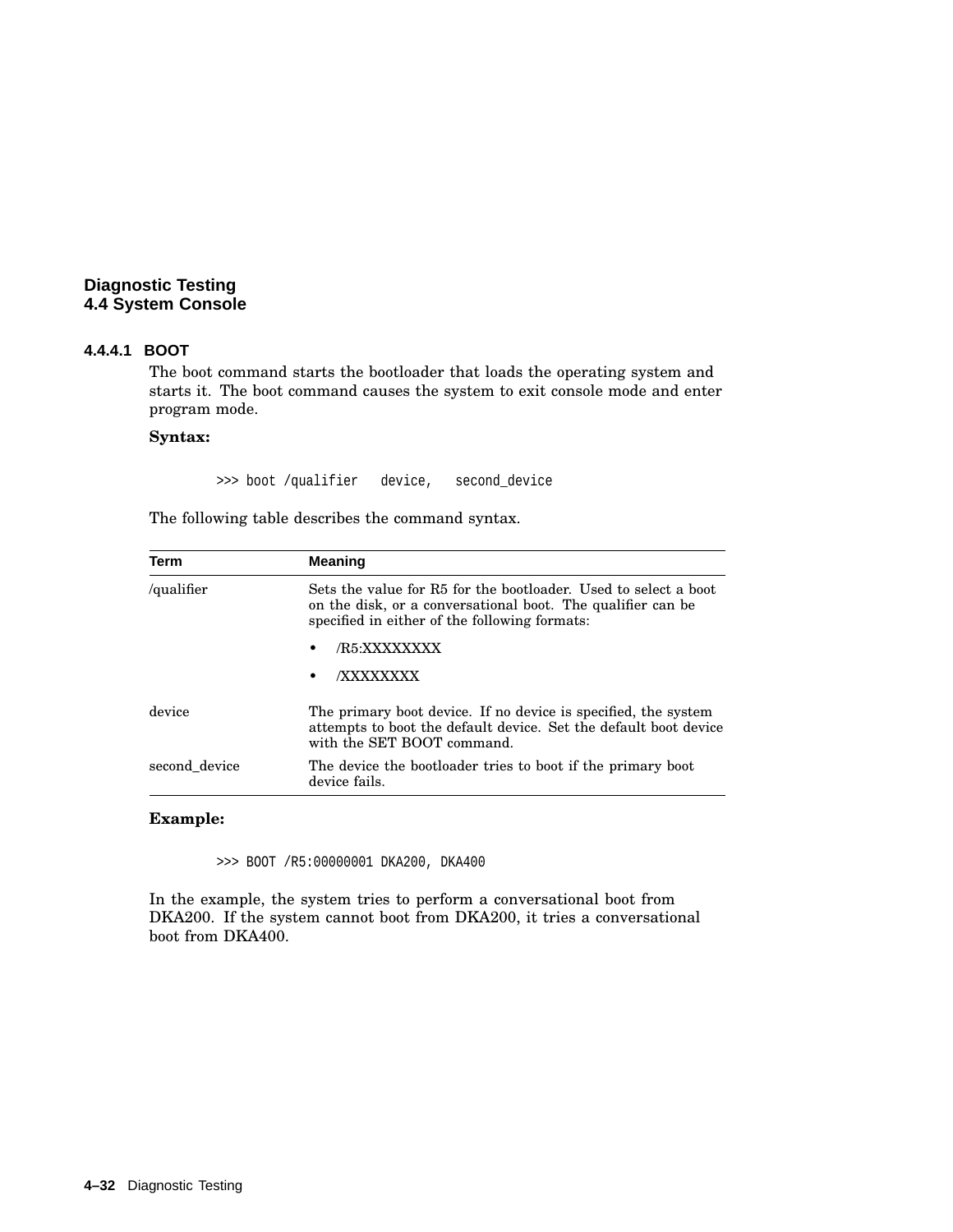#### 4.4.4.1 BOOT

The boot command starts the bootloader that loads the operating system and starts it. The boot command causes the system to exit console mode and enter program mode.

**Syntax:**

```
>>> boot /qualifier   device,   second_device
```

The following table describes the command syntax.

| Term | Meaning |
| --- | --- |
| /qualifier | Sets the value for R5 for the bootloader. Used to select a boot on the disk, or a conversational boot. The qualifier can be specified in either of the following formats:<br>• /R5:XXXXXXXX<br>• /XXXXXXXX |
| device | The primary boot device. If no device is specified, the system attempts to boot the default device. Set the default boot device with the SET BOOT command. |
| second_device | The device the bootloader tries to boot if the primary boot device fails. |

**Example:**

```
>>> BOOT /R5:00000001 DKA200, DKA400
```

In the example, the system tries to perform a conversational boot from DKA200. If the system cannot boot from DKA200, it tries a conversational boot from DKA400.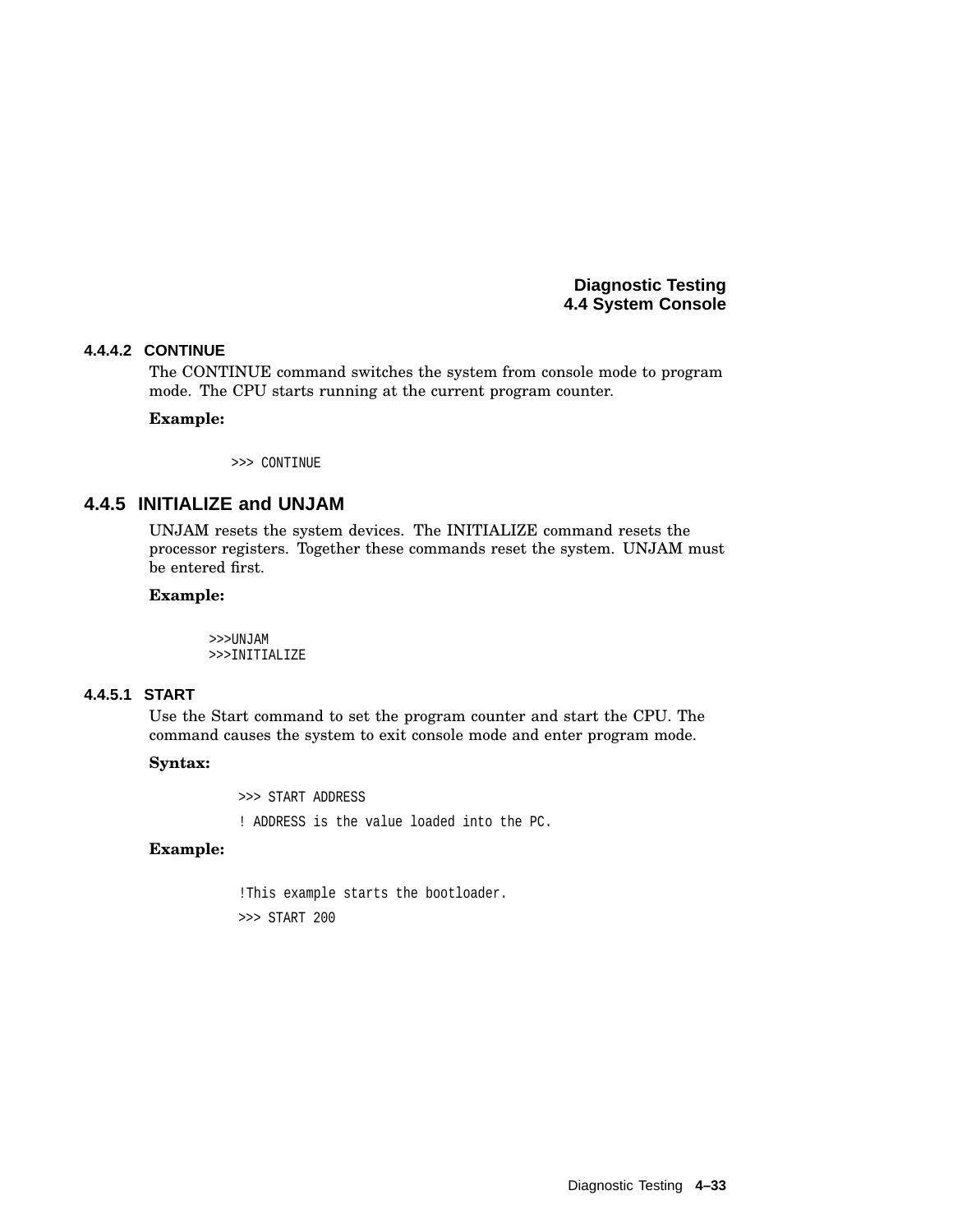#### 4.4.4.2 CONTINUE

The CONTINUE command switches the system from console mode to program mode. The CPU starts running at the current program counter.

**Example:**

```
>>> CONTINUE
```

### 4.4.5 INITIALIZE and UNJAM

UNJAM resets the system devices. The INITIALIZE command resets the processor registers. Together these commands reset the system. UNJAM must be entered first.

**Example:**

```
>>>UNJAM
>>>INITIALIZE
```

#### 4.4.5.1 START

Use the Start command to set the program counter and start the CPU. The command causes the system to exit console mode and enter program mode.

**Syntax:**

```
>>> START ADDRESS
! ADDRESS is the value loaded into the PC.
```

**Example:**

```
!This example starts the bootloader.
>>> START 200
```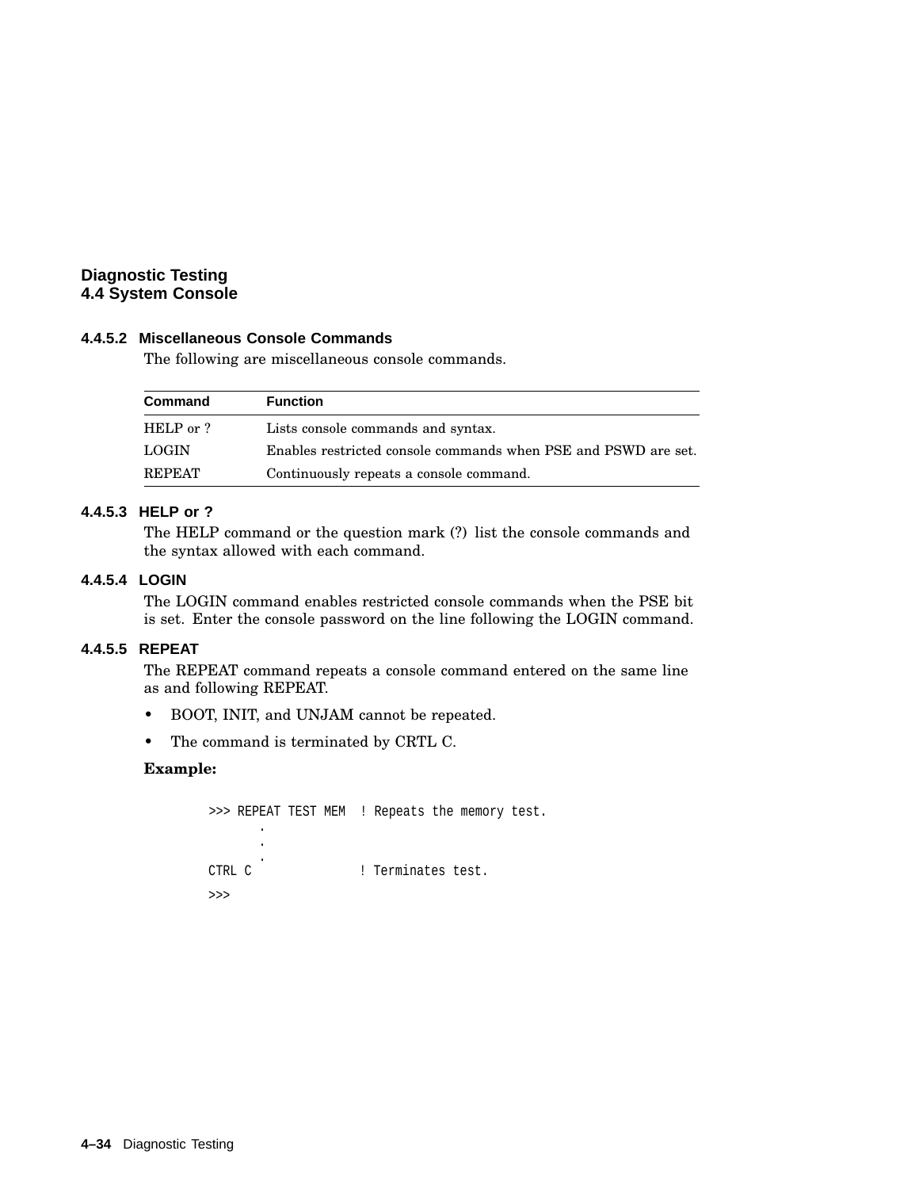#### 4.4.5.2 Miscellaneous Console Commands

The following are miscellaneous console commands.

| Command | Function |
| --- | --- |
| HELP or ? | Lists console commands and syntax. |
| LOGIN | Enables restricted console commands when PSE and PSWD are set. |
| REPEAT | Continuously repeats a console command. |

#### 4.4.5.3 HELP or ?

The HELP command or the question mark (?) list the console commands and the syntax allowed with each command.

#### 4.4.5.4 LOGIN

The LOGIN command enables restricted console commands when the PSE bit is set. Enter the console password on the line following the LOGIN command.

#### 4.4.5.5 REPEAT

The REPEAT command repeats a console command entered on the same line as and following REPEAT.

- BOOT, INIT, and UNJAM cannot be repeated.
- The command is terminated by CRTL C.

**Example:**

```
>>> REPEAT TEST MEM  ! Repeats the memory test.
         .
         .
         .
CTRL C               ! Terminates test.
>>>
```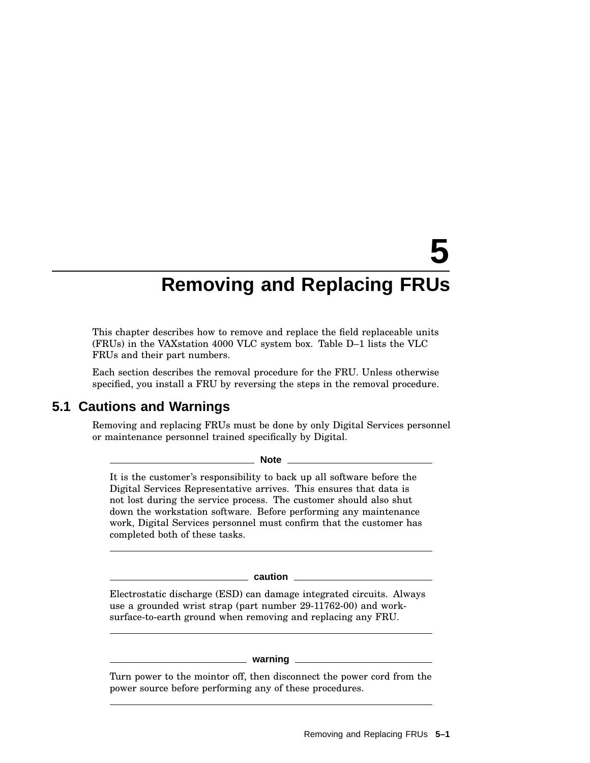# 5 Removing and Replacing FRUs

This chapter describes how to remove and replace the field replaceable units (FRUs) in the VAXstation 4000 VLC system box. Table D–1 lists the VLC FRUs and their part numbers.

Each section describes the removal procedure for the FRU. Unless otherwise specified, you install a FRU by reversing the steps in the removal procedure.

## 5.1 Cautions and Warnings

Removing and replacing FRUs must be done by only Digital Services personnel or maintenance personnel trained specifically by Digital.

---

**Note**

It is the customer's responsibility to back up all software before the Digital Services Representative arrives. This ensures that data is not lost during the service process. The customer should also shut down the workstation software. Before performing any maintenance work, Digital Services personnel must confirm that the customer has completed both of these tasks.

---

**caution**

Electrostatic discharge (ESD) can damage integrated circuits. Always use a grounded wrist strap (part number 29-11762-00) and work-surface-to-earth ground when removing and replacing any FRU.

---

**warning**

Turn power to the mointor off, then disconnect the power cord from the power source before performing any of these procedures.

---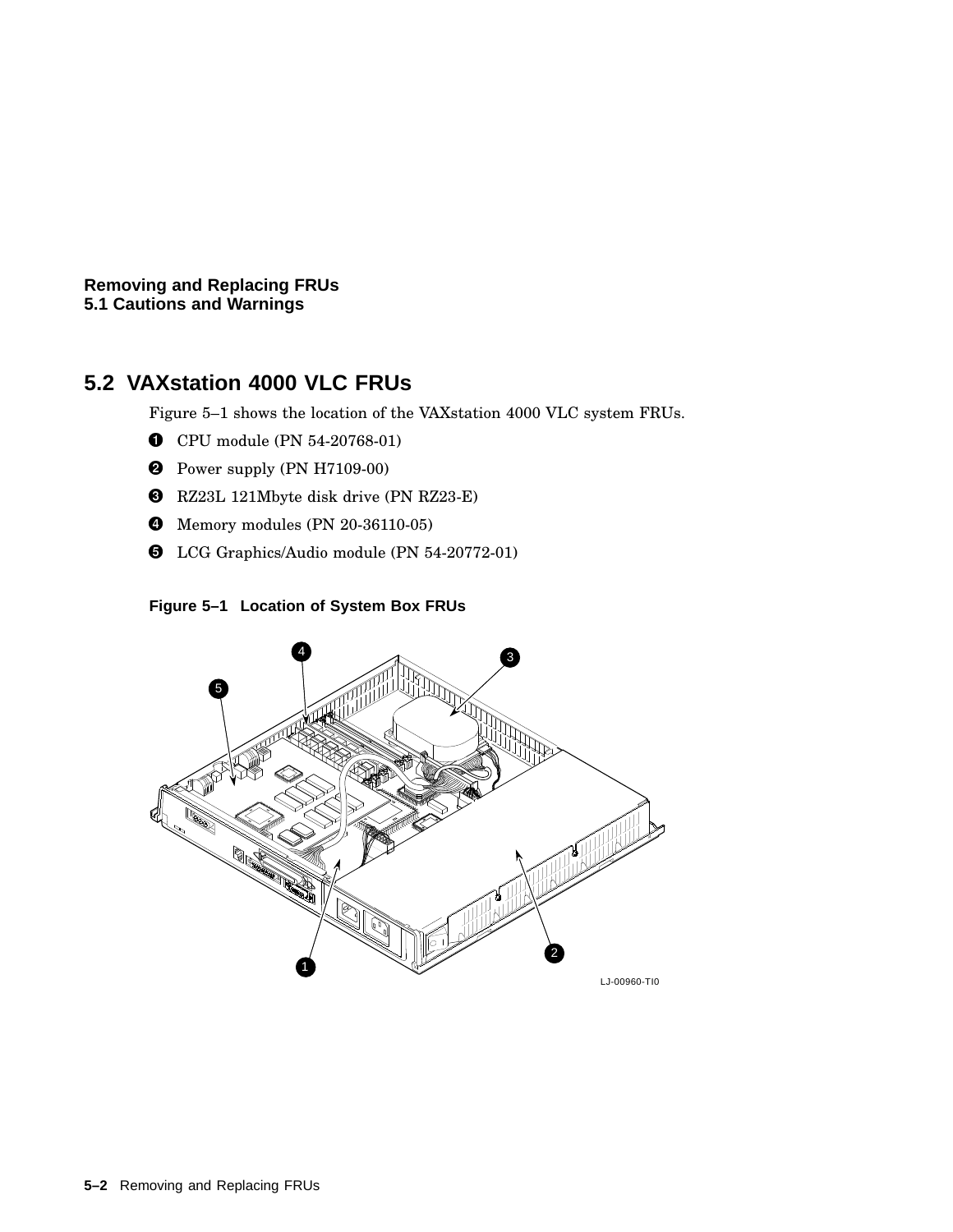## 5.2 VAXstation 4000 VLC FRUs

Figure 5–1 shows the location of the VAXstation 4000 VLC system FRUs.

1. CPU module (PN 54-20768-01)
2. Power supply (PN H7109-00)
3. RZ23L 121Mbyte disk drive (PN RZ23-E)
4. Memory modules (PN 20-36110-05)
5. LCG Graphics/Audio module (PN 54-20772-01)

**Figure 5–1 Location of System Box FRUs**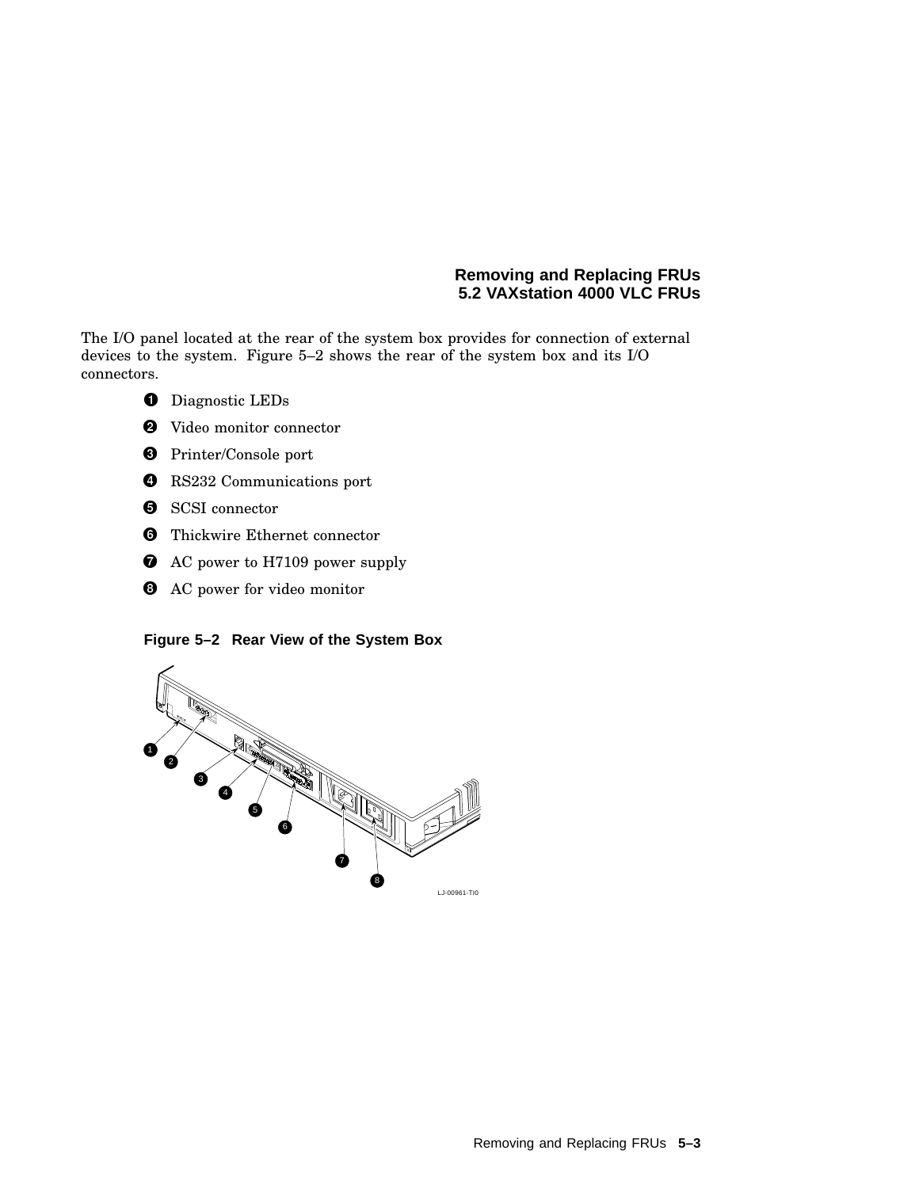The I/O panel located at the rear of the system box provides for connection of external devices to the system. Figure 5–2 shows the rear of the system box and its I/O connectors.

1. Diagnostic LEDs
2. Video monitor connector
3. Printer/Console port
4. RS232 Communications port
5. SCSI connector
6. Thickwire Ethernet connector
7. AC power to H7109 power supply
8. AC power for video monitor

**Figure 5–2 Rear View of the System Box**

LJ-00961-TI0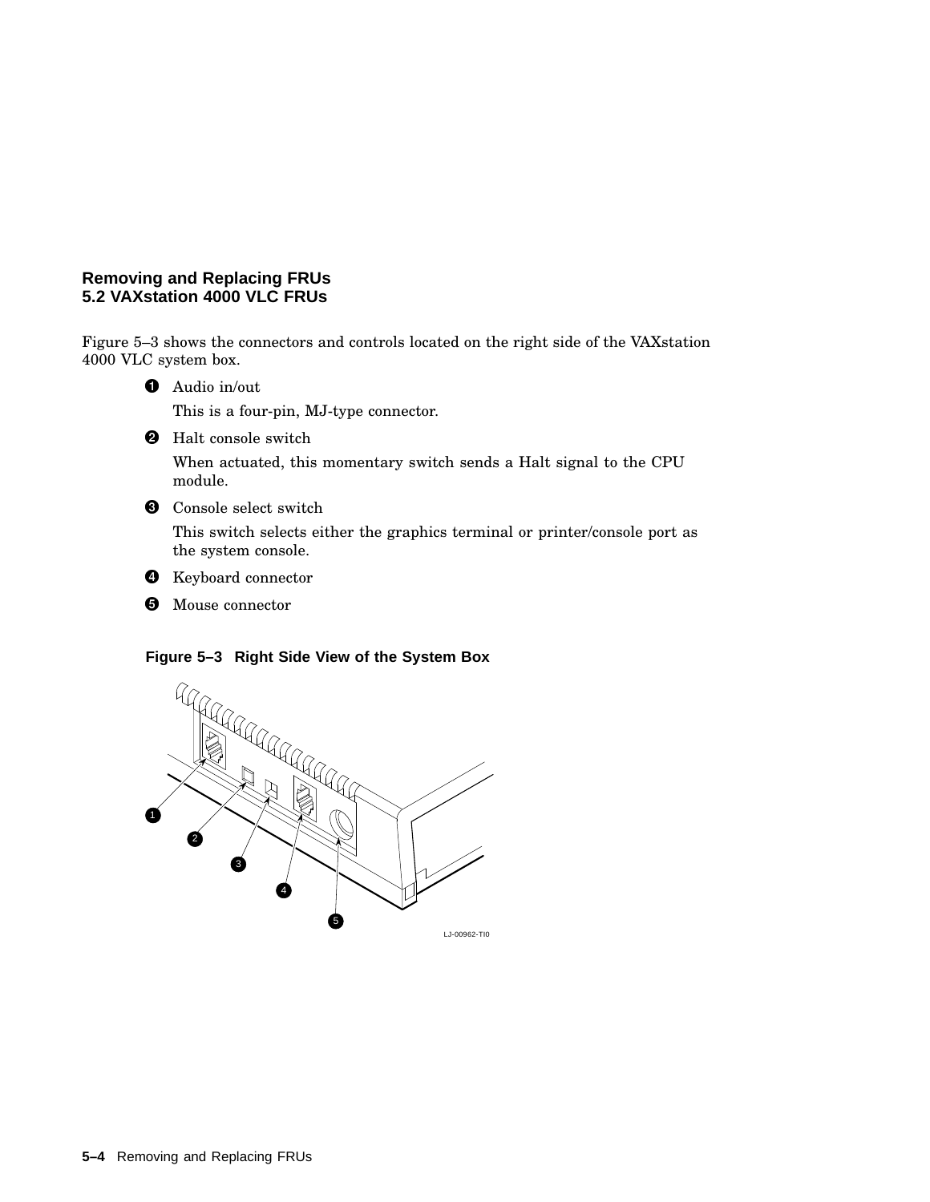Figure 5–3 shows the connectors and controls located on the right side of the VAXstation 4000 VLC system box.

1. Audio in/out

   This is a four-pin, MJ-type connector.

2. Halt console switch

   When actuated, this momentary switch sends a Halt signal to the CPU module.

3. Console select switch

   This switch selects either the graphics terminal or printer/console port as the system console.

4. Keyboard connector

5. Mouse connector

**Figure 5–3 Right Side View of the System Box**

LJ-00962-TI0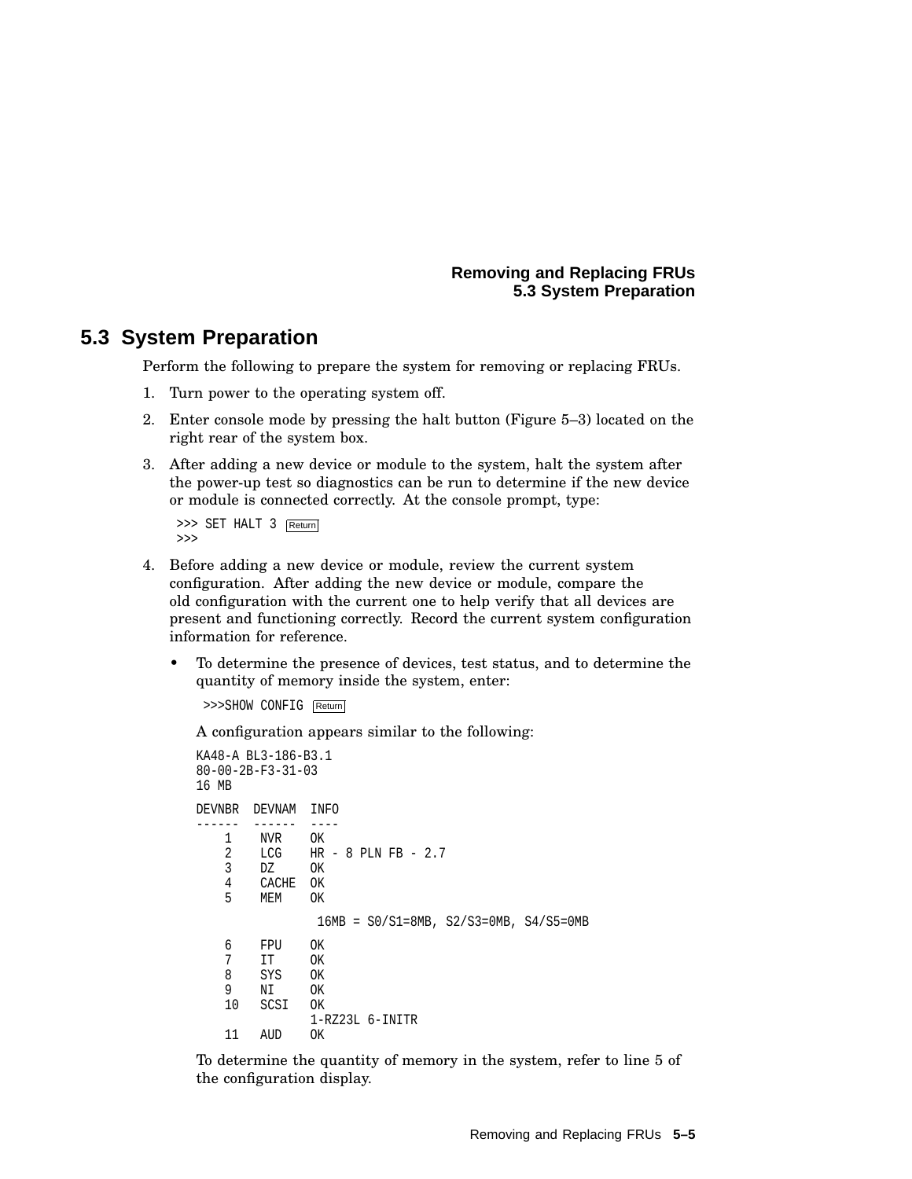## 5.3 System Preparation

Perform the following to prepare the system for removing or replacing FRUs.

1. Turn power to the operating system off.
2. Enter console mode by pressing the halt button (Figure 5–3) located on the right rear of the system box.
3. After adding a new device or module to the system, halt the system after the power-up test so diagnostics can be run to determine if the new device or module is connected correctly. At the console prompt, type:

   ```
   >>> SET HALT 3 [Return]
   >>>
   ```

4. Before adding a new device or module, review the current system configuration. After adding the new device or module, compare the old configuration with the current one to help verify that all devices are present and functioning correctly. Record the current system configuration information for reference.

   - To determine the presence of devices, test status, and to determine the quantity of memory inside the system, enter:

     ```
     >>>SHOW CONFIG [Return]
     ```

     A configuration appears similar to the following:

     ```
     KA48-A BL3-186-B3.1
     80-00-2B-F3-31-03
     16 MB

     DEVNBR  DEVNAM  INFO
     ------  ------  ----
         1    NVR    OK
         2    LCG    HR - 8 PLN FB - 2.7
         3    DZ     OK
         4    CACHE  OK
         5    MEM    OK
                      16MB = S0/S1=8MB, S2/S3=0MB, S4/S5=0MB
         6    FPU    OK
         7    IT     OK
         8    SYS    OK
         9    NI     OK
        10    SCSI   OK
                     1-RZ23L 6-INITR
        11    AUD    OK
     ```

     To determine the quantity of memory in the system, refer to line 5 of the configuration display.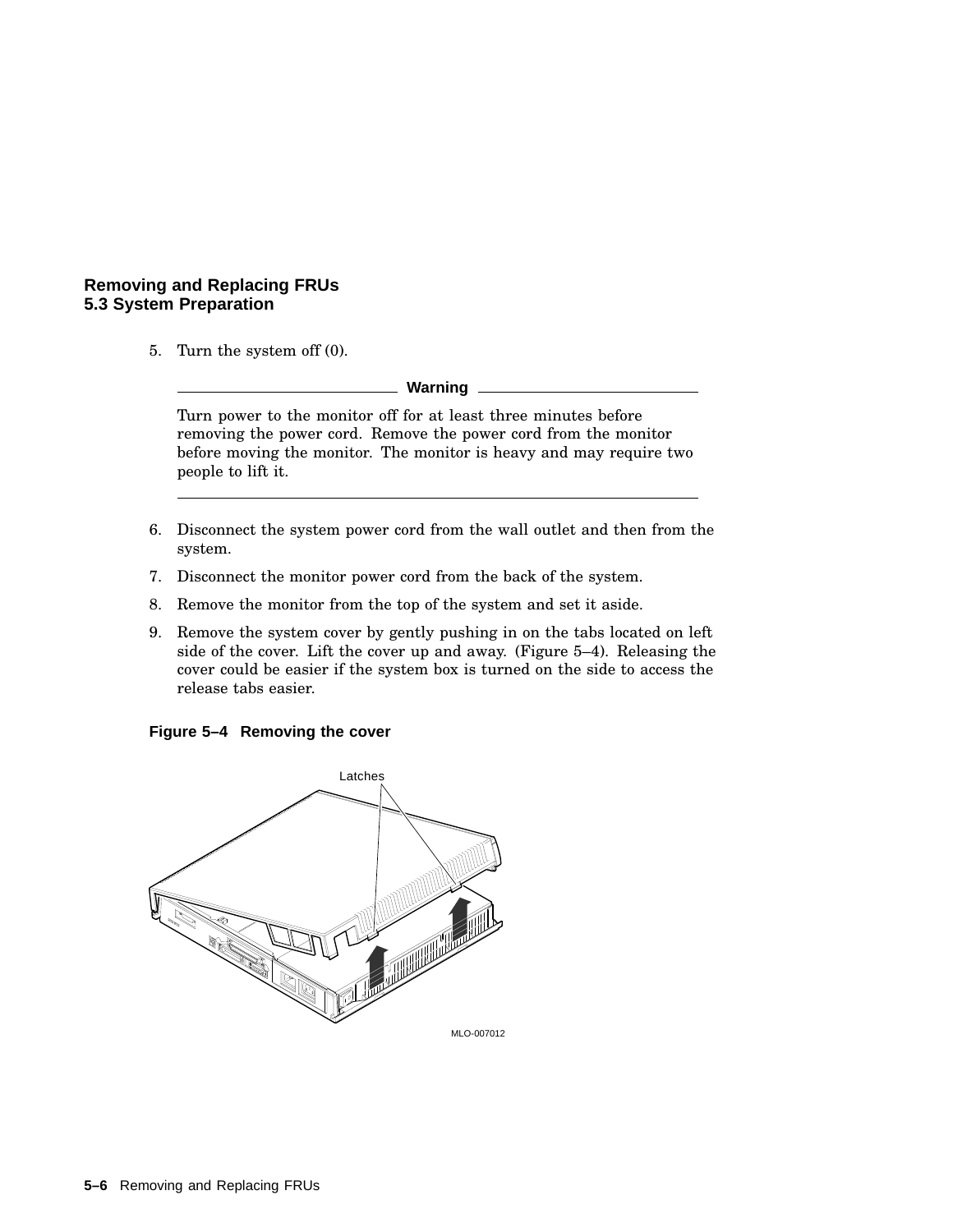5. Turn the system off (0).

**Warning**

Turn power to the monitor off for at least three minutes before removing the power cord. Remove the power cord from the monitor before moving the monitor. The monitor is heavy and may require two people to lift it.

6. Disconnect the system power cord from the wall outlet and then from the system.
7. Disconnect the monitor power cord from the back of the system.
8. Remove the monitor from the top of the system and set it aside.
9. Remove the system cover by gently pushing in on the tabs located on left side of the cover. Lift the cover up and away. (Figure 5–4). Releasing the cover could be easier if the system box is turned on the side to access the release tabs easier.

**Figure 5–4 Removing the cover**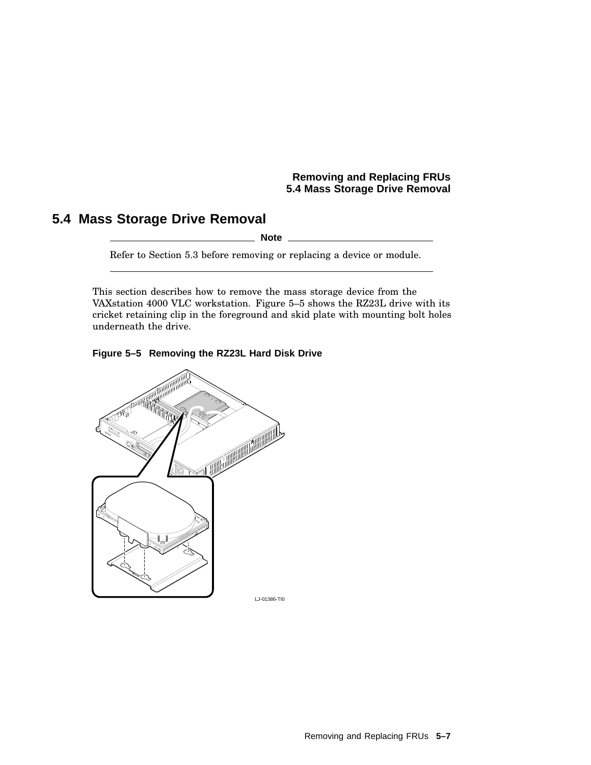## 5.4 Mass Storage Drive Removal

**Note**

Refer to Section 5.3 before removing or replacing a device or module.

---

This section describes how to remove the mass storage device from the VAXstation 4000 VLC workstation. Figure 5–5 shows the RZ23L drive with its cricket retaining clip in the foreground and skid plate with mounting bolt holes underneath the drive.

**Figure 5–5 Removing the RZ23L Hard Disk Drive**

LJ-01386-TI0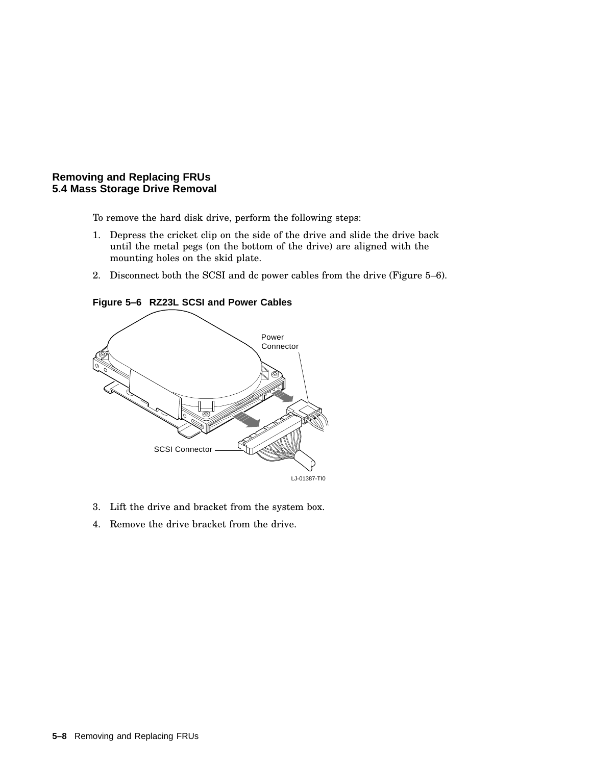## 5.4 Mass Storage Drive Removal

To remove the hard disk drive, perform the following steps:

1. Depress the cricket clip on the side of the drive and slide the drive back until the metal pegs (on the bottom of the drive) are aligned with the mounting holes on the skid plate.
2. Disconnect both the SCSI and dc power cables from the drive (Figure 5–6).

**Figure 5–6 RZ23L SCSI and Power Cables**

3. Lift the drive and bracket from the system box.
4. Remove the drive bracket from the drive.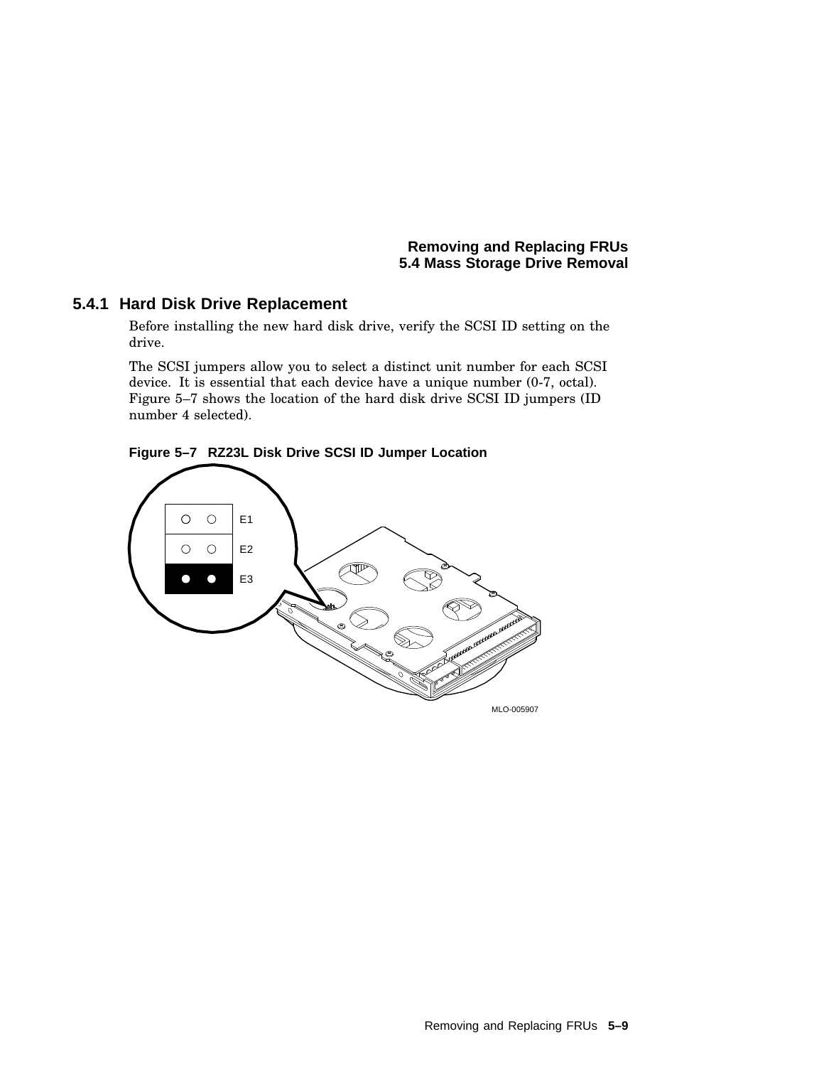### 5.4.1 Hard Disk Drive Replacement

Before installing the new hard disk drive, verify the SCSI ID setting on the drive.

The SCSI jumpers allow you to select a distinct unit number for each SCSI device. It is essential that each device have a unique number (0-7, octal). Figure 5–7 shows the location of the hard disk drive SCSI ID jumpers (ID number 4 selected).

**Figure 5–7 RZ23L Disk Drive SCSI ID Jumper Location**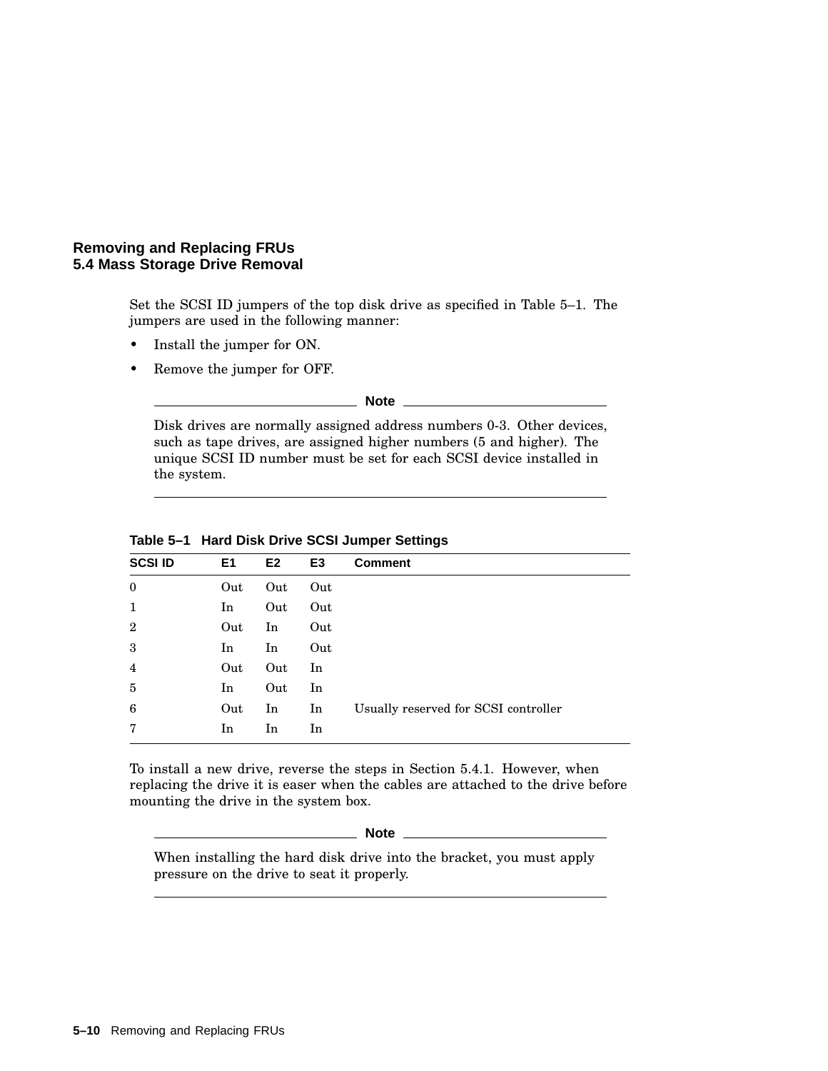Set the SCSI ID jumpers of the top disk drive as specified in Table 5–1. The jumpers are used in the following manner:

- Install the jumper for ON.
- Remove the jumper for OFF.

**Note**

Disk drives are normally assigned address numbers 0-3. Other devices, such as tape drives, are assigned higher numbers (5 and higher). The unique SCSI ID number must be set for each SCSI device installed in the system.

**Table 5–1 Hard Disk Drive SCSI Jumper Settings**

| SCSI ID | E1 | E2 | E3 | Comment |
|---|---|---|---|---|
| 0 | Out | Out | Out | |
| 1 | In | Out | Out | |
| 2 | Out | In | Out | |
| 3 | In | In | Out | |
| 4 | Out | Out | In | |
| 5 | In | Out | In | |
| 6 | Out | In | In | Usually reserved for SCSI controller |
| 7 | In | In | In | |

To install a new drive, reverse the steps in Section 5.4.1. However, when replacing the drive it is easer when the cables are attached to the drive before mounting the drive in the system box.

**Note**

When installing the hard disk drive into the bracket, you must apply pressure on the drive to seat it properly.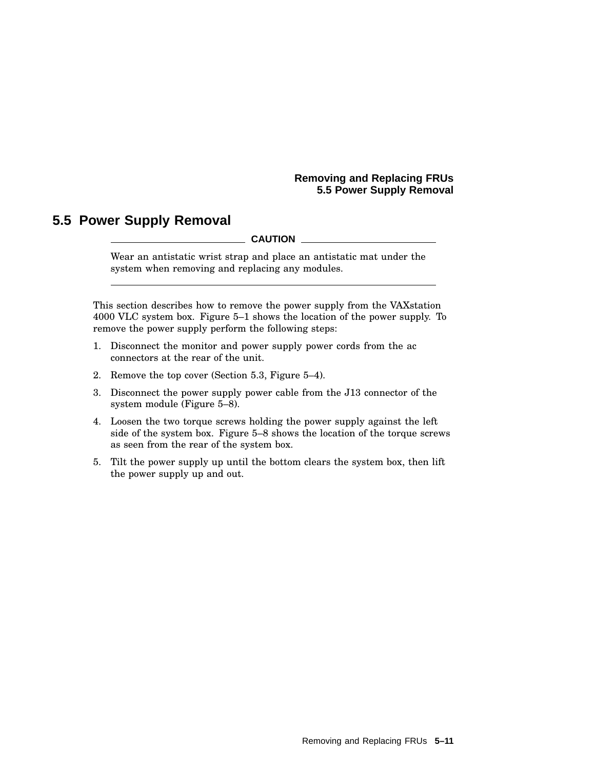## 5.5 Power Supply Removal

**CAUTION**

Wear an antistatic wrist strap and place an antistatic mat under the system when removing and replacing any modules.

---

This section describes how to remove the power supply from the VAXstation 4000 VLC system box. Figure 5–1 shows the location of the power supply. To remove the power supply perform the following steps:

1. Disconnect the monitor and power supply power cords from the ac connectors at the rear of the unit.
2. Remove the top cover (Section 5.3, Figure 5–4).
3. Disconnect the power supply power cable from the J13 connector of the system module (Figure 5–8).
4. Loosen the two torque screws holding the power supply against the left side of the system box. Figure 5–8 shows the location of the torque screws as seen from the rear of the system box.
5. Tilt the power supply up until the bottom clears the system box, then lift the power supply up and out.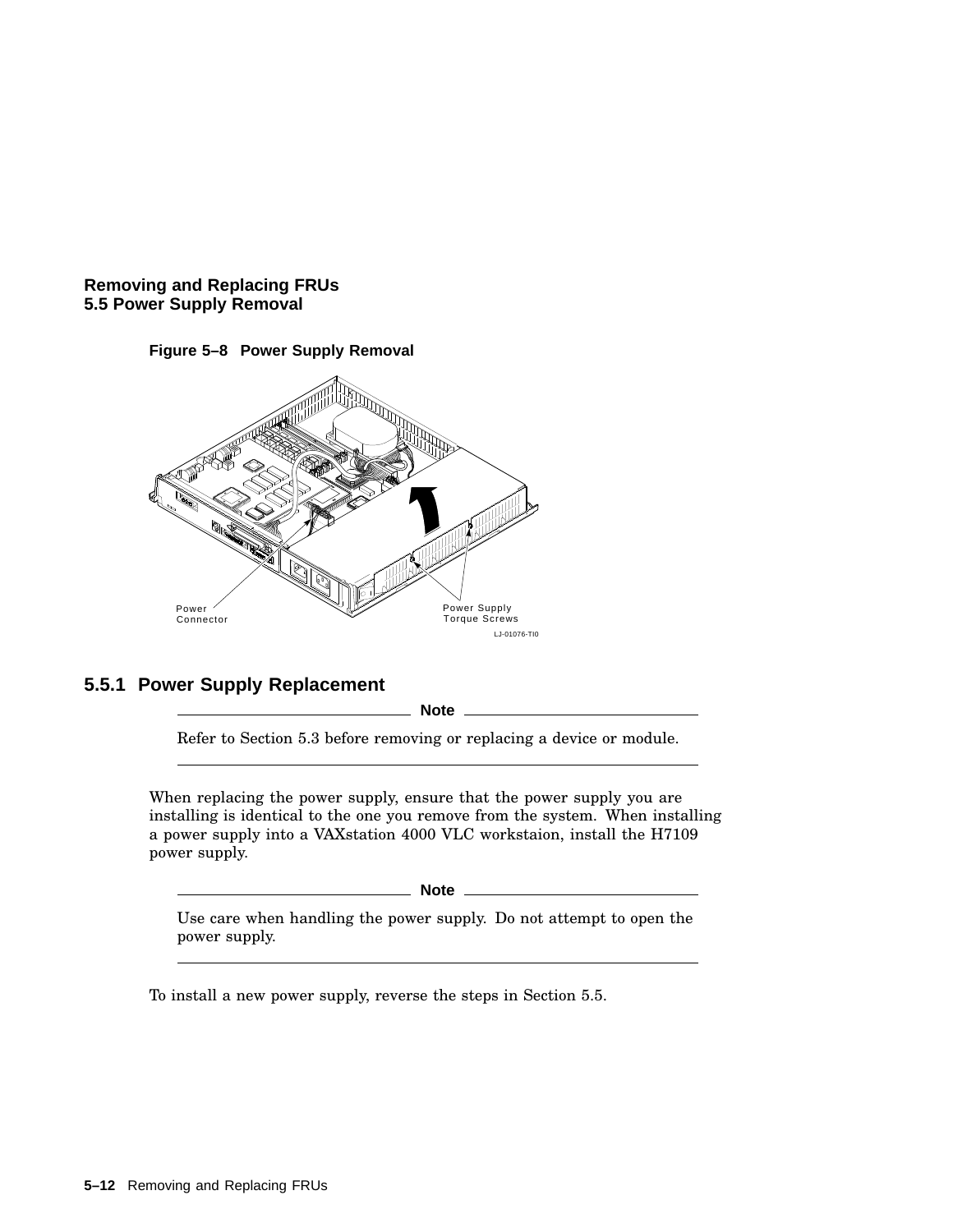## 5.5 Power Supply Removal

**Figure 5–8 Power Supply Removal**

### 5.5.1 Power Supply Replacement

**Note**

Refer to Section 5.3 before removing or replacing a device or module.

When replacing the power supply, ensure that the power supply you are installing is identical to the one you remove from the system. When installing a power supply into a VAXstation 4000 VLC workstaion, install the H7109 power supply.

**Note**

Use care when handling the power supply. Do not attempt to open the power supply.

To install a new power supply, reverse the steps in Section 5.5.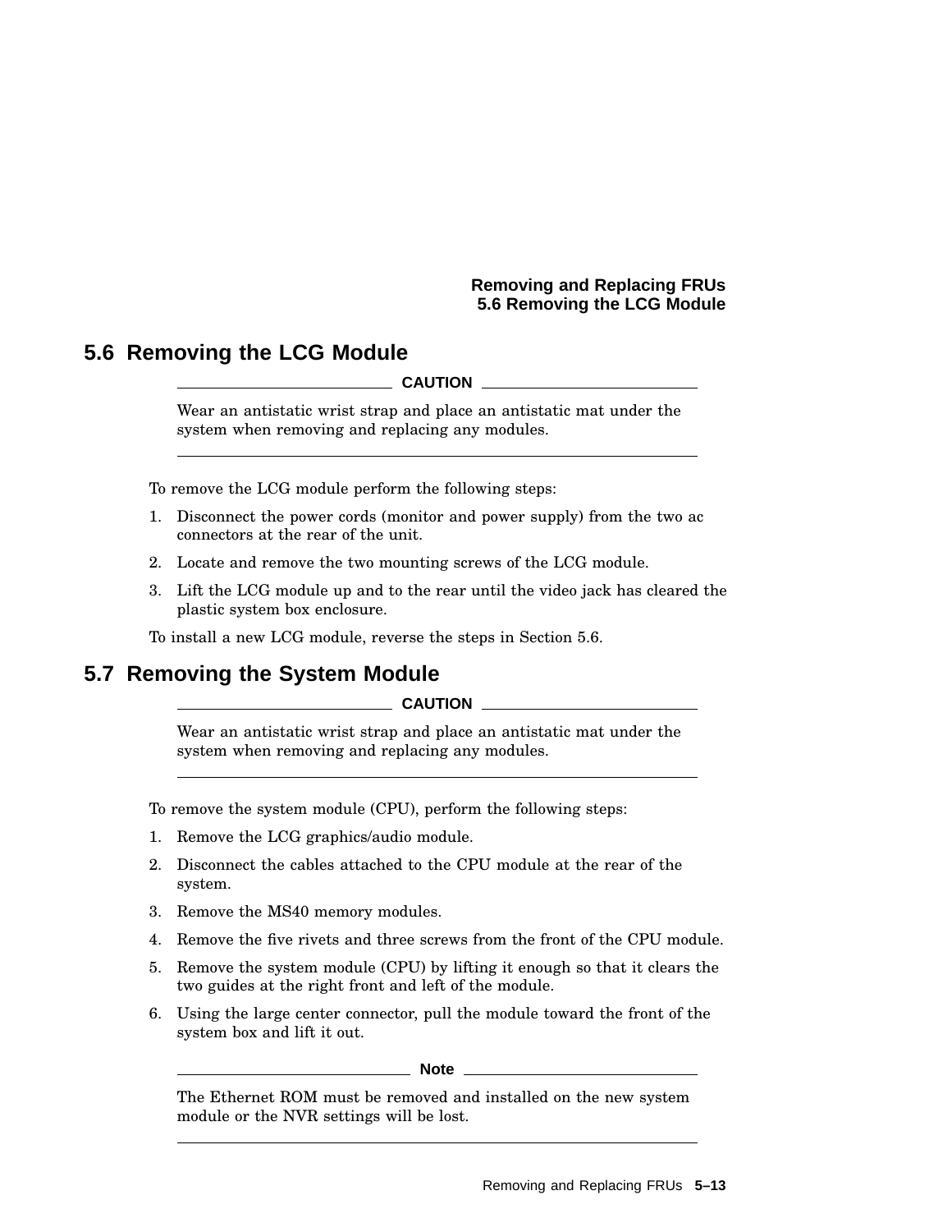## 5.6 Removing the LCG Module

**CAUTION**

Wear an antistatic wrist strap and place an antistatic mat under the system when removing and replacing any modules.

---

To remove the LCG module perform the following steps:

1. Disconnect the power cords (monitor and power supply) from the two ac connectors at the rear of the unit.
2. Locate and remove the two mounting screws of the LCG module.
3. Lift the LCG module up and to the rear until the video jack has cleared the plastic system box enclosure.

To install a new LCG module, reverse the steps in Section 5.6.

## 5.7 Removing the System Module

**CAUTION**

Wear an antistatic wrist strap and place an antistatic mat under the system when removing and replacing any modules.

---

To remove the system module (CPU), perform the following steps:

1. Remove the LCG graphics/audio module.
2. Disconnect the cables attached to the CPU module at the rear of the system.
3. Remove the MS40 memory modules.
4. Remove the five rivets and three screws from the front of the CPU module.
5. Remove the system module (CPU) by lifting it enough so that it clears the two guides at the right front and left of the module.
6. Using the large center connector, pull the module toward the front of the system box and lift it out.

**Note**

The Ethernet ROM must be removed and installed on the new system module or the NVR settings will be lost.

---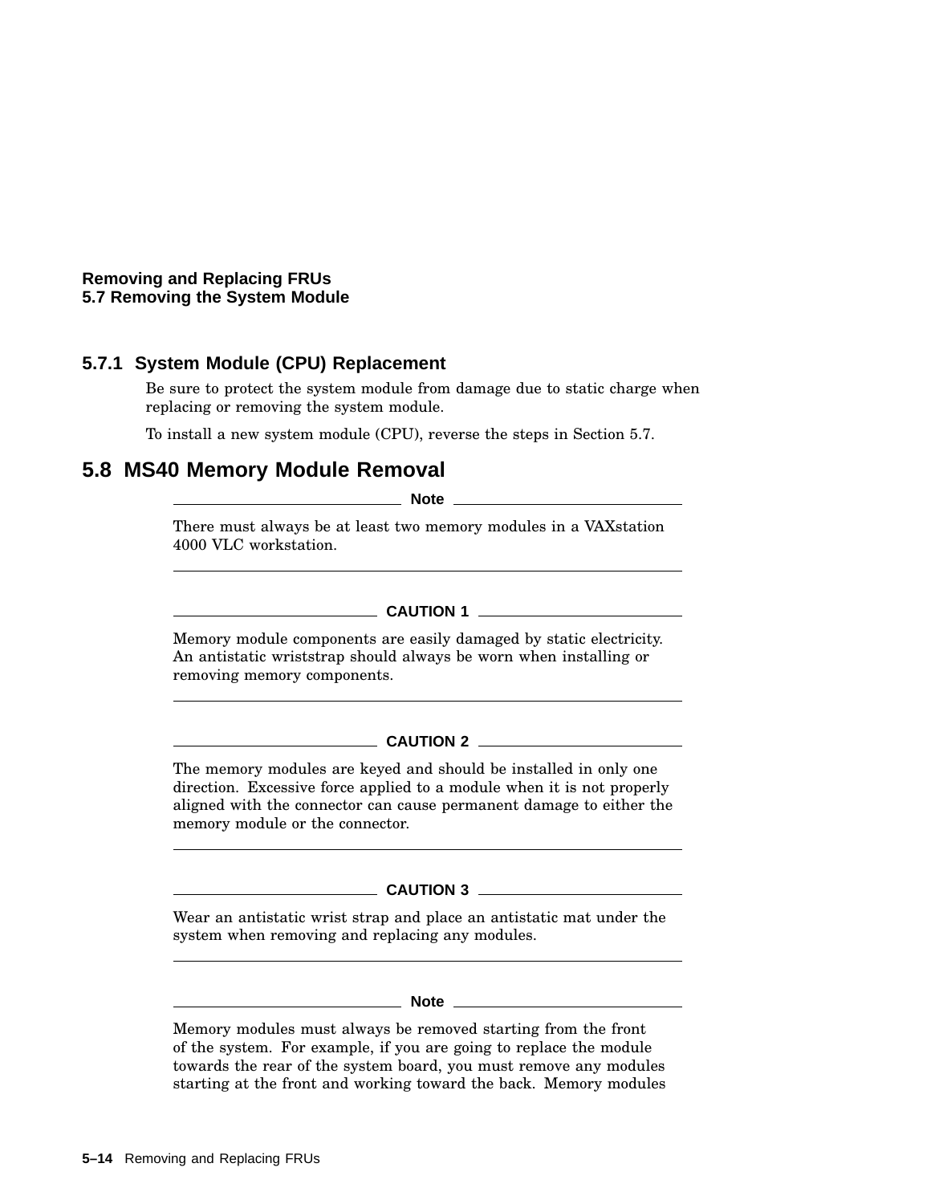### 5.7.1 System Module (CPU) Replacement

Be sure to protect the system module from damage due to static charge when replacing or removing the system module.

To install a new system module (CPU), reverse the steps in Section 5.7.

## 5.8 MS40 Memory Module Removal

---

**Note**

There must always be at least two memory modules in a VAXstation 4000 VLC workstation.

---

**CAUTION 1**

Memory module components are easily damaged by static electricity. An antistatic wriststrap should always be worn when installing or removing memory components.

---

**CAUTION 2**

The memory modules are keyed and should be installed in only one direction. Excessive force applied to a module when it is not properly aligned with the connector can cause permanent damage to either the memory module or the connector.

---

**CAUTION 3**

Wear an antistatic wrist strap and place an antistatic mat under the system when removing and replacing any modules.

---

**Note**

Memory modules must always be removed starting from the front of the system. For example, if you are going to replace the module towards the rear of the system board, you must remove any modules starting at the front and working toward the back. Memory modules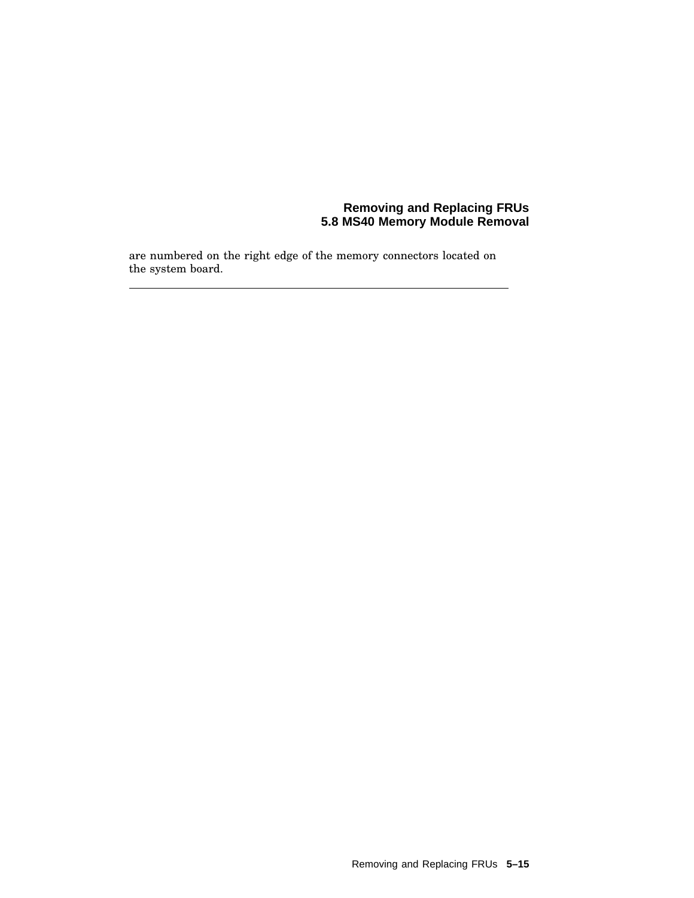are numbered on the right edge of the memory connectors located on the system board.

---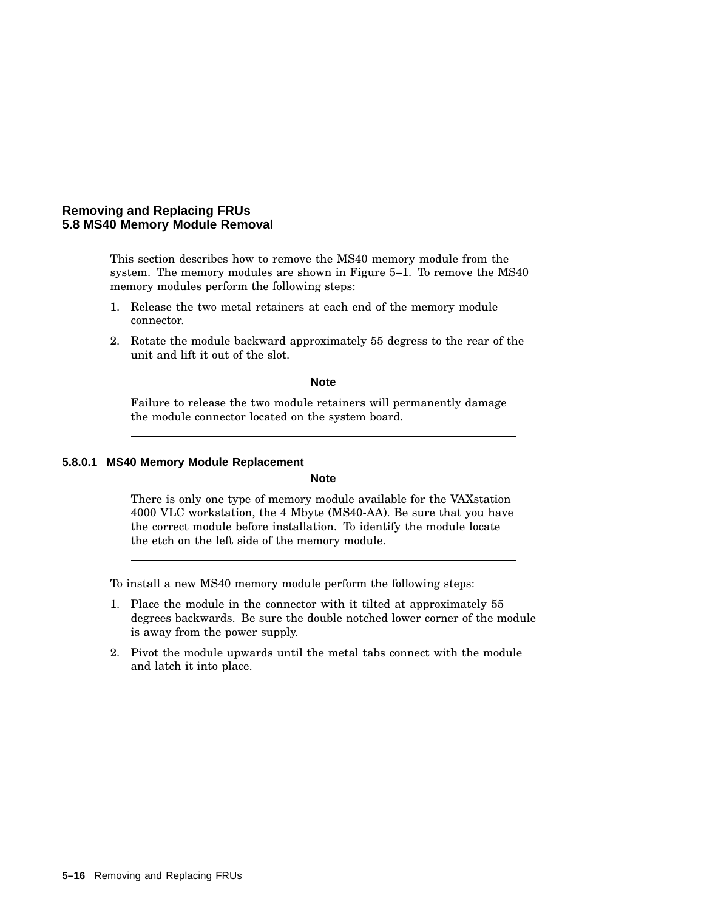## 5.8 MS40 Memory Module Removal

This section describes how to remove the MS40 memory module from the system. The memory modules are shown in Figure 5–1. To remove the MS40 memory modules perform the following steps:

1. Release the two metal retainers at each end of the memory module connector.
2. Rotate the module backward approximately 55 degress to the rear of the unit and lift it out of the slot.

---

**Note**

Failure to release the two module retainers will permanently damage the module connector located on the system board.

---

#### 5.8.0.1 MS40 Memory Module Replacement

---

**Note**

There is only one type of memory module available for the VAXstation 4000 VLC workstation, the 4 Mbyte (MS40-AA). Be sure that you have the correct module before installation. To identify the module locate the etch on the left side of the memory module.

---

To install a new MS40 memory module perform the following steps:

1. Place the module in the connector with it tilted at approximately 55 degrees backwards. Be sure the double notched lower corner of the module is away from the power supply.
2. Pivot the module upwards until the metal tabs connect with the module and latch it into place.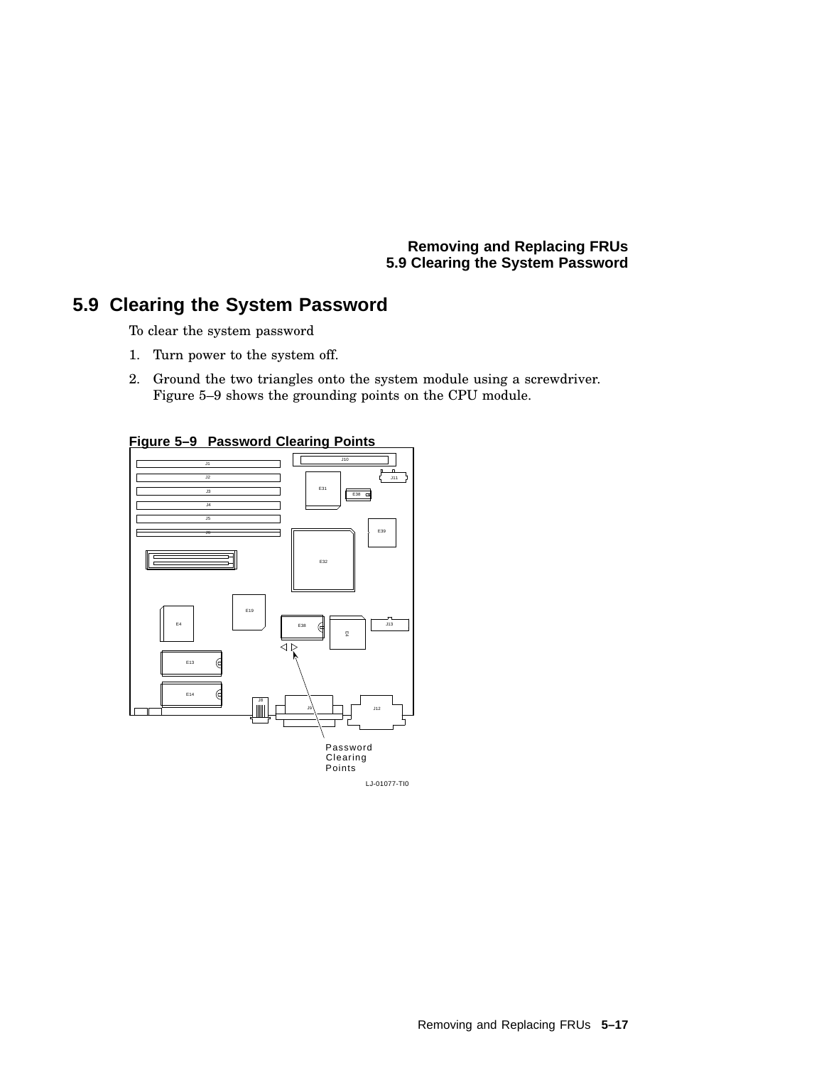## 5.9 Clearing the System Password

To clear the system password

1. Turn power to the system off.
2. Ground the two triangles onto the system module using a screwdriver. Figure 5–9 shows the grounding points on the CPU module.

**Figure 5–9 Password Clearing Points**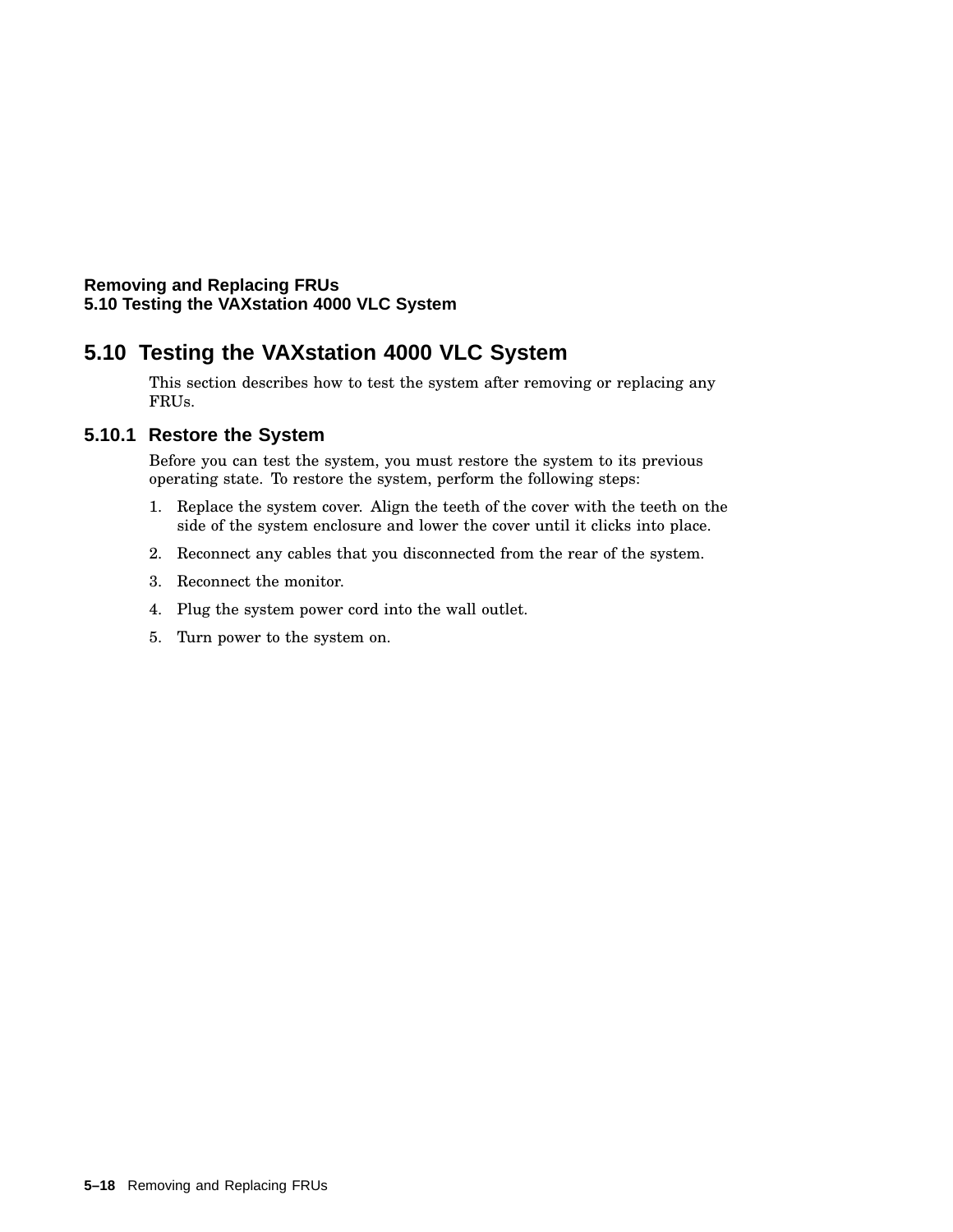## 5.10 Testing the VAXstation 4000 VLC System

This section describes how to test the system after removing or replacing any FRUs.

### 5.10.1 Restore the System

Before you can test the system, you must restore the system to its previous operating state. To restore the system, perform the following steps:

1. Replace the system cover. Align the teeth of the cover with the teeth on the side of the system enclosure and lower the cover until it clicks into place.
2. Reconnect any cables that you disconnected from the rear of the system.
3. Reconnect the monitor.
4. Plug the system power cord into the wall outlet.
5. Turn power to the system on.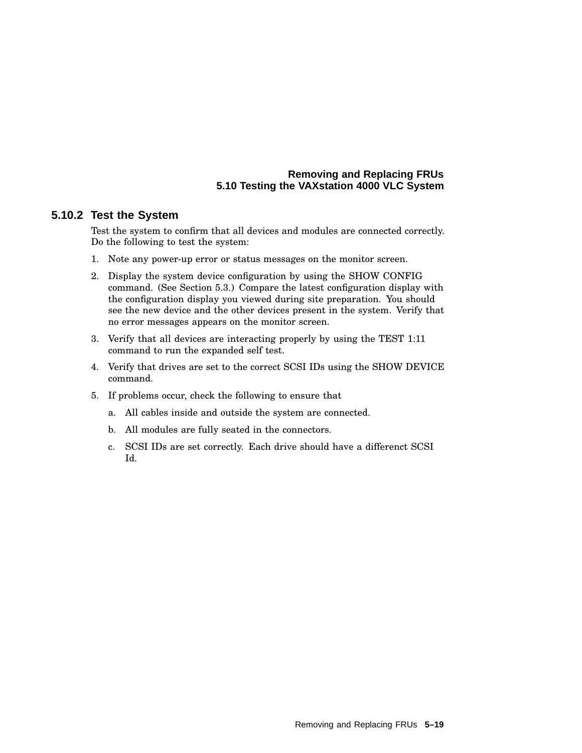### 5.10.2 Test the System

Test the system to confirm that all devices and modules are connected correctly. Do the following to test the system:

1. Note any power-up error or status messages on the monitor screen.
2. Display the system device configuration by using the SHOW CONFIG command. (See Section 5.3.) Compare the latest configuration display with the configuration display you viewed during site preparation. You should see the new device and the other devices present in the system. Verify that no error messages appears on the monitor screen.
3. Verify that all devices are interacting properly by using the TEST 1:11 command to run the expanded self test.
4. Verify that drives are set to the correct SCSI IDs using the SHOW DEVICE command.
5. If problems occur, check the following to ensure that
   a. All cables inside and outside the system are connected.
   b. All modules are fully seated in the connectors.
   c. SCSI IDs are set correctly. Each drive should have a differenct SCSI Id.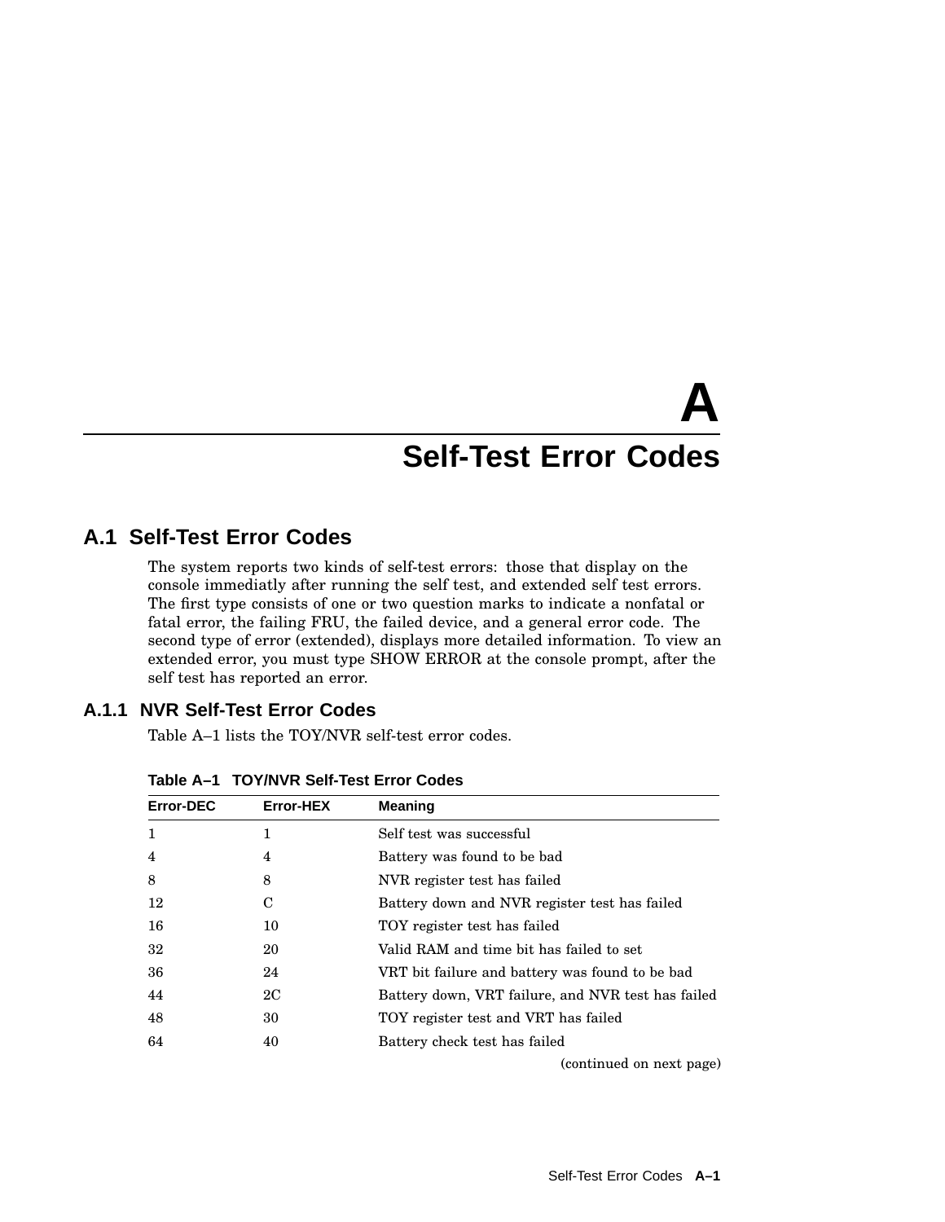# A Self-Test Error Codes

## A.1 Self-Test Error Codes

The system reports two kinds of self-test errors: those that display on the console immediatly after running the self test, and extended self test errors. The first type consists of one or two question marks to indicate a nonfatal or fatal error, the failing FRU, the failed device, and a general error code. The second type of error (extended), displays more detailed information. To view an extended error, you must type SHOW ERROR at the console prompt, after the self test has reported an error.

### A.1.1 NVR Self-Test Error Codes

Table A–1 lists the TOY/NVR self-test error codes.

**Table A–1 TOY/NVR Self-Test Error Codes**

| Error-DEC | Error-HEX | Meaning |
|---|---|---|
| 1 | 1 | Self test was successful |
| 4 | 4 | Battery was found to be bad |
| 8 | 8 | NVR register test has failed |
| 12 | C | Battery down and NVR register test has failed |
| 16 | 10 | TOY register test has failed |
| 32 | 20 | Valid RAM and time bit has failed to set |
| 36 | 24 | VRT bit failure and battery was found to be bad |
| 44 | 2C | Battery down, VRT failure, and NVR test has failed |
| 48 | 30 | TOY register test and VRT has failed |
| 64 | 40 | Battery check test has failed |

(continued on next page)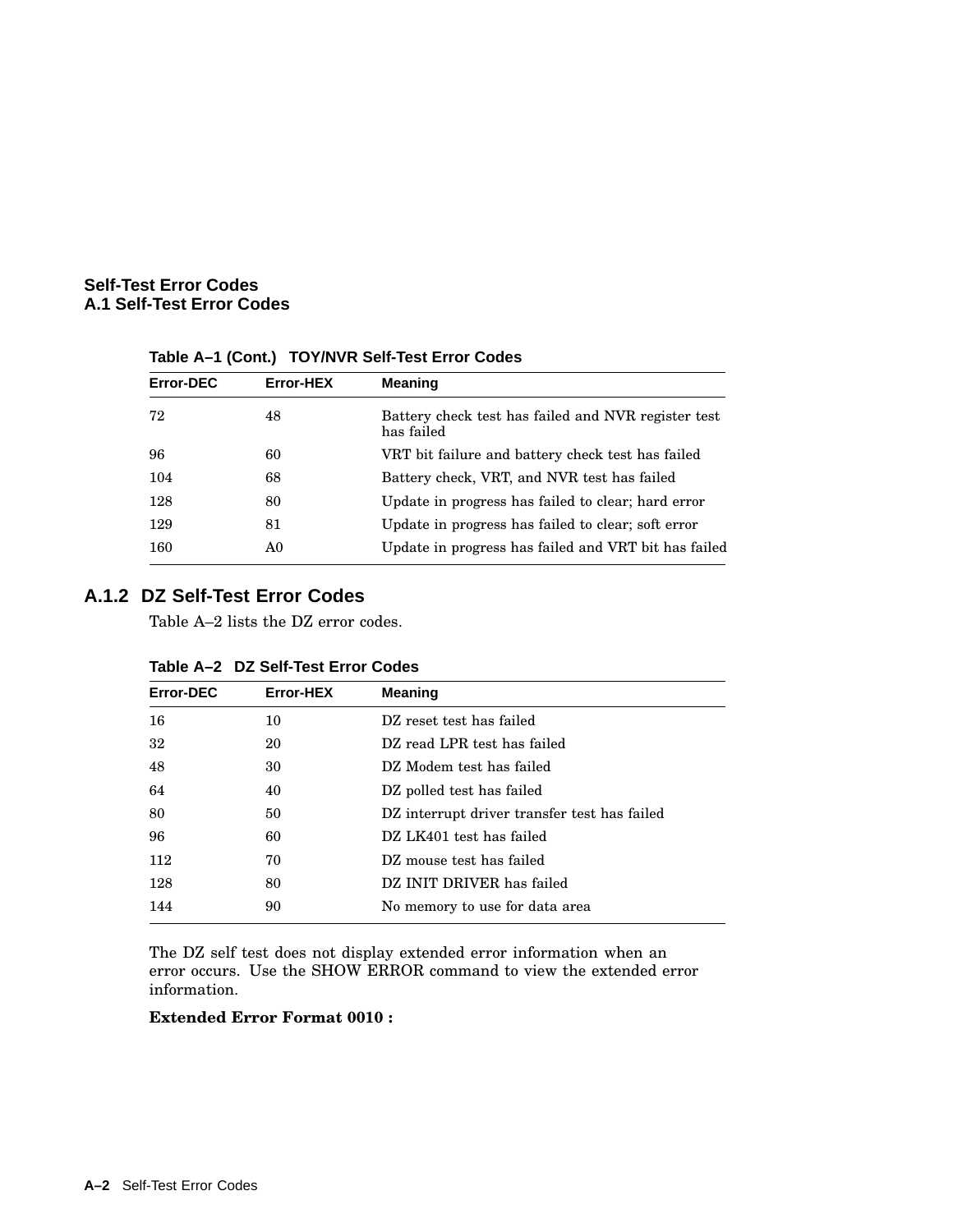**Table A–1 (Cont.) TOY/NVR Self-Test Error Codes**

| Error-DEC | Error-HEX | Meaning |
|---|---|---|
| 72 | 48 | Battery check test has failed and NVR register test has failed |
| 96 | 60 | VRT bit failure and battery check test has failed |
| 104 | 68 | Battery check, VRT, and NVR test has failed |
| 128 | 80 | Update in progress has failed to clear; hard error |
| 129 | 81 | Update in progress has failed to clear; soft error |
| 160 | A0 | Update in progress has failed and VRT bit has failed |

### A.1.2 DZ Self-Test Error Codes

Table A–2 lists the DZ error codes.

**Table A–2 DZ Self-Test Error Codes**

| Error-DEC | Error-HEX | Meaning |
|---|---|---|
| 16 | 10 | DZ reset test has failed |
| 32 | 20 | DZ read LPR test has failed |
| 48 | 30 | DZ Modem test has failed |
| 64 | 40 | DZ polled test has failed |
| 80 | 50 | DZ interrupt driver transfer test has failed |
| 96 | 60 | DZ LK401 test has failed |
| 112 | 70 | DZ mouse test has failed |
| 128 | 80 | DZ INIT DRIVER has failed |
| 144 | 90 | No memory to use for data area |

The DZ self test does not display extended error information when an error occurs. Use the SHOW ERROR command to view the extended error information.

**Extended Error Format 0010 :**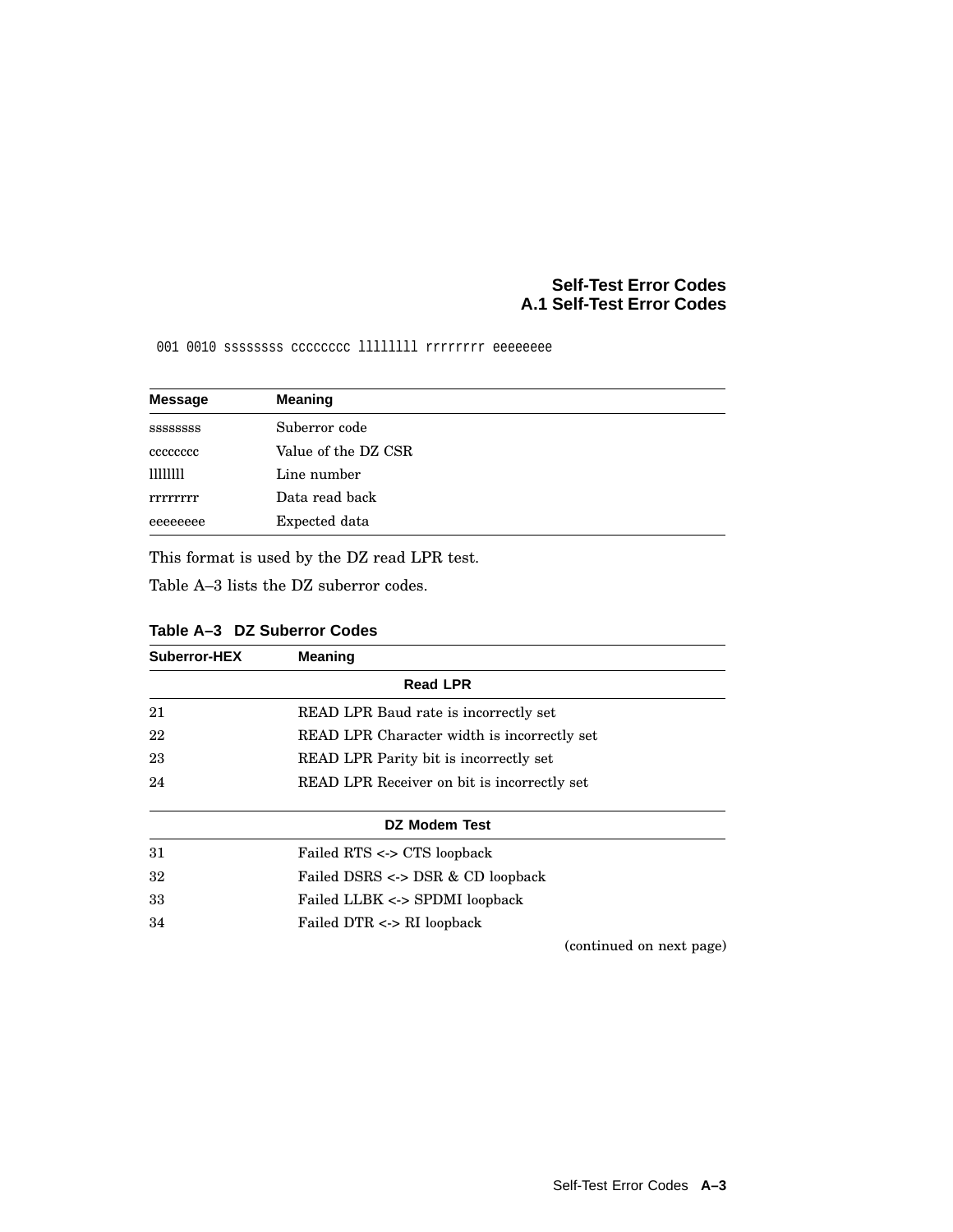```
001 0010 ssssssss cccccccc llllllll rrrrrrrr eeeeeeee
```

| Message | Meaning |
|---|---|
| ssssssss | Suberror code |
| cccccccc | Value of the DZ CSR |
| llllllll | Line number |
| rrrrrrrr | Data read back |
| eeeeeeee | Expected data |

This format is used by the DZ read LPR test.

Table A–3 lists the DZ suberror codes.

**Table A–3 DZ Suberror Codes**

| Suberror-HEX | Meaning |
|---|---|
| | **Read LPR** |
| 21 | READ LPR Baud rate is incorrectly set |
| 22 | READ LPR Character width is incorrectly set |
| 23 | READ LPR Parity bit is incorrectly set |
| 24 | READ LPR Receiver on bit is incorrectly set |
| | **DZ Modem Test** |
| 31 | Failed RTS <-> CTS loopback |
| 32 | Failed DSRS <-> DSR & CD loopback |
| 33 | Failed LLBK <-> SPDMI loopback |
| 34 | Failed DTR <-> RI loopback |

(continued on next page)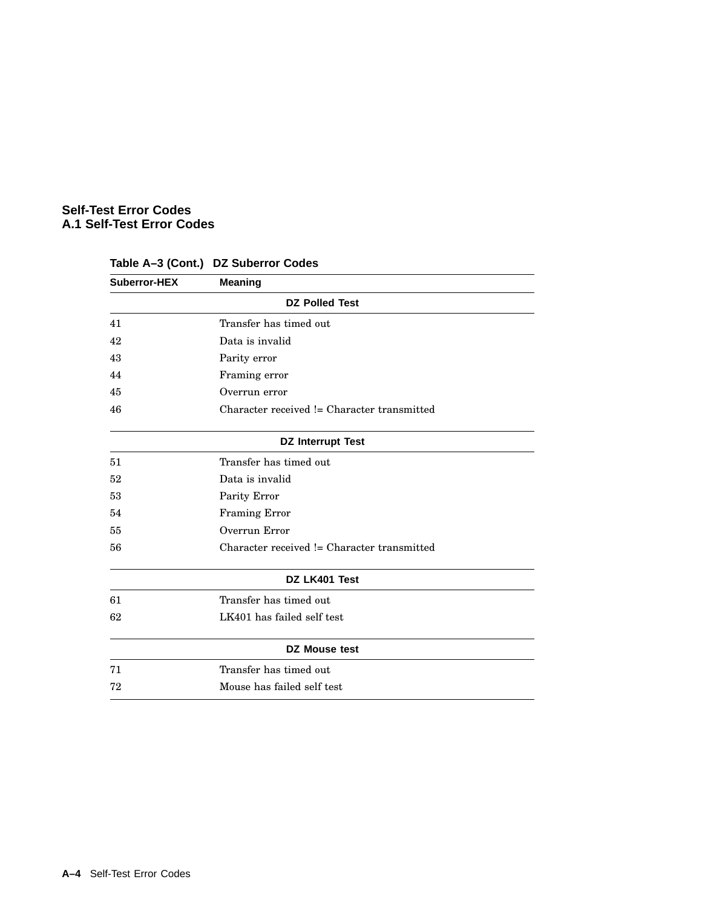**Table A–3 (Cont.) DZ Suberror Codes**

| Suberror-HEX | Meaning |
|---|---|
| | **DZ Polled Test** |
| 41 | Transfer has timed out |
| 42 | Data is invalid |
| 43 | Parity error |
| 44 | Framing error |
| 45 | Overrun error |
| 46 | Character received != Character transmitted |
| | **DZ Interrupt Test** |
| 51 | Transfer has timed out |
| 52 | Data is invalid |
| 53 | Parity Error |
| 54 | Framing Error |
| 55 | Overrun Error |
| 56 | Character received != Character transmitted |
| | **DZ LK401 Test** |
| 61 | Transfer has timed out |
| 62 | LK401 has failed self test |
| | **DZ Mouse test** |
| 71 | Transfer has timed out |
| 72 | Mouse has failed self test |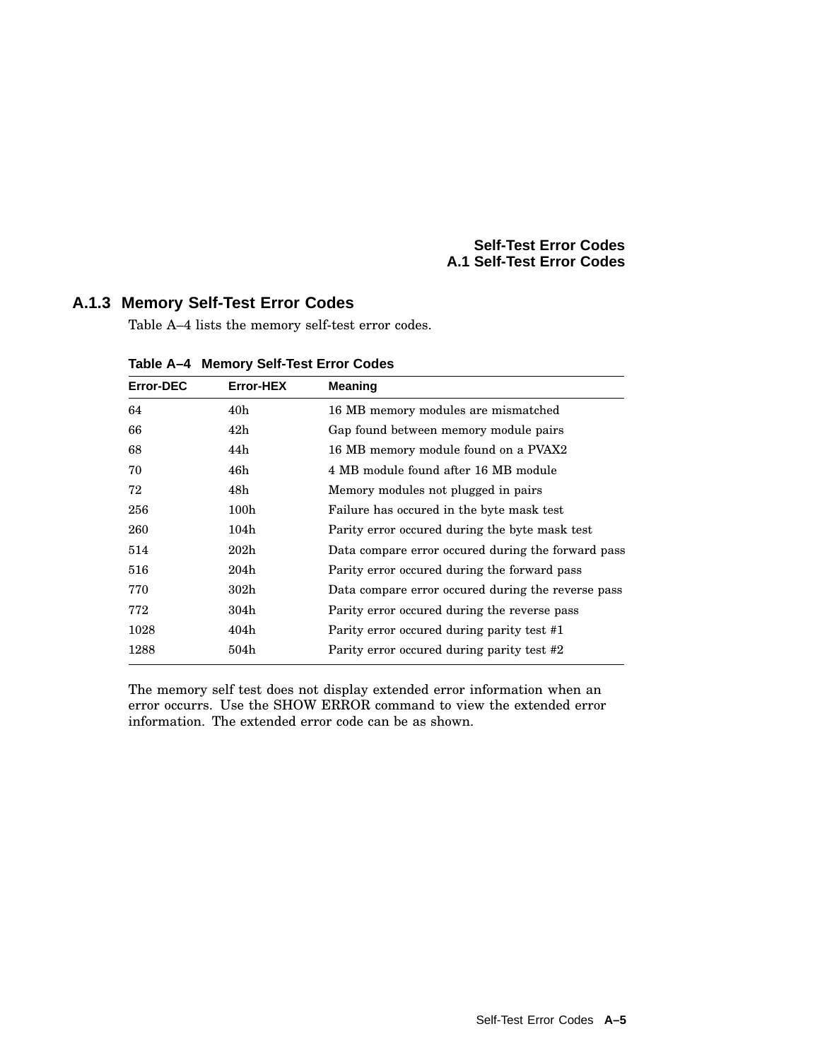### A.1.3 Memory Self-Test Error Codes

Table A–4 lists the memory self-test error codes.

**Table A–4 Memory Self-Test Error Codes**

| Error-DEC | Error-HEX | Meaning |
|---|---|---|
| 64 | 40h | 16 MB memory modules are mismatched |
| 66 | 42h | Gap found between memory module pairs |
| 68 | 44h | 16 MB memory module found on a PVAX2 |
| 70 | 46h | 4 MB module found after 16 MB module |
| 72 | 48h | Memory modules not plugged in pairs |
| 256 | 100h | Failure has occured in the byte mask test |
| 260 | 104h | Parity error occured during the byte mask test |
| 514 | 202h | Data compare error occured during the forward pass |
| 516 | 204h | Parity error occured during the forward pass |
| 770 | 302h | Data compare error occured during the reverse pass |
| 772 | 304h | Parity error occured during the reverse pass |
| 1028 | 404h | Parity error occured during parity test #1 |
| 1288 | 504h | Parity error occured during parity test #2 |

The memory self test does not display extended error information when an error occurrs. Use the SHOW ERROR command to view the extended error information. The extended error code can be as shown.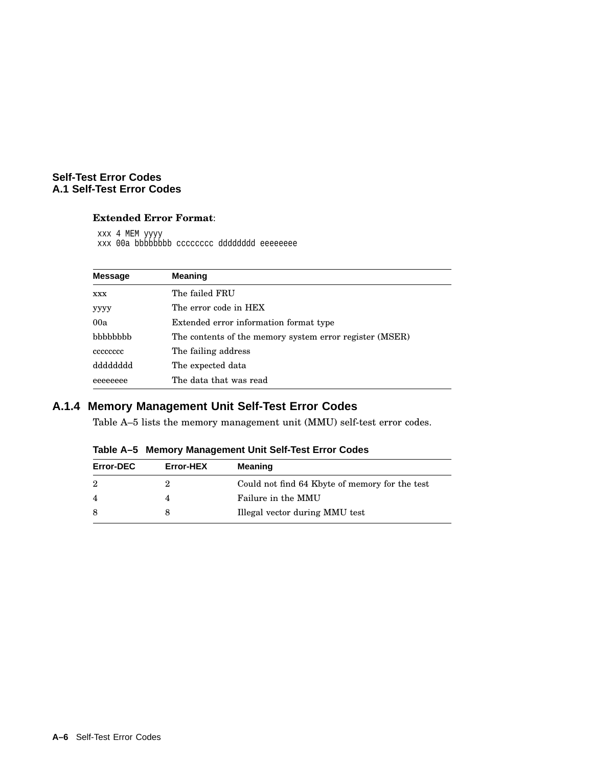**Extended Error Format**:

```
xxx 4 MEM yyyy
xxx 00a bbbbbbbb cccccccc dddddddd eeeeeeee
```

| Message | Meaning |
|---|---|
| xxx | The failed FRU |
| yyyy | The error code in HEX |
| 00a | Extended error information format type |
| bbbbbbbb | The contents of the memory system error register (MSER) |
| cccccccc | The failing address |
| dddddddd | The expected data |
| eeeeeeee | The data that was read |

### A.1.4 Memory Management Unit Self-Test Error Codes

Table A–5 lists the memory management unit (MMU) self-test error codes.

**Table A–5 Memory Management Unit Self-Test Error Codes**

| Error-DEC | Error-HEX | Meaning |
|---|---|---|
| 2 | 2 | Could not find 64 Kbyte of memory for the test |
| 4 | 4 | Failure in the MMU |
| 8 | 8 | Illegal vector during MMU test |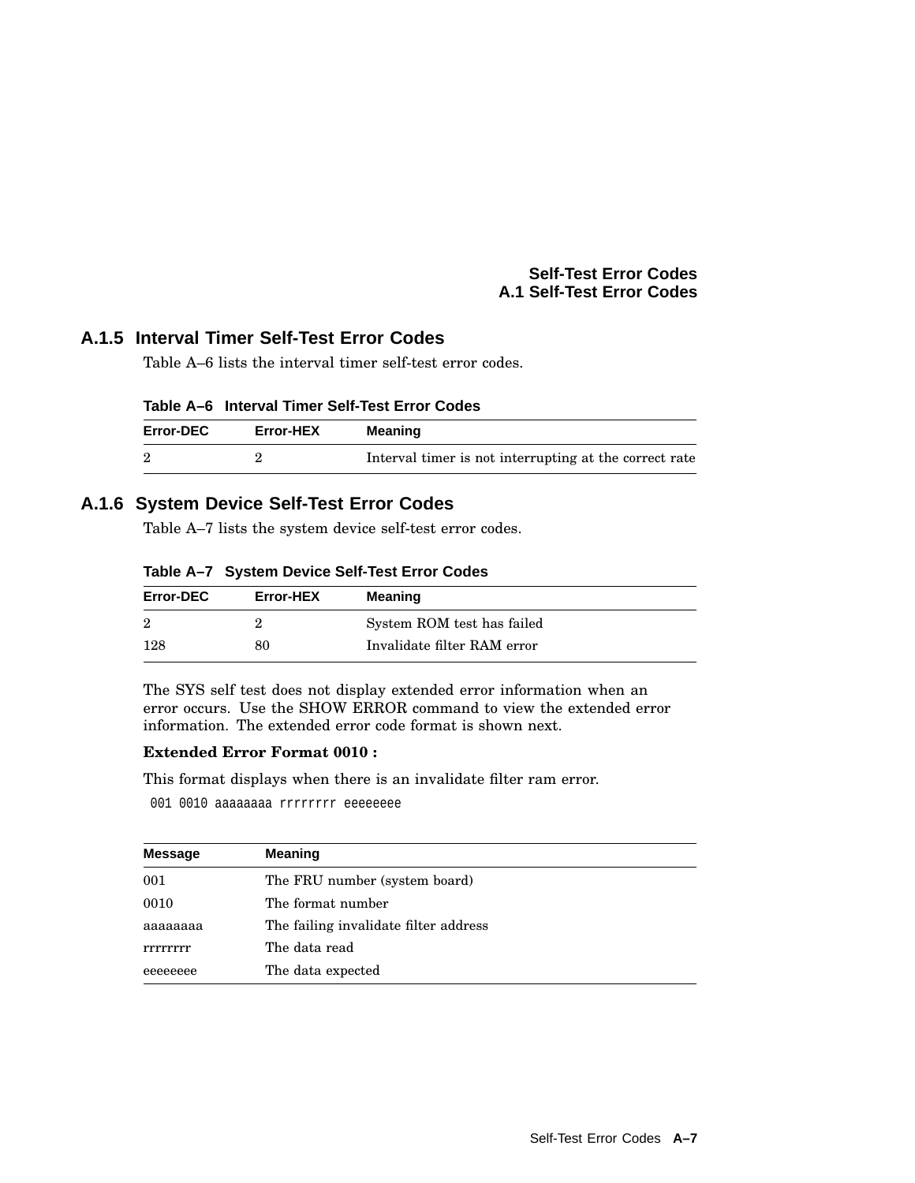## A.1.5 Interval Timer Self-Test Error Codes

Table A–6 lists the interval timer self-test error codes.

**Table A–6 Interval Timer Self-Test Error Codes**

| Error-DEC | Error-HEX | Meaning |
|---|---|---|
| 2 | 2 | Interval timer is not interrupting at the correct rate |

## A.1.6 System Device Self-Test Error Codes

Table A–7 lists the system device self-test error codes.

**Table A–7 System Device Self-Test Error Codes**

| Error-DEC | Error-HEX | Meaning |
|---|---|---|
| 2 | 2 | System ROM test has failed |
| 128 | 80 | Invalidate filter RAM error |

The SYS self test does not display extended error information when an error occurs. Use the SHOW ERROR command to view the extended error information. The extended error code format is shown next.

**Extended Error Format 0010 :**

This format displays when there is an invalidate filter ram error.

```
001 0010 aaaaaaaa rrrrrrrr eeeeeeee
```

| Message | Meaning |
|---|---|
| 001 | The FRU number (system board) |
| 0010 | The format number |
| aaaaaaaa | The failing invalidate filter address |
| rrrrrrrr | The data read |
| eeeeeeee | The data expected |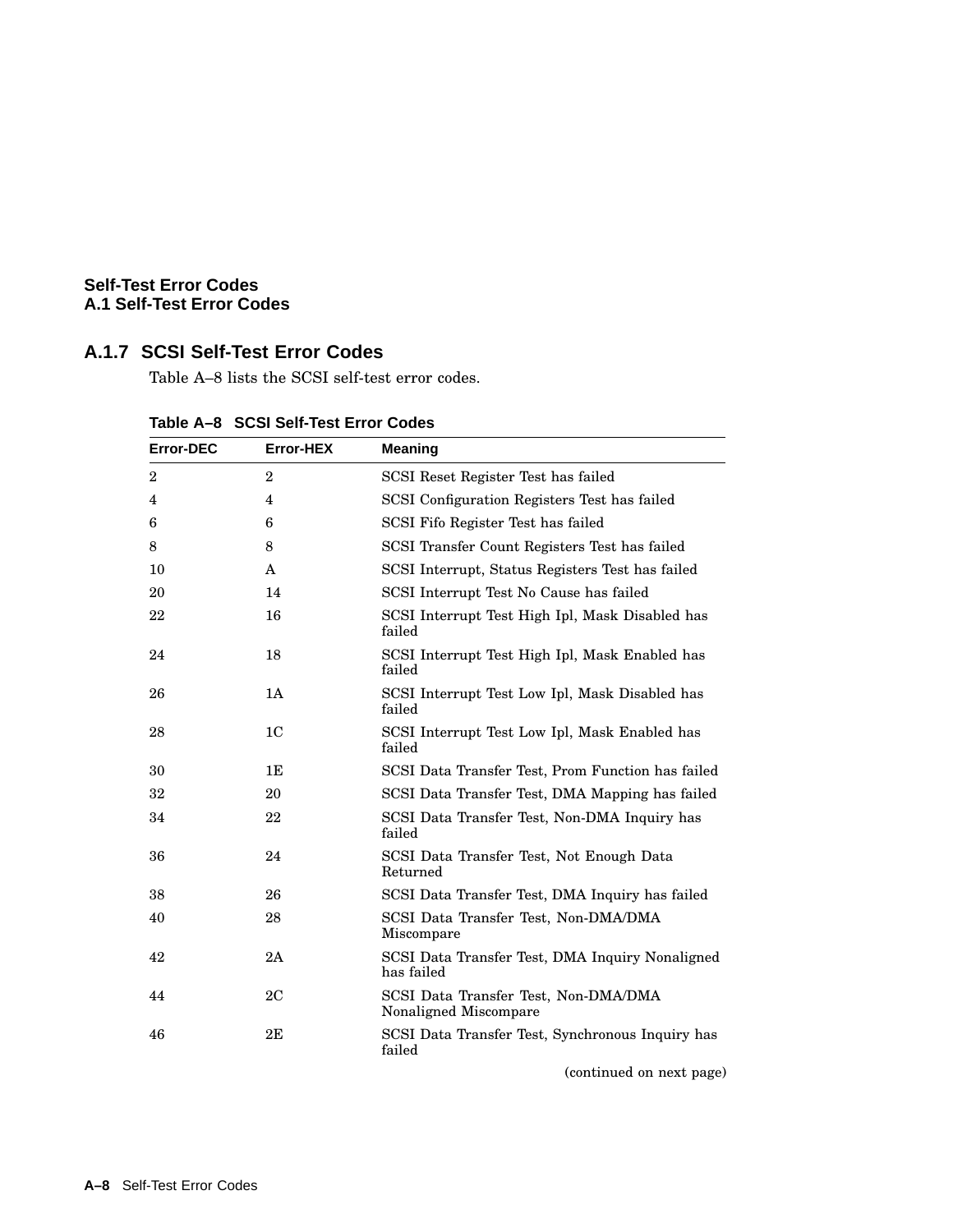### A.1.7 SCSI Self-Test Error Codes

Table A–8 lists the SCSI self-test error codes.

**Table A–8 SCSI Self-Test Error Codes**

| Error-DEC | Error-HEX | Meaning |
|---|---|---|
| 2 | 2 | SCSI Reset Register Test has failed |
| 4 | 4 | SCSI Configuration Registers Test has failed |
| 6 | 6 | SCSI Fifo Register Test has failed |
| 8 | 8 | SCSI Transfer Count Registers Test has failed |
| 10 | A | SCSI Interrupt, Status Registers Test has failed |
| 20 | 14 | SCSI Interrupt Test No Cause has failed |
| 22 | 16 | SCSI Interrupt Test High Ipl, Mask Disabled has failed |
| 24 | 18 | SCSI Interrupt Test High Ipl, Mask Enabled has failed |
| 26 | 1A | SCSI Interrupt Test Low Ipl, Mask Disabled has failed |
| 28 | 1C | SCSI Interrupt Test Low Ipl, Mask Enabled has failed |
| 30 | 1E | SCSI Data Transfer Test, Prom Function has failed |
| 32 | 20 | SCSI Data Transfer Test, DMA Mapping has failed |
| 34 | 22 | SCSI Data Transfer Test, Non-DMA Inquiry has failed |
| 36 | 24 | SCSI Data Transfer Test, Not Enough Data Returned |
| 38 | 26 | SCSI Data Transfer Test, DMA Inquiry has failed |
| 40 | 28 | SCSI Data Transfer Test, Non-DMA/DMA Miscompare |
| 42 | 2A | SCSI Data Transfer Test, DMA Inquiry Nonaligned has failed |
| 44 | 2C | SCSI Data Transfer Test, Non-DMA/DMA Nonaligned Miscompare |
| 46 | 2E | SCSI Data Transfer Test, Synchronous Inquiry has failed |

(continued on next page)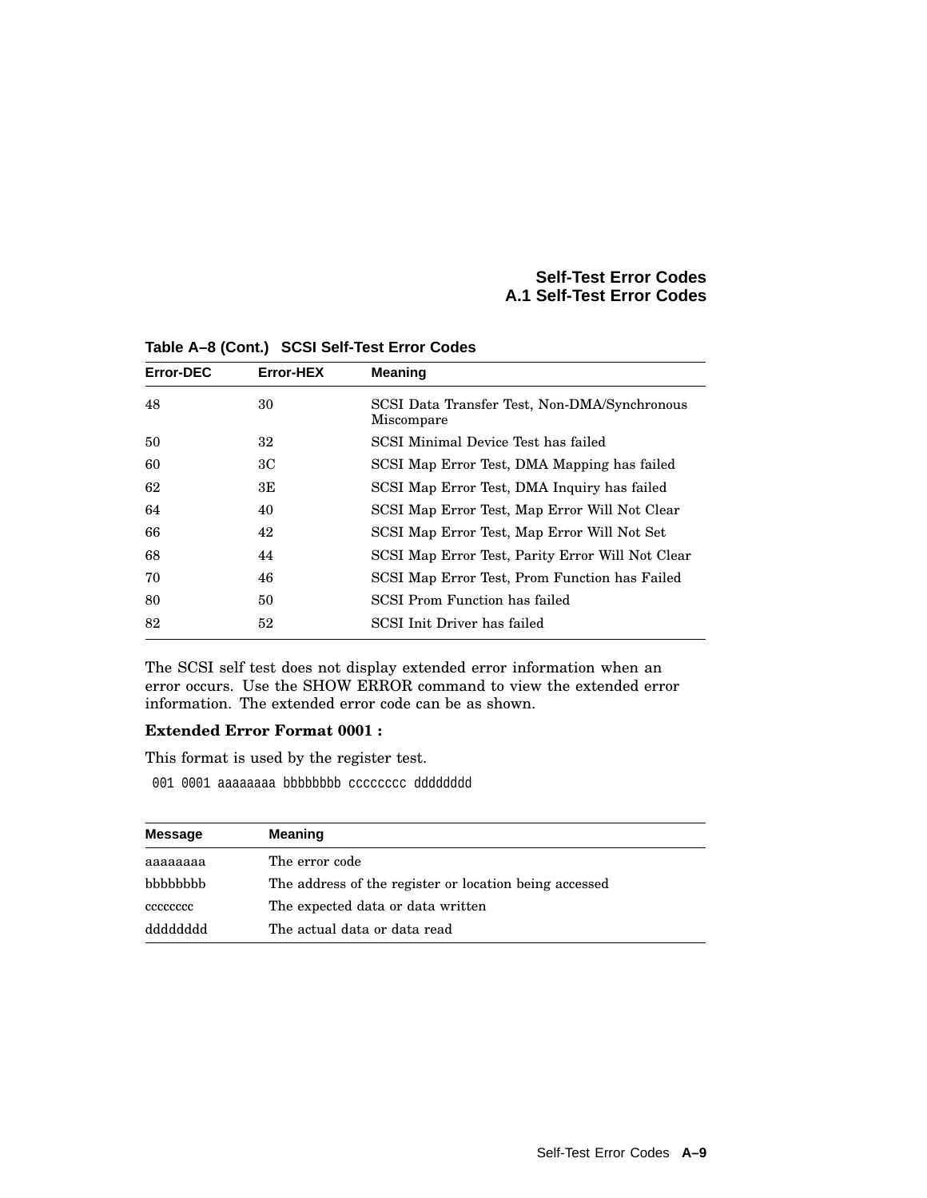**Table A–8 (Cont.) SCSI Self-Test Error Codes**

| Error-DEC | Error-HEX | Meaning |
|---|---|---|
| 48 | 30 | SCSI Data Transfer Test, Non-DMA/Synchronous Miscompare |
| 50 | 32 | SCSI Minimal Device Test has failed |
| 60 | 3C | SCSI Map Error Test, DMA Mapping has failed |
| 62 | 3E | SCSI Map Error Test, DMA Inquiry has failed |
| 64 | 40 | SCSI Map Error Test, Map Error Will Not Clear |
| 66 | 42 | SCSI Map Error Test, Map Error Will Not Set |
| 68 | 44 | SCSI Map Error Test, Parity Error Will Not Clear |
| 70 | 46 | SCSI Map Error Test, Prom Function has Failed |
| 80 | 50 | SCSI Prom Function has failed |
| 82 | 52 | SCSI Init Driver has failed |

The SCSI self test does not display extended error information when an error occurs. Use the SHOW ERROR command to view the extended error information. The extended error code can be as shown.

**Extended Error Format 0001 :**

This format is used by the register test.

```
001 0001 aaaaaaaa bbbbbbbb cccccccc dddddddd
```

| Message | Meaning |
|---|---|
| aaaaaaaa | The error code |
| bbbbbbbb | The address of the register or location being accessed |
| cccccccc | The expected data or data written |
| dddddddd | The actual data or data read |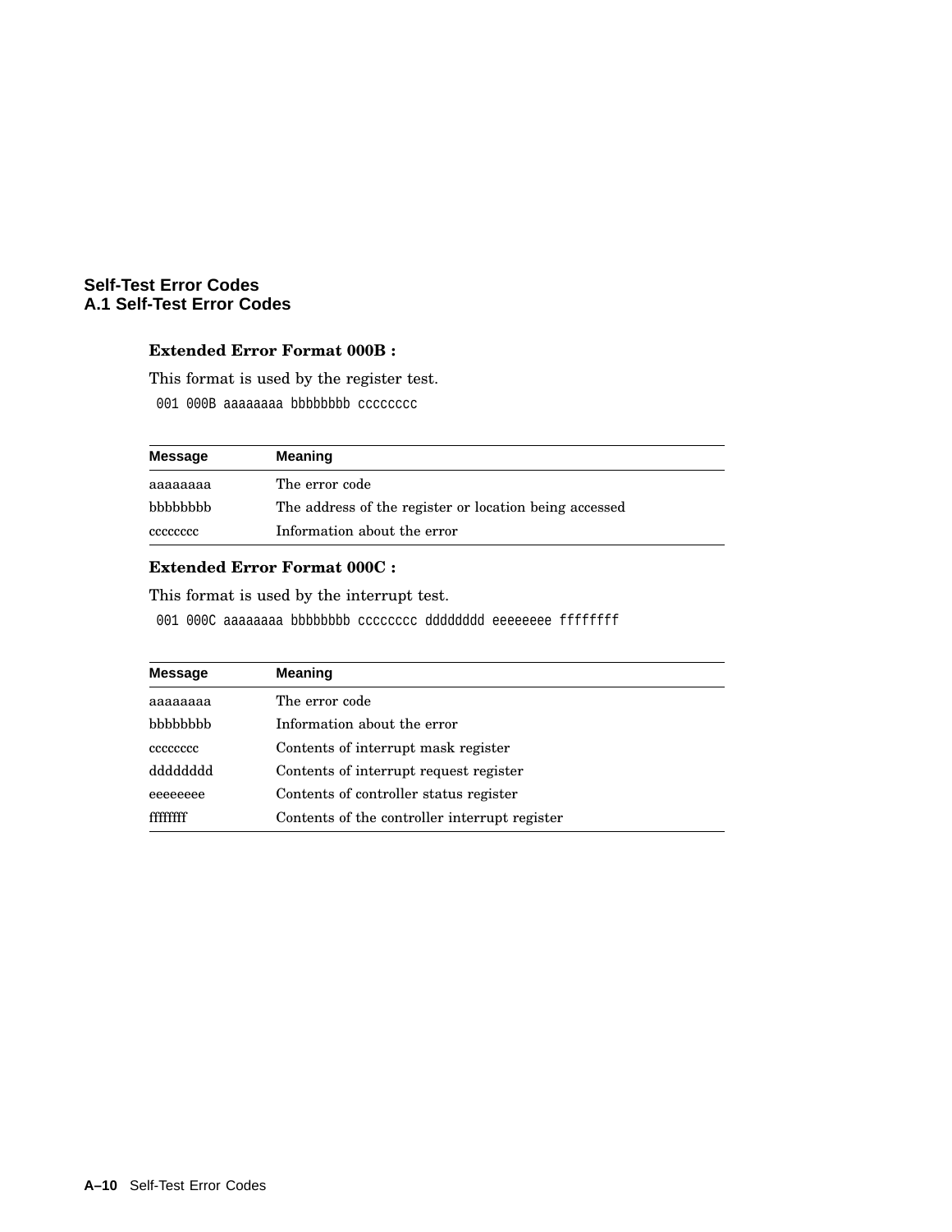**Extended Error Format 000B :**

This format is used by the register test.

```
001 000B aaaaaaaa bbbbbbbb cccccccc
```

| Message | Meaning |
| --- | --- |
| aaaaaaaa | The error code |
| bbbbbbbb | The address of the register or location being accessed |
| cccccccc | Information about the error |

**Extended Error Format 000C :**

This format is used by the interrupt test.

```
001 000C aaaaaaaa bbbbbbbb cccccccc dddddddd eeeeeeee ffffffff
```

| Message | Meaning |
| --- | --- |
| aaaaaaaa | The error code |
| bbbbbbbb | Information about the error |
| cccccccc | Contents of interrupt mask register |
| dddddddd | Contents of interrupt request register |
| eeeeeeee | Contents of controller status register |
| ffffffff | Contents of the controller interrupt register |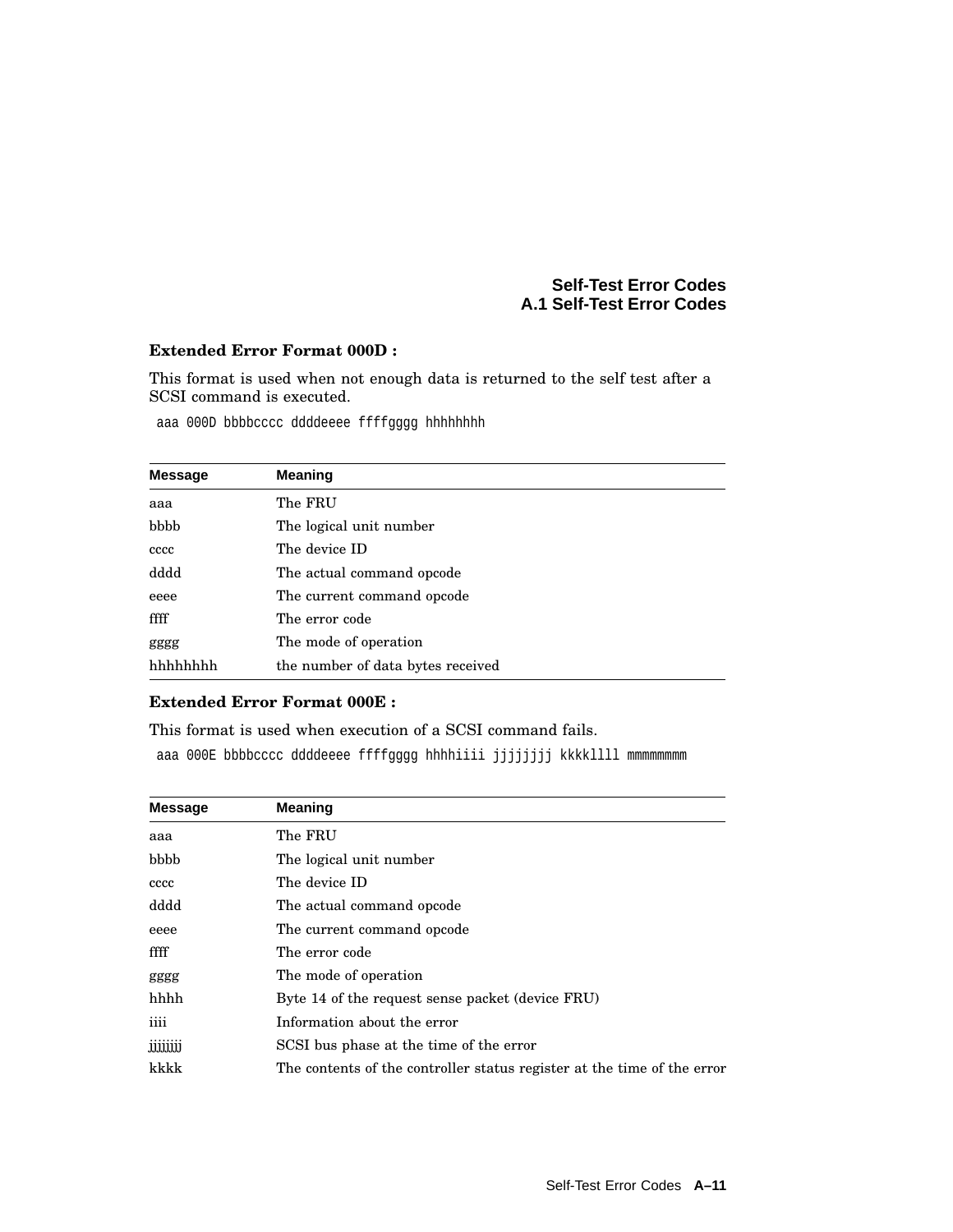### Extended Error Format 000D :

This format is used when not enough data is returned to the self test after a SCSI command is executed.

```
aaa 000D bbbbcccc ddddeeee ffffgggg hhhhhhhh
```

| Message | Meaning |
|---|---|
| aaa | The FRU |
| bbbb | The logical unit number |
| cccc | The device ID |
| dddd | The actual command opcode |
| eeee | The current command opcode |
| ffff | The error code |
| gggg | The mode of operation |
| hhhhhhhh | the number of data bytes received |

### Extended Error Format 000E :

This format is used when execution of a SCSI command fails.

```
aaa 000E bbbbcccc ddddeeee ffffgggg hhhhiiii jjjjjjjj kkkkllll mmmmmmmm
```

| Message | Meaning |
|---|---|
| aaa | The FRU |
| bbbb | The logical unit number |
| cccc | The device ID |
| dddd | The actual command opcode |
| eeee | The current command opcode |
| ffff | The error code |
| gggg | The mode of operation |
| hhhh | Byte 14 of the request sense packet (device FRU) |
| iiii | Information about the error |
| jjjjjjjj | SCSI bus phase at the time of the error |
| kkkk | The contents of the controller status register at the time of the error |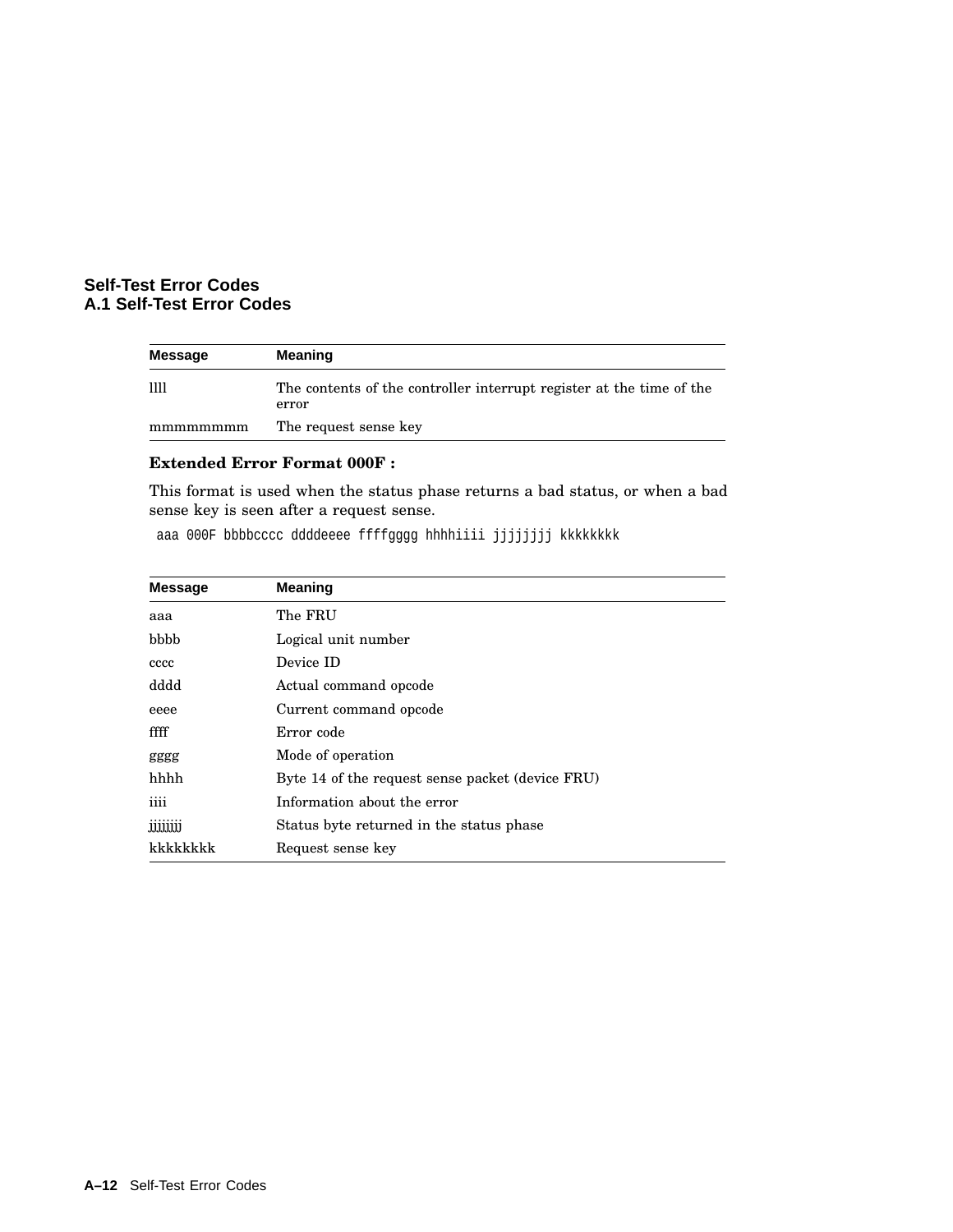## A.1 Self-Test Error Codes

| Message | Meaning |
|---|---|
| llll | The contents of the controller interrupt register at the time of the error |
| mmmmmmmm | The request sense key |

**Extended Error Format 000F :**

This format is used when the status phase returns a bad status, or when a bad sense key is seen after a request sense.

```
aaa 000F bbbbcccc ddddeeee ffffgggg hhhhiiii jjjjjjjj kkkkkkkk
```

| Message | Meaning |
|---|---|
| aaa | The FRU |
| bbbb | Logical unit number |
| cccc | Device ID |
| dddd | Actual command opcode |
| eeee | Current command opcode |
| ffff | Error code |
| gggg | Mode of operation |
| hhhh | Byte 14 of the request sense packet (device FRU) |
| iiii | Information about the error |
| jjjjjjjj | Status byte returned in the status phase |
| kkkkkkkk | Request sense key |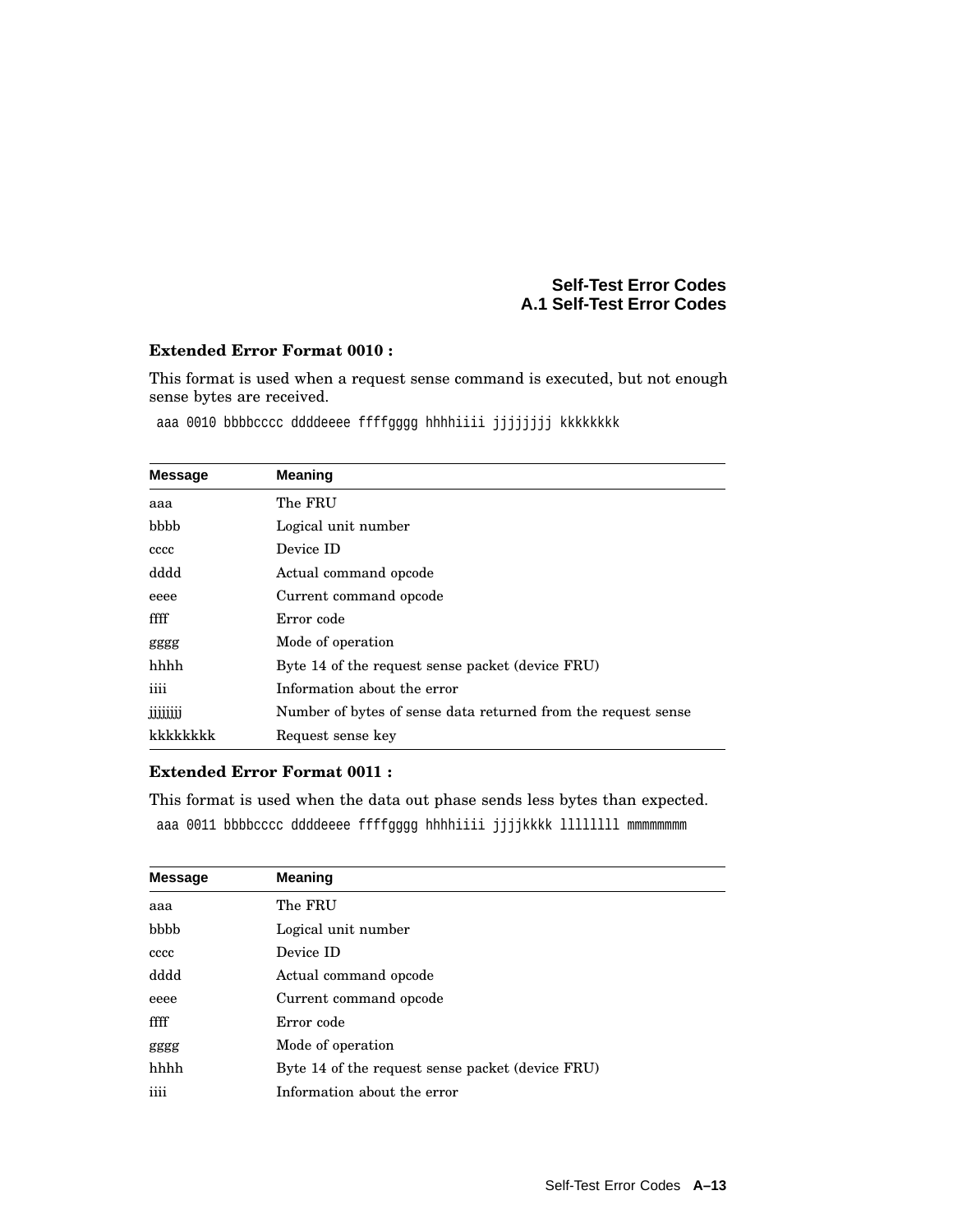**Extended Error Format 0010 :**

This format is used when a request sense command is executed, but not enough sense bytes are received.

```
aaa 0010 bbbbcccc ddddeeee ffffgggg hhhhiiii jjjjjjjj kkkkkkkk
```

| Message | Meaning |
|---|---|
| aaa | The FRU |
| bbbb | Logical unit number |
| cccc | Device ID |
| dddd | Actual command opcode |
| eeee | Current command opcode |
| ffff | Error code |
| gggg | Mode of operation |
| hhhh | Byte 14 of the request sense packet (device FRU) |
| iiii | Information about the error |
| jjjjjjjj | Number of bytes of sense data returned from the request sense |
| kkkkkkkk | Request sense key |

**Extended Error Format 0011 :**

This format is used when the data out phase sends less bytes than expected.

```
aaa 0011 bbbbcccc ddddeeee ffffgggg hhhhiiii jjjjkkkk llllllll mmmmmmmm
```

| Message | Meaning |
|---|---|
| aaa | The FRU |
| bbbb | Logical unit number |
| cccc | Device ID |
| dddd | Actual command opcode |
| eeee | Current command opcode |
| ffff | Error code |
| gggg | Mode of operation |
| hhhh | Byte 14 of the request sense packet (device FRU) |
| iiii | Information about the error |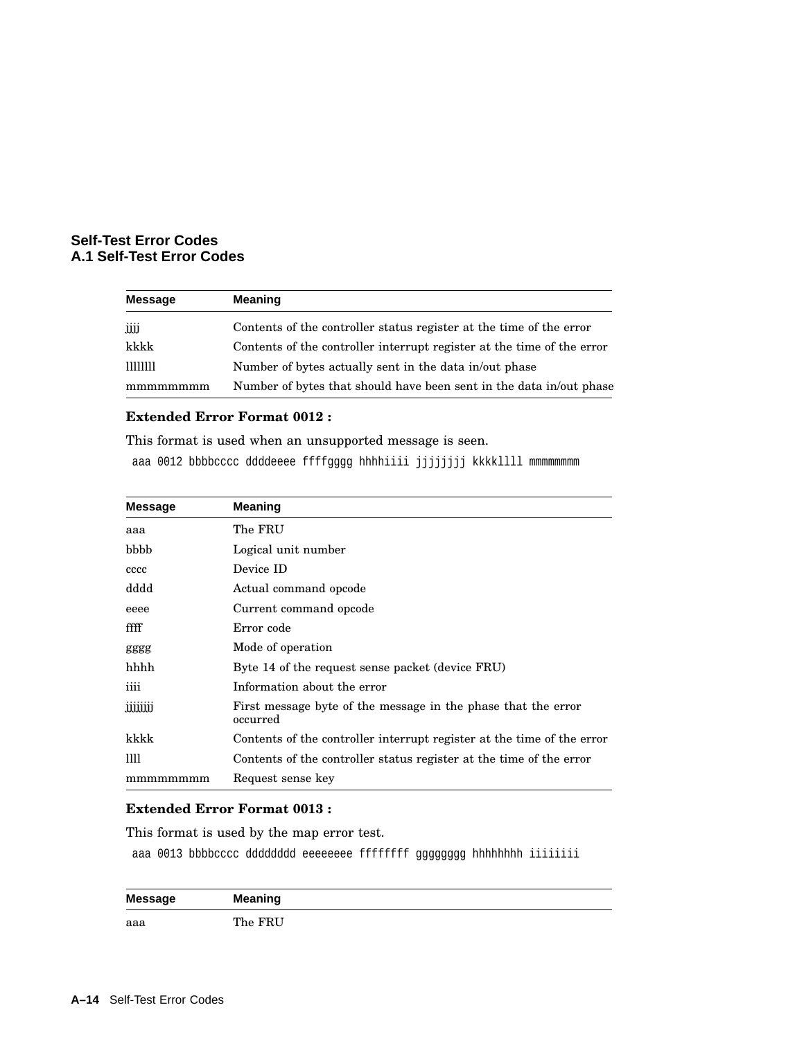| Message | Meaning |
| --- | --- |
| jjjj | Contents of the controller status register at the time of the error |
| kkkk | Contents of the controller interrupt register at the time of the error |
| llllllll | Number of bytes actually sent in the data in/out phase |
| mmmmmmmm | Number of bytes that should have been sent in the data in/out phase |

**Extended Error Format 0012 :**

This format is used when an unsupported message is seen.

```
aaa 0012 bbbbcccc ddddeeee ffffgggg hhhhiiii jjjjjjjj kkkkllll mmmmmmmm
```

| Message | Meaning |
| --- | --- |
| aaa | The FRU |
| bbbb | Logical unit number |
| cccc | Device ID |
| dddd | Actual command opcode |
| eeee | Current command opcode |
| ffff | Error code |
| gggg | Mode of operation |
| hhhh | Byte 14 of the request sense packet (device FRU) |
| iiii | Information about the error |
| jjjjjjjj | First message byte of the message in the phase that the error occurred |
| kkkk | Contents of the controller interrupt register at the time of the error |
| llll | Contents of the controller status register at the time of the error |
| mmmmmmmm | Request sense key |

**Extended Error Format 0013 :**

This format is used by the map error test.

```
aaa 0013 bbbbcccc dddddddd eeeeeeee ffffffff gggggggg hhhhhhhh iiiiiiii
```

| Message | Meaning |
| --- | --- |
| aaa | The FRU |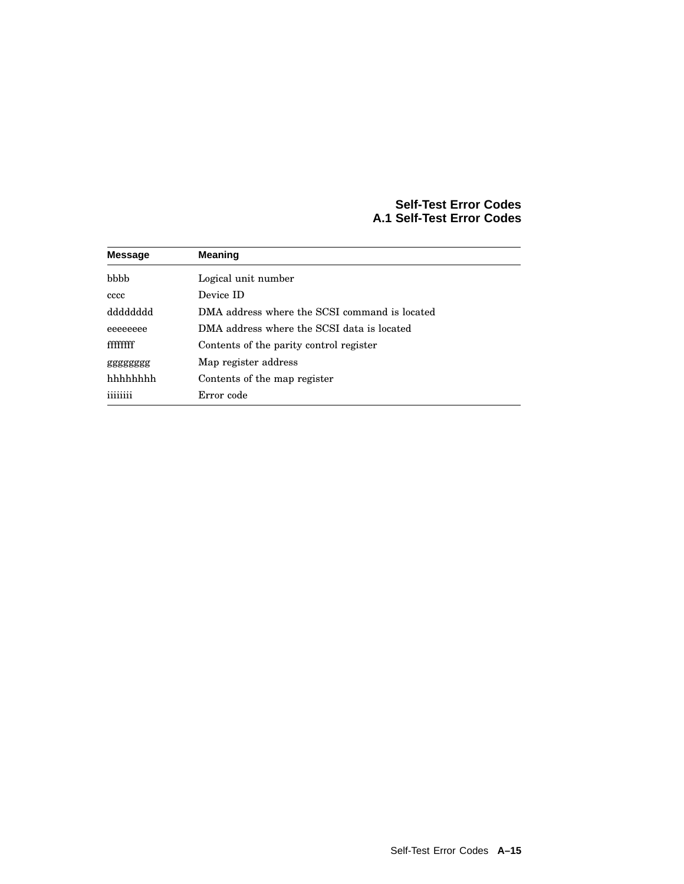| Message | Meaning |
| --- | --- |
| bbbb | Logical unit number |
| cccc | Device ID |
| dddddddd | DMA address where the SCSI command is located |
| eeeeeeee | DMA address where the SCSI data is located |
| ffffffff | Contents of the parity control register |
| gggggggg | Map register address |
| hhhhhhhh | Contents of the map register |
| iiiiiiii | Error code |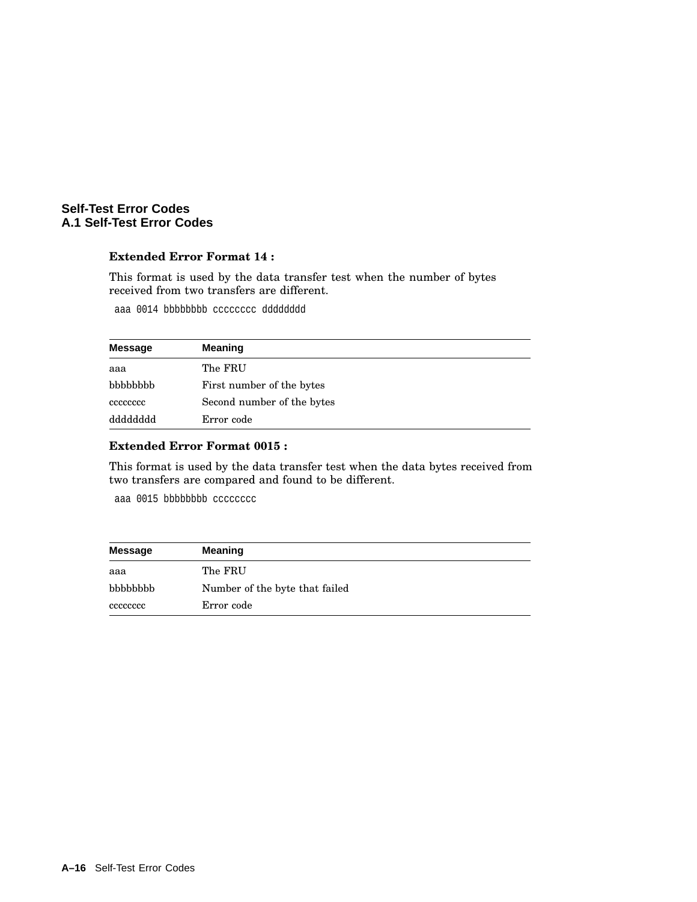**Extended Error Format 14 :**

This format is used by the data transfer test when the number of bytes received from two transfers are different.

```
aaa 0014 bbbbbbbb cccccccc dddddddd
```

| Message | Meaning |
|---|---|
| aaa | The FRU |
| bbbbbbbb | First number of the bytes |
| cccccccc | Second number of the bytes |
| dddddddd | Error code |

**Extended Error Format 0015 :**

This format is used by the data transfer test when the data bytes received from two transfers are compared and found to be different.

```
aaa 0015 bbbbbbbb cccccccc
```

| Message | Meaning |
|---|---|
| aaa | The FRU |
| bbbbbbbb | Number of the byte that failed |
| cccccccc | Error code |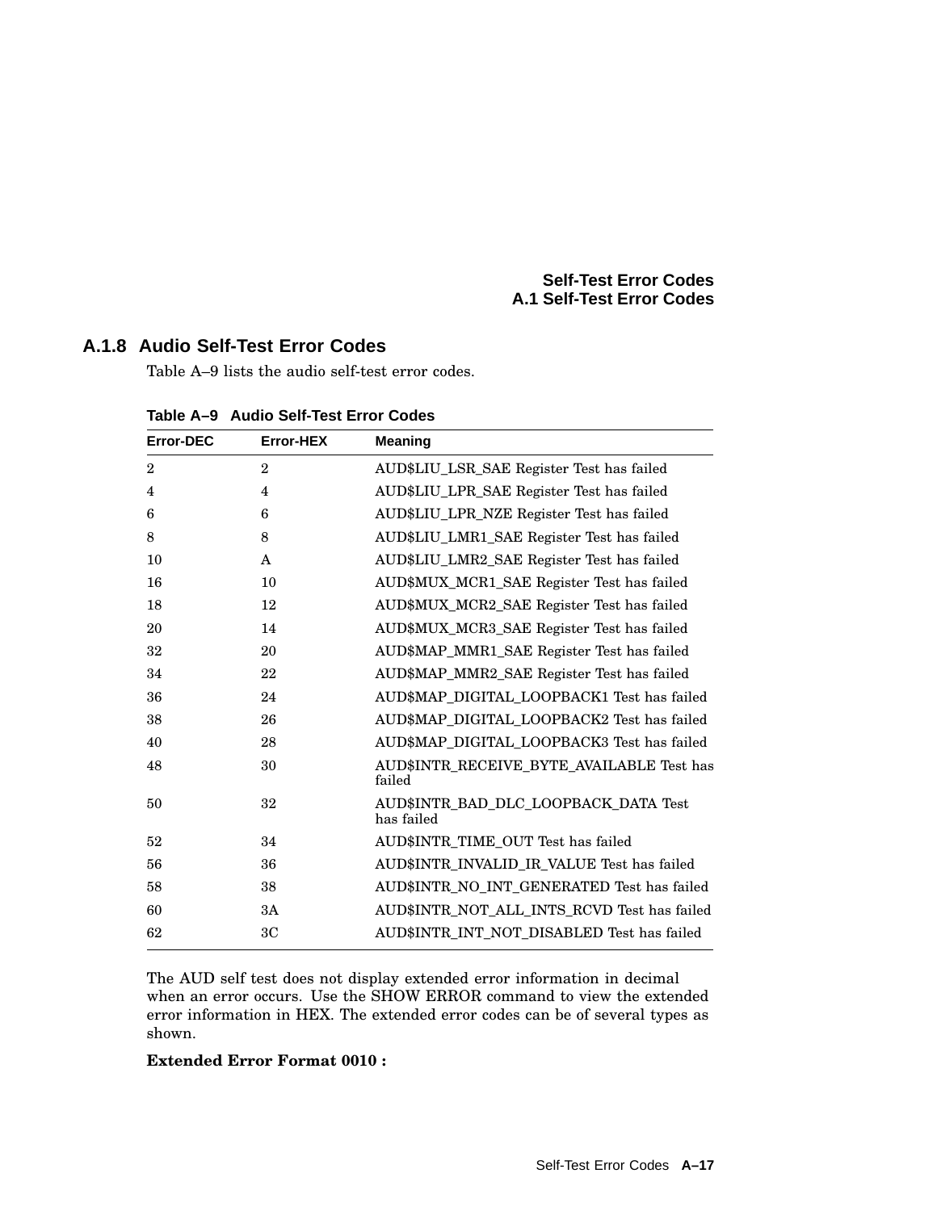### A.1.8 Audio Self-Test Error Codes

Table A–9 lists the audio self-test error codes.

**Table A–9 Audio Self-Test Error Codes**

| Error-DEC | Error-HEX | Meaning |
|---|---|---|
| 2 | 2 | AUD$LIU_LSR_SAE Register Test has failed |
| 4 | 4 | AUD$LIU_LPR_SAE Register Test has failed |
| 6 | 6 | AUD$LIU_LPR_NZE Register Test has failed |
| 8 | 8 | AUD$LIU_LMR1_SAE Register Test has failed |
| 10 | A | AUD$LIU_LMR2_SAE Register Test has failed |
| 16 | 10 | AUD$MUX_MCR1_SAE Register Test has failed |
| 18 | 12 | AUD$MUX_MCR2_SAE Register Test has failed |
| 20 | 14 | AUD$MUX_MCR3_SAE Register Test has failed |
| 32 | 20 | AUD$MAP_MMR1_SAE Register Test has failed |
| 34 | 22 | AUD$MAP_MMR2_SAE Register Test has failed |
| 36 | 24 | AUD$MAP_DIGITAL_LOOPBACK1 Test has failed |
| 38 | 26 | AUD$MAP_DIGITAL_LOOPBACK2 Test has failed |
| 40 | 28 | AUD$MAP_DIGITAL_LOOPBACK3 Test has failed |
| 48 | 30 | AUD$INTR_RECEIVE_BYTE_AVAILABLE Test has failed |
| 50 | 32 | AUD$INTR_BAD_DLC_LOOPBACK_DATA Test has failed |
| 52 | 34 | AUD$INTR_TIME_OUT Test has failed |
| 56 | 36 | AUD$INTR_INVALID_IR_VALUE Test has failed |
| 58 | 38 | AUD$INTR_NO_INT_GENERATED Test has failed |
| 60 | 3A | AUD$INTR_NOT_ALL_INTS_RCVD Test has failed |
| 62 | 3C | AUD$INTR_INT_NOT_DISABLED Test has failed |

The AUD self test does not display extended error information in decimal when an error occurs. Use the SHOW ERROR command to view the extended error information in HEX. The extended error codes can be of several types as shown.

**Extended Error Format 0010 :**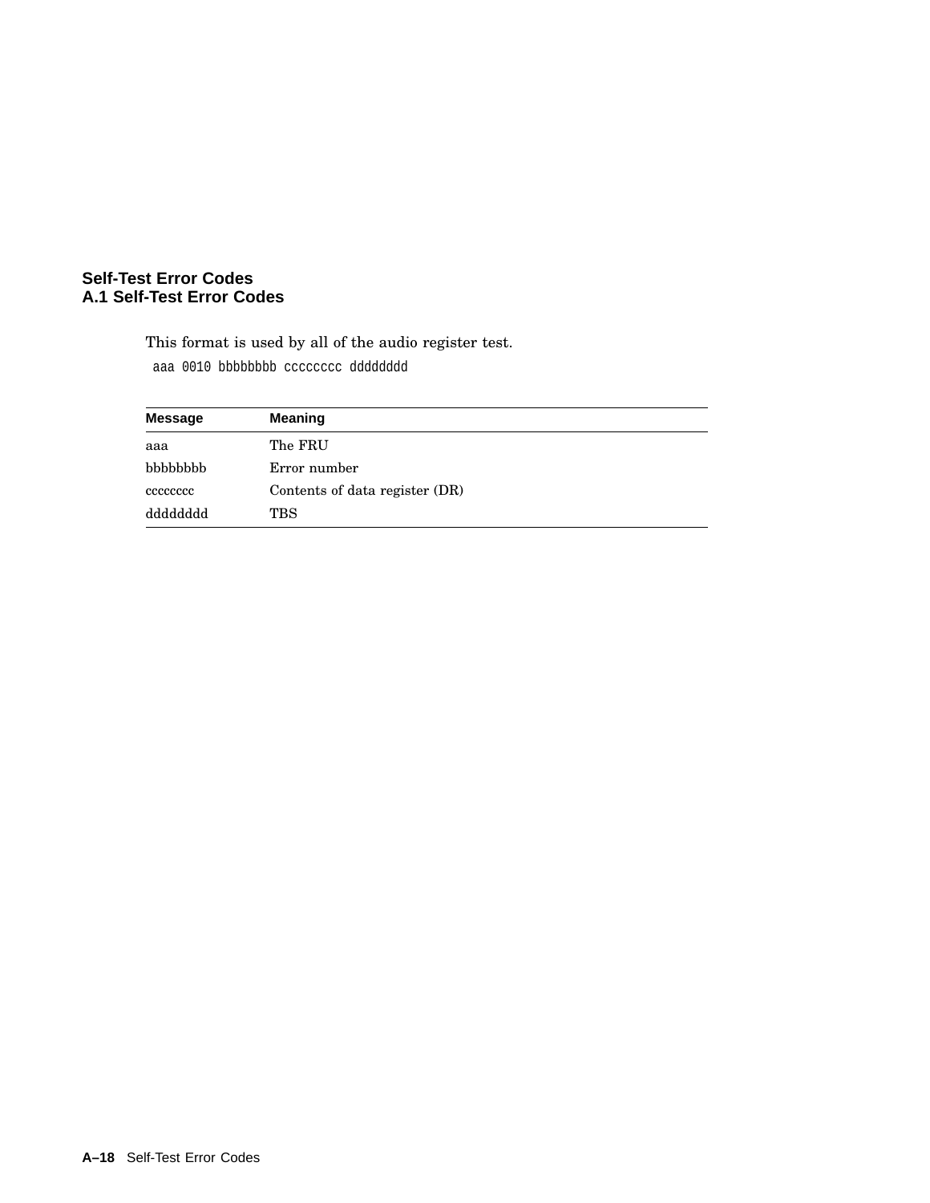# Self-Test Error Codes

## A.1 Self-Test Error Codes

This format is used by all of the audio register test.

```
aaa 0010 bbbbbbbb cccccccc dddddddd
```

| Message | Meaning |
|---|---|
| aaa | The FRU |
| bbbbbbbb | Error number |
| cccccccc | Contents of data register (DR) |
| dddddddd | TBS |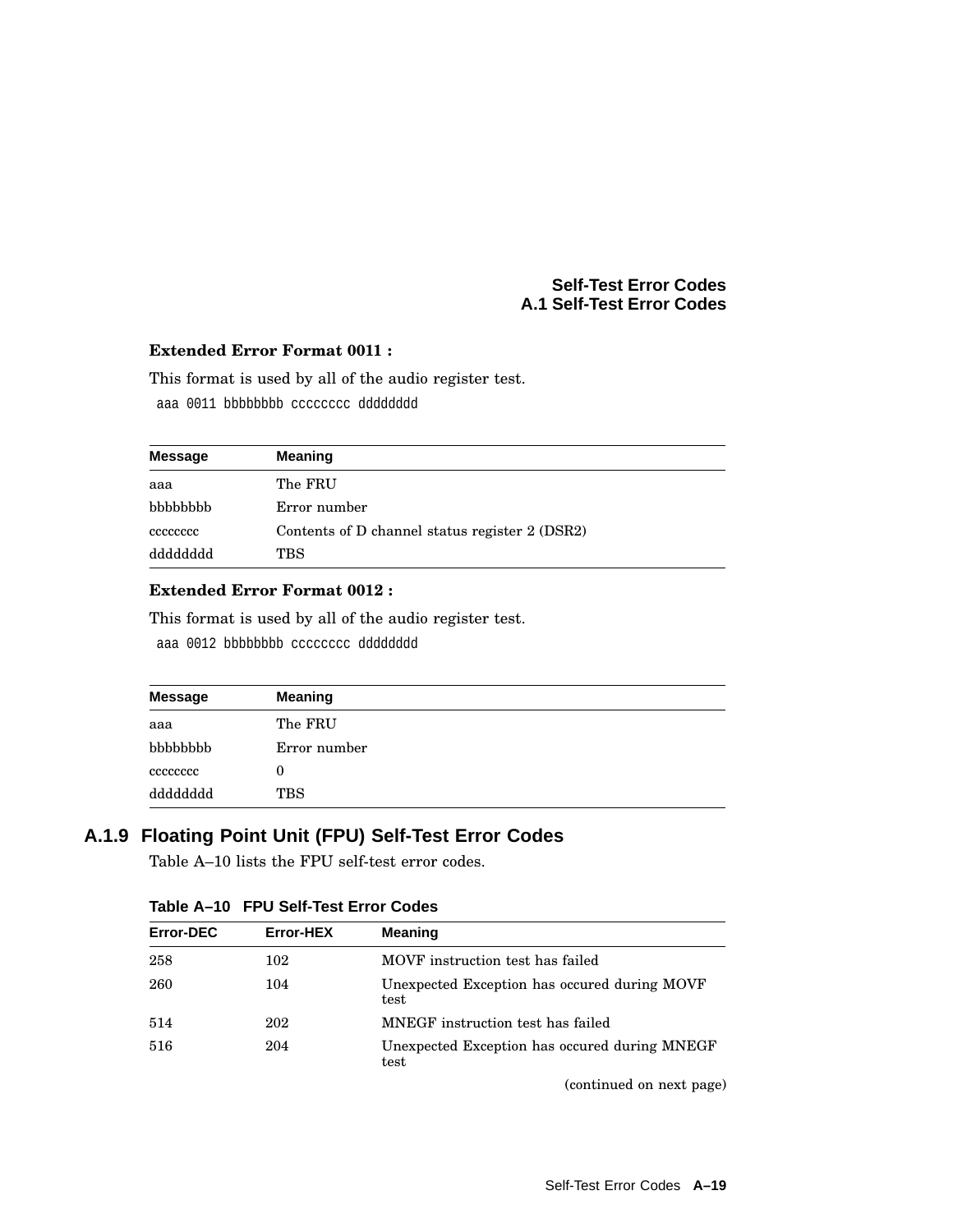**Extended Error Format 0011 :**

This format is used by all of the audio register test.

```
aaa 0011 bbbbbbbb cccccccc dddddddd
```

| Message | Meaning |
|---|---|
| aaa | The FRU |
| bbbbbbbb | Error number |
| cccccccc | Contents of D channel status register 2 (DSR2) |
| dddddddd | TBS |

**Extended Error Format 0012 :**

This format is used by all of the audio register test.

```
aaa 0012 bbbbbbbb cccccccc dddddddd
```

| Message | Meaning |
|---|---|
| aaa | The FRU |
| bbbbbbbb | Error number |
| cccccccc | 0 |
| dddddddd | TBS |

## A.1.9 Floating Point Unit (FPU) Self-Test Error Codes

Table A–10 lists the FPU self-test error codes.

**Table A–10 FPU Self-Test Error Codes**

| Error-DEC | Error-HEX | Meaning |
|---|---|---|
| 258 | 102 | MOVF instruction test has failed |
| 260 | 104 | Unexpected Exception has occured during MOVF test |
| 514 | 202 | MNEGF instruction test has failed |
| 516 | 204 | Unexpected Exception has occured during MNEGF test |

(continued on next page)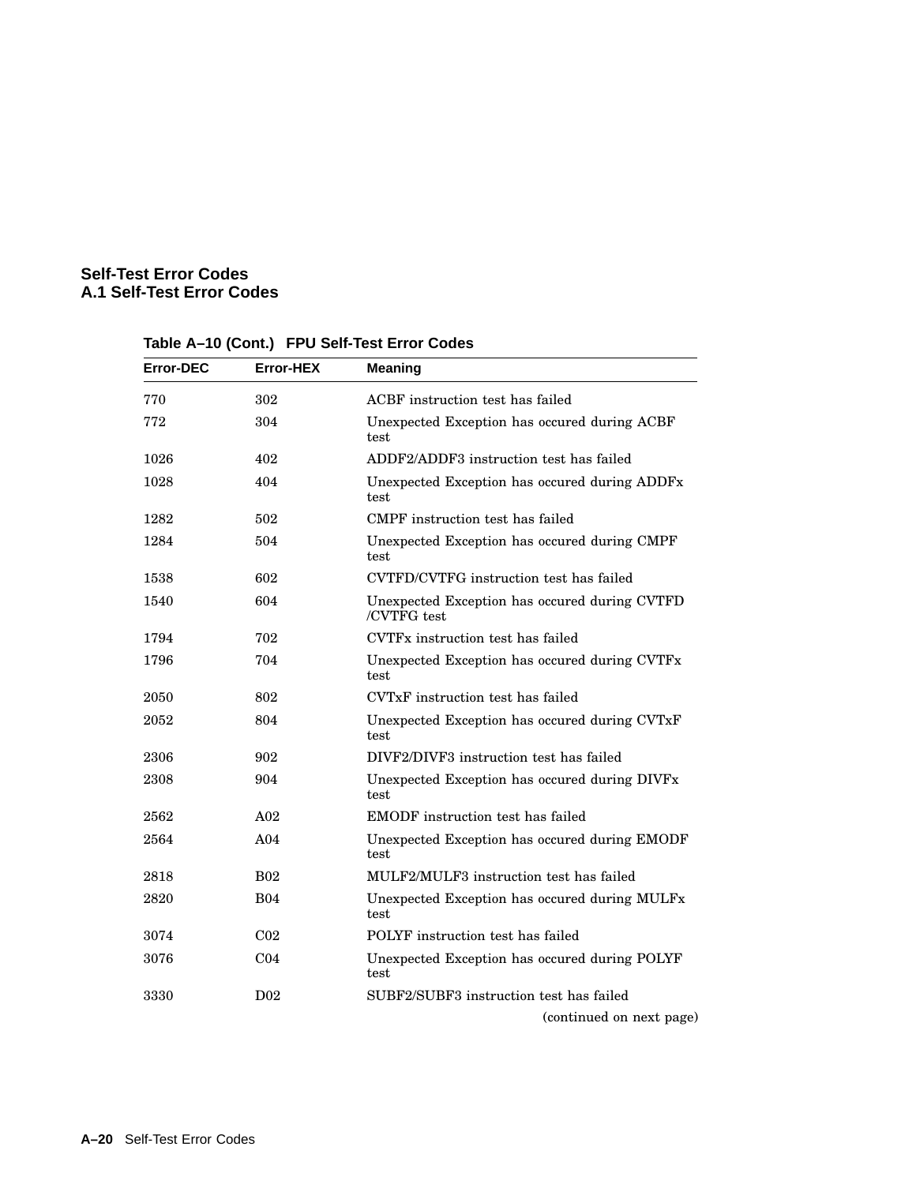**Table A–10 (Cont.) FPU Self-Test Error Codes**

| Error-DEC | Error-HEX | Meaning |
|---|---|---|
| 770 | 302 | ACBF instruction test has failed |
| 772 | 304 | Unexpected Exception has occured during ACBF test |
| 1026 | 402 | ADDF2/ADDF3 instruction test has failed |
| 1028 | 404 | Unexpected Exception has occured during ADDFx test |
| 1282 | 502 | CMPF instruction test has failed |
| 1284 | 504 | Unexpected Exception has occured during CMPF test |
| 1538 | 602 | CVTFD/CVTFG instruction test has failed |
| 1540 | 604 | Unexpected Exception has occured during CVTFD /CVTFG test |
| 1794 | 702 | CVTFx instruction test has failed |
| 1796 | 704 | Unexpected Exception has occured during CVTFx test |
| 2050 | 802 | CVTxF instruction test has failed |
| 2052 | 804 | Unexpected Exception has occured during CVTxF test |
| 2306 | 902 | DIVF2/DIVF3 instruction test has failed |
| 2308 | 904 | Unexpected Exception has occured during DIVFx test |
| 2562 | A02 | EMODF instruction test has failed |
| 2564 | A04 | Unexpected Exception has occured during EMODF test |
| 2818 | B02 | MULF2/MULF3 instruction test has failed |
| 2820 | B04 | Unexpected Exception has occured during MULFx test |
| 3074 | C02 | POLYF instruction test has failed |
| 3076 | C04 | Unexpected Exception has occured during POLYF test |
| 3330 | D02 | SUBF2/SUBF3 instruction test has failed |

(continued on next page)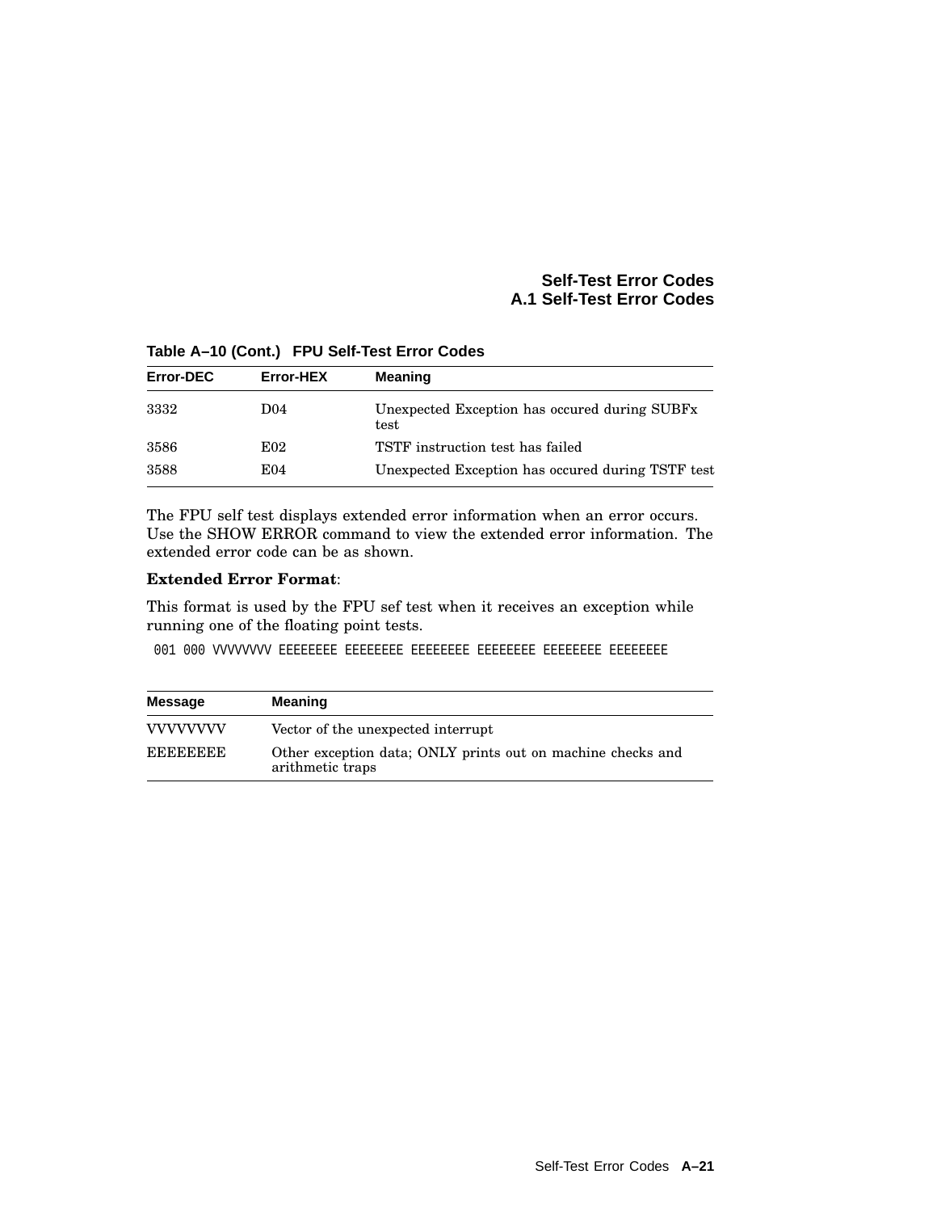**Table A–10 (Cont.) FPU Self-Test Error Codes**

| Error-DEC | Error-HEX | Meaning |
| --- | --- | --- |
| 3332 | D04 | Unexpected Exception has occured during SUBFx test |
| 3586 | E02 | TSTF instruction test has failed |
| 3588 | E04 | Unexpected Exception has occured during TSTF test |

The FPU self test displays extended error information when an error occurs. Use the SHOW ERROR command to view the extended error information. The extended error code can be as shown.

**Extended Error Format**:

This format is used by the FPU sef test when it receives an exception while running one of the floating point tests.

```
001 000 VVVVVVVV EEEEEEEE EEEEEEEE EEEEEEEE EEEEEEEE EEEEEEEE EEEEEEEE
```

| Message | Meaning |
| --- | --- |
| VVVVVVVV | Vector of the unexpected interrupt |
| EEEEEEEE | Other exception data; ONLY prints out on machine checks and arithmetic traps |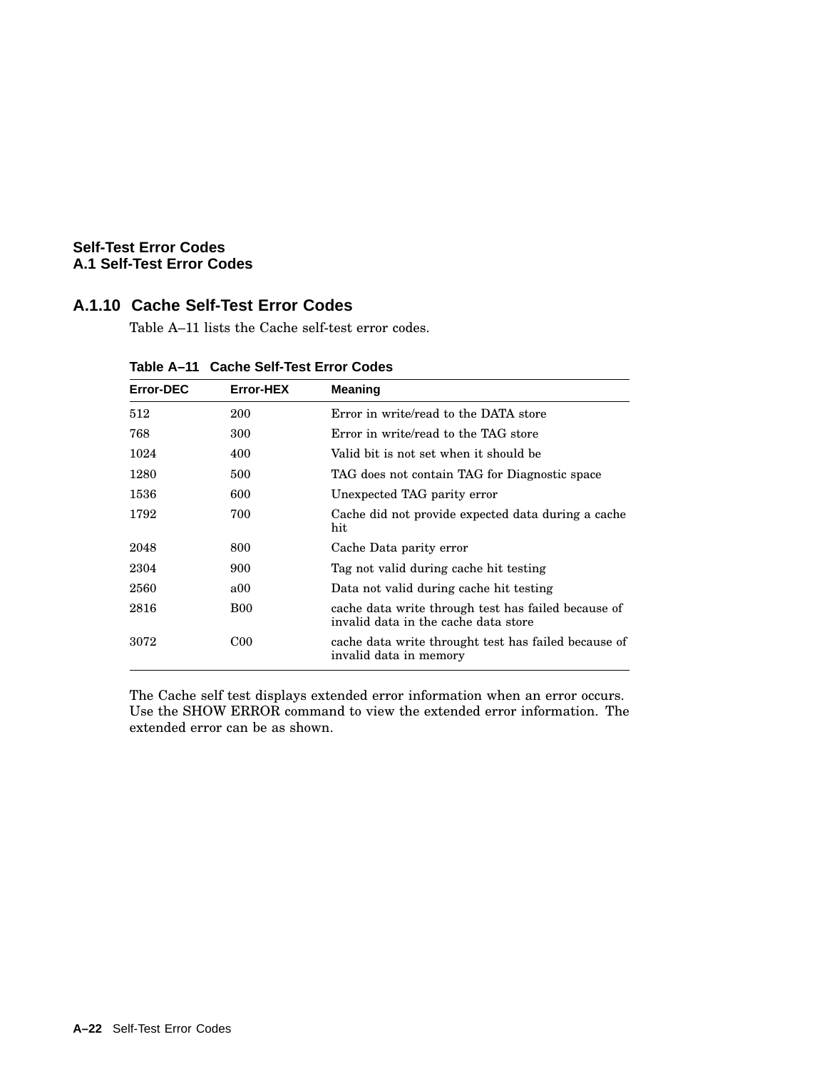### A.1.10 Cache Self-Test Error Codes

Table A–11 lists the Cache self-test error codes.

**Table A–11 Cache Self-Test Error Codes**

| Error-DEC | Error-HEX | Meaning |
|---|---|---|
| 512 | 200 | Error in write/read to the DATA store |
| 768 | 300 | Error in write/read to the TAG store |
| 1024 | 400 | Valid bit is not set when it should be |
| 1280 | 500 | TAG does not contain TAG for Diagnostic space |
| 1536 | 600 | Unexpected TAG parity error |
| 1792 | 700 | Cache did not provide expected data during a cache hit |
| 2048 | 800 | Cache Data parity error |
| 2304 | 900 | Tag not valid during cache hit testing |
| 2560 | a00 | Data not valid during cache hit testing |
| 2816 | B00 | cache data write through test has failed because of invalid data in the cache data store |
| 3072 | C00 | cache data write throught test has failed because of invalid data in memory |

The Cache self test displays extended error information when an error occurs. Use the SHOW ERROR command to view the extended error information. The extended error can be as shown.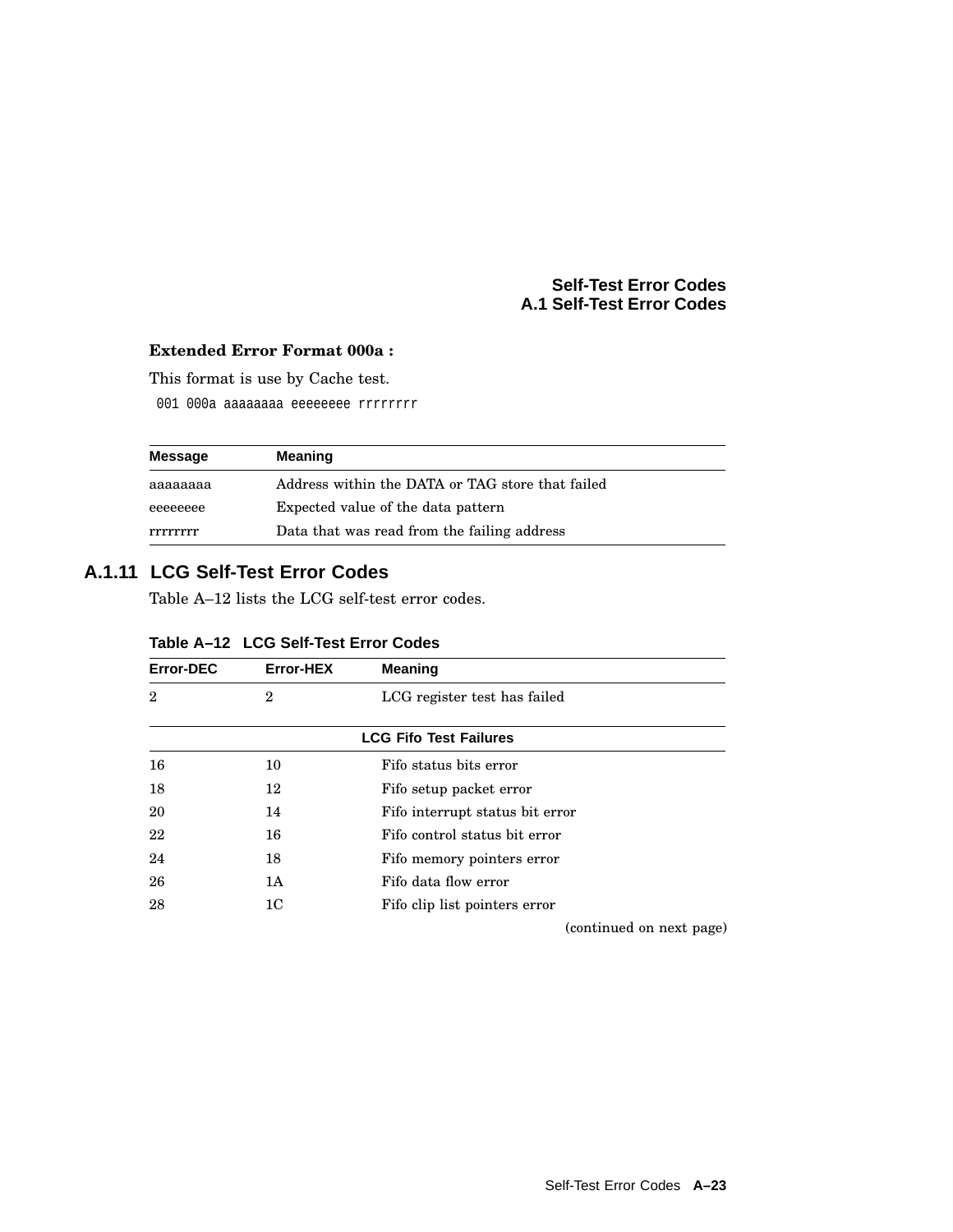**Extended Error Format 000a :**

This format is use by Cache test.

```
001 000a aaaaaaaa eeeeeeee rrrrrrrr
```

| Message | Meaning |
|---|---|
| aaaaaaaa | Address within the DATA or TAG store that failed |
| eeeeeeee | Expected value of the data pattern |
| rrrrrrrr | Data that was read from the failing address |

### A.1.11 LCG Self-Test Error Codes

Table A–12 lists the LCG self-test error codes.

**Table A–12 LCG Self-Test Error Codes**

| Error-DEC | Error-HEX | Meaning |
|---|---|---|
| 2 | 2 | LCG register test has failed |
| | **LCG Fifo Test Failures** | |
| 16 | 10 | Fifo status bits error |
| 18 | 12 | Fifo setup packet error |
| 20 | 14 | Fifo interrupt status bit error |
| 22 | 16 | Fifo control status bit error |
| 24 | 18 | Fifo memory pointers error |
| 26 | 1A | Fifo data flow error |
| 28 | 1C | Fifo clip list pointers error |

(continued on next page)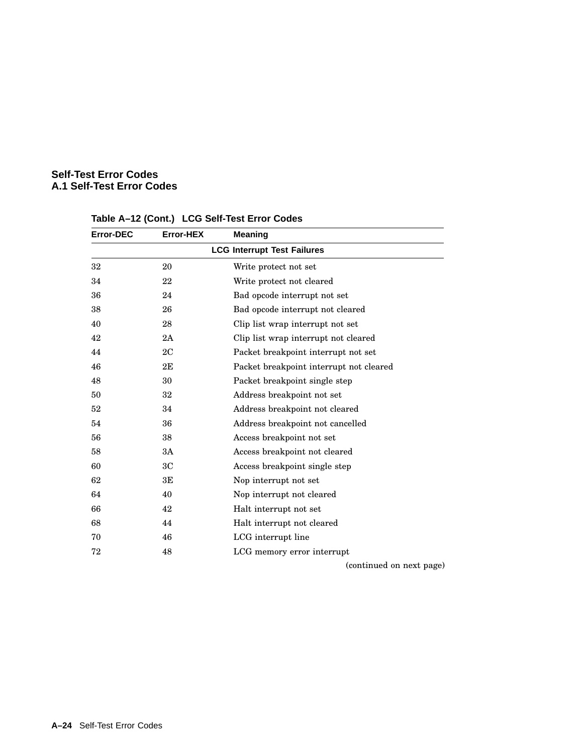# Self-Test Error Codes
## A.1 Self-Test Error Codes

**Table A–12 (Cont.) LCG Self-Test Error Codes**

| Error-DEC | Error-HEX | Meaning |
|---|---|---|
| | | **LCG Interrupt Test Failures** |
| 32 | 20 | Write protect not set |
| 34 | 22 | Write protect not cleared |
| 36 | 24 | Bad opcode interrupt not set |
| 38 | 26 | Bad opcode interrupt not cleared |
| 40 | 28 | Clip list wrap interrupt not set |
| 42 | 2A | Clip list wrap interrupt not cleared |
| 44 | 2C | Packet breakpoint interrupt not set |
| 46 | 2E | Packet breakpoint interrupt not cleared |
| 48 | 30 | Packet breakpoint single step |
| 50 | 32 | Address breakpoint not set |
| 52 | 34 | Address breakpoint not cleared |
| 54 | 36 | Address breakpoint not cancelled |
| 56 | 38 | Access breakpoint not set |
| 58 | 3A | Access breakpoint not cleared |
| 60 | 3C | Access breakpoint single step |
| 62 | 3E | Nop interrupt not set |
| 64 | 40 | Nop interrupt not cleared |
| 66 | 42 | Halt interrupt not set |
| 68 | 44 | Halt interrupt not cleared |
| 70 | 46 | LCG interrupt line |
| 72 | 48 | LCG memory error interrupt |

(continued on next page)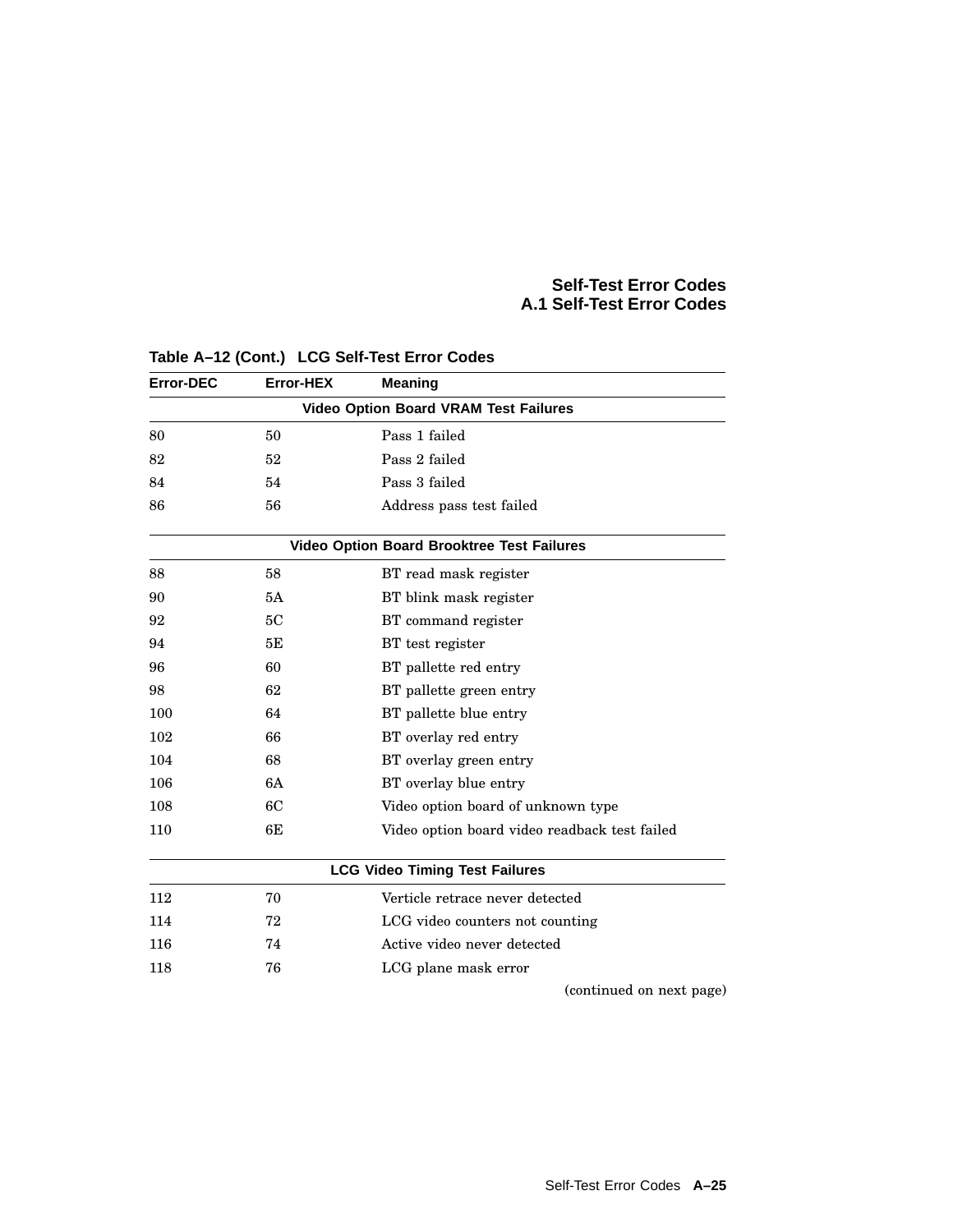**Table A–12 (Cont.) LCG Self-Test Error Codes**

| Error-DEC | Error-HEX | Meaning |
|---|---|---|
| **Video Option Board VRAM Test Failures** | | |
| 80 | 50 | Pass 1 failed |
| 82 | 52 | Pass 2 failed |
| 84 | 54 | Pass 3 failed |
| 86 | 56 | Address pass test failed |
| **Video Option Board Brooktree Test Failures** | | |
| 88 | 58 | BT read mask register |
| 90 | 5A | BT blink mask register |
| 92 | 5C | BT command register |
| 94 | 5E | BT test register |
| 96 | 60 | BT pallette red entry |
| 98 | 62 | BT pallette green entry |
| 100 | 64 | BT pallette blue entry |
| 102 | 66 | BT overlay red entry |
| 104 | 68 | BT overlay green entry |
| 106 | 6A | BT overlay blue entry |
| 108 | 6C | Video option board of unknown type |
| 110 | 6E | Video option board video readback test failed |
| **LCG Video Timing Test Failures** | | |
| 112 | 70 | Verticle retrace never detected |
| 114 | 72 | LCG video counters not counting |
| 116 | 74 | Active video never detected |
| 118 | 76 | LCG plane mask error |

(continued on next page)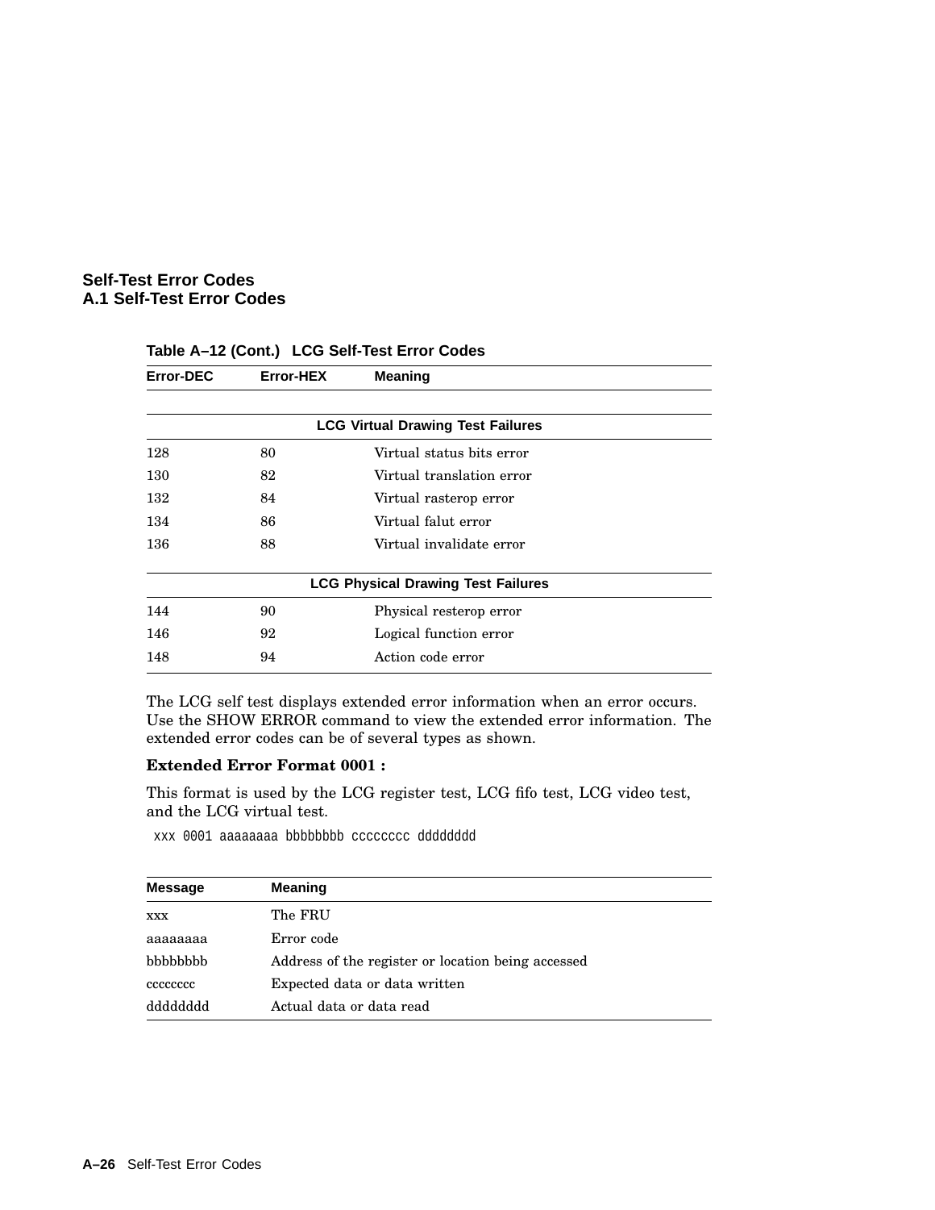**Table A–12 (Cont.) LCG Self-Test Error Codes**

| Error-DEC | Error-HEX | Meaning |
|---|---|---|
| | **LCG Virtual Drawing Test Failures** | |
| 128 | 80 | Virtual status bits error |
| 130 | 82 | Virtual translation error |
| 132 | 84 | Virtual rasterop error |
| 134 | 86 | Virtual falut error |
| 136 | 88 | Virtual invalidate error |
| | **LCG Physical Drawing Test Failures** | |
| 144 | 90 | Physical resterop error |
| 146 | 92 | Logical function error |
| 148 | 94 | Action code error |

The LCG self test displays extended error information when an error occurs. Use the SHOW ERROR command to view the extended error information. The extended error codes can be of several types as shown.

**Extended Error Format 0001 :**

This format is used by the LCG register test, LCG fifo test, LCG video test, and the LCG virtual test.

```
xxx 0001 aaaaaaaa bbbbbbbb cccccccc dddddddd
```

| Message | Meaning |
|---|---|
| xxx | The FRU |
| aaaaaaaa | Error code |
| bbbbbbbb | Address of the register or location being accessed |
| cccccccc | Expected data or data written |
| dddddddd | Actual data or data read |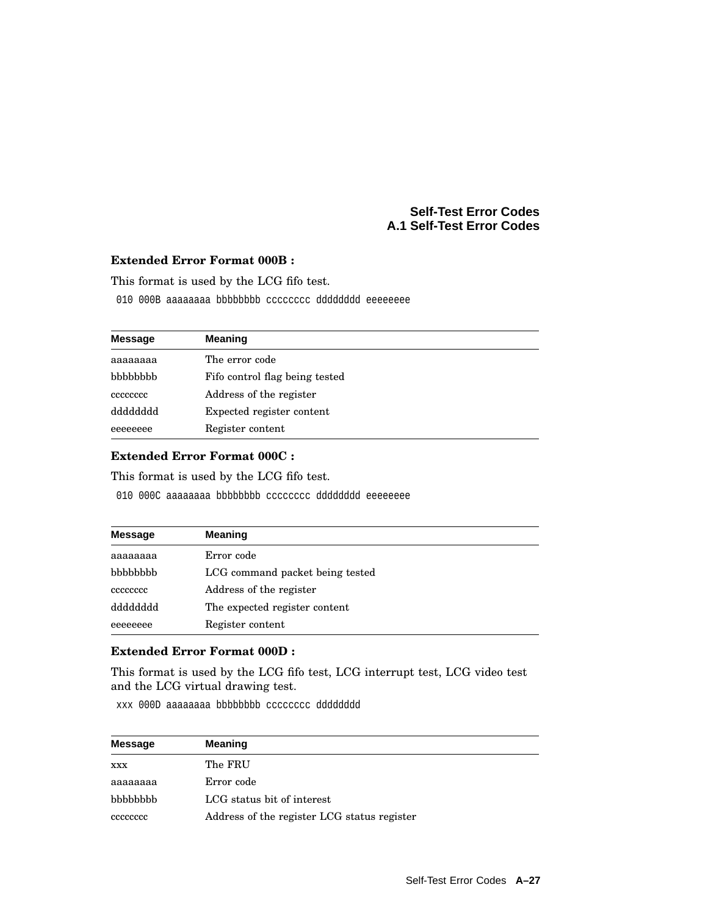**Extended Error Format 000B :**

This format is used by the LCG fifo test.

```
010 000B aaaaaaaa bbbbbbbb cccccccc dddddddd eeeeeeee
```

| Message | Meaning |
|---|---|
| aaaaaaaa | The error code |
| bbbbbbbb | Fifo control flag being tested |
| cccccccc | Address of the register |
| dddddddd | Expected register content |
| eeeeeeee | Register content |

**Extended Error Format 000C :**

This format is used by the LCG fifo test.

```
010 000C aaaaaaaa bbbbbbbb cccccccc dddddddd eeeeeeee
```

| Message | Meaning |
|---|---|
| aaaaaaaa | Error code |
| bbbbbbbb | LCG command packet being tested |
| cccccccc | Address of the register |
| dddddddd | The expected register content |
| eeeeeeee | Register content |

**Extended Error Format 000D :**

This format is used by the LCG fifo test, LCG interrupt test, LCG video test and the LCG virtual drawing test.

```
xxx 000D aaaaaaaa bbbbbbbb cccccccc dddddddd
```

| Message | Meaning |
|---|---|
| xxx | The FRU |
| aaaaaaaa | Error code |
| bbbbbbbb | LCG status bit of interest |
| cccccccc | Address of the register LCG status register |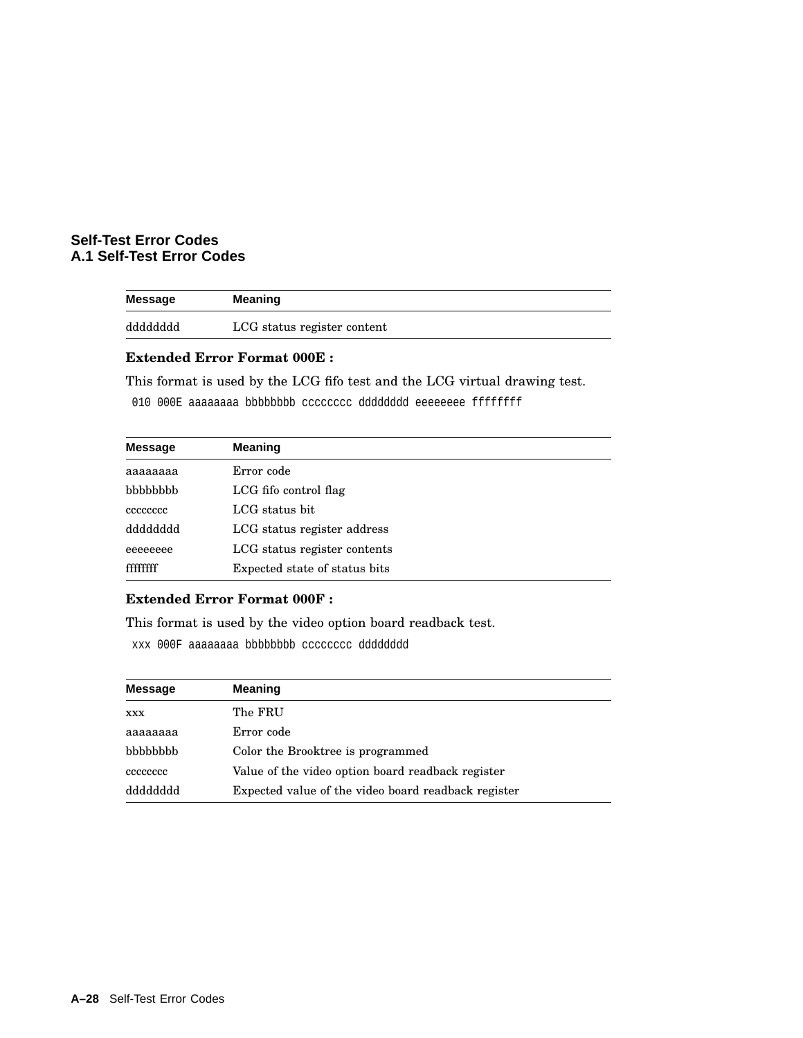| Message | Meaning |
|---|---|
| dddddddd | LCG status register content |

**Extended Error Format 000E :**

This format is used by the LCG fifo test and the LCG virtual drawing test.

```
010 000E aaaaaaaa bbbbbbbb cccccccc dddddddd eeeeeeee ffffffff
```

| Message | Meaning |
|---|---|
| aaaaaaaa | Error code |
| bbbbbbbb | LCG fifo control flag |
| cccccccc | LCG status bit |
| dddddddd | LCG status register address |
| eeeeeeee | LCG status register contents |
| ffffffff | Expected state of status bits |

**Extended Error Format 000F :**

This format is used by the video option board readback test.

```
xxx 000F aaaaaaaa bbbbbbbb cccccccc dddddddd
```

| Message | Meaning |
|---|---|
| xxx | The FRU |
| aaaaaaaa | Error code |
| bbbbbbbb | Color the Brooktree is programmed |
| cccccccc | Value of the video option board readback register |
| dddddddd | Expected value of the video board readback register |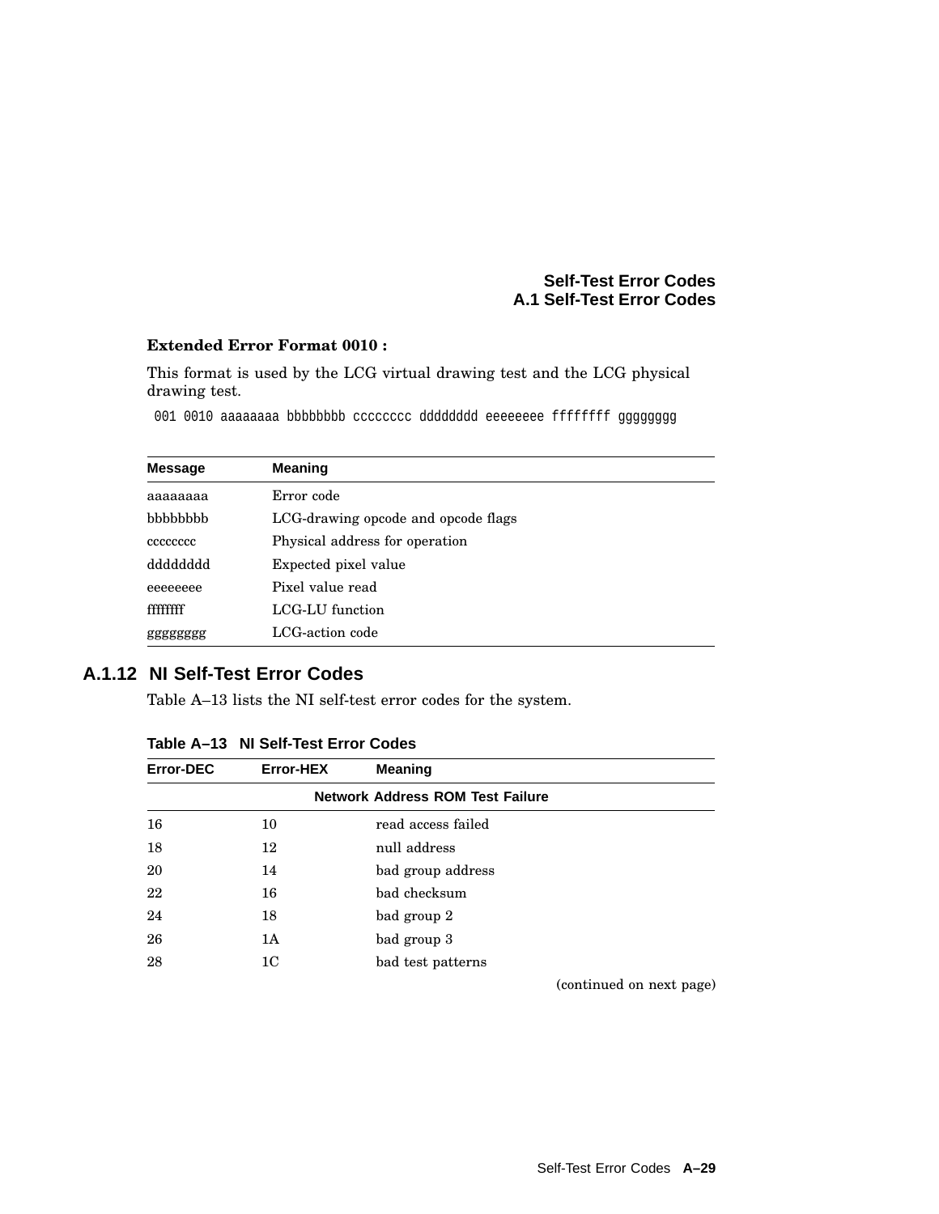**Extended Error Format 0010 :**

This format is used by the LCG virtual drawing test and the LCG physical drawing test.

```
001 0010 aaaaaaaa bbbbbbbb cccccccc dddddddd eeeeeeee ffffffff gggggggg
```

| Message | Meaning |
|---|---|
| aaaaaaaa | Error code |
| bbbbbbbb | LCG-drawing opcode and opcode flags |
| cccccccc | Physical address for operation |
| dddddddd | Expected pixel value |
| eeeeeeee | Pixel value read |
| ffffffff | LCG-LU function |
| gggggggg | LCG-action code |

### A.1.12 NI Self-Test Error Codes

Table A–13 lists the NI self-test error codes for the system.

**Table A–13 NI Self-Test Error Codes**

| Error-DEC | Error-HEX | Meaning |
|---|---|---|
| | | **Network Address ROM Test Failure** |
| 16 | 10 | read access failed |
| 18 | 12 | null address |
| 20 | 14 | bad group address |
| 22 | 16 | bad checksum |
| 24 | 18 | bad group 2 |
| 26 | 1A | bad group 3 |
| 28 | 1C | bad test patterns |

(continued on next page)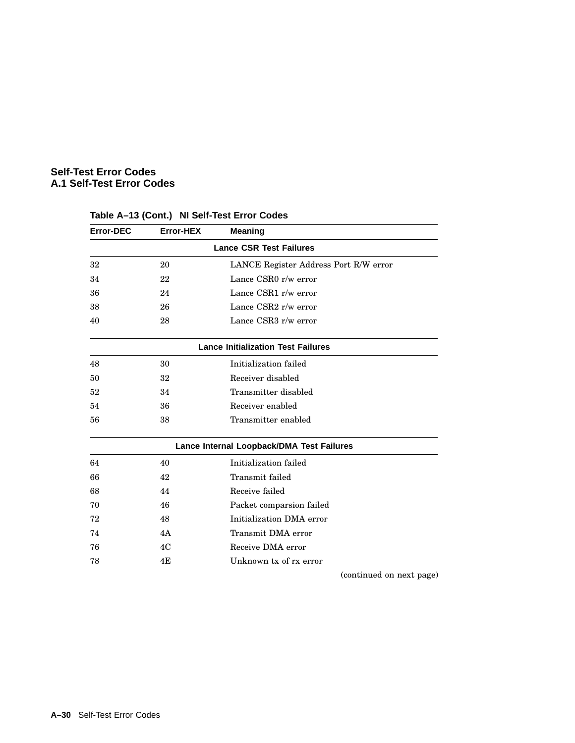## Self-Test Error Codes
## A.1 Self-Test Error Codes

**Table A–13 (Cont.) NI Self-Test Error Codes**

| Error-DEC | Error-HEX | Meaning |
|---|---|---|
| **Lance CSR Test Failures** | | |
| 32 | 20 | LANCE Register Address Port R/W error |
| 34 | 22 | Lance CSR0 r/w error |
| 36 | 24 | Lance CSR1 r/w error |
| 38 | 26 | Lance CSR2 r/w error |
| 40 | 28 | Lance CSR3 r/w error |
| **Lance Initialization Test Failures** | | |
| 48 | 30 | Initialization failed |
| 50 | 32 | Receiver disabled |
| 52 | 34 | Transmitter disabled |
| 54 | 36 | Receiver enabled |
| 56 | 38 | Transmitter enabled |
| **Lance Internal Loopback/DMA Test Failures** | | |
| 64 | 40 | Initialization failed |
| 66 | 42 | Transmit failed |
| 68 | 44 | Receive failed |
| 70 | 46 | Packet comparsion failed |
| 72 | 48 | Initialization DMA error |
| 74 | 4A | Transmit DMA error |
| 76 | 4C | Receive DMA error |
| 78 | 4E | Unknown tx of rx error |

(continued on next page)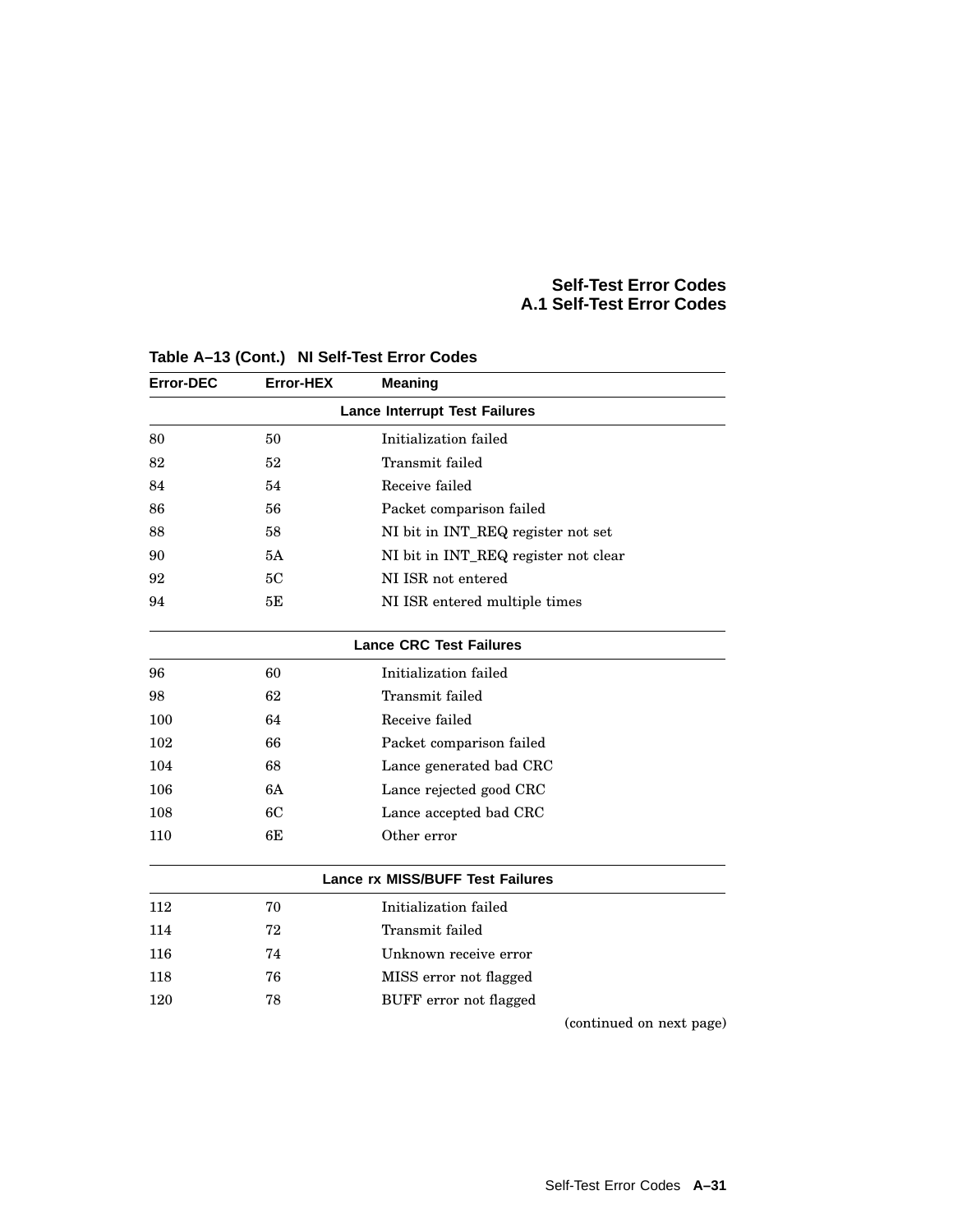**Table A–13 (Cont.) NI Self-Test Error Codes**

| Error-DEC | Error-HEX | Meaning |
|---|---|---|
| | | **Lance Interrupt Test Failures** |
| 80 | 50 | Initialization failed |
| 82 | 52 | Transmit failed |
| 84 | 54 | Receive failed |
| 86 | 56 | Packet comparison failed |
| 88 | 58 | NI bit in INT_REQ register not set |
| 90 | 5A | NI bit in INT_REQ register not clear |
| 92 | 5C | NI ISR not entered |
| 94 | 5E | NI ISR entered multiple times |
| | | **Lance CRC Test Failures** |
| 96 | 60 | Initialization failed |
| 98 | 62 | Transmit failed |
| 100 | 64 | Receive failed |
| 102 | 66 | Packet comparison failed |
| 104 | 68 | Lance generated bad CRC |
| 106 | 6A | Lance rejected good CRC |
| 108 | 6C | Lance accepted bad CRC |
| 110 | 6E | Other error |
| | | **Lance rx MISS/BUFF Test Failures** |
| 112 | 70 | Initialization failed |
| 114 | 72 | Transmit failed |
| 116 | 74 | Unknown receive error |
| 118 | 76 | MISS error not flagged |
| 120 | 78 | BUFF error not flagged |

(continued on next page)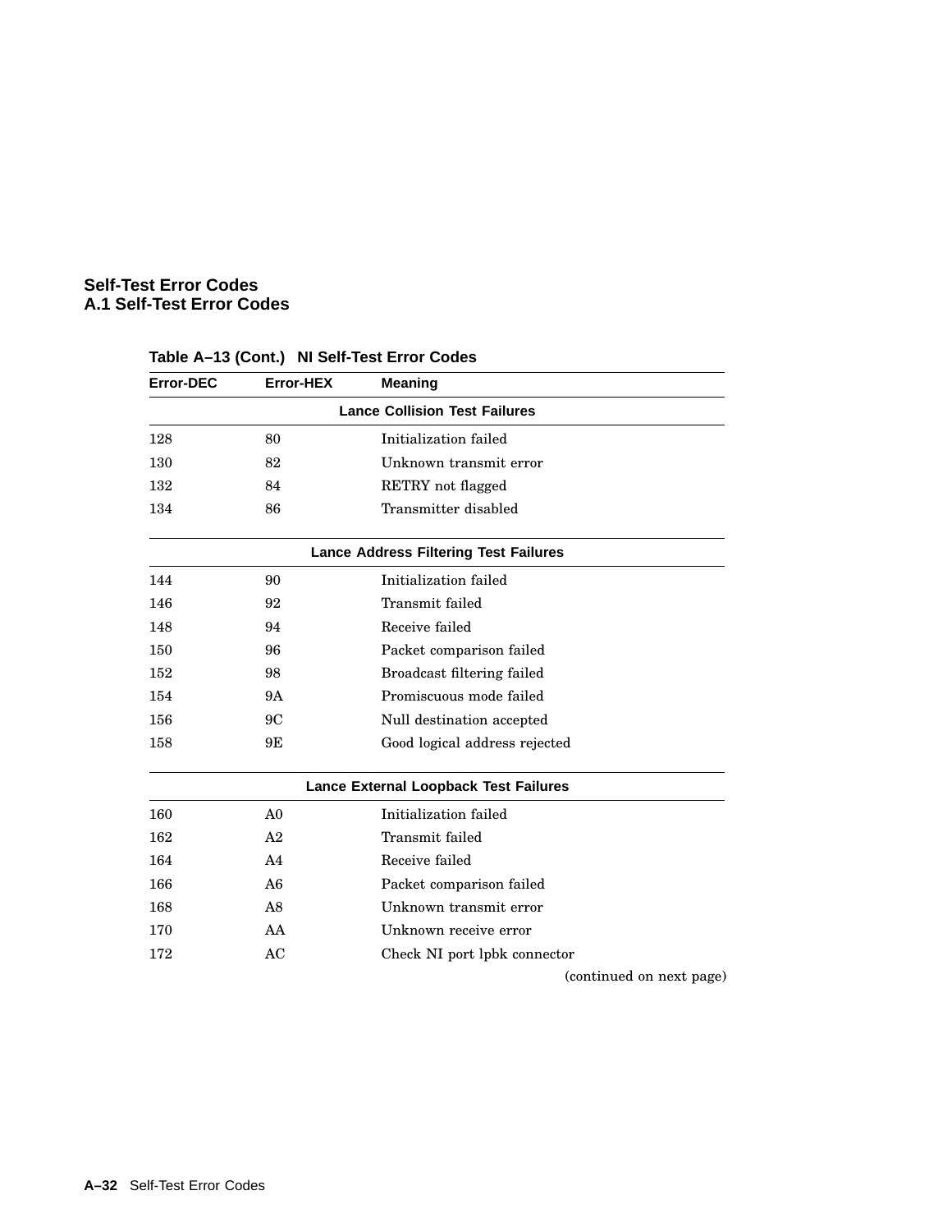**Table A–13 (Cont.) NI Self-Test Error Codes**

| Error-DEC | Error-HEX | Meaning |
|---|---|---|
| | | **Lance Collision Test Failures** |
| 128 | 80 | Initialization failed |
| 130 | 82 | Unknown transmit error |
| 132 | 84 | RETRY not flagged |
| 134 | 86 | Transmitter disabled |
| | | **Lance Address Filtering Test Failures** |
| 144 | 90 | Initialization failed |
| 146 | 92 | Transmit failed |
| 148 | 94 | Receive failed |
| 150 | 96 | Packet comparison failed |
| 152 | 98 | Broadcast filtering failed |
| 154 | 9A | Promiscuous mode failed |
| 156 | 9C | Null destination accepted |
| 158 | 9E | Good logical address rejected |
| | | **Lance External Loopback Test Failures** |
| 160 | A0 | Initialization failed |
| 162 | A2 | Transmit failed |
| 164 | A4 | Receive failed |
| 166 | A6 | Packet comparison failed |
| 168 | A8 | Unknown transmit error |
| 170 | AA | Unknown receive error |
| 172 | AC | Check NI port lpbk connector |

(continued on next page)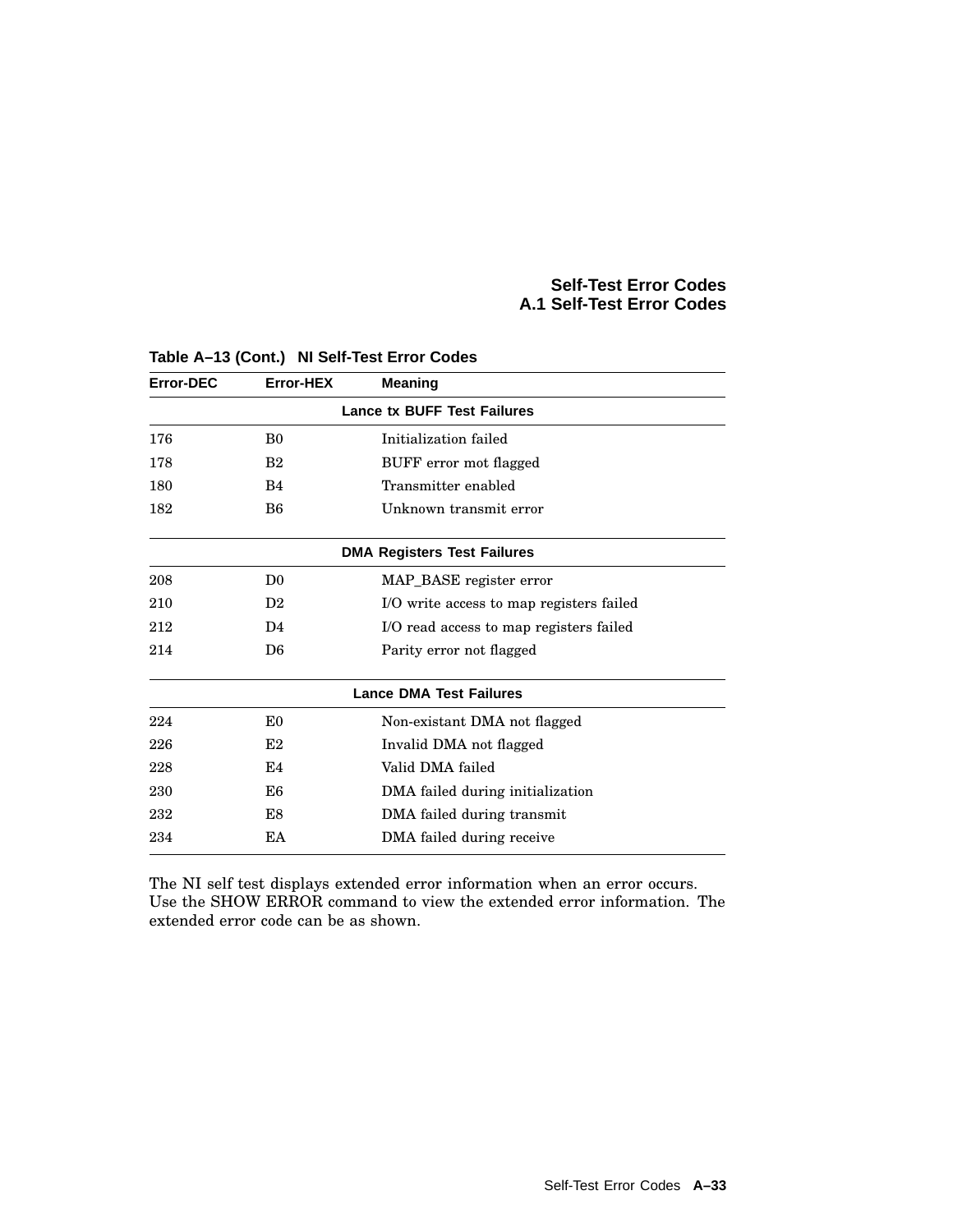**Table A–13 (Cont.) NI Self-Test Error Codes**

| Error-DEC | Error-HEX | Meaning |
|---|---|---|
| | | **Lance tx BUFF Test Failures** |
| 176 | B0 | Initialization failed |
| 178 | B2 | BUFF error mot flagged |
| 180 | B4 | Transmitter enabled |
| 182 | B6 | Unknown transmit error |
| | | **DMA Registers Test Failures** |
| 208 | D0 | MAP_BASE register error |
| 210 | D2 | I/O write access to map registers failed |
| 212 | D4 | I/O read access to map registers failed |
| 214 | D6 | Parity error not flagged |
| | | **Lance DMA Test Failures** |
| 224 | E0 | Non-existant DMA not flagged |
| 226 | E2 | Invalid DMA not flagged |
| 228 | E4 | Valid DMA failed |
| 230 | E6 | DMA failed during initialization |
| 232 | E8 | DMA failed during transmit |
| 234 | EA | DMA failed during receive |

The NI self test displays extended error information when an error occurs. Use the SHOW ERROR command to view the extended error information. The extended error code can be as shown.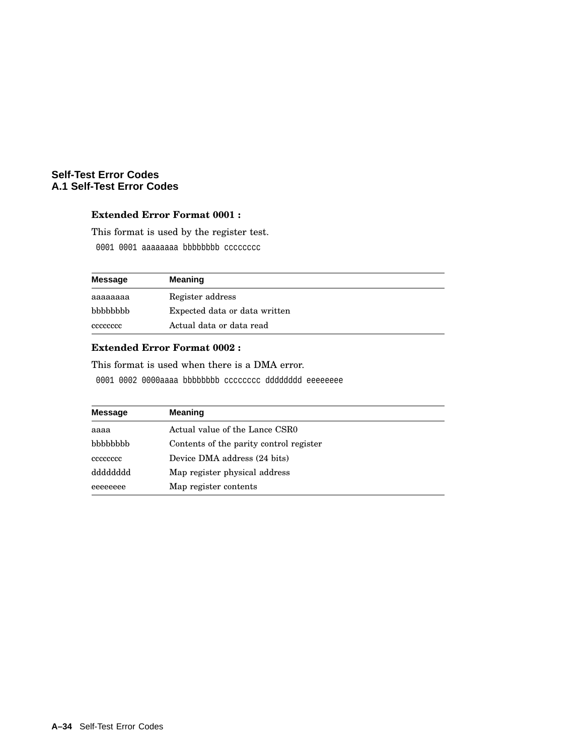**Extended Error Format 0001 :**

This format is used by the register test.

```
0001 0001 aaaaaaaa bbbbbbbb cccccccc
```

| Message | Meaning |
|---|---|
| aaaaaaaa | Register address |
| bbbbbbbb | Expected data or data written |
| cccccccc | Actual data or data read |

**Extended Error Format 0002 :**

This format is used when there is a DMA error.

```
0001 0002 0000aaaa bbbbbbbb cccccccc dddddddd eeeeeeee
```

| Message | Meaning |
|---|---|
| aaaa | Actual value of the Lance CSR0 |
| bbbbbbbb | Contents of the parity control register |
| cccccccc | Device DMA address (24 bits) |
| dddddddd | Map register physical address |
| eeeeeeee | Map register contents |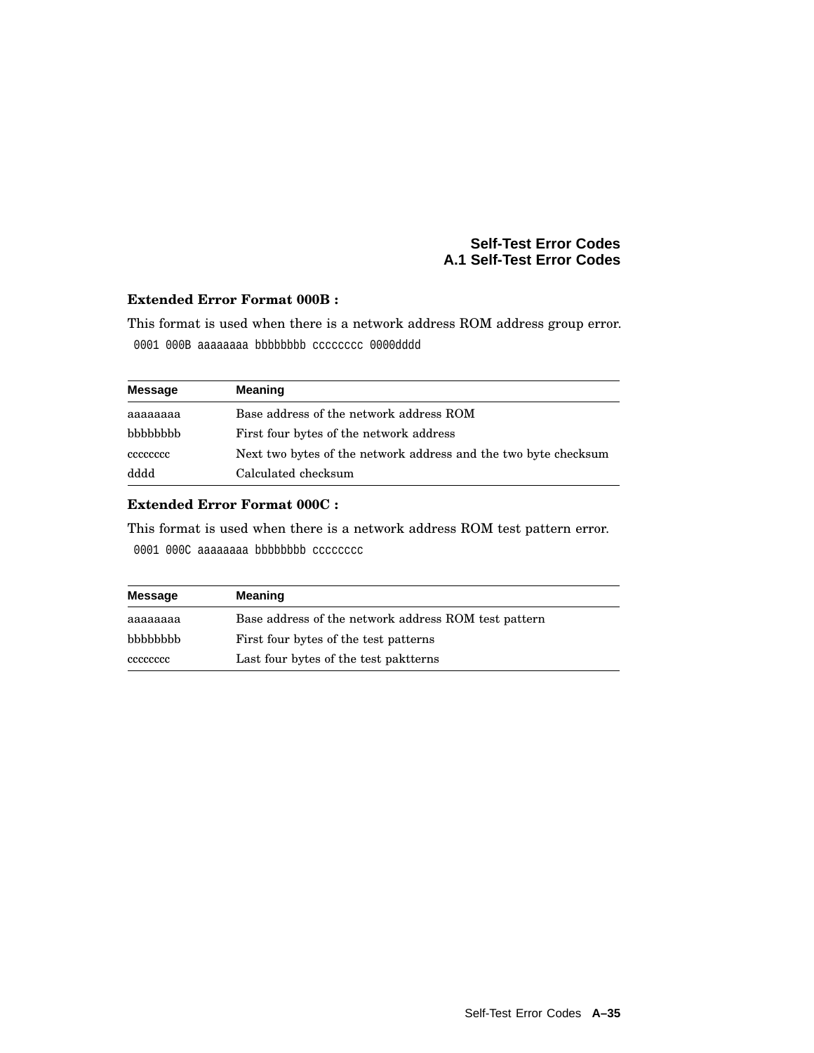**Extended Error Format 000B :**

This format is used when there is a network address ROM address group error.

```
0001 000B aaaaaaaa bbbbbbbb cccccccc 0000dddd
```

| Message | Meaning |
|---|---|
| aaaaaaaa | Base address of the network address ROM |
| bbbbbbbb | First four bytes of the network address |
| cccccccc | Next two bytes of the network address and the two byte checksum |
| dddd | Calculated checksum |

**Extended Error Format 000C :**

This format is used when there is a network address ROM test pattern error.

```
0001 000C aaaaaaaa bbbbbbbb cccccccc
```

| Message | Meaning |
|---|---|
| aaaaaaaa | Base address of the network address ROM test pattern |
| bbbbbbbb | First four bytes of the test patterns |
| cccccccc | Last four bytes of the test paktterns |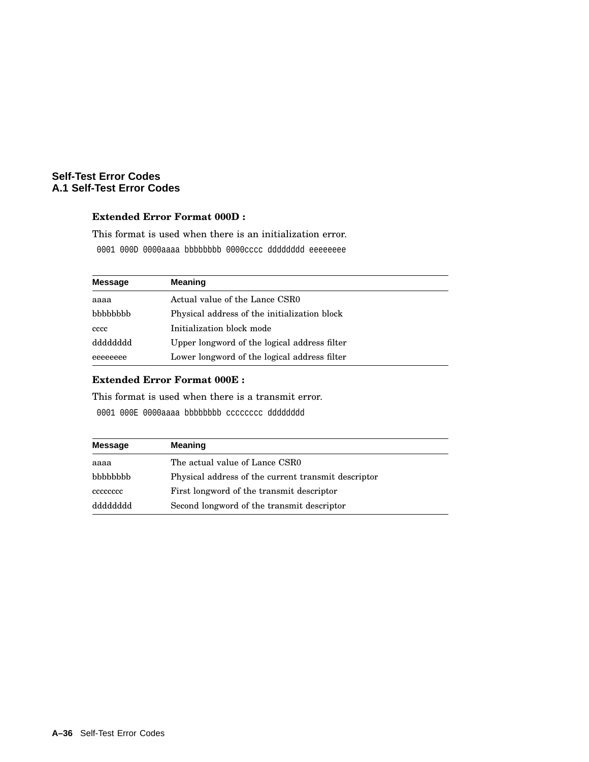**Extended Error Format 000D :**

This format is used when there is an initialization error.

```
0001 000D 0000aaaa bbbbbbbb 0000cccc dddddddd eeeeeeee
```

| Message | Meaning |
|---|---|
| aaaa | Actual value of the Lance CSR0 |
| bbbbbbbb | Physical address of the initialization block |
| cccc | Initialization block mode |
| dddddddd | Upper longword of the logical address filter |
| eeeeeeee | Lower longword of the logical address filter |

**Extended Error Format 000E :**

This format is used when there is a transmit error.

```
0001 000E 0000aaaa bbbbbbbb cccccccc dddddddd
```

| Message | Meaning |
|---|---|
| aaaa | The actual value of Lance CSR0 |
| bbbbbbbb | Physical address of the current transmit descriptor |
| cccccccc | First longword of the transmit descriptor |
| dddddddd | Second longword of the transmit descriptor |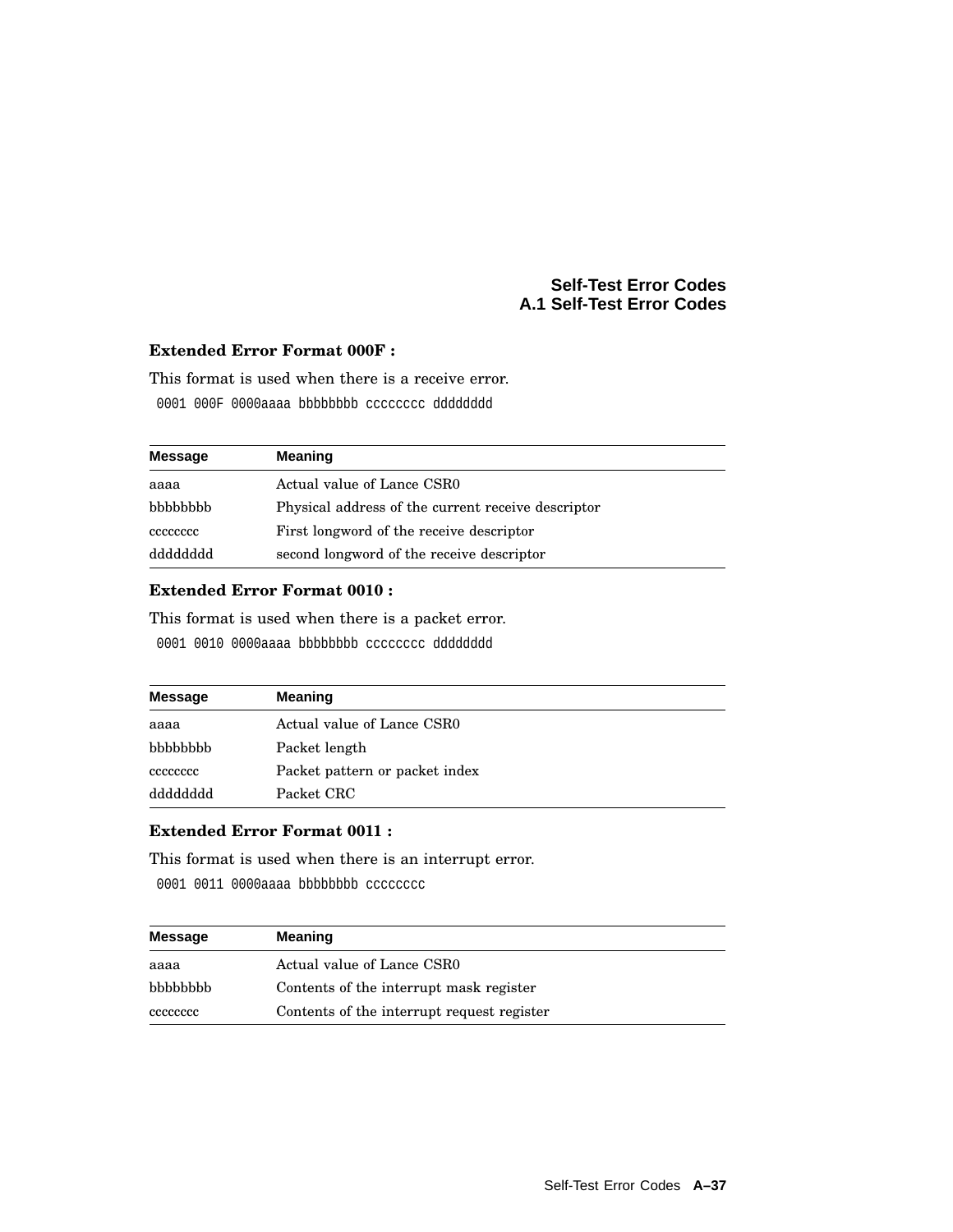**Extended Error Format 000F :**

This format is used when there is a receive error.

```
0001 000F 0000aaaa bbbbbbbb cccccccc dddddddd
```

| Message | Meaning |
|---|---|
| aaaa | Actual value of Lance CSR0 |
| bbbbbbbb | Physical address of the current receive descriptor |
| cccccccc | First longword of the receive descriptor |
| dddddddd | second longword of the receive descriptor |

**Extended Error Format 0010 :**

This format is used when there is a packet error.

```
0001 0010 0000aaaa bbbbbbbb cccccccc dddddddd
```

| Message | Meaning |
|---|---|
| aaaa | Actual value of Lance CSR0 |
| bbbbbbbb | Packet length |
| cccccccc | Packet pattern or packet index |
| dddddddd | Packet CRC |

**Extended Error Format 0011 :**

This format is used when there is an interrupt error.

```
0001 0011 0000aaaa bbbbbbbb cccccccc
```

| Message | Meaning |
|---|---|
| aaaa | Actual value of Lance CSR0 |
| bbbbbbbb | Contents of the interrupt mask register |
| cccccccc | Contents of the interrupt request register |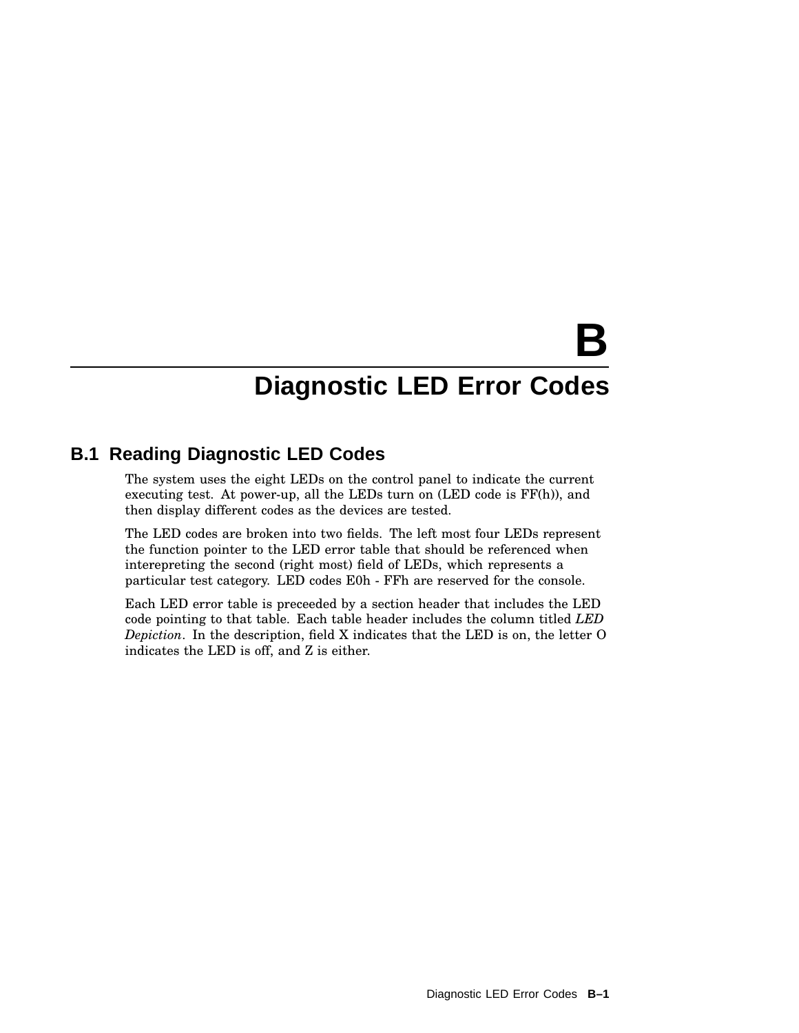# B
# Diagnostic LED Error Codes

## B.1 Reading Diagnostic LED Codes

The system uses the eight LEDs on the control panel to indicate the current executing test. At power-up, all the LEDs turn on (LED code is FF(h)), and then display different codes as the devices are tested.

The LED codes are broken into two fields. The left most four LEDs represent the function pointer to the LED error table that should be referenced when interepreting the second (right most) field of LEDs, which represents a particular test category. LED codes E0h - FFh are reserved for the console.

Each LED error table is preceeded by a section header that includes the LED code pointing to that table. Each table header includes the column titled *LED Depiction*. In the description, field X indicates that the LED is on, the letter O indicates the LED is off, and Z is either.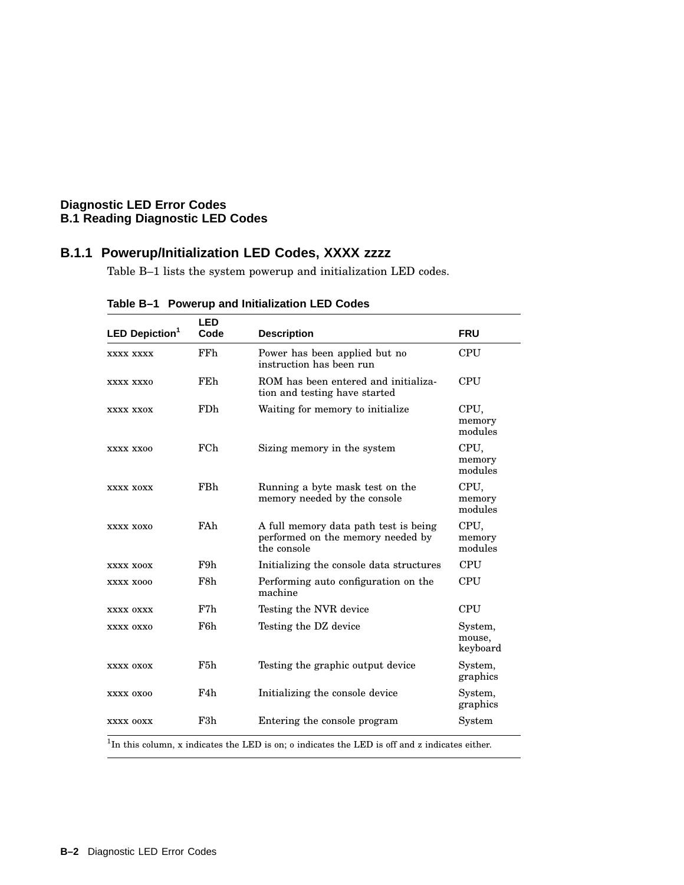## B.1.1 Powerup/Initialization LED Codes, XXXX zzzz

Table B–1 lists the system powerup and initialization LED codes.

**Table B–1 Powerup and Initialization LED Codes**

| LED Depiction[1] | LED Code | Description | FRU |
|---|---|---|---|
| xxxx xxxx | FFh | Power has been applied but no instruction has been run | CPU |
| xxxx xxxo | FEh | ROM has been entered and initialization and testing have started | CPU |
| xxxx xxox | FDh | Waiting for memory to initialize | CPU, memory modules |
| xxxx xxoo | FCh | Sizing memory in the system | CPU, memory modules |
| xxxx xoxx | FBh | Running a byte mask test on the memory needed by the console | CPU, memory modules |
| xxxx xoxo | FAh | A full memory data path test is being performed on the memory needed by the console | CPU, memory modules |
| xxxx xoox | F9h | Initializing the console data structures | CPU |
| xxxx xooo | F8h | Performing auto configuration on the machine | CPU |
| xxxx oxxx | F7h | Testing the NVR device | CPU |
| xxxx oxxo | F6h | Testing the DZ device | System, mouse, keyboard |
| xxxx oxox | F5h | Testing the graphic output device | System, graphics |
| xxxx oxoo | F4h | Initializing the console device | System, graphics |
| xxxx ooxx | F3h | Entering the console program | System |

[1]In this column, x indicates the LED is on; o indicates the LED is off and z indicates either.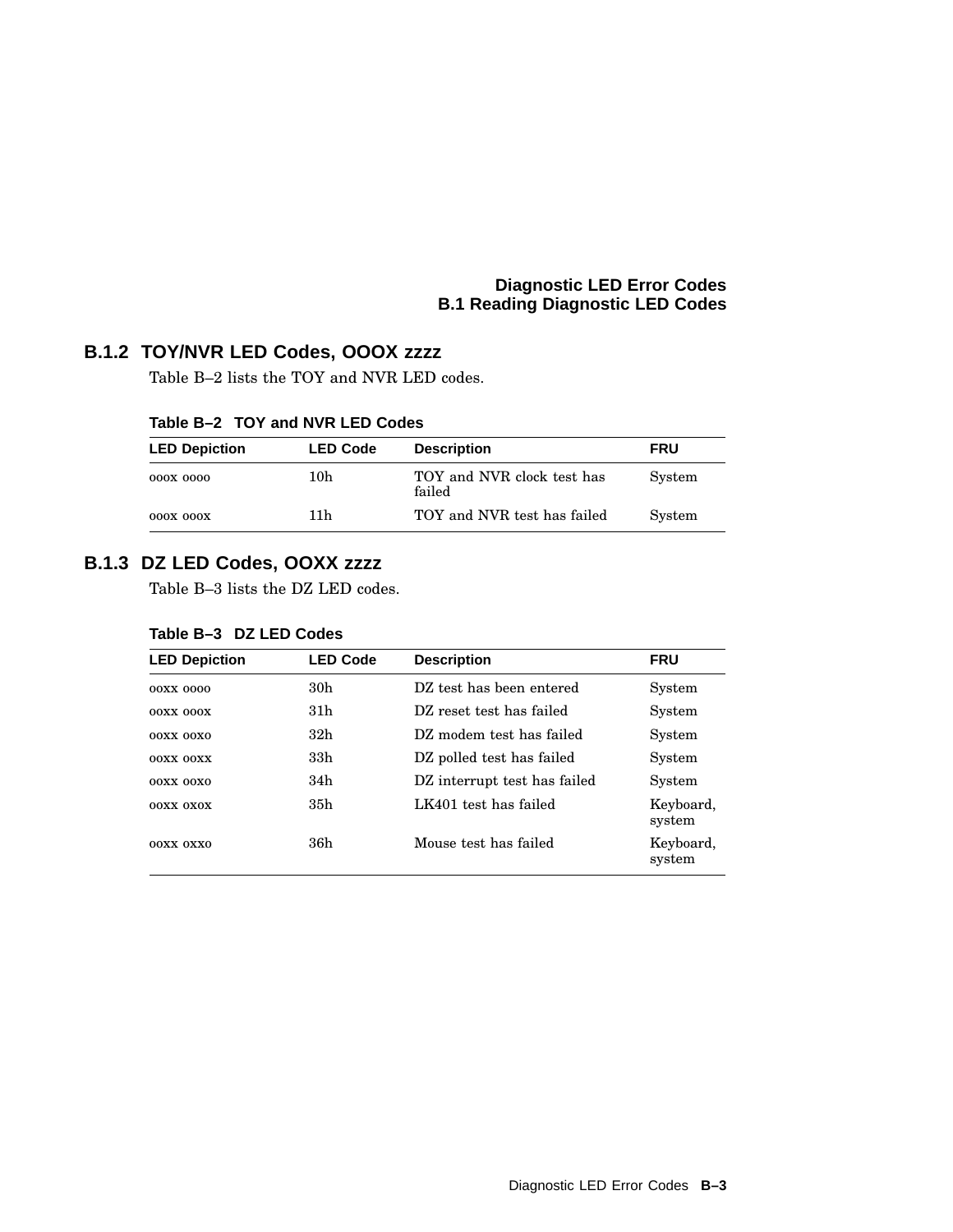### B.1.2 TOY/NVR LED Codes, OOOX zzzz

Table B–2 lists the TOY and NVR LED codes.

**Table B–2 TOY and NVR LED Codes**

| LED Depiction | LED Code | Description | FRU |
|---|---|---|---|
| ooox oooo | 10h | TOY and NVR clock test has failed | System |
| ooox ooox | 11h | TOY and NVR test has failed | System |

### B.1.3 DZ LED Codes, OOXX zzzz

Table B–3 lists the DZ LED codes.

**Table B–3 DZ LED Codes**

| LED Depiction | LED Code | Description | FRU |
|---|---|---|---|
| ooxx oooo | 30h | DZ test has been entered | System |
| ooxx ooox | 31h | DZ reset test has failed | System |
| ooxx ooxo | 32h | DZ modem test has failed | System |
| ooxx ooxx | 33h | DZ polled test has failed | System |
| ooxx ooxo | 34h | DZ interrupt test has failed | System |
| ooxx oxox | 35h | LK401 test has failed | Keyboard, system |
| ooxx oxxo | 36h | Mouse test has failed | Keyboard, system |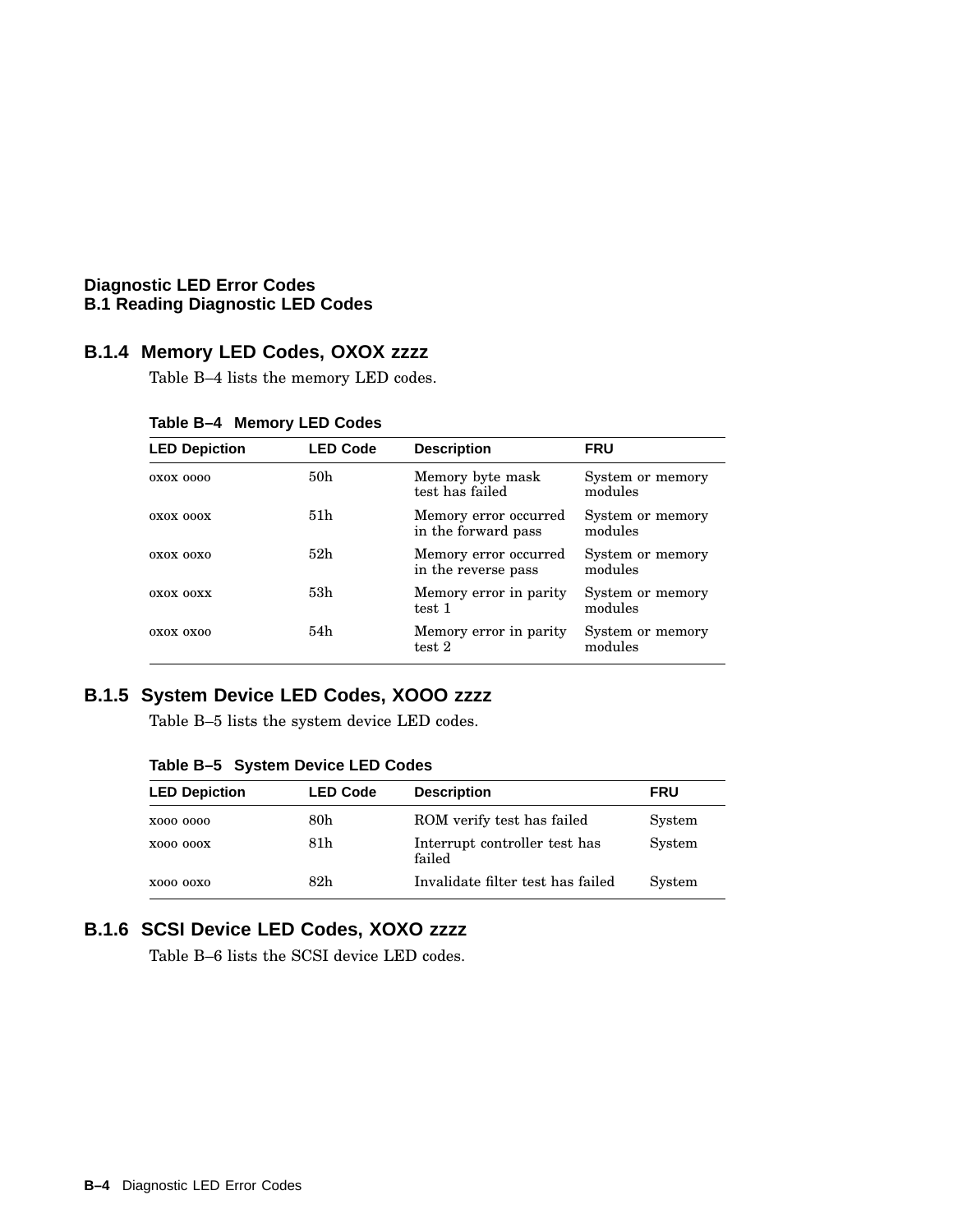### B.1.4 Memory LED Codes, OXOX zzzz

Table B–4 lists the memory LED codes.

**Table B–4 Memory LED Codes**

| LED Depiction | LED Code | Description | FRU |
|---|---|---|---|
| oxox oooo | 50h | Memory byte mask test has failed | System or memory modules |
| oxox ooox | 51h | Memory error occurred in the forward pass | System or memory modules |
| oxox ooxo | 52h | Memory error occurred in the reverse pass | System or memory modules |
| oxox ooxx | 53h | Memory error in parity test 1 | System or memory modules |
| oxox oxoo | 54h | Memory error in parity test 2 | System or memory modules |

### B.1.5 System Device LED Codes, XOOO zzzz

Table B–5 lists the system device LED codes.

**Table B–5 System Device LED Codes**

| LED Depiction | LED Code | Description | FRU |
|---|---|---|---|
| xooo oooo | 80h | ROM verify test has failed | System |
| xooo ooox | 81h | Interrupt controller test has failed | System |
| xooo ooxo | 82h | Invalidate filter test has failed | System |

### B.1.6 SCSI Device LED Codes, XOXO zzzz

Table B–6 lists the SCSI device LED codes.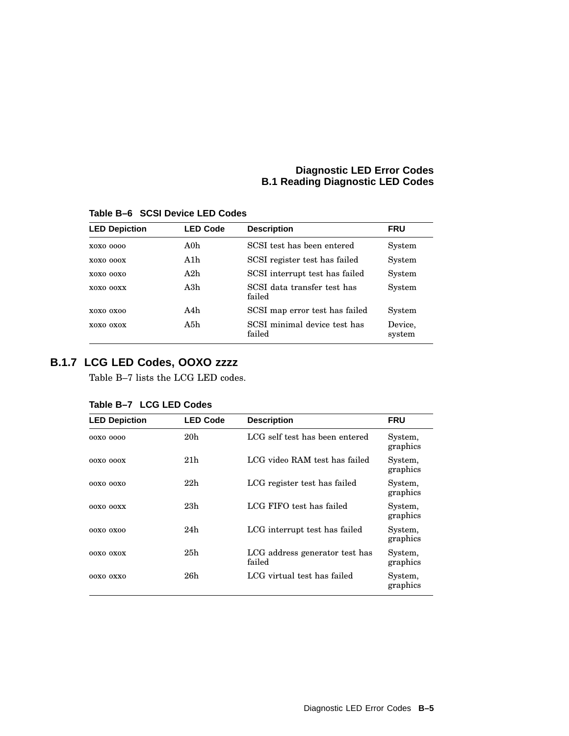**Table B–6 SCSI Device LED Codes**

| LED Depiction | LED Code | Description | FRU |
|---|---|---|---|
| xoxo oooo | A0h | SCSI test has been entered | System |
| xoxo ooox | A1h | SCSI register test has failed | System |
| xoxo ooxo | A2h | SCSI interrupt test has failed | System |
| xoxo ooxx | A3h | SCSI data transfer test has failed | System |
| xoxo oxoo | A4h | SCSI map error test has failed | System |
| xoxo oxox | A5h | SCSI minimal device test has failed | Device, system |

### B.1.7 LCG LED Codes, OOXO zzzz

Table B–7 lists the LCG LED codes.

**Table B–7 LCG LED Codes**

| LED Depiction | LED Code | Description | FRU |
|---|---|---|---|
| ooxo oooo | 20h | LCG self test has been entered | System, graphics |
| ooxo ooox | 21h | LCG video RAM test has failed | System, graphics |
| ooxo ooxo | 22h | LCG register test has failed | System, graphics |
| ooxo ooxx | 23h | LCG FIFO test has failed | System, graphics |
| ooxo oxoo | 24h | LCG interrupt test has failed | System, graphics |
| ooxo oxox | 25h | LCG address generator test has failed | System, graphics |
| ooxo oxxo | 26h | LCG virtual test has failed | System, graphics |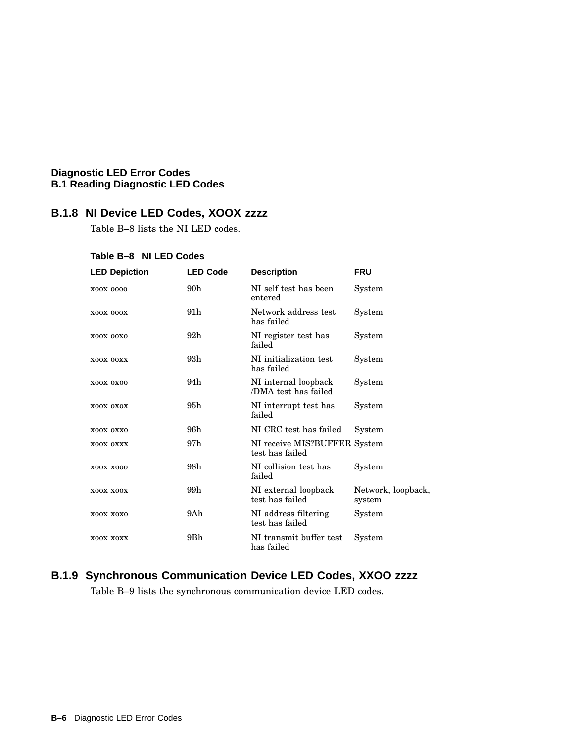## B.1.8 NI Device LED Codes, XOOX zzzz

Table B–8 lists the NI LED codes.

**Table B–8 NI LED Codes**

| LED Depiction | LED Code | Description | FRU |
|---|---|---|---|
| xoox oooo | 90h | NI self test has been entered | System |
| xoox ooox | 91h | Network address test has failed | System |
| xoox ooxo | 92h | NI register test has failed | System |
| xoox ooxx | 93h | NI initialization test has failed | System |
| xoox oxoo | 94h | NI internal loopback /DMA test has failed | System |
| xoox oxox | 95h | NI interrupt test has failed | System |
| xoox oxxo | 96h | NI CRC test has failed | System |
| xoox oxxx | 97h | NI receive MIS?BUFFER test has failed | System |
| xoox xooo | 98h | NI collision test has failed | System |
| xoox xoox | 99h | NI external loopback test has failed | Network, loopback, system |
| xoox xoxo | 9Ah | NI address filtering test has failed | System |
| xoox xoxx | 9Bh | NI transmit buffer test has failed | System |

## B.1.9 Synchronous Communication Device LED Codes, XXOO zzzz

Table B–9 lists the synchronous communication device LED codes.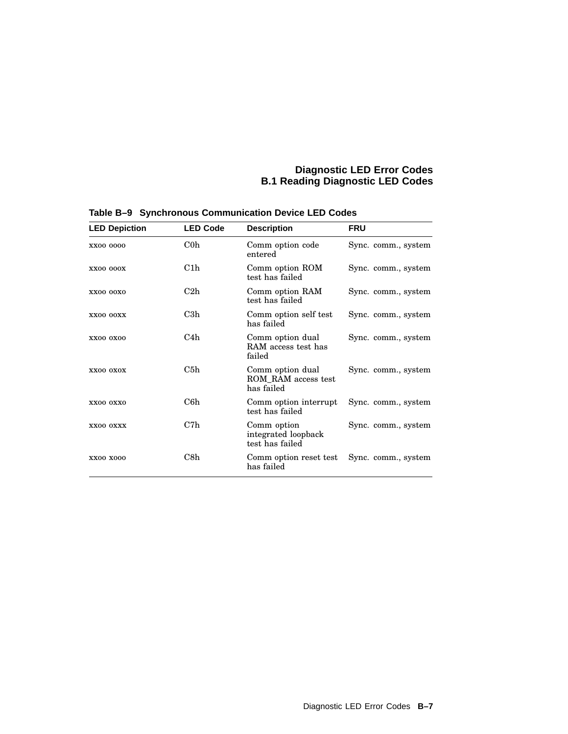**Table B–9 Synchronous Communication Device LED Codes**

| LED Depiction | LED Code | Description | FRU |
|---|---|---|---|
| xxoo oooo | C0h | Comm option code entered | Sync. comm., system |
| xxoo ooox | C1h | Comm option ROM test has failed | Sync. comm., system |
| xxoo ooxo | C2h | Comm option RAM test has failed | Sync. comm., system |
| xxoo ooxx | C3h | Comm option self test has failed | Sync. comm., system |
| xxoo oxoo | C4h | Comm option dual RAM access test has failed | Sync. comm., system |
| xxoo oxox | C5h | Comm option dual ROM_RAM access test has failed | Sync. comm., system |
| xxoo oxxo | C6h | Comm option interrupt test has failed | Sync. comm., system |
| xxoo oxxx | C7h | Comm option integrated loopback test has failed | Sync. comm., system |
| xxoo xooo | C8h | Comm option reset test has failed | Sync. comm., system |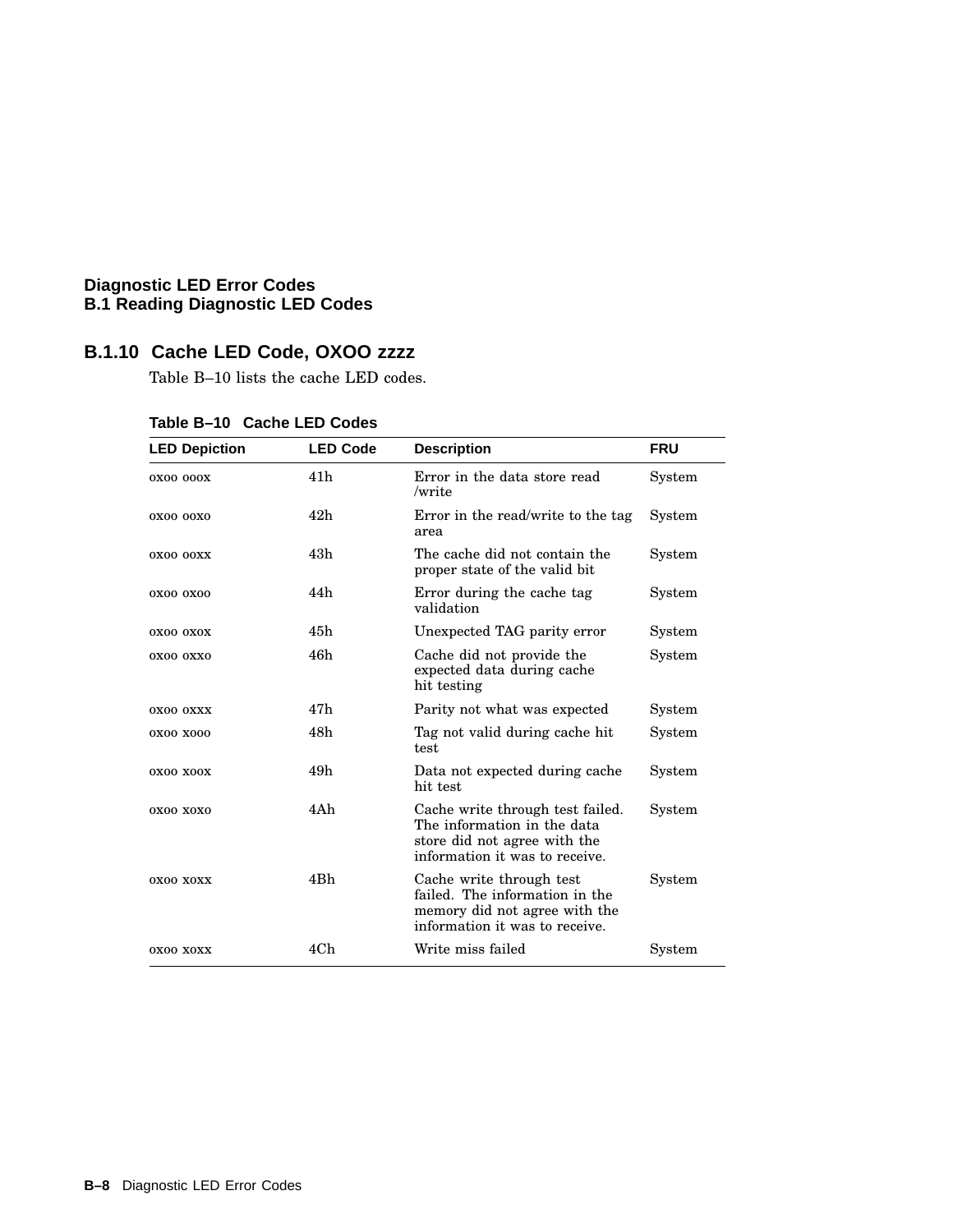### B.1.10 Cache LED Code, OXOO zzzz

Table B–10 lists the cache LED codes.

**Table B–10 Cache LED Codes**

| LED Depiction | LED Code | Description | FRU |
|---|---|---|---|
| oxoo ooox | 41h | Error in the data store read /write | System |
| oxoo ooxo | 42h | Error in the read/write to the tag area | System |
| oxoo ooxx | 43h | The cache did not contain the proper state of the valid bit | System |
| oxoo oxoo | 44h | Error during the cache tag validation | System |
| oxoo oxox | 45h | Unexpected TAG parity error | System |
| oxoo oxxo | 46h | Cache did not provide the expected data during cache hit testing | System |
| oxoo oxxx | 47h | Parity not what was expected | System |
| oxoo xooo | 48h | Tag not valid during cache hit test | System |
| oxoo xoox | 49h | Data not expected during cache hit test | System |
| oxoo xoxo | 4Ah | Cache write through test failed. The information in the data store did not agree with the information it was to receive. | System |
| oxoo xoxx | 4Bh | Cache write through test failed. The information in the memory did not agree with the information it was to receive. | System |
| oxoo xoxx | 4Ch | Write miss failed | System |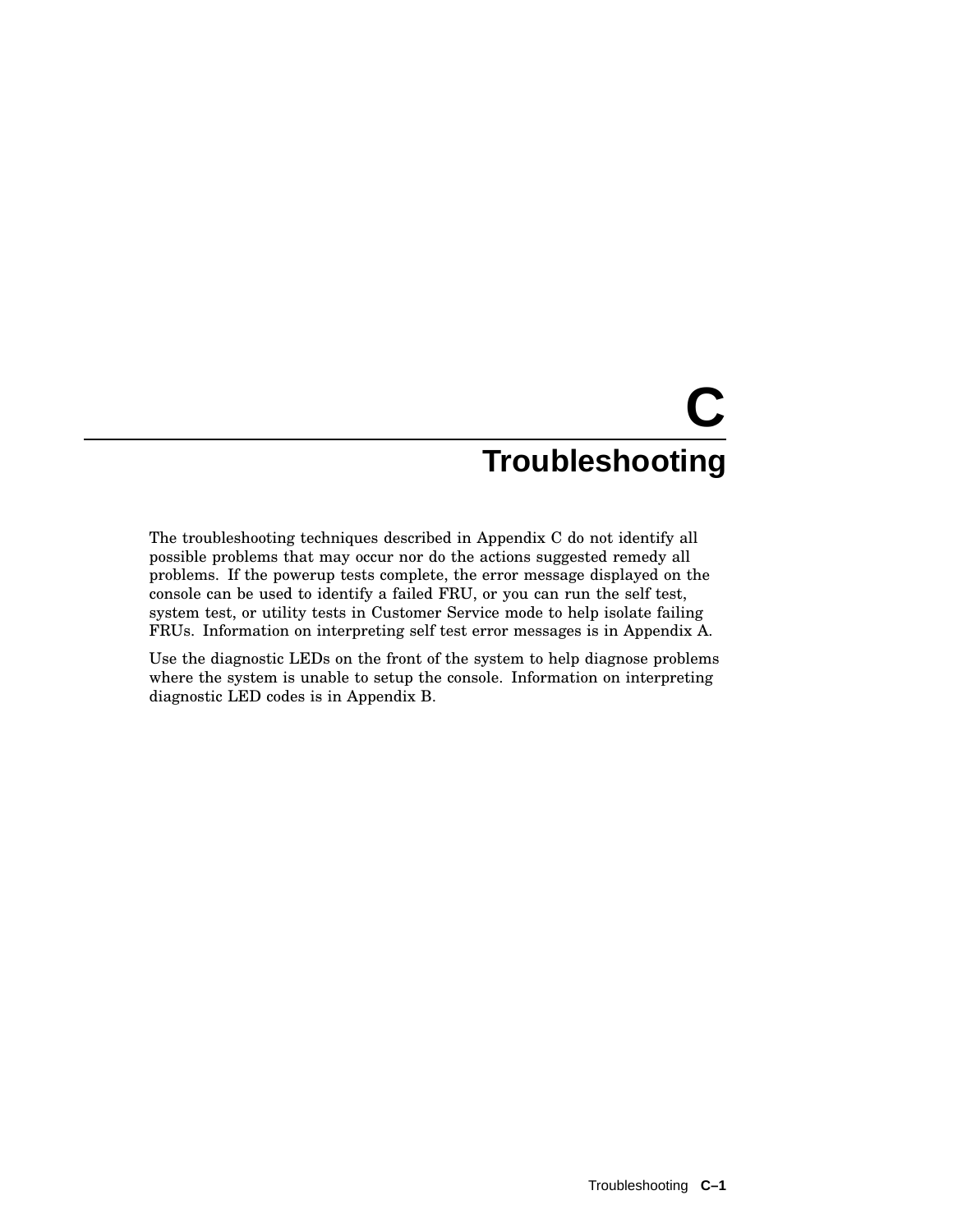# C Troubleshooting

The troubleshooting techniques described in Appendix C do not identify all possible problems that may occur nor do the actions suggested remedy all problems. If the powerup tests complete, the error message displayed on the console can be used to identify a failed FRU, or you can run the self test, system test, or utility tests in Customer Service mode to help isolate failing FRUs. Information on interpreting self test error messages is in Appendix A.

Use the diagnostic LEDs on the front of the system to help diagnose problems where the system is unable to setup the console. Information on interpreting diagnostic LED codes is in Appendix B.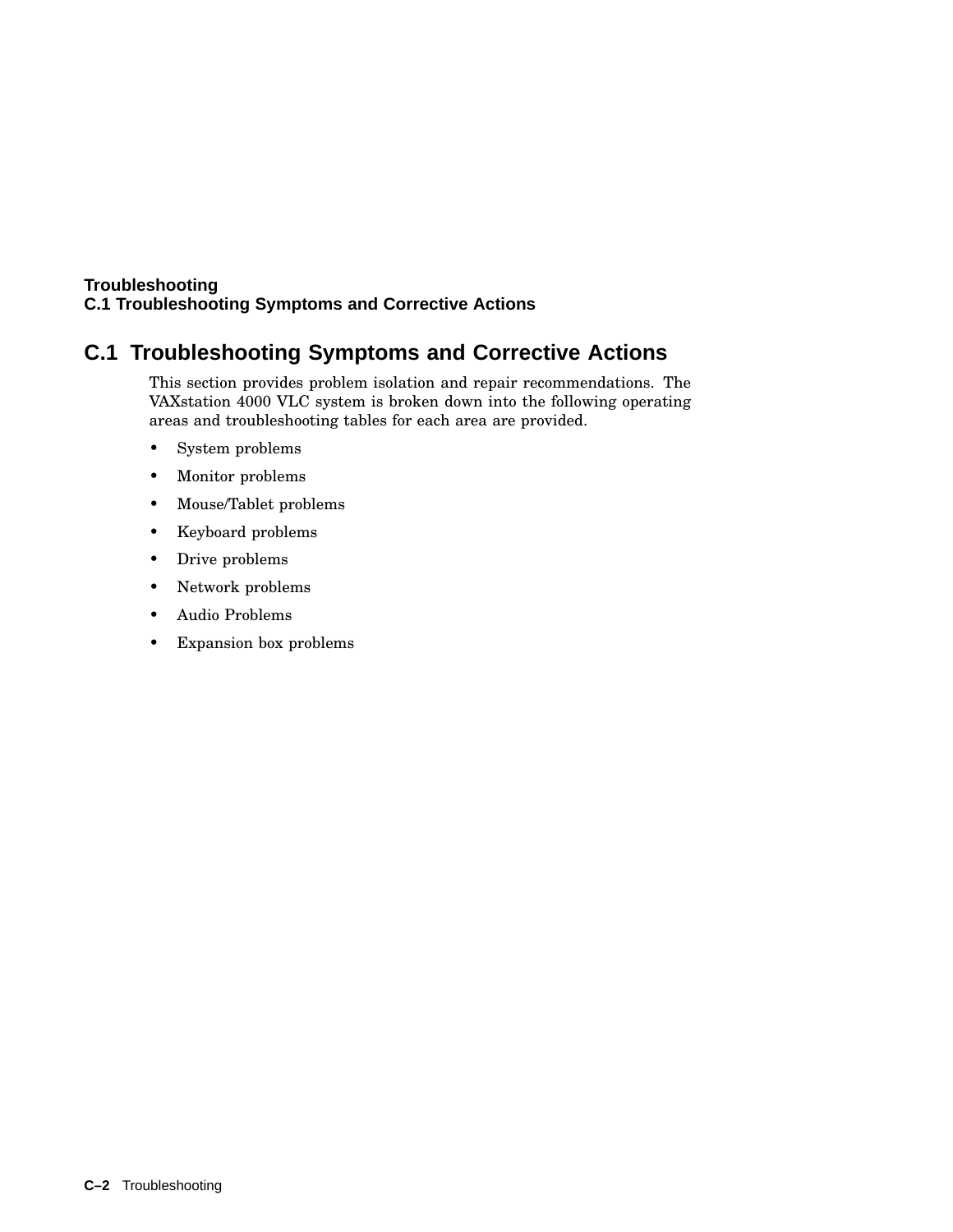## C.1 Troubleshooting Symptoms and Corrective Actions

This section provides problem isolation and repair recommendations. The VAXstation 4000 VLC system is broken down into the following operating areas and troubleshooting tables for each area are provided.

- System problems
- Monitor problems
- Mouse/Tablet problems
- Keyboard problems
- Drive problems
- Network problems
- Audio Problems
- Expansion box problems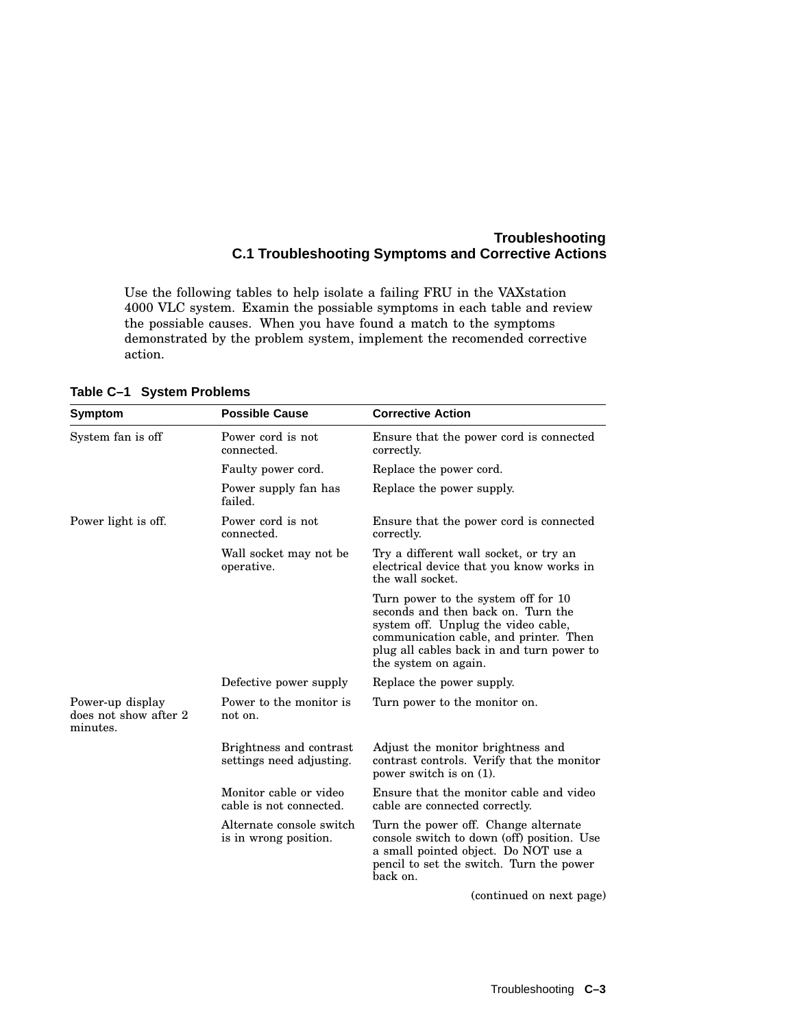Use the following tables to help isolate a failing FRU in the VAXstation 4000 VLC system. Examin the possiable symptoms in each table and review the possiable causes. When you have found a match to the symptoms demonstrated by the problem system, implement the recomended corrective action.

**Table C–1 System Problems**

| Symptom | Possible Cause | Corrective Action |
|---|---|---|
| System fan is off | Power cord is not connected. | Ensure that the power cord is connected correctly. |
| | Faulty power cord. | Replace the power cord. |
| | Power supply fan has failed. | Replace the power supply. |
| Power light is off. | Power cord is not connected. | Ensure that the power cord is connected correctly. |
| | Wall socket may not be operative. | Try a different wall socket, or try an electrical device that you know works in the wall socket. |
| | | Turn power to the system off for 10 seconds and then back on. Turn the system off. Unplug the video cable, communication cable, and printer. Then plug all cables back in and turn power to the system on again. |
| | Defective power supply | Replace the power supply. |
| Power-up display does not show after 2 minutes. | Power to the monitor is not on. | Turn power to the monitor on. |
| | Brightness and contrast settings need adjusting. | Adjust the monitor brightness and contrast controls. Verify that the monitor power switch is on (1). |
| | Monitor cable or video cable is not connected. | Ensure that the monitor cable and video cable are connected correctly. |
| | Alternate console switch is in wrong position. | Turn the power off. Change alternate console switch to down (off) position. Use a small pointed object. Do NOT use a pencil to set the switch. Turn the power back on. |

(continued on next page)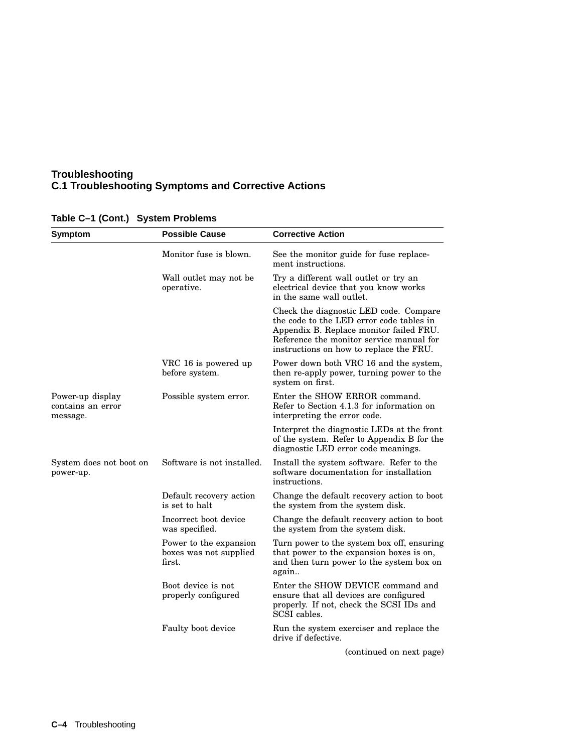## Troubleshooting
### C.1 Troubleshooting Symptoms and Corrective Actions

**Table C–1 (Cont.) System Problems**

| Symptom | Possible Cause | Corrective Action |
|---|---|---|
| | Monitor fuse is blown. | See the monitor guide for fuse replacement instructions. |
| | Wall outlet may not be operative. | Try a different wall outlet or try an electrical device that you know works in the same wall outlet. |
| | | Check the diagnostic LED code. Compare the code to the LED error code tables in Appendix B. Replace monitor failed FRU. Reference the monitor service manual for instructions on how to replace the FRU. |
| | VRC 16 is powered up before system. | Power down both VRC 16 and the system, then re-apply power, turning power to the system on first. |
| Power-up display contains an error message. | Possible system error. | Enter the SHOW ERROR command. Refer to Section 4.1.3 for information on interpreting the error code. |
| | | Interpret the diagnostic LEDs at the front of the system. Refer to Appendix B for the diagnostic LED error code meanings. |
| System does not boot on power-up. | Software is not installed. | Install the system software. Refer to the software documentation for installation instructions. |
| | Default recovery action is set to halt | Change the default recovery action to boot the system from the system disk. |
| | Incorrect boot device was specified. | Change the default recovery action to boot the system from the system disk. |
| | Power to the expansion boxes was not supplied first. | Turn power to the system box off, ensuring that power to the expansion boxes is on, and then turn power to the system box on again.. |
| | Boot device is not properly configured | Enter the SHOW DEVICE command and ensure that all devices are configured properly. If not, check the SCSI IDs and SCSI cables. |
| | Faulty boot device | Run the system exerciser and replace the drive if defective. |

(continued on next page)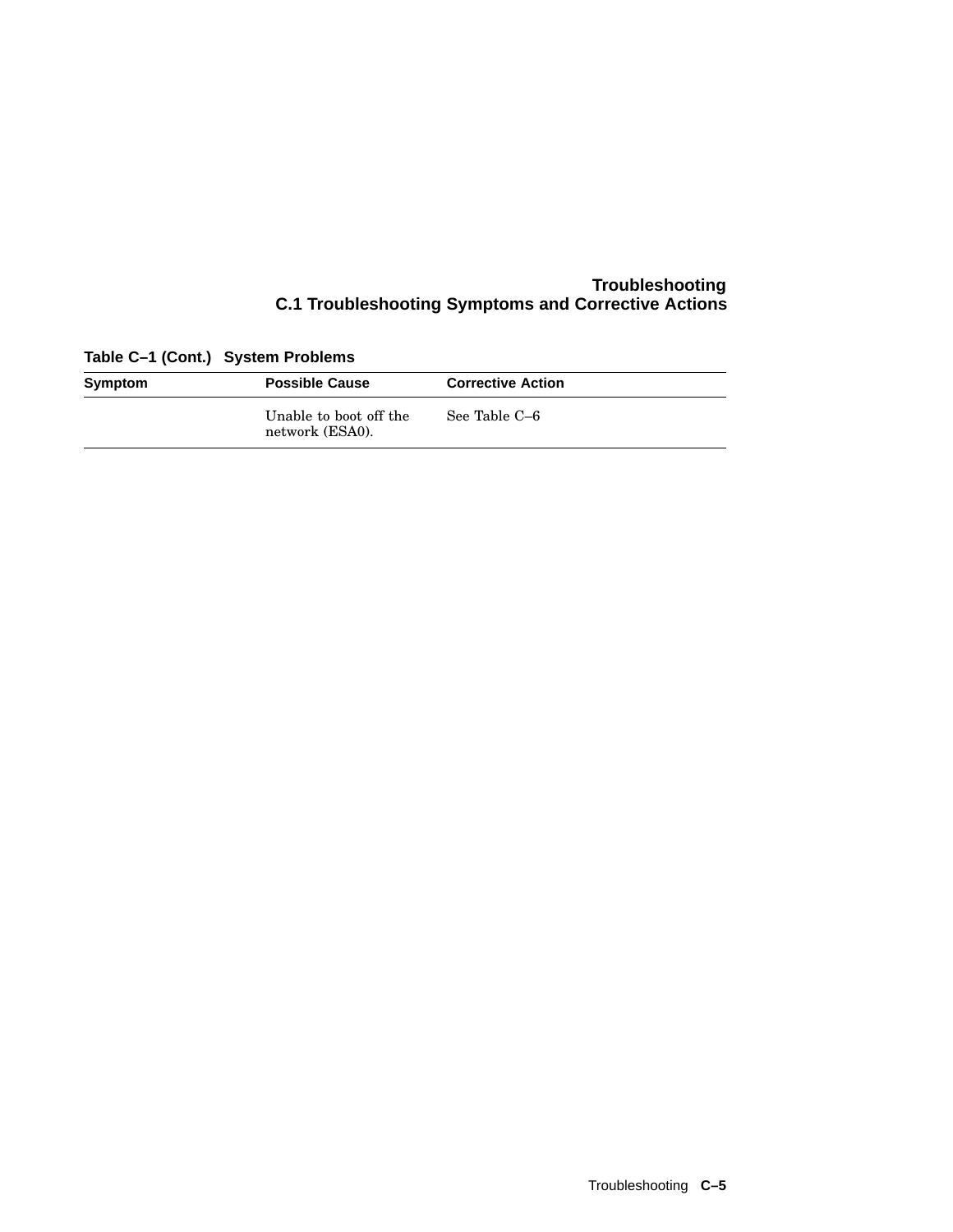**Table C–1 (Cont.) System Problems**

| Symptom | Possible Cause | Corrective Action |
|---|---|---|
| | Unable to boot off the network (ESA0). | See Table C–6 |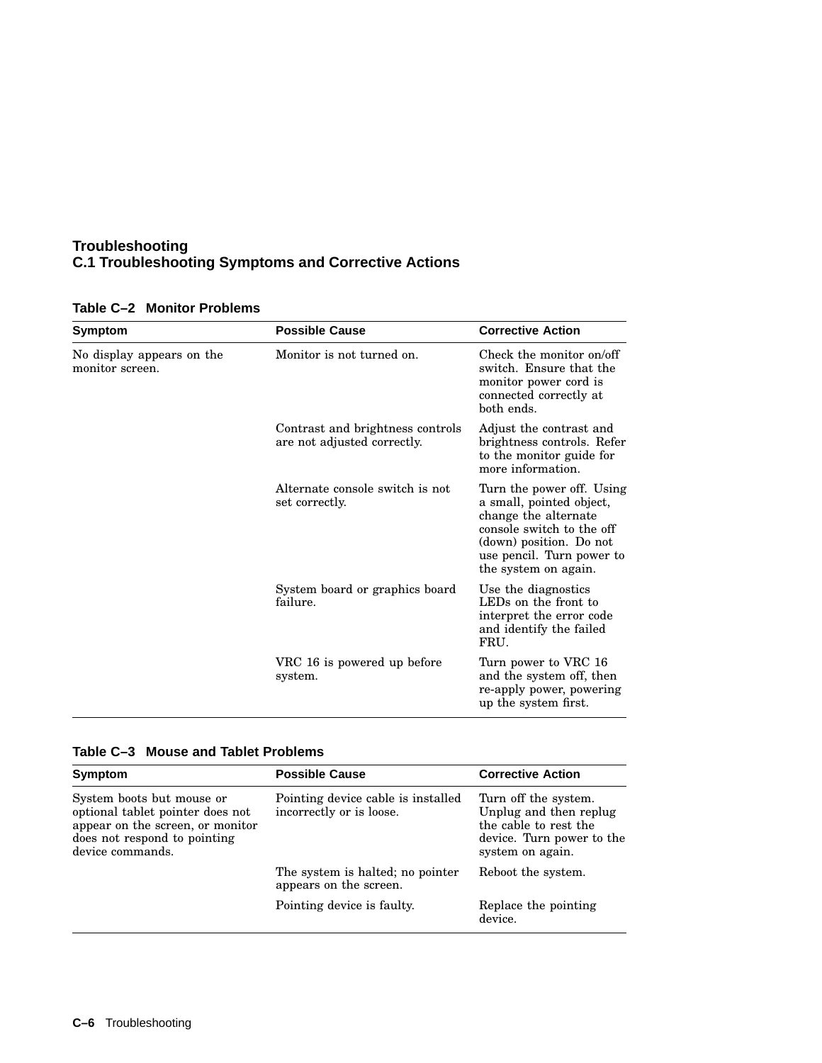**Table C–2 Monitor Problems**

| Symptom | Possible Cause | Corrective Action |
|---|---|---|
| No display appears on the monitor screen. | Monitor is not turned on. | Check the monitor on/off switch. Ensure that the monitor power cord is connected correctly at both ends. |
| | Contrast and brightness controls are not adjusted correctly. | Adjust the contrast and brightness controls. Refer to the monitor guide for more information. |
| | Alternate console switch is not set correctly. | Turn the power off. Using a small, pointed object, change the alternate console switch to the off (down) position. Do not use pencil. Turn power to the system on again. |
| | System board or graphics board failure. | Use the diagnostics LEDs on the front to interpret the error code and identify the failed FRU. |
| | VRC 16 is powered up before system. | Turn power to VRC 16 and the system off, then re-apply power, powering up the system first. |

**Table C–3 Mouse and Tablet Problems**

| Symptom | Possible Cause | Corrective Action |
|---|---|---|
| System boots but mouse or optional tablet pointer does not appear on the screen, or monitor does not respond to pointing device commands. | Pointing device cable is installed incorrectly or is loose. | Turn off the system. Unplug and then replug the cable to rest the device. Turn power to the system on again. |
| | The system is halted; no pointer appears on the screen. | Reboot the system. |
| | Pointing device is faulty. | Replace the pointing device. |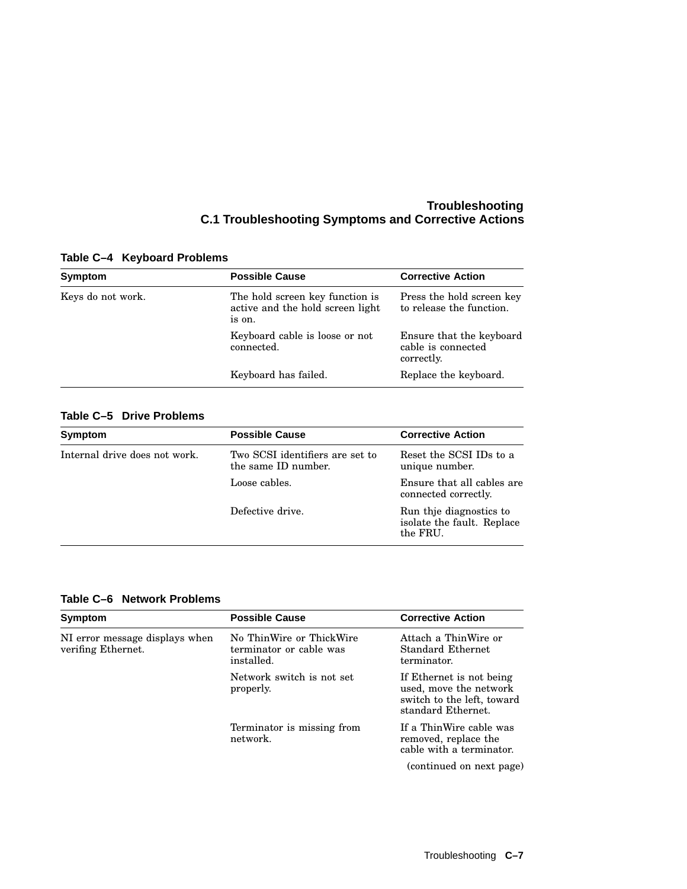**Table C–4 Keyboard Problems**

| Symptom | Possible Cause | Corrective Action |
|---|---|---|
| Keys do not work. | The hold screen key function is active and the hold screen light is on. | Press the hold screen key to release the function. |
| | Keyboard cable is loose or not connected. | Ensure that the keyboard cable is connected correctly. |
| | Keyboard has failed. | Replace the keyboard. |

**Table C–5 Drive Problems**

| Symptom | Possible Cause | Corrective Action |
|---|---|---|
| Internal drive does not work. | Two SCSI identifiers are set to the same ID number. | Reset the SCSI IDs to a unique number. |
| | Loose cables. | Ensure that all cables are connected correctly. |
| | Defective drive. | Run thje diagnostics to isolate the fault. Replace the FRU. |

**Table C–6 Network Problems**

| Symptom | Possible Cause | Corrective Action |
|---|---|---|
| NI error message displays when verifing Ethernet. | No ThinWire or ThickWire terminator or cable was installed. | Attach a ThinWire or Standard Ethernet terminator. |
| | Network switch is not set properly. | If Ethernet is not being used, move the network switch to the left, toward standard Ethernet. |
| | Terminator is missing from network. | If a ThinWire cable was removed, replace the cable with a terminator. |

(continued on next page)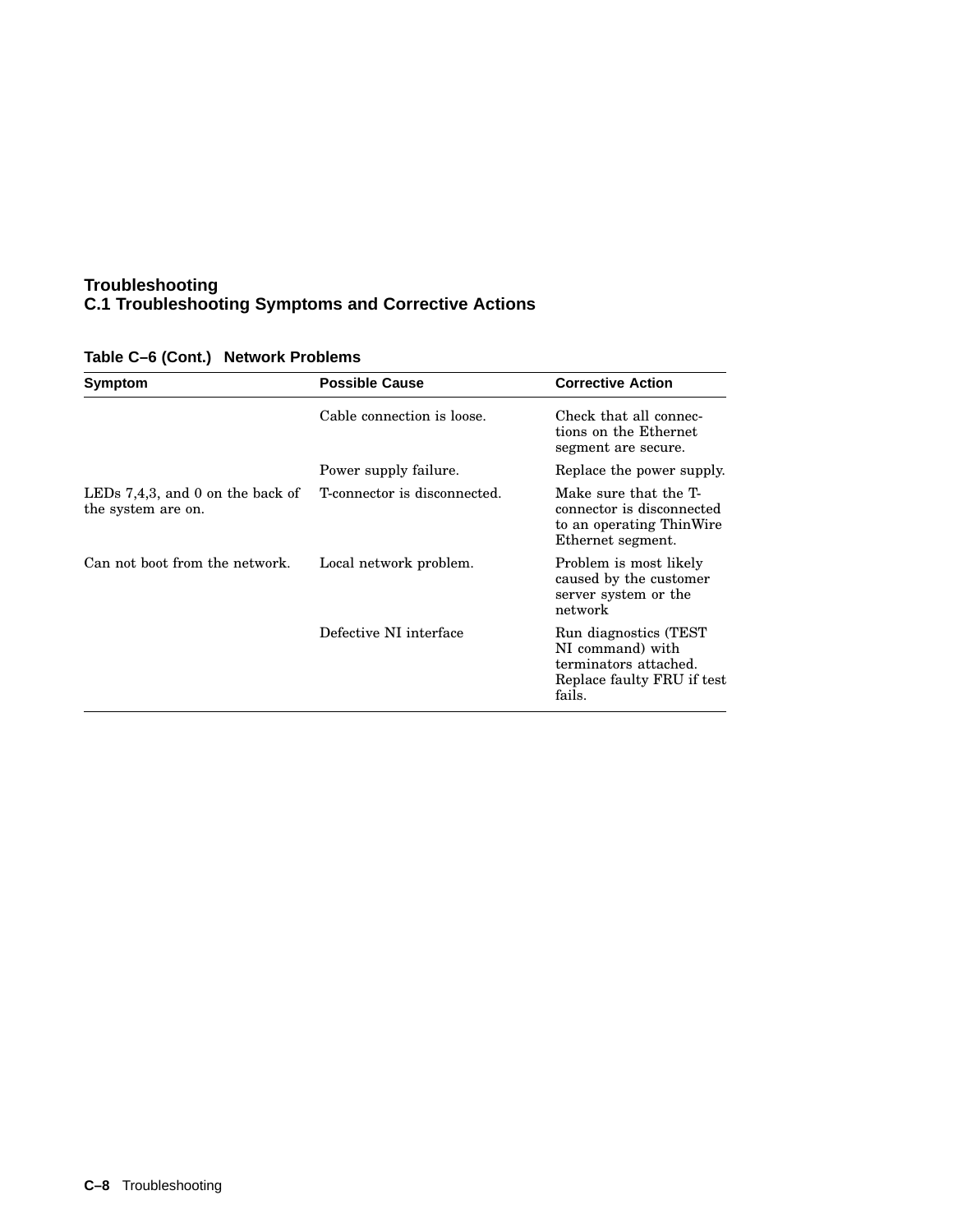**Table C–6 (Cont.) Network Problems**

| Symptom | Possible Cause | Corrective Action |
|---|---|---|
| | Cable connection is loose. | Check that all connections on the Ethernet segment are secure. |
| | Power supply failure. | Replace the power supply. |
| LEDs 7,4,3, and 0 on the back of the system are on. | T-connector is disconnected. | Make sure that the T-connector is disconnected to an operating ThinWire Ethernet segment. |
| Can not boot from the network. | Local network problem. | Problem is most likely caused by the customer server system or the network |
| | Defective NI interface | Run diagnostics (TEST NI command) with terminators attached. Replace faulty FRU if test fails. |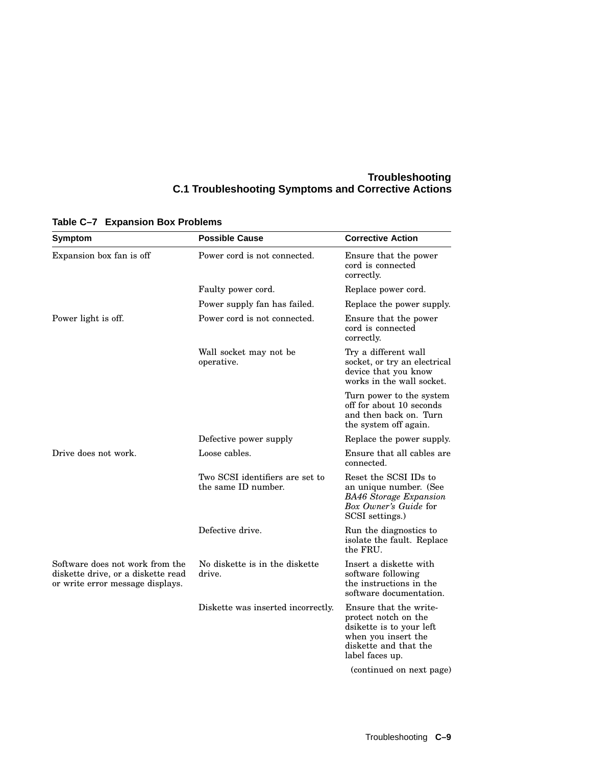**Table C–7 Expansion Box Problems**

| Symptom | Possible Cause | Corrective Action |
|---|---|---|
| Expansion box fan is off | Power cord is not connected. | Ensure that the power cord is connected correctly. |
| | Faulty power cord. | Replace power cord. |
| | Power supply fan has failed. | Replace the power supply. |
| Power light is off. | Power cord is not connected. | Ensure that the power cord is connected correctly. |
| | Wall socket may not be operative. | Try a different wall socket, or try an electrical device that you know works in the wall socket. |
| | | Turn power to the system off for about 10 seconds and then back on. Turn the system off again. |
| | Defective power supply | Replace the power supply. |
| Drive does not work. | Loose cables. | Ensure that all cables are connected. |
| | Two SCSI identifiers are set to the same ID number. | Reset the SCSI IDs to an unique number. (See *BA46 Storage Expansion Box Owner's Guide* for SCSI settings.) |
| | Defective drive. | Run the diagnostics to isolate the fault. Replace the FRU. |
| Software does not work from the diskette drive, or a diskette read or write error message displays. | No diskette is in the diskette drive. | Insert a diskette with software following the instructions in the software documentation. |
| | Diskette was inserted incorrectly. | Ensure that the write-protect notch on the dsikette is to your left when you insert the diskette and that the label faces up. |

(continued on next page)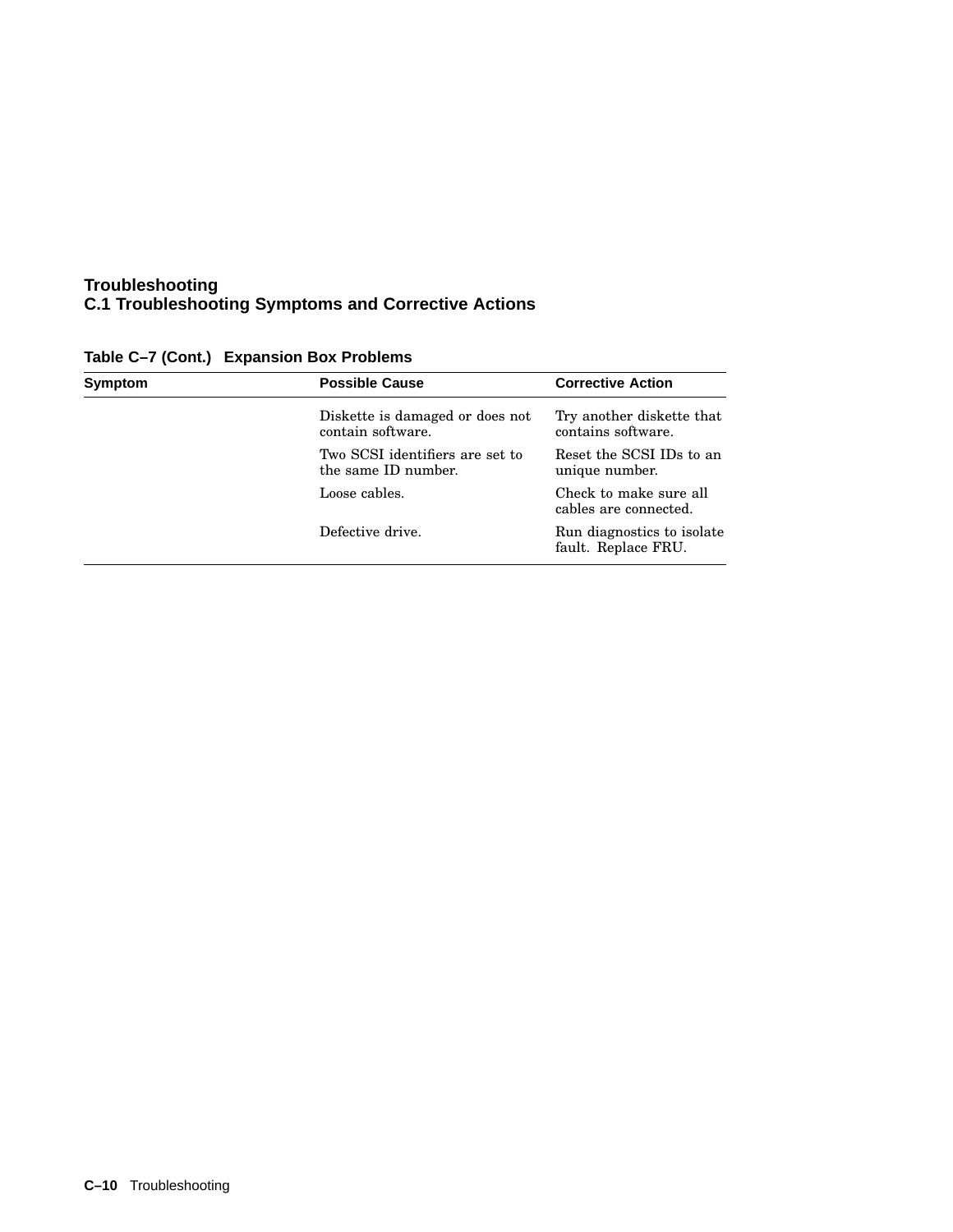**Table C–7 (Cont.) Expansion Box Problems**

| Symptom | Possible Cause | Corrective Action |
|---|---|---|
| | Diskette is damaged or does not contain software. | Try another diskette that contains software. |
| | Two SCSI identifiers are set to the same ID number. | Reset the SCSI IDs to an unique number. |
| | Loose cables. | Check to make sure all cables are connected. |
| | Defective drive. | Run diagnostics to isolate fault. Replace FRU. |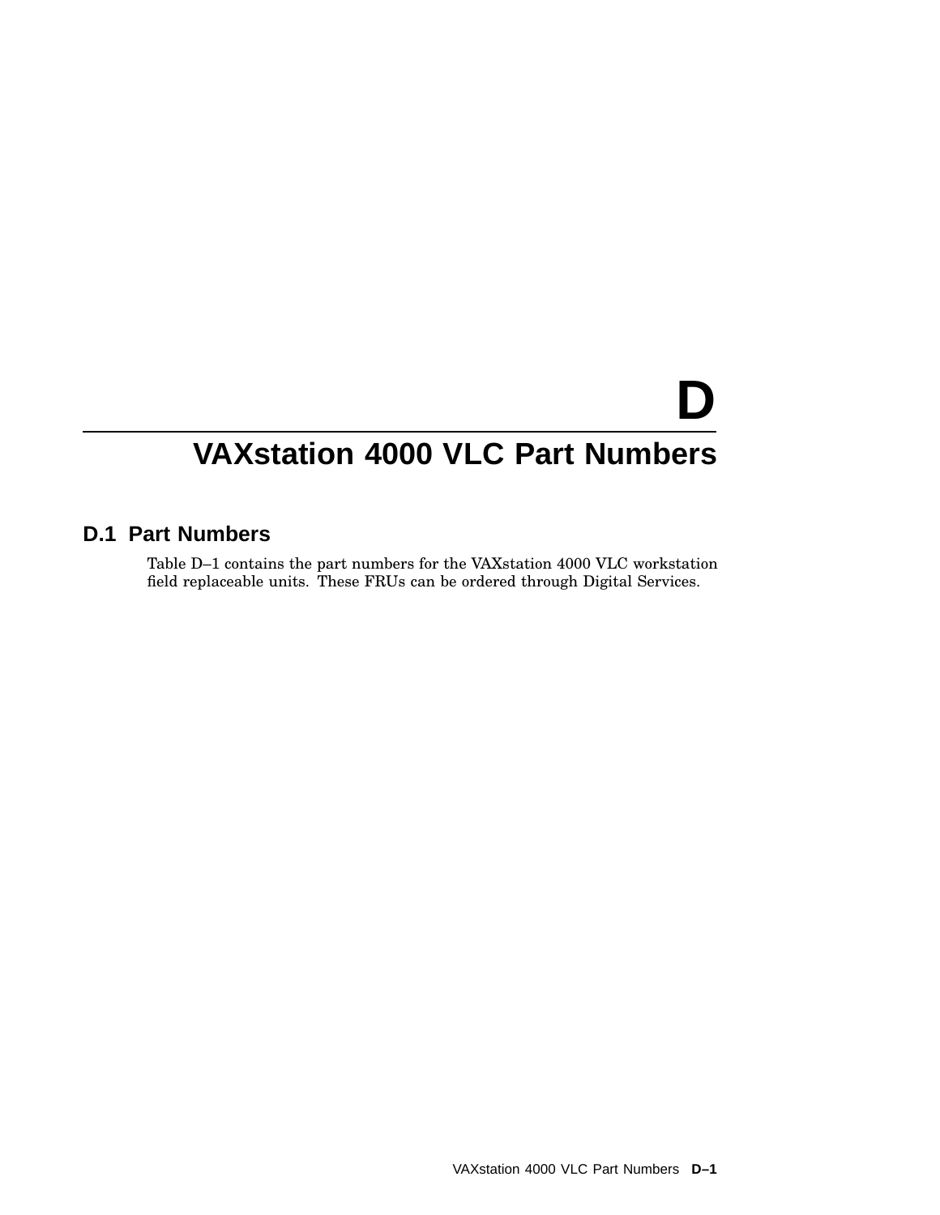# D VAXstation 4000 VLC Part Numbers

## D.1 Part Numbers

Table D–1 contains the part numbers for the VAXstation 4000 VLC workstation field replaceable units. These FRUs can be ordered through Digital Services.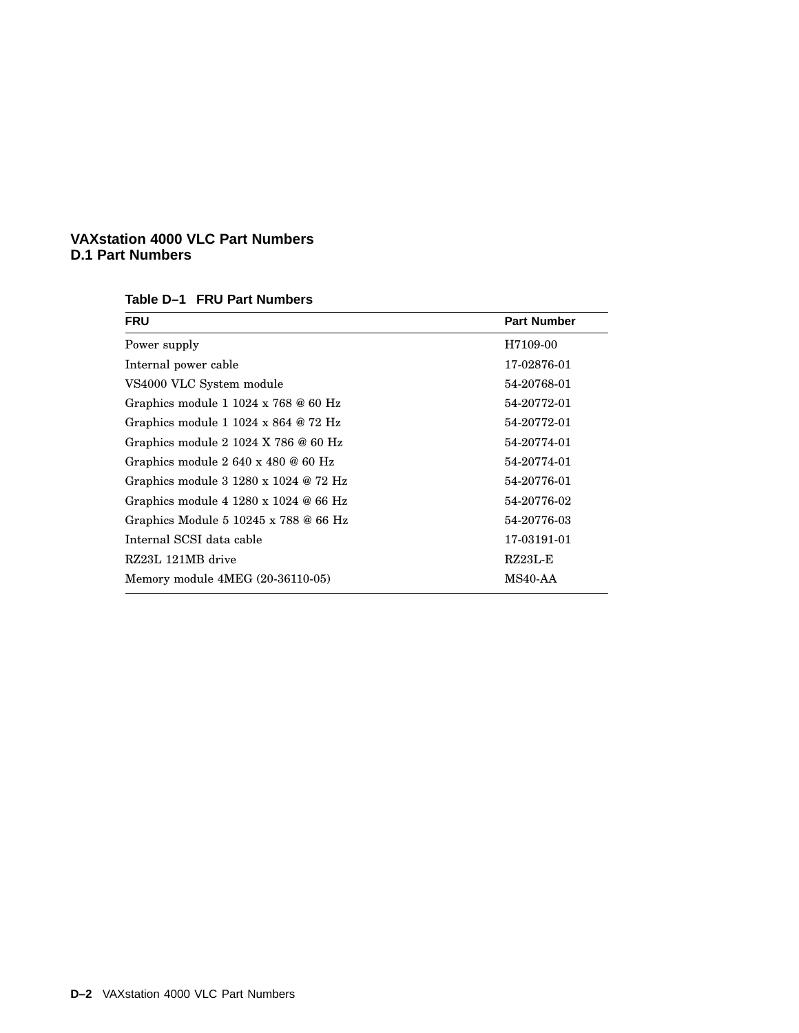# VAXstation 4000 VLC Part Numbers

## D.1 Part Numbers

**Table D–1 FRU Part Numbers**

| FRU | Part Number |
|---|---|
| Power supply | H7109-00 |
| Internal power cable | 17-02876-01 |
| VS4000 VLC System module | 54-20768-01 |
| Graphics module 1 1024 x 768 @ 60 Hz | 54-20772-01 |
| Graphics module 1 1024 x 864 @ 72 Hz | 54-20772-01 |
| Graphics module 2 1024 X 786 @ 60 Hz | 54-20774-01 |
| Graphics module 2 640 x 480 @ 60 Hz | 54-20774-01 |
| Graphics module 3 1280 x 1024 @ 72 Hz | 54-20776-01 |
| Graphics module 4 1280 x 1024 @ 66 Hz | 54-20776-02 |
| Graphics Module 5 10245 x 788 @ 66 Hz | 54-20776-03 |
| Internal SCSI data cable | 17-03191-01 |
| RZ23L 121MB drive | RZ23L-E |
| Memory module 4MEG (20-36110-05) | MS40-AA |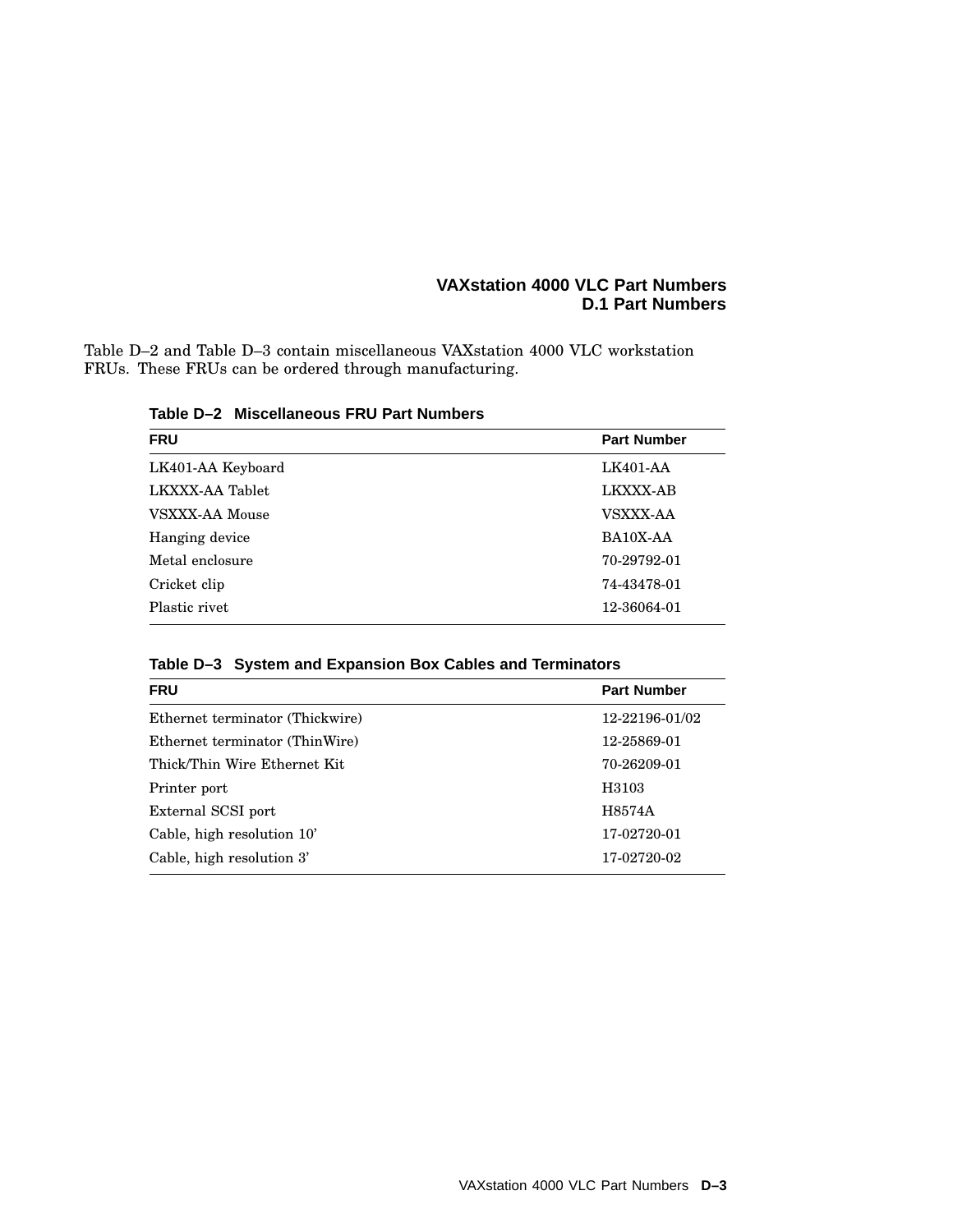Table D–2 and Table D–3 contain miscellaneous VAXstation 4000 VLC workstation FRUs. These FRUs can be ordered through manufacturing.

**Table D–2 Miscellaneous FRU Part Numbers**

| FRU | Part Number |
|---|---|
| LK401-AA Keyboard | LK401-AA |
| LKXXX-AA Tablet | LKXXX-AB |
| VSXXX-AA Mouse | VSXXX-AA |
| Hanging device | BA10X-AA |
| Metal enclosure | 70-29792-01 |
| Cricket clip | 74-43478-01 |
| Plastic rivet | 12-36064-01 |

**Table D–3 System and Expansion Box Cables and Terminators**

| FRU | Part Number |
|---|---|
| Ethernet terminator (Thickwire) | 12-22196-01/02 |
| Ethernet terminator (ThinWire) | 12-25869-01 |
| Thick/Thin Wire Ethernet Kit | 70-26209-01 |
| Printer port | H3103 |
| External SCSI port | H8574A |
| Cable, high resolution 10' | 17-02720-01 |
| Cable, high resolution 3' | 17-02720-02 |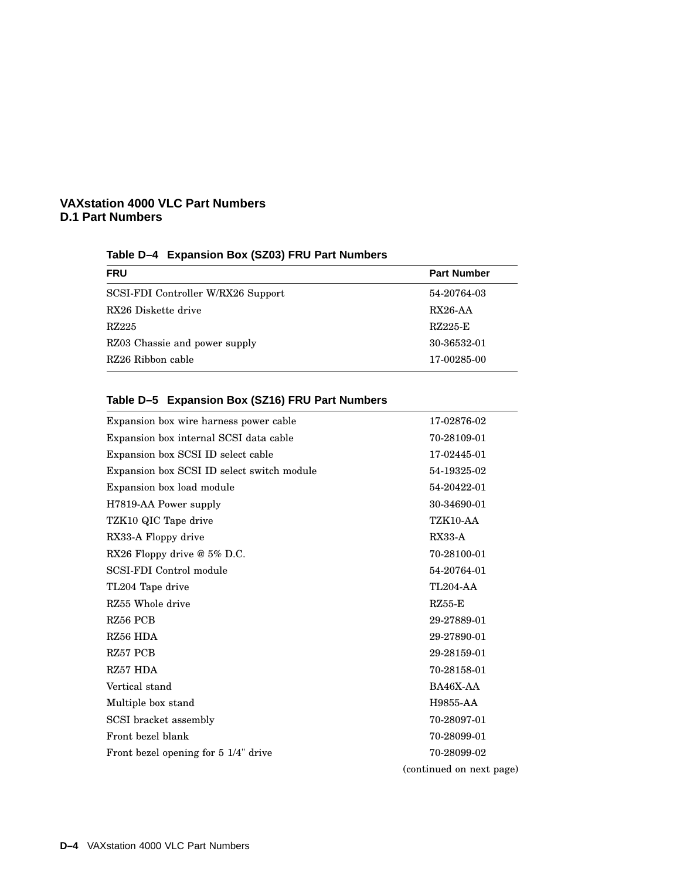**Table D–4 Expansion Box (SZ03) FRU Part Numbers**

| FRU | Part Number |
|---|---|
| SCSI-FDI Controller W/RX26 Support | 54-20764-03 |
| RX26 Diskette drive | RX26-AA |
| RZ225 | RZ225-E |
| RZ03 Chassie and power supply | 30-36532-01 |
| RZ26 Ribbon cable | 17-00285-00 |

**Table D–5 Expansion Box (SZ16) FRU Part Numbers**

| | |
|---|---|
| Expansion box wire harness power cable | 17-02876-02 |
| Expansion box internal SCSI data cable | 70-28109-01 |
| Expansion box SCSI ID select cable | 17-02445-01 |
| Expansion box SCSI ID select switch module | 54-19325-02 |
| Expansion box load module | 54-20422-01 |
| H7819-AA Power supply | 30-34690-01 |
| TZK10 QIC Tape drive | TZK10-AA |
| RX33-A Floppy drive | RX33-A |
| RX26 Floppy drive @ 5% D.C. | 70-28100-01 |
| SCSI-FDI Control module | 54-20764-01 |
| TL204 Tape drive | TL204-AA |
| RZ55 Whole drive | RZ55-E |
| RZ56 PCB | 29-27889-01 |
| RZ56 HDA | 29-27890-01 |
| RZ57 PCB | 29-28159-01 |
| RZ57 HDA | 70-28158-01 |
| Vertical stand | BA46X-AA |
| Multiple box stand | H9855-AA |
| SCSI bracket assembly | 70-28097-01 |
| Front bezel blank | 70-28099-01 |
| Front bezel opening for 5 1/4" drive | 70-28099-02 |

(continued on next page)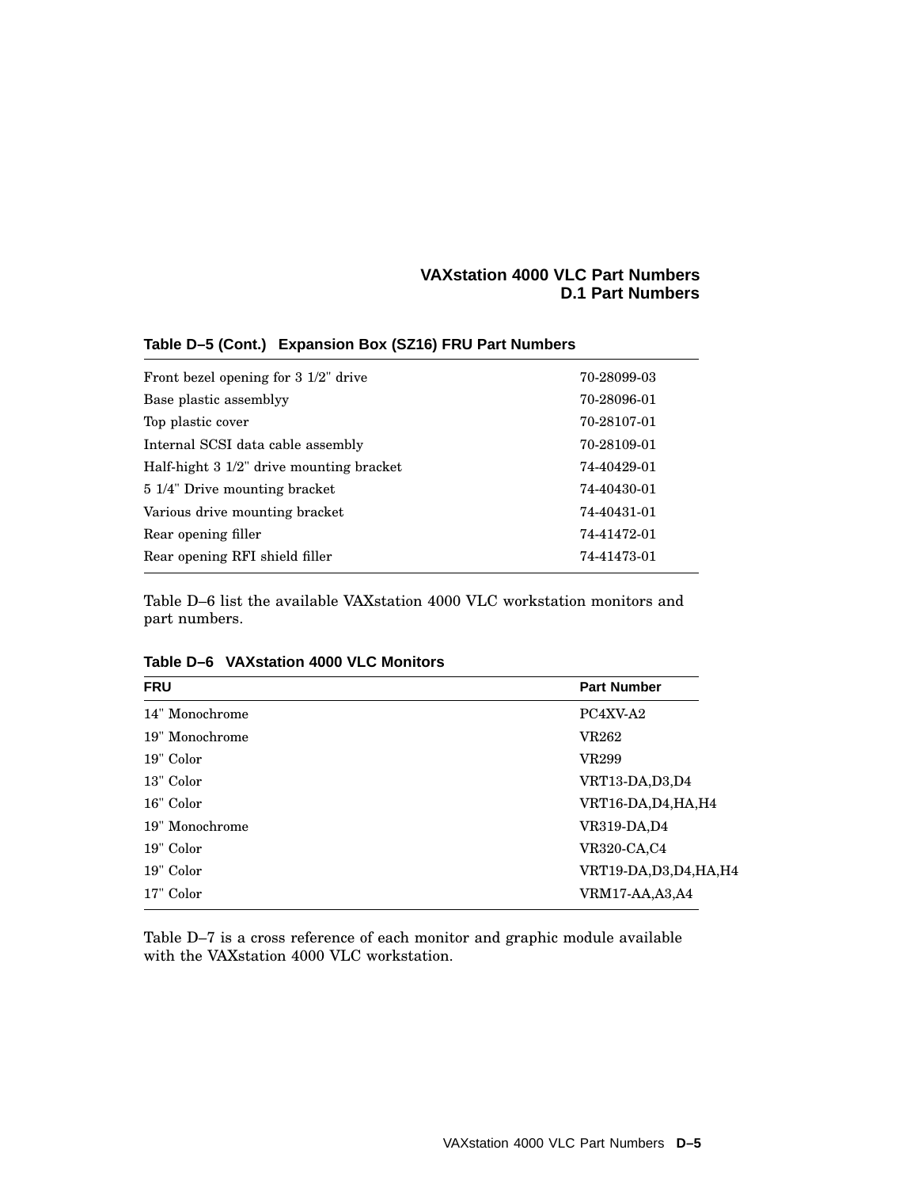**Table D–5 (Cont.) Expansion Box (SZ16) FRU Part Numbers**

| | |
|---|---|
| Front bezel opening for 3 1/2" drive | 70-28099-03 |
| Base plastic assemblyy | 70-28096-01 |
| Top plastic cover | 70-28107-01 |
| Internal SCSI data cable assembly | 70-28109-01 |
| Half-hight 3 1/2" drive mounting bracket | 74-40429-01 |
| 5 1/4" Drive mounting bracket | 74-40430-01 |
| Various drive mounting bracket | 74-40431-01 |
| Rear opening filler | 74-41472-01 |
| Rear opening RFI shield filler | 74-41473-01 |

Table D–6 list the available VAXstation 4000 VLC workstation monitors and part numbers.

**Table D–6 VAXstation 4000 VLC Monitors**

| FRU | Part Number |
|---|---|
| 14" Monochrome | PC4XV-A2 |
| 19" Monochrome | VR262 |
| 19" Color | VR299 |
| 13" Color | VRT13-DA,D3,D4 |
| 16" Color | VRT16-DA,D4,HA,H4 |
| 19" Monochrome | VR319-DA,D4 |
| 19" Color | VR320-CA,C4 |
| 19" Color | VRT19-DA,D3,D4,HA,H4 |
| 17" Color | VRM17-AA,A3,A4 |

Table D–7 is a cross reference of each monitor and graphic module available with the VAXstation 4000 VLC workstation.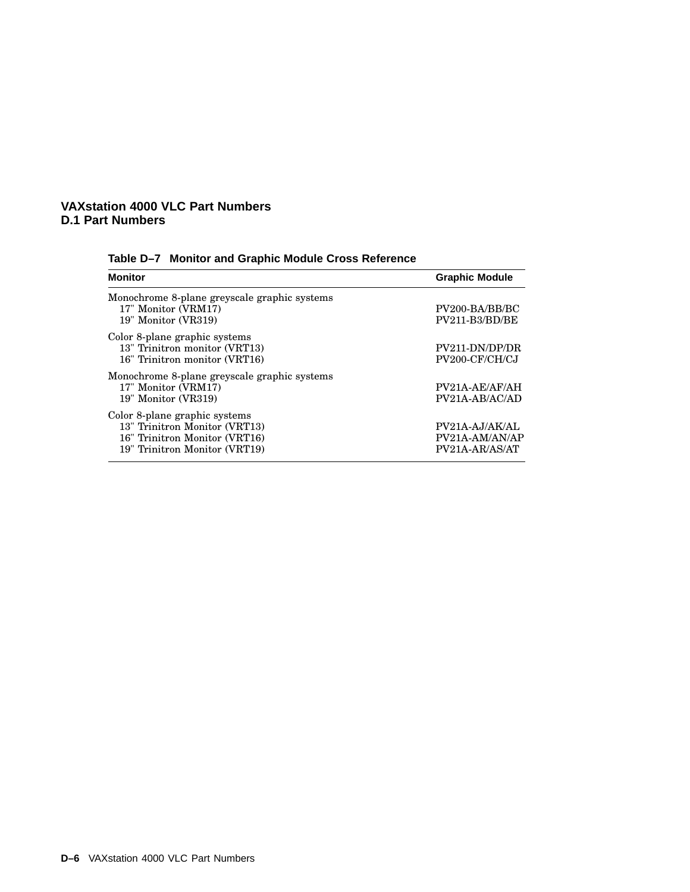**Table D–7 Monitor and Graphic Module Cross Reference**

| Monitor | Graphic Module |
|---|---|
| Monochrome 8-plane greyscale graphic systems | |
| 17" Monitor (VRM17) | PV200-BA/BB/BC |
| 19" Monitor (VR319) | PV211-B3/BD/BE |
| Color 8-plane graphic systems | |
| 13" Trinitron monitor (VRT13) | PV211-DN/DP/DR |
| 16" Trinitron monitor (VRT16) | PV200-CF/CH/CJ |
| Monochrome 8-plane greyscale graphic systems | |
| 17" Monitor (VRM17) | PV21A-AE/AF/AH |
| 19" Monitor (VR319) | PV21A-AB/AC/AD |
| Color 8-plane graphic systems | |
| 13" Trinitron Monitor (VRT13) | PV21A-AJ/AK/AL |
| 16" Trinitron Monitor (VRT16) | PV21A-AM/AN/AP |
| 19" Trinitron Monitor (VRT19) | PV21A-AR/AS/AT |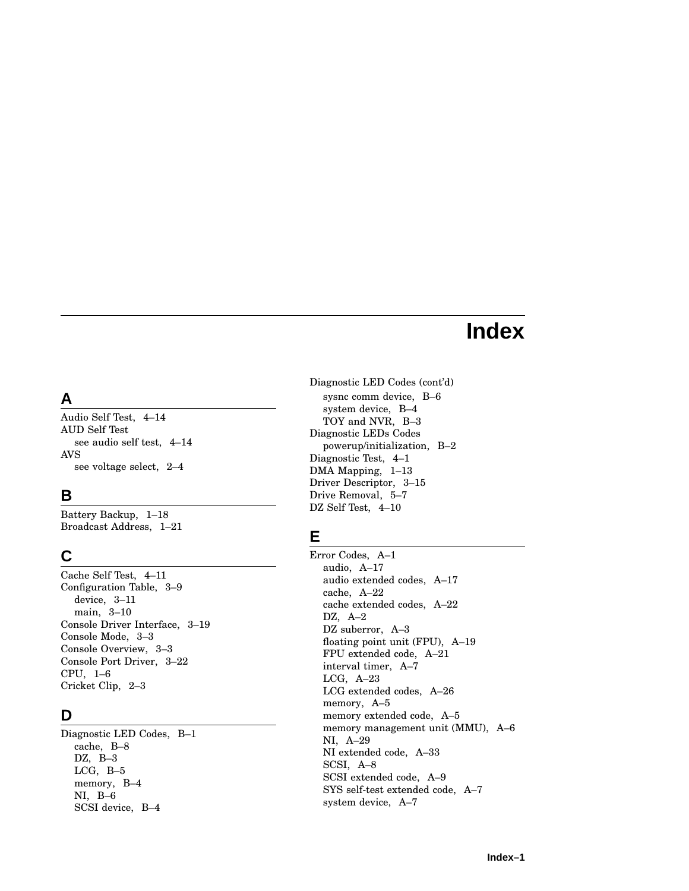# Index

## A

Audio Self Test, 4–14
AUD Self Test
- see audio self test, 4–14

AVS
- see voltage select, 2–4

## B

Battery Backup, 1–18
Broadcast Address, 1–21

## C

Cache Self Test, 4–11
Configuration Table, 3–9
- device, 3–11
- main, 3–10

Console Driver Interface, 3–19
Console Mode, 3–3
Console Overview, 3–3
Console Port Driver, 3–22
CPU, 1–6
Cricket Clip, 2–3

## D

Diagnostic LED Codes, B–1
- cache, B–8
- DZ, B–3
- LCG, B–5
- memory, B–4
- NI, B–6
- SCSI device, B–4
- sysnc comm device, B–6
- system device, B–4
- TOY and NVR, B–3

Diagnostic LEDs Codes
- powerup/initialization, B–2

Diagnostic Test, 4–1
DMA Mapping, 1–13
Driver Descriptor, 3–15
Drive Removal, 5–7
DZ Self Test, 4–10

## E

Error Codes, A–1
- audio, A–17
- audio extended codes, A–17
- cache, A–22
- cache extended codes, A–22
- DZ, A–2
- DZ suberror, A–3
- floating point unit (FPU), A–19
- FPU extended code, A–21
- interval timer, A–7
- LCG, A–23
- LCG extended codes, A–26
- memory, A–5
- memory extended code, A–5
- memory management unit (MMU), A–6
- NI, A–29
- NI extended code, A–33
- SCSI, A–8
- SCSI extended code, A–9
- SYS self-test extended code, A–7
- system device, A–7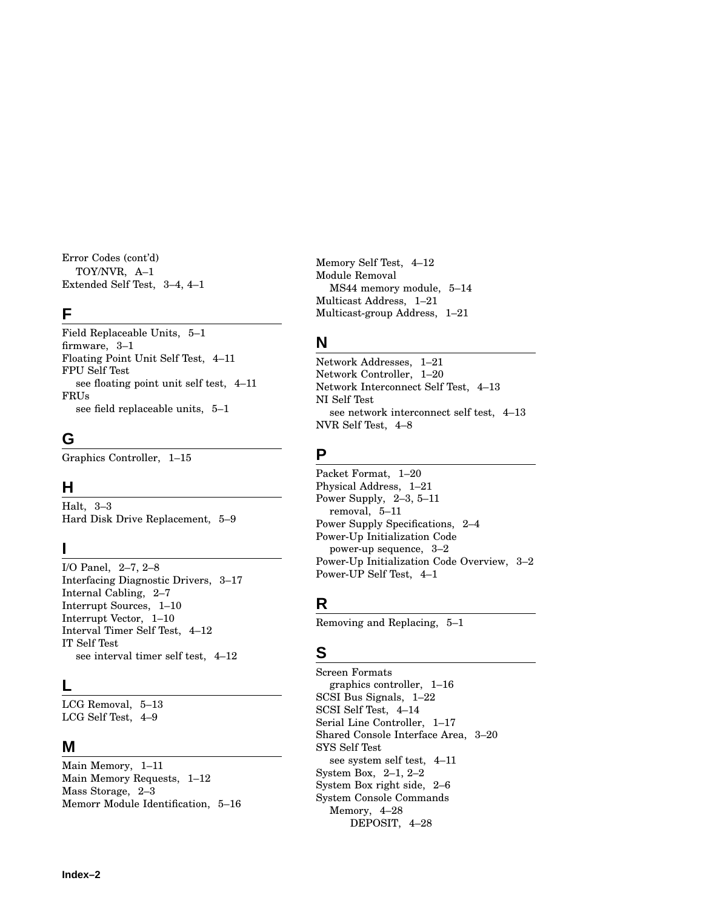Error Codes (cont'd)
    TOY/NVR, A–1
Extended Self Test, 3–4, 4–1

## F

Field Replaceable Units, 5–1
firmware, 3–1
Floating Point Unit Self Test, 4–11
FPU Self Test
    see floating point unit self test, 4–11
FRUs
    see field replaceable units, 5–1

## G

Graphics Controller, 1–15

## H

Halt, 3–3
Hard Disk Drive Replacement, 5–9

## I

I/O Panel, 2–7, 2–8
Interfacing Diagnostic Drivers, 3–17
Internal Cabling, 2–7
Interrupt Sources, 1–10
Interrupt Vector, 1–10
Interval Timer Self Test, 4–12
IT Self Test
    see interval timer self test, 4–12

## L

LCG Removal, 5–13
LCG Self Test, 4–9

## M

Main Memory, 1–11
Main Memory Requests, 1–12
Mass Storage, 2–3
Memorr Module Identification, 5–16
Memory Self Test, 4–12
Module Removal
    MS44 memory module, 5–14
Multicast Address, 1–21
Multicast-group Address, 1–21

## N

Network Addresses, 1–21
Network Controller, 1–20
Network Interconnect Self Test, 4–13
NI Self Test
    see network interconnect self test, 4–13
NVR Self Test, 4–8

## P

Packet Format, 1–20
Physical Address, 1–21
Power Supply, 2–3, 5–11
    removal, 5–11
Power Supply Specifications, 2–4
Power-Up Initialization Code
    power-up sequence, 3–2
Power-Up Initialization Code Overview, 3–2
Power-UP Self Test, 4–1

## R

Removing and Replacing, 5–1

## S

Screen Formats
    graphics controller, 1–16
SCSI Bus Signals, 1–22
SCSI Self Test, 4–14
Serial Line Controller, 1–17
Shared Console Interface Area, 3–20
SYS Self Test
    see system self test, 4–11
System Box, 2–1, 2–2
System Box right side, 2–6
System Console Commands
    Memory, 4–28
        DEPOSIT, 4–28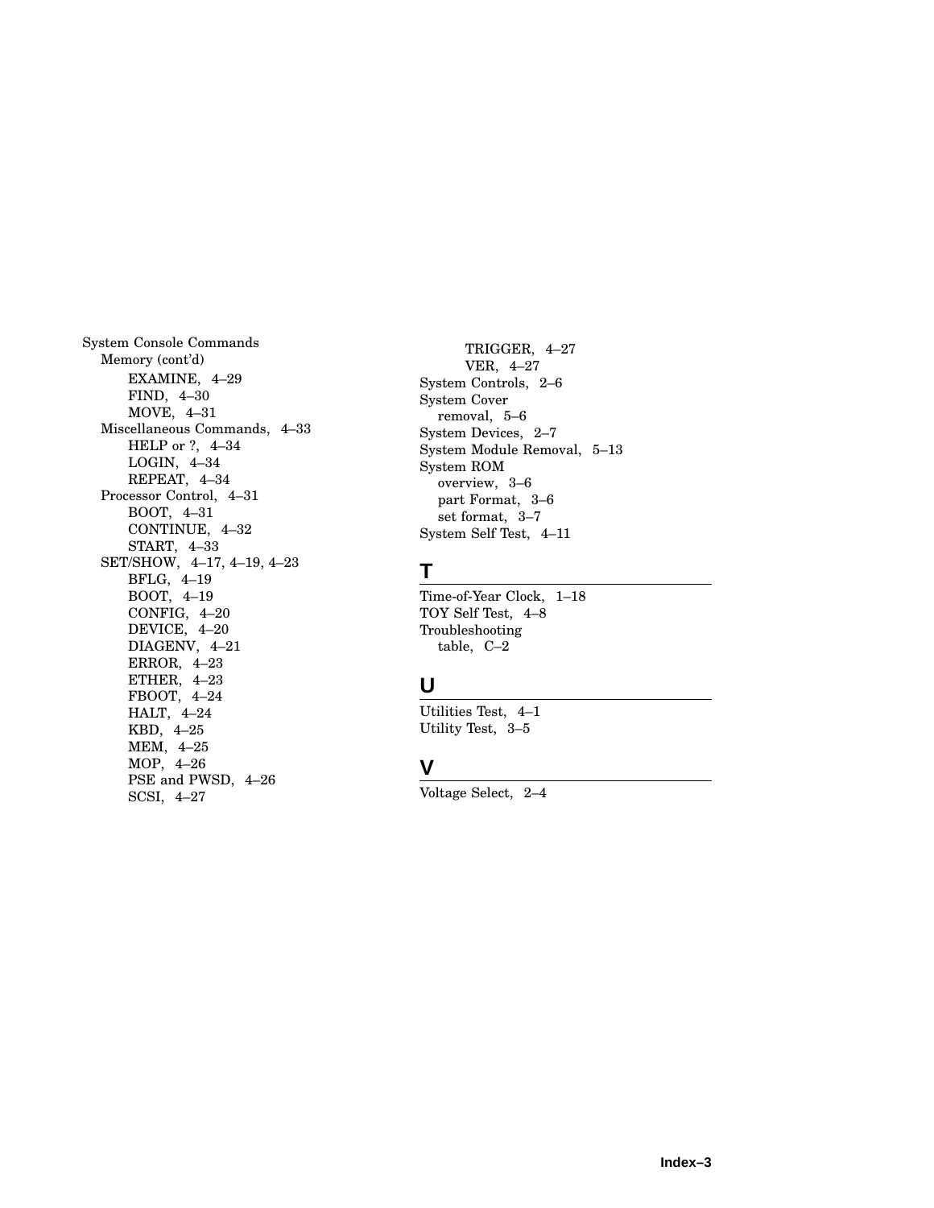System Console Commands
  Memory (cont'd)
    EXAMINE, 4–29
    FIND, 4–30
    MOVE, 4–31
  Miscellaneous Commands, 4–33
    HELP or ?, 4–34
    LOGIN, 4–34
    REPEAT, 4–34
  Processor Control, 4–31
    BOOT, 4–31
    CONTINUE, 4–32
    START, 4–33
  SET/SHOW, 4–17, 4–19, 4–23
    BFLG, 4–19
    BOOT, 4–19
    CONFIG, 4–20
    DEVICE, 4–20
    DIAGENV, 4–21
    ERROR, 4–23
    ETHER, 4–23
    FBOOT, 4–24
    HALT, 4–24
    KBD, 4–25
    MEM, 4–25
    MOP, 4–26
    PSE and PWSD, 4–26
    SCSI, 4–27
    TRIGGER, 4–27
    VER, 4–27
System Controls, 2–6
System Cover
  removal, 5–6
System Devices, 2–7
System Module Removal, 5–13
System ROM
  overview, 3–6
  part Format, 3–6
  set format, 3–7
System Self Test, 4–11

## T

Time-of-Year Clock, 1–18
TOY Self Test, 4–8
Troubleshooting
  table, C–2

## U

Utilities Test, 4–1
Utility Test, 3–5

## V

Voltage Select, 2–4